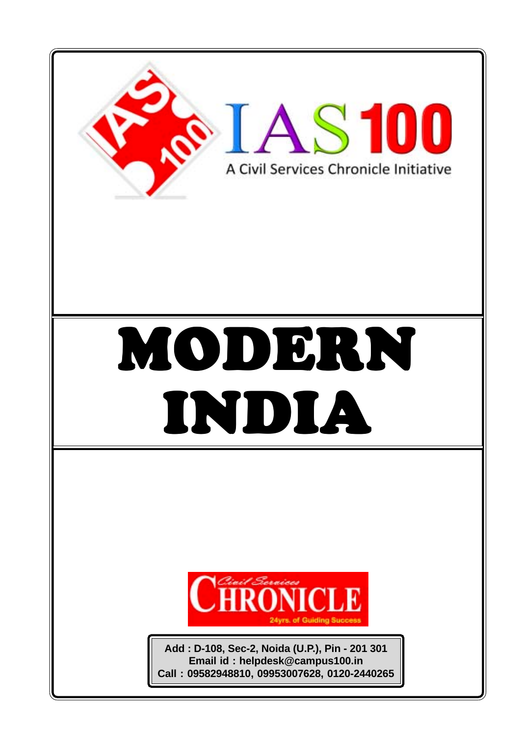# IAS 100

A Civil Services Chronicle Initiative

# MODERN INDIA

Civil Services CHRONICLE

24yrs. of Guiding Success

**Add : D-108, Sec-2, Noida (U.P.), Pin - 201 301**
**Email id : helpdesk@campus100.in**
**Call : 09582948810, 09953007628, 0120-2440265**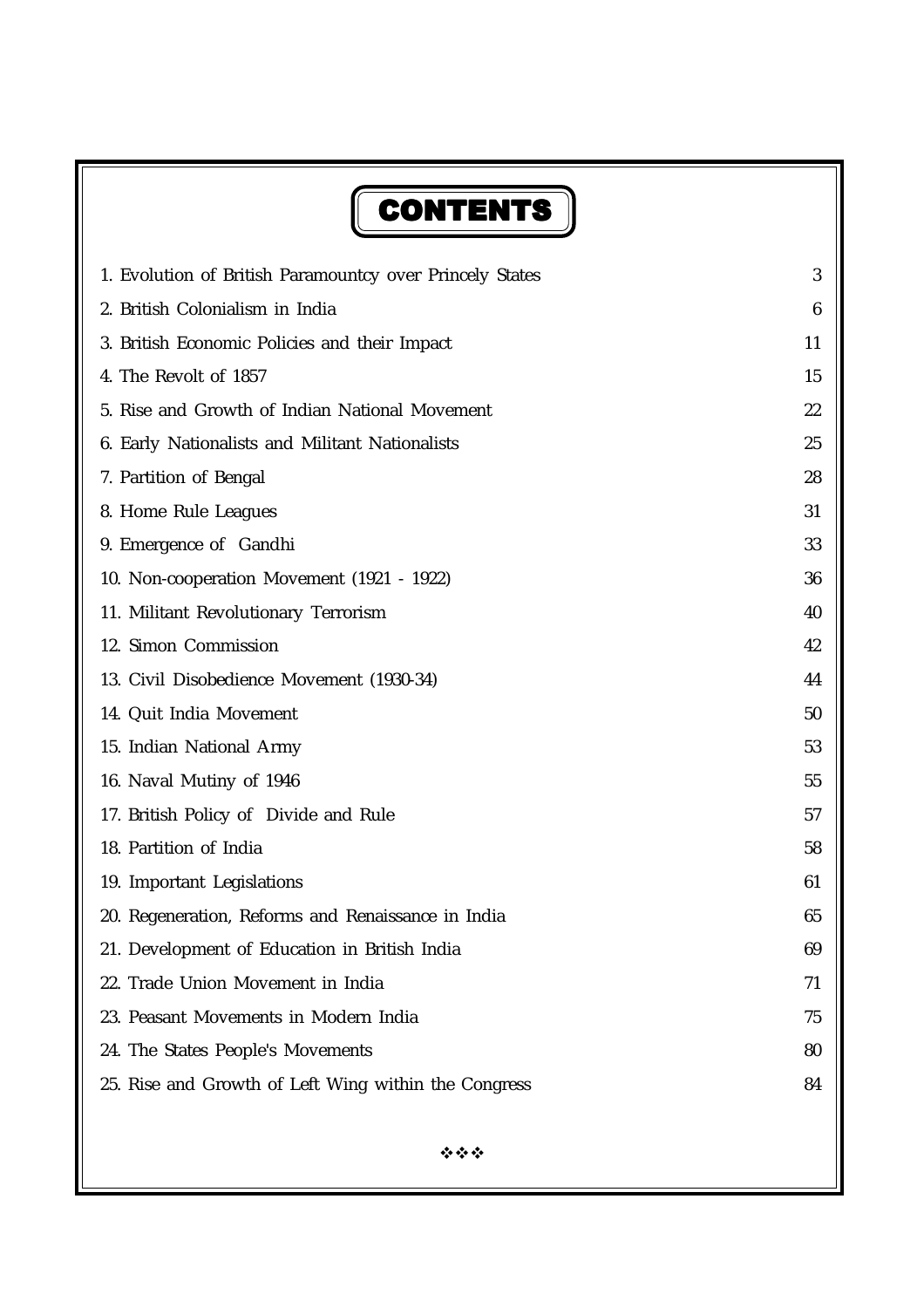# CONTENTS

| | |
|---|---|
| 1. Evolution of British Paramountcy over Princely States | 3 |
| 2. British Colonialism in India | 6 |
| 3. British Economic Policies and their Impact | 11 |
| 4. The Revolt of 1857 | 15 |
| 5. Rise and Growth of Indian National Movement | 22 |
| 6. Early Nationalists and Militant Nationalists | 25 |
| 7. Partition of Bengal | 28 |
| 8. Home Rule Leagues | 31 |
| 9. Emergence of Gandhi | 33 |
| 10. Non-cooperation Movement (1921 - 1922) | 36 |
| 11. Militant Revolutionary Terrorism | 40 |
| 12. Simon Commission | 42 |
| 13. Civil Disobedience Movement (1930-34) | 44 |
| 14. Quit India Movement | 50 |
| 15. Indian National Army | 53 |
| 16. Naval Mutiny of 1946 | 55 |
| 17. British Policy of Divide and Rule | 57 |
| 18. Partition of India | 58 |
| 19. Important Legislations | 61 |
| 20. Regeneration, Reforms and Renaissance in India | 65 |
| 21. Development of Education in British India | 69 |
| 22. Trade Union Movement in India | 71 |
| 23. Peasant Movements in Modern India | 75 |
| 24. The States People's Movements | 80 |
| 25. Rise and Growth of Left Wing within the Congress | 84 |

❖❖❖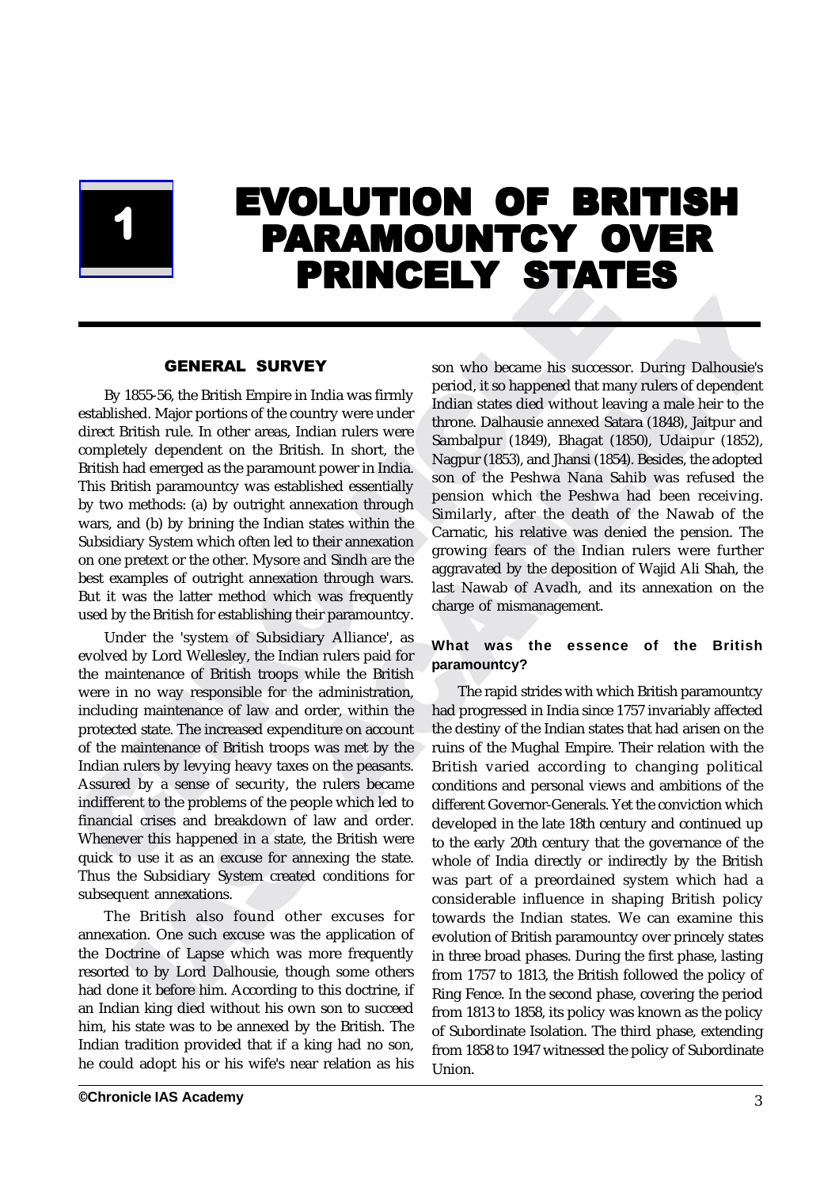# 1 EVOLUTION OF BRITISH PARAMOUNTCY OVER PRINCELY STATES

## GENERAL SURVEY

By 1855-56, the British Empire in India was firmly established. Major portions of the country were under direct British rule. In other areas, Indian rulers were completely dependent on the British. In short, the British had emerged as the paramount power in India. This British paramountcy was established essentially by two methods: (a) by outright annexation through wars, and (b) by brining the Indian states within the Subsidiary System which often led to their annexation on one pretext or the other. Mysore and Sindh are the best examples of outright annexation through wars. But it was the latter method which was frequently used by the British for establishing their paramountcy.

Under the 'system of Subsidiary Alliance', as evolved by Lord Wellesley, the Indian rulers paid for the maintenance of British troops while the British were in no way responsible for the administration, including maintenance of law and order, within the protected state. The increased expenditure on account of the maintenance of British troops was met by the Indian rulers by levying heavy taxes on the peasants. Assured by a sense of security, the rulers became indifferent to the problems of the people which led to financial crises and breakdown of law and order. Whenever this happened in a state, the British were quick to use it as an excuse for annexing the state. Thus the Subsidiary System created conditions for subsequent annexations.

The British also found other excuses for annexation. One such excuse was the application of the Doctrine of Lapse which was more frequently resorted to by Lord Dalhousie, though some others had done it before him. According to this doctrine, if an Indian king died without his own son to succeed him, his state was to be annexed by the British. The Indian tradition provided that if a king had no son, he could adopt his or his wife's near relation as his son who became his successor. During Dalhousie's period, it so happened that many rulers of dependent Indian states died without leaving a male heir to the throne. Dalhousie annexed Satara (1848), Jaitpur and Sambalpur (1849), Bhagat (1850), Udaipur (1852), Nagpur (1853), and Jhansi (1854). Besides, the adopted son of the Peshwa Nana Sahib was refused the pension which the Peshwa had been receiving. Similarly, after the death of the Nawab of the Carnatic, his relative was denied the pension. The growing fears of the Indian rulers were further aggravated by the deposition of Wajid Ali Shah, the last Nawab of Avadh, and its annexation on the charge of mismanagement.

### What was the essence of the British paramountcy?

The rapid strides with which British paramountcy had progressed in India since 1757 invariably affected the destiny of the Indian states that had arisen on the ruins of the Mughal Empire. Their relation with the British varied according to changing political conditions and personal views and ambitions of the different Governor-Generals. Yet the conviction which developed in the late 18th century and continued up to the early 20th century that the governance of the whole of India directly or indirectly by the British was part of a preordained system which had a considerable influence in shaping British policy towards the Indian states. We can examine this evolution of British paramountcy over princely states in three broad phases. During the first phase, lasting from 1757 to 1813, the British followed the policy of Ring Fence. In the second phase, covering the period from 1813 to 1858, its policy was known as the policy of Subordinate Isolation. The third phase, extending from 1858 to 1947 witnessed the policy of Subordinate Union.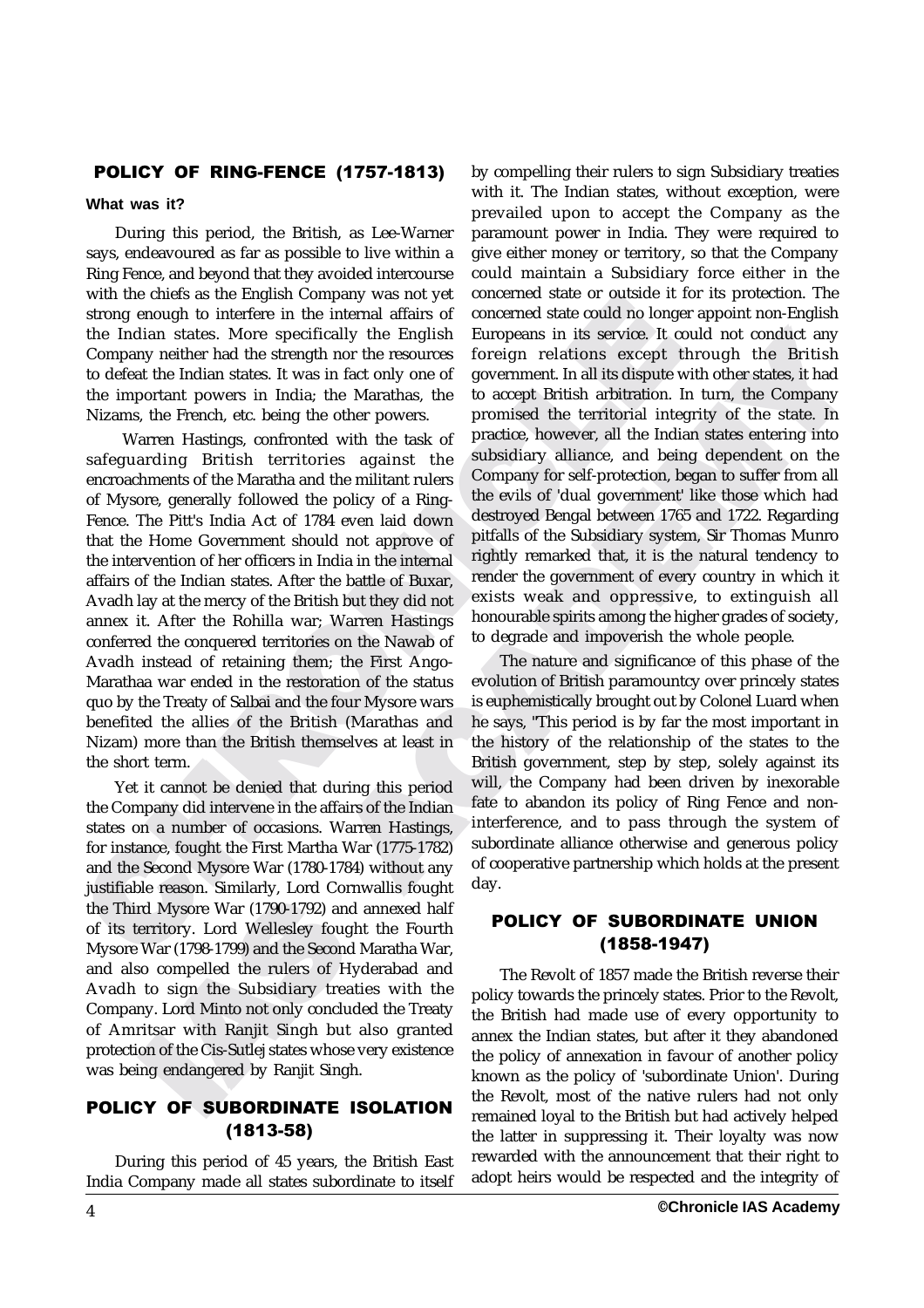## POLICY OF RING-FENCE (1757-1813)

**What was it?**

During this period, the British, as Lee-Warner says, endeavoured as far as possible to live within a Ring Fence, and beyond that they avoided intercourse with the chiefs as the English Company was not yet strong enough to interfere in the internal affairs of the Indian states. More specifically the English Company neither had the strength nor the resources to defeat the Indian states. It was in fact only one of the important powers in India; the Marathas, the Nizams, the French, etc. being the other powers.

Warren Hastings, confronted with the task of safeguarding British territories against the encroachments of the Maratha and the militant rulers of Mysore, generally followed the policy of a Ring-Fence. The Pitt's India Act of 1784 even laid down that the Home Government should not approve of the intervention of her officers in India in the internal affairs of the Indian states. After the battle of Buxar, Avadh lay at the mercy of the British but they did not annex it. After the Rohilla war; Warren Hastings conferred the conquered territories on the Nawab of Avadh instead of retaining them; the First Ango-Marathaa war ended in the restoration of the status quo by the Treaty of Salbai and the four Mysore wars benefited the allies of the British (Marathas and Nizam) more than the British themselves at least in the short term.

Yet it cannot be denied that during this period the Company did intervene in the affairs of the Indian states on a number of occasions. Warren Hastings, for instance, fought the First Martha War (1775-1782) and the Second Mysore War (1780-1784) without any justifiable reason. Similarly, Lord Cornwallis fought the Third Mysore War (1790-1792) and annexed half of its territory. Lord Wellesley fought the Fourth Mysore War (1798-1799) and the Second Maratha War, and also compelled the rulers of Hyderabad and Avadh to sign the Subsidiary treaties with the Company. Lord Minto not only concluded the Treaty of Amritsar with Ranjit Singh but also granted protection of the Cis-Sutlej states whose very existence was being endangered by Ranjit Singh.

## POLICY OF SUBORDINATE ISOLATION (1813-58)

During this period of 45 years, the British East India Company made all states subordinate to itself by compelling their rulers to sign Subsidiary treaties with it. The Indian states, without exception, were prevailed upon to accept the Company as the paramount power in India. They were required to give either money or territory, so that the Company could maintain a Subsidiary force either in the concerned state or outside it for its protection. The concerned state could no longer appoint non-English Europeans in its service. It could not conduct any foreign relations except through the British government. In all its dispute with other states, it had to accept British arbitration. In turn, the Company promised the territorial integrity of the state. In practice, however, all the Indian states entering into subsidiary alliance, and being dependent on the Company for self-protection, began to suffer from all the evils of 'dual government' like those which had destroyed Bengal between 1765 and 1722. Regarding pitfalls of the Subsidiary system, Sir Thomas Munro rightly remarked that, it is the natural tendency to render the government of every country in which it exists weak and oppressive, to extinguish all honourable spirits among the higher grades of society, to degrade and impoverish the whole people.

The nature and significance of this phase of the evolution of British paramountcy over princely states is euphemistically brought out by Colonel Luard when he says, "This period is by far the most important in the history of the relationship of the states to the British government, step by step, solely against its will, the Company had been driven by inexorable fate to abandon its policy of Ring Fence and non-interference, and to pass through the system of subordinate alliance otherwise and generous policy of cooperative partnership which holds at the present day.

## POLICY OF SUBORDINATE UNION (1858-1947)

The Revolt of 1857 made the British reverse their policy towards the princely states. Prior to the Revolt, the British had made use of every opportunity to annex the Indian states, but after it they abandoned the policy of annexation in favour of another policy known as the policy of 'subordinate Union'. During the Revolt, most of the native rulers had not only remained loyal to the British but had actively helped the latter in suppressing it. Their loyalty was now rewarded with the announcement that their right to adopt heirs would be respected and the integrity of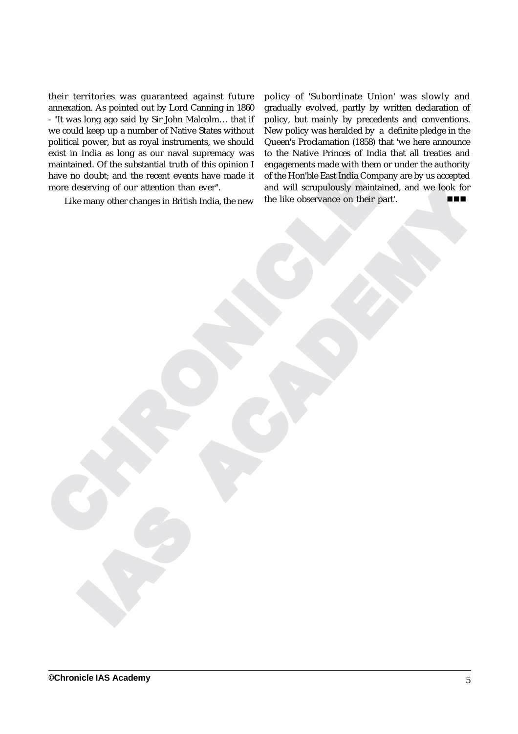their territories was guaranteed against future annexation. As pointed out by Lord Canning in 1860 - "It was long ago said by Sir John Malcolm… that if we could keep up a number of Native States without political power, but as royal instruments, we should exist in India as long as our naval supremacy was maintained. Of the substantial truth of this opinion I have no doubt; and the recent events have made it more deserving of our attention than ever".

Like many other changes in British India, the new policy of 'Subordinate Union' was slowly and gradually evolved, partly by written declaration of policy, but mainly by precedents and conventions. New policy was heralded by a definite pledge in the Queen's Proclamation (1858) that 'we here announce to the Native Princes of India that all treaties and engagements made with them or under the authority of the Hon'ble East India Company are by us accepted and will scrupulously maintained, and we look for the like observance on their part'.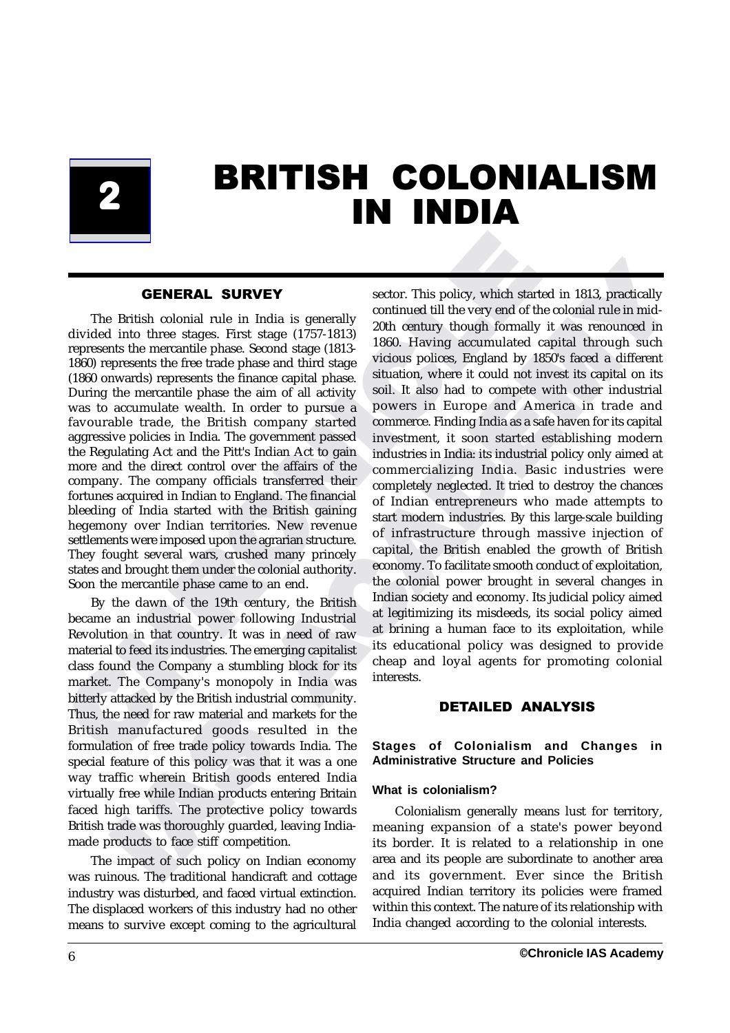# 2 BRITISH COLONIALISM IN INDIA

## GENERAL SURVEY

The British colonial rule in India is generally divided into three stages. First stage (1757-1813) represents the mercantile phase. Second stage (1813-1860) represents the free trade phase and third stage (1860 onwards) represents the finance capital phase. During the mercantile phase the aim of all activity was to accumulate wealth. In order to pursue a favourable trade, the British company started aggressive policies in India. The government passed the Regulating Act and the Pitt's Indian Act to gain more and the direct control over the affairs of the company. The company officials transferred their fortunes acquired in Indian to England. The financial bleeding of India started with the British gaining hegemony over Indian territories. New revenue settlements were imposed upon the agrarian structure. They fought several wars, crushed many princely states and brought them under the colonial authority. Soon the mercantile phase came to an end.

By the dawn of the 19th century, the British became an industrial power following Industrial Revolution in that country. It was in need of raw material to feed its industries. The emerging capitalist class found the Company a stumbling block for its market. The Company's monopoly in India was bitterly attacked by the British industrial community. Thus, the need for raw material and markets for the British manufactured goods resulted in the formulation of free trade policy towards India. The special feature of this policy was that it was a one way traffic wherein British goods entered India virtually free while Indian products entering Britain faced high tariffs. The protective policy towards British trade was thoroughly guarded, leaving India-made products to face stiff competition.

The impact of such policy on Indian economy was ruinous. The traditional handicraft and cottage industry was disturbed, and faced virtual extinction. The displaced workers of this industry had no other means to survive except coming to the agricultural sector. This policy, which started in 1813, practically continued till the very end of the colonial rule in mid-20th century though formally it was renounced in 1860. Having accumulated capital through such vicious polices, England by 1850's faced a different situation, where it could not invest its capital on its soil. It also had to compete with other industrial powers in Europe and America in trade and commerce. Finding India as a safe haven for its capital investment, it soon started establishing modern industries in India: its industrial policy only aimed at commercializing India. Basic industries were completely neglected. It tried to destroy the chances of Indian entrepreneurs who made attempts to start modern industries. By this large-scale building of infrastructure through massive injection of capital, the British enabled the growth of British economy. To facilitate smooth conduct of exploitation, the colonial power brought in several changes in Indian society and economy. Its judicial policy aimed at legitimizing its misdeeds, its social policy aimed at brining a human face to its exploitation, while its educational policy was designed to provide cheap and loyal agents for promoting colonial interests.

## DETAILED ANALYSIS

### Stages of Colonialism and Changes in Administrative Structure and Policies

#### What is colonialism?

Colonialism generally means lust for territory, meaning expansion of a state's power beyond its border. It is related to a relationship in one area and its people are subordinate to another area and its government. Ever since the British acquired Indian territory its policies were framed within this context. The nature of its relationship with India changed according to the colonial interests.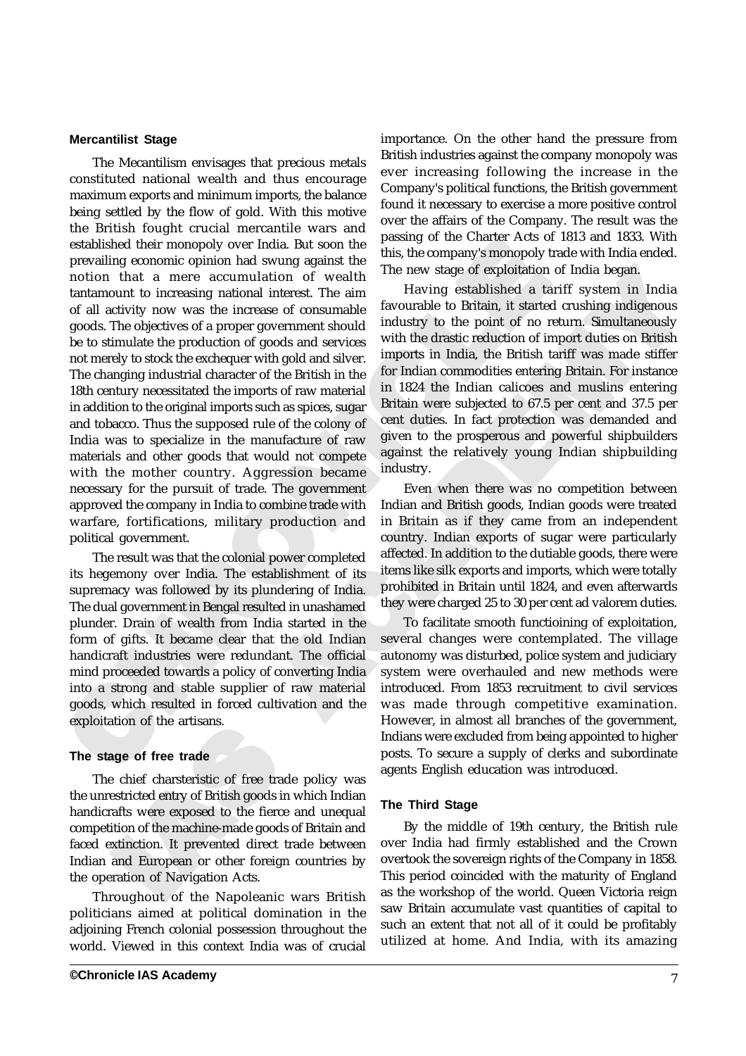### Mercantilist Stage

The Mecantilism envisages that precious metals constituted national wealth and thus encourage maximum exports and minimum imports, the balance being settled by the flow of gold. With this motive the British fought crucial mercantile wars and established their monopoly over India. But soon the prevailing economic opinion had swung against the notion that a mere accumulation of wealth tantamount to increasing national interest. The aim of all activity now was the increase of consumable goods. The objectives of a proper government should be to stimulate the production of goods and services not merely to stock the exchequer with gold and silver. The changing industrial character of the British in the 18th century necessitated the imports of raw material in addition to the original imports such as spices, sugar and tobacco. Thus the supposed rule of the colony of India was to specialize in the manufacture of raw materials and other goods that would not compete with the mother country. Aggression became necessary for the pursuit of trade. The government approved the company in India to combine trade with warfare, fortifications, military production and political government.

The result was that the colonial power completed its hegemony over India. The establishment of its supremacy was followed by its plundering of India. The dual government in Bengal resulted in unashamed plunder. Drain of wealth from India started in the form of gifts. It became clear that the old Indian handicraft industries were redundant. The official mind proceeded towards a policy of converting India into a strong and stable supplier of raw material goods, which resulted in forced cultivation and the exploitation of the artisans.

### The stage of free trade

The chief charsteristic of free trade policy was the unrestricted entry of British goods in which Indian handicrafts were exposed to the fierce and unequal competition of the machine-made goods of Britain and faced extinction. It prevented direct trade between Indian and European or other foreign countries by the operation of Navigation Acts.

Throughout of the Napoleanic wars British politicians aimed at political domination in the adjoining French colonial possession throughout the world. Viewed in this context India was of crucial importance. On the other hand the pressure from British industries against the company monopoly was ever increasing following the increase in the Company's political functions, the British government found it necessary to exercise a more positive control over the affairs of the Company. The result was the passing of the Charter Acts of 1813 and 1833. With this, the company's monopoly trade with India ended. The new stage of exploitation of India began.

Having established a tariff system in India favourable to Britain, it started crushing indigenous industry to the point of no return. Simultaneously with the drastic reduction of import duties on British imports in India, the British tariff was made stiffer for Indian commodities entering Britain. For instance in 1824 the Indian calicoes and muslins entering Britain were subjected to 67.5 per cent and 37.5 per cent duties. In fact protection was demanded and given to the prosperous and powerful shipbuilders against the relatively young Indian shipbuilding industry.

Even when there was no competition between Indian and British goods, Indian goods were treated in Britain as if they came from an independent country. Indian exports of sugar were particularly affected. In addition to the dutiable goods, there were items like silk exports and imports, which were totally prohibited in Britain until 1824, and even afterwards they were charged 25 to 30 per cent ad valorem duties.

To facilitate smooth functioining of exploitation, several changes were contemplated. The village autonomy was disturbed, police system and judiciary system were overhauled and new methods were introduced. From 1853 recruitment to civil services was made through competitive examination. However, in almost all branches of the government, Indians were excluded from being appointed to higher posts. To secure a supply of clerks and subordinate agents English education was introduced.

### The Third Stage

By the middle of 19th century, the British rule over India had firmly established and the Crown overtook the sovereign rights of the Company in 1858. This period coincided with the maturity of England as the workshop of the world. Queen Victoria reign saw Britain accumulate vast quantities of capital to such an extent that not all of it could be profitably utilized at home. And India, with its amazing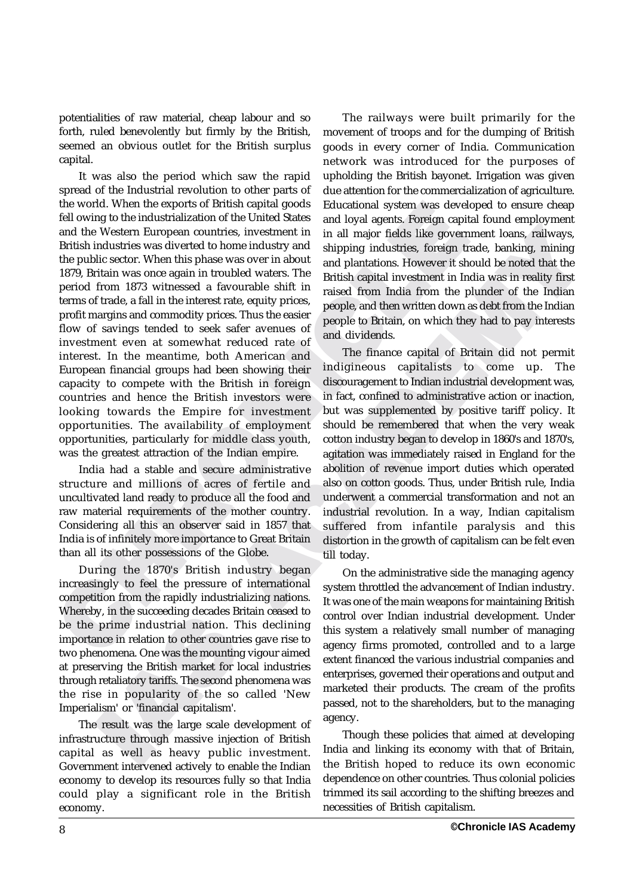potentialities of raw material, cheap labour and so forth, ruled benevolently but firmly by the British, seemed an obvious outlet for the British surplus capital.

It was also the period which saw the rapid spread of the Industrial revolution to other parts of the world. When the exports of British capital goods fell owing to the industrialization of the United States and the Western European countries, investment in British industries was diverted to home industry and the public sector. When this phase was over in about 1879, Britain was once again in troubled waters. The period from 1873 witnessed a favourable shift in terms of trade, a fall in the interest rate, equity prices, profit margins and commodity prices. Thus the easier flow of savings tended to seek safer avenues of investment even at somewhat reduced rate of interest. In the meantime, both American and European financial groups had been showing their capacity to compete with the British in foreign countries and hence the British investors were looking towards the Empire for investment opportunities. The availability of employment opportunities, particularly for middle class youth, was the greatest attraction of the Indian empire.

India had a stable and secure administrative structure and millions of acres of fertile and uncultivated land ready to produce all the food and raw material requirements of the mother country. Considering all this an observer said in 1857 that India is of infinitely more importance to Great Britain than all its other possessions of the Globe.

During the 1870's British industry began increasingly to feel the pressure of international competition from the rapidly industrializing nations. Whereby, in the succeeding decades Britain ceased to be the prime industrial nation. This declining importance in relation to other countries gave rise to two phenomena. One was the mounting vigour aimed at preserving the British market for local industries through retaliatory tariffs. The second phenomena was the rise in popularity of the so called 'New Imperialism' or 'financial capitalism'.

The result was the large scale development of infrastructure through massive injection of British capital as well as heavy public investment. Government intervened actively to enable the Indian economy to develop its resources fully so that India could play a significant role in the British economy.

The railways were built primarily for the movement of troops and for the dumping of British goods in every corner of India. Communication network was introduced for the purposes of upholding the British bayonet. Irrigation was given due attention for the commercialization of agriculture. Educational system was developed to ensure cheap and loyal agents. Foreign capital found employment in all major fields like government loans, railways, shipping industries, foreign trade, banking, mining and plantations. However it should be noted that the British capital investment in India was in reality first raised from India from the plunder of the Indian people, and then written down as debt from the Indian people to Britain, on which they had to pay interests and dividends.

The finance capital of Britain did not permit indigineous capitalists to come up. The discouragement to Indian industrial development was, in fact, confined to administrative action or inaction, but was supplemented by positive tariff policy. It should be remembered that when the very weak cotton industry began to develop in 1860's and 1870's, agitation was immediately raised in England for the abolition of revenue import duties which operated also on cotton goods. Thus, under British rule, India underwent a commercial transformation and not an industrial revolution. In a way, Indian capitalism suffered from infantile paralysis and this distortion in the growth of capitalism can be felt even till today.

On the administrative side the managing agency system throttled the advancement of Indian industry. It was one of the main weapons for maintaining British control over Indian industrial development. Under this system a relatively small number of managing agency firms promoted, controlled and to a large extent financed the various industrial companies and enterprises, governed their operations and output and marketed their products. The cream of the profits passed, not to the shareholders, but to the managing agency.

Though these policies that aimed at developing India and linking its economy with that of Britain, the British hoped to reduce its own economic dependence on other countries. Thus colonial policies trimmed its sail according to the shifting breezes and necessities of British capitalism.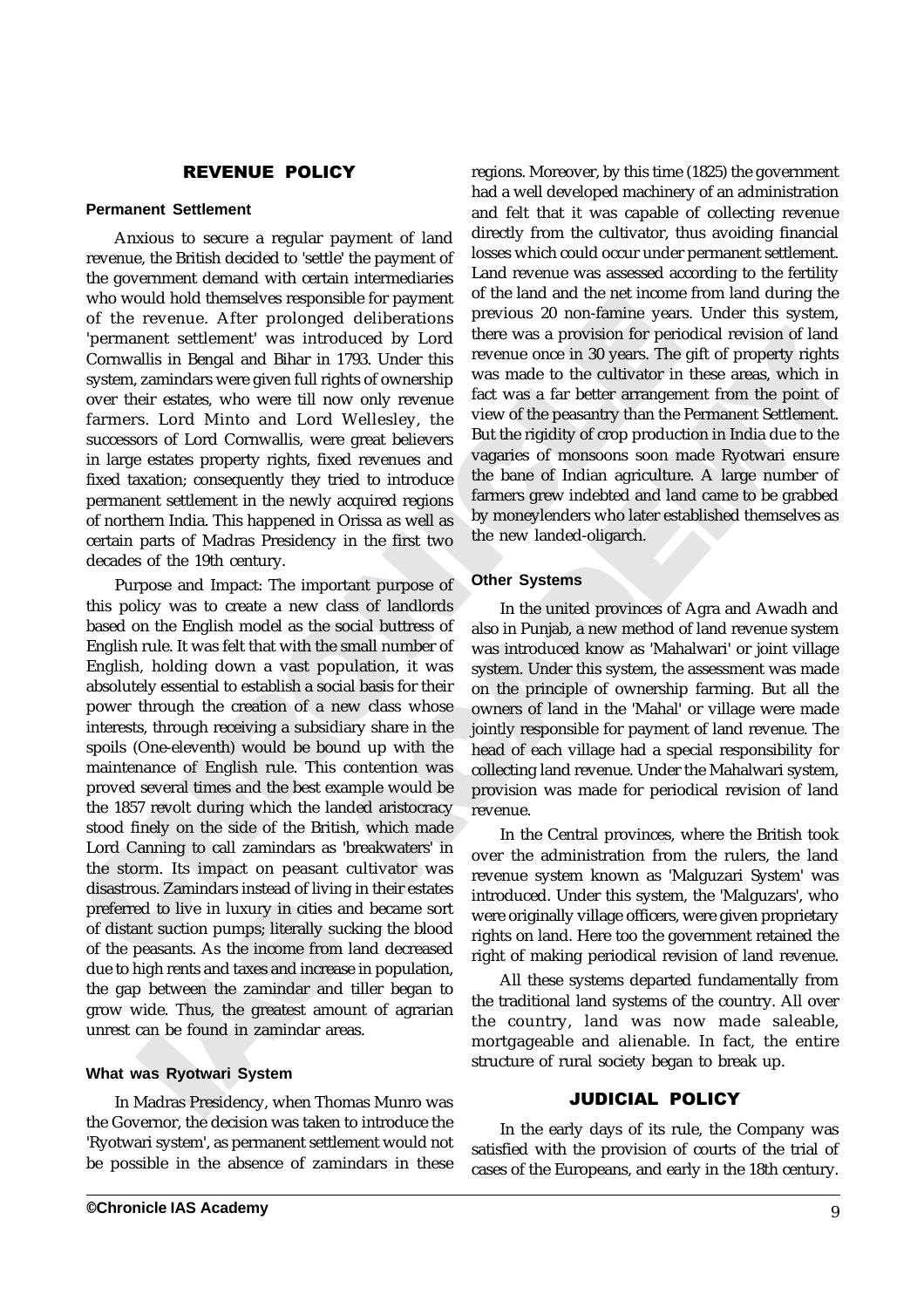## REVENUE POLICY

### Permanent Settlement

Anxious to secure a regular payment of land revenue, the British decided to 'settle' the payment of the government demand with certain intermediaries who would hold themselves responsible for payment of the revenue. After prolonged deliberations 'permanent settlement' was introduced by Lord Cornwallis in Bengal and Bihar in 1793. Under this system, zamindars were given full rights of ownership over their estates, who were till now only revenue farmers. Lord Minto and Lord Wellesley, the successors of Lord Cornwallis, were great believers in large estates property rights, fixed revenues and fixed taxation; consequently they tried to introduce permanent settlement in the newly acquired regions of northern India. This happened in Orissa as well as certain parts of Madras Presidency in the first two decades of the 19th century.

Purpose and Impact: The important purpose of this policy was to create a new class of landlords based on the English model as the social buttress of English rule. It was felt that with the small number of English, holding down a vast population, it was absolutely essential to establish a social basis for their power through the creation of a new class whose interests, through receiving a subsidiary share in the spoils (One-eleventh) would be bound up with the maintenance of English rule. This contention was proved several times and the best example would be the 1857 revolt during which the landed aristocracy stood finely on the side of the British, which made Lord Canning to call zamindars as 'breakwaters' in the storm. Its impact on peasant cultivator was disastrous. Zamindars instead of living in their estates preferred to live in luxury in cities and became sort of distant suction pumps; literally sucking the blood of the peasants. As the income from land decreased due to high rents and taxes and increase in population, the gap between the zamindar and tiller began to grow wide. Thus, the greatest amount of agrarian unrest can be found in zamindar areas.

### What was Ryotwari System

In Madras Presidency, when Thomas Munro was the Governor, the decision was taken to introduce the 'Ryotwari system', as permanent settlement would not be possible in the absence of zamindars in these regions. Moreover, by this time (1825) the government had a well developed machinery of an administration and felt that it was capable of collecting revenue directly from the cultivator, thus avoiding financial losses which could occur under permanent settlement. Land revenue was assessed according to the fertility of the land and the net income from land during the previous 20 non-famine years. Under this system, there was a provision for periodical revision of land revenue once in 30 years. The gift of property rights was made to the cultivator in these areas, which in fact was a far better arrangement from the point of view of the peasantry than the Permanent Settlement. But the rigidity of crop production in India due to the vagaries of monsoons soon made Ryotwari ensure the bane of Indian agriculture. A large number of farmers grew indebted and land came to be grabbed by moneylenders who later established themselves as the new landed-oligarch.

### Other Systems

In the united provinces of Agra and Awadh and also in Punjab, a new method of land revenue system was introduced know as 'Mahalwari' or joint village system. Under this system, the assessment was made on the principle of ownership farming. But all the owners of land in the 'Mahal' or village were made jointly responsible for payment of land revenue. The head of each village had a special responsibility for collecting land revenue. Under the Mahalwari system, provision was made for periodical revision of land revenue.

In the Central provinces, where the British took over the administration from the rulers, the land revenue system known as 'Malguzari System' was introduced. Under this system, the 'Malguzars', who were originally village officers, were given proprietary rights on land. Here too the government retained the right of making periodical revision of land revenue.

All these systems departed fundamentally from the traditional land systems of the country. All over the country, land was now made saleable, mortgageable and alienable. In fact, the entire structure of rural society began to break up.

## JUDICIAL POLICY

In the early days of its rule, the Company was satisfied with the provision of courts of the trial of cases of the Europeans, and early in the 18th century.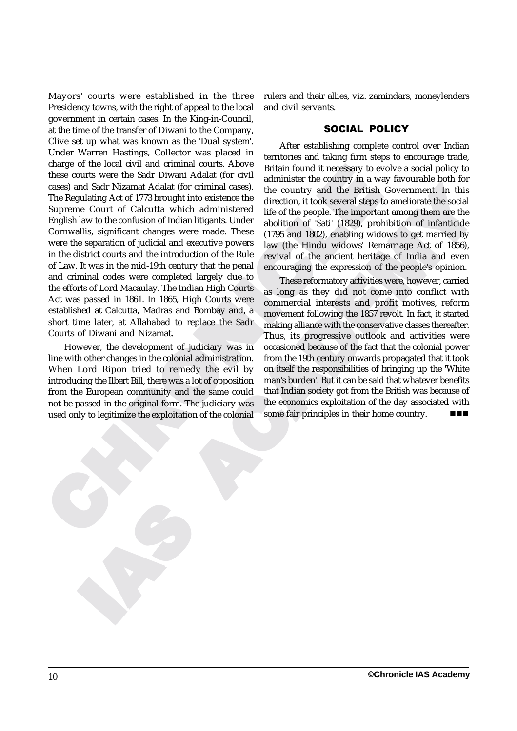Mayors' courts were established in the three Presidency towns, with the right of appeal to the local government in certain cases. In the King-in-Council, at the time of the transfer of Diwani to the Company, Clive set up what was known as the 'Dual system'. Under Warren Hastings, Collector was placed in charge of the local civil and criminal courts. Above these courts were the Sadr Diwani Adalat (for civil cases) and Sadr Nizamat Adalat (for criminal cases). The Regulating Act of 1773 brought into existence the Supreme Court of Calcutta which administered English law to the confusion of Indian litigants. Under Cornwallis, significant changes were made. These were the separation of judicial and executive powers in the district courts and the introduction of the Rule of Law. It was in the mid-19th century that the penal and criminal codes were completed largely due to the efforts of Lord Macaulay. The Indian High Courts Act was passed in 1861. In 1865, High Courts were established at Calcutta, Madras and Bombay and, a short time later, at Allahabad to replace the Sadr Courts of Diwani and Nizamat.

However, the development of judiciary was in line with other changes in the colonial administration. When Lord Ripon tried to remedy the evil by introducing the Ilbert Bill, there was a lot of opposition from the European community and the same could not be passed in the original form. The judiciary was used only to legitimize the exploitation of the colonial rulers and their allies, viz. zamindars, moneylenders and civil servants.

## SOCIAL POLICY

After establishing complete control over Indian territories and taking firm steps to encourage trade, Britain found it necessary to evolve a social policy to administer the country in a way favourable both for the country and the British Government. In this direction, it took several steps to ameliorate the social life of the people. The important among them are the abolition of 'Sati' (1829), prohibition of infanticide (1795 and 1802), enabling widows to get married by law (the Hindu widows' Remarriage Act of 1856), revival of the ancient heritage of India and even encouraging the expression of the people's opinion.

These reformatory activities were, however, carried as long as they did not come into conflict with commercial interests and profit motives, reform movement following the 1857 revolt. In fact, it started making alliance with the conservative classes thereafter. Thus, its progressive outlook and activities were occasioned because of the fact that the colonial power from the 19th century onwards propagated that it took on itself the responsibilities of bringing up the 'White man's burden'. But it can be said that whatever benefits that Indian society got from the British was because of the economics exploitation of the day associated with some fair principles in their home country. ■■■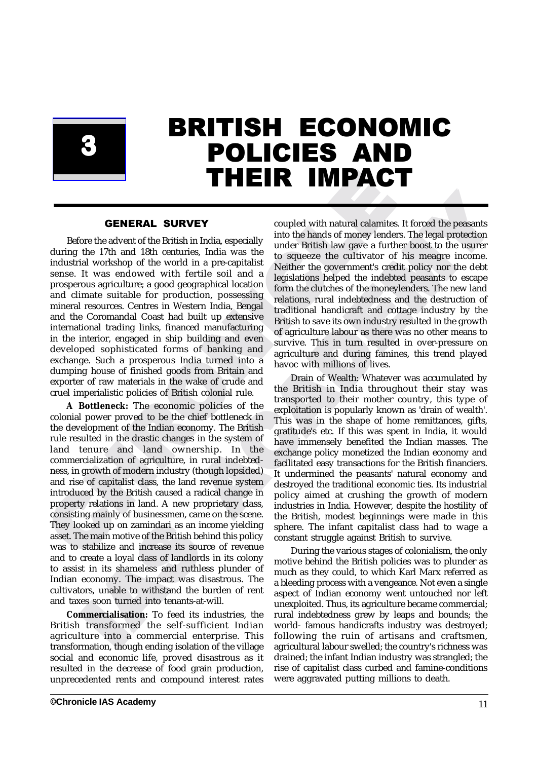# 3 BRITISH ECONOMIC POLICIES AND THEIR IMPACT

## GENERAL SURVEY

Before the advent of the British in India, especially during the 17th and 18th centuries, India was the industrial workshop of the world in a pre-capitalist sense. It was endowed with fertile soil and a prosperous agriculture; a good geographical location and climate suitable for production, possessing mineral resources. Centres in Western India, Bengal and the Coromandal Coast had built up extensive international trading links, financed manufacturing in the interior, engaged in ship building and even developed sophisticated forms of banking and exchange. Such a prosperous India turned into a dumping house of finished goods from Britain and exporter of raw materials in the wake of crude and cruel imperialistic policies of British colonial rule.

**A Bottleneck:** The economic policies of the colonial power proved to be the chief bottleneck in the development of the Indian economy. The British rule resulted in the drastic changes in the system of land tenure and land ownership. In the commercialization of agriculture, in rural indebtedness, in growth of modern industry (though lopsided) and rise of capitalist class, the land revenue system introduced by the British caused a radical change in property relations in land. A new proprietary class, consisting mainly of businessmen, came on the scene. They looked up on zamindari as an income yielding asset. The main motive of the British behind this policy was to stabilize and increase its source of revenue and to create a loyal class of landlords in its colony to assist in its shameless and ruthless plunder of Indian economy. The impact was disastrous. The cultivators, unable to withstand the burden of rent and taxes soon turned into tenants-at-will.

**Commercialisation:** To feed its industries, the British transformed the self-sufficient Indian agriculture into a commercial enterprise. This transformation, though ending isolation of the village social and economic life, proved disastrous as it resulted in the decrease of food grain production, unprecedented rents and compound interest rates coupled with natural calamites. It forced the peasants into the hands of money lenders. The legal protection under British law gave a further boost to the usurer to squeeze the cultivator of his meagre income. Neither the government's credit policy nor the debt legislations helped the indebted peasants to escape form the clutches of the moneylenders. The new land relations, rural indebtedness and the destruction of traditional handicraft and cottage industry by the British to save its own industry resulted in the growth of agriculture labour as there was no other means to survive. This in turn resulted in over-pressure on agriculture and during famines, this trend played havoc with millions of lives.

Drain of Wealth: Whatever was accumulated by the British in India throughout their stay was transported to their mother country, this type of exploitation is popularly known as 'drain of wealth'. This was in the shape of home remittances, gifts, gratitude's etc. If this was spent in India, it would have immensely benefited the Indian masses. The exchange policy monetized the Indian economy and facilitated easy transactions for the British financiers. It undermined the peasants' natural economy and destroyed the traditional economic ties. Its industrial policy aimed at crushing the growth of modern industries in India. However, despite the hostility of the British, modest beginnings were made in this sphere. The infant capitalist class had to wage a constant struggle against British to survive.

During the various stages of colonialism, the only motive behind the British policies was to plunder as much as they could, to which Karl Marx referred as a bleeding process with a vengeance. Not even a single aspect of Indian economy went untouched nor left unexploited. Thus, its agriculture became commercial; rural indebtedness grew by leaps and bounds; the world- famous handicrafts industry was destroyed; following the ruin of artisans and craftsmen, agricultural labour swelled; the country's richness was drained; the infant Indian industry was strangled; the rise of capitalist class curbed and famine-conditions were aggravated putting millions to death.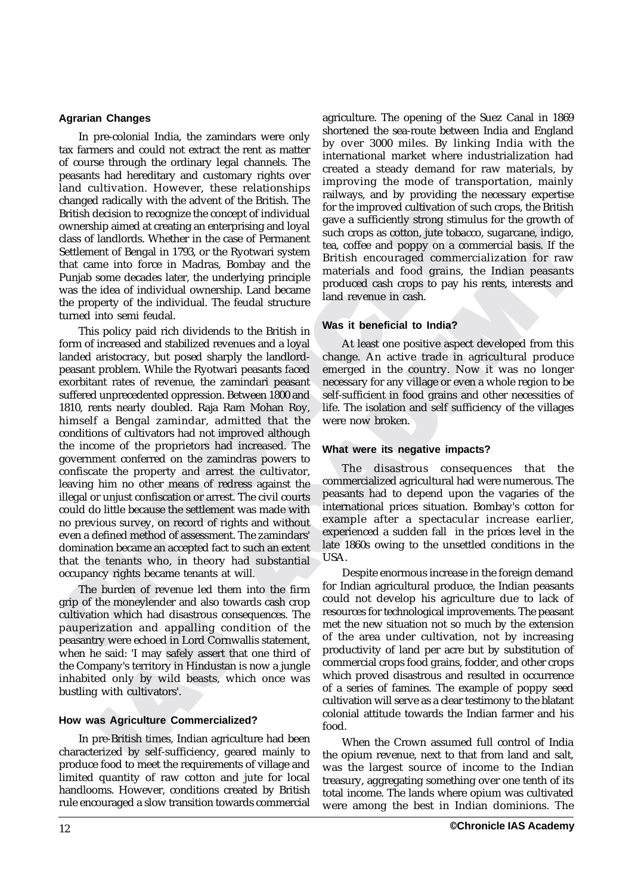### Agrarian Changes

In pre-colonial India, the zamindars were only tax farmers and could not extract the rent as matter of course through the ordinary legal channels. The peasants had hereditary and customary rights over land cultivation. However, these relationships changed radically with the advent of the British. The British decision to recognize the concept of individual ownership aimed at creating an enterprising and loyal class of landlords. Whether in the case of Permanent Settlement of Bengal in 1793, or the Ryotwari system that came into force in Madras, Bombay and the Punjab some decades later, the underlying principle was the idea of individual ownership. Land became the property of the individual. The feudal structure turned into semi feudal.

This policy paid rich dividends to the British in form of increased and stabilized revenues and a loyal landed aristocracy, but posed sharply the landlord-peasant problem. While the Ryotwari peasants faced exorbitant rates of revenue, the zamindari peasant suffered unprecedented oppression. Between 1800 and 1810, rents nearly doubled. Raja Ram Mohan Roy, himself a Bengal zamindar, admitted that the conditions of cultivators had not improved although the income of the proprietors had increased. The government conferred on the zamindras powers to confiscate the property and arrest the cultivator, leaving him no other means of redress against the illegal or unjust confiscation or arrest. The civil courts could do little because the settlement was made with no previous survey, on record of rights and without even a defined method of assessment. The zamindars' domination became an accepted fact to such an extent that the tenants who, in theory had substantial occupancy rights became tenants at will.

The burden of revenue led them into the firm grip of the moneylender and also towards cash crop cultivation which had disastrous consequences. The pauperization and appalling condition of the peasantry were echoed in Lord Cornwallis statement, when he said: 'I may safely assert that one third of the Company's territory in Hindustan is now a jungle inhabited only by wild beasts, which once was bustling with cultivators'.

### How was Agriculture Commercialized?

In pre-British times, Indian agriculture had been characterized by self-sufficiency, geared mainly to produce food to meet the requirements of village and limited quantity of raw cotton and jute for local handlooms. However, conditions created by British rule encouraged a slow transition towards commercial agriculture. The opening of the Suez Canal in 1869 shortened the sea-route between India and England by over 3000 miles. By linking India with the international market where industrialization had created a steady demand for raw materials, by improving the mode of transportation, mainly railways, and by providing the necessary expertise for the improved cultivation of such crops, the British gave a sufficiently strong stimulus for the growth of such crops as cotton, jute tobacco, sugarcane, indigo, tea, coffee and poppy on a commercial basis. If the British encouraged commercialization for raw materials and food grains, the Indian peasants produced cash crops to pay his rents, interests and land revenue in cash.

### Was it beneficial to India?

At least one positive aspect developed from this change. An active trade in agricultural produce emerged in the country. Now it was no longer necessary for any village or even a whole region to be self-sufficient in food grains and other necessities of life. The isolation and self sufficiency of the villages were now broken.

### What were its negative impacts?

The disastrous consequences that the commercialized agricultural had were numerous. The peasants had to depend upon the vagaries of the international prices situation. Bombay's cotton for example after a spectacular increase earlier, experienced a sudden fall in the prices level in the late 1860s owing to the unsettled conditions in the USA.

Despite enormous increase in the foreign demand for Indian agricultural produce, the Indian peasants could not develop his agriculture due to lack of resources for technological improvements. The peasant met the new situation not so much by the extension of the area under cultivation, not by increasing productivity of land per acre but by substitution of commercial crops food grains, fodder, and other crops which proved disastrous and resulted in occurrence of a series of famines. The example of poppy seed cultivation will serve as a clear testimony to the blatant colonial attitude towards the Indian farmer and his food.

When the Crown assumed full control of India the opium revenue, next to that from land and salt, was the largest source of income to the Indian treasury, aggregating something over one tenth of its total income. The lands where opium was cultivated were among the best in Indian dominions. The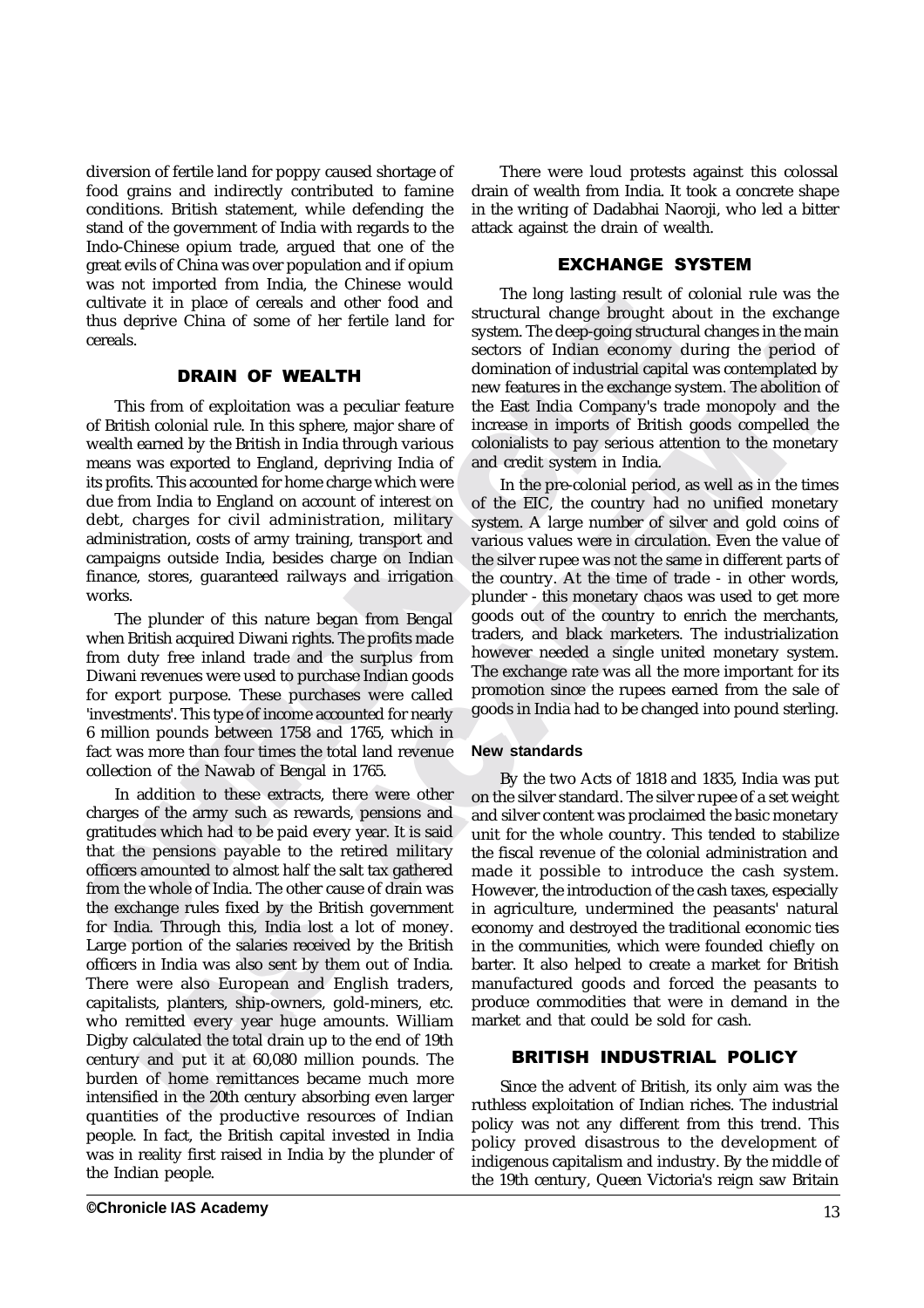diversion of fertile land for poppy caused shortage of food grains and indirectly contributed to famine conditions. British statement, while defending the stand of the government of India with regards to the Indo-Chinese opium trade, argued that one of the great evils of China was over population and if opium was not imported from India, the Chinese would cultivate it in place of cereals and other food and thus deprive China of some of her fertile land for cereals.

## DRAIN OF WEALTH

This from of exploitation was a peculiar feature of British colonial rule. In this sphere, major share of wealth earned by the British in India through various means was exported to England, depriving India of its profits. This accounted for home charge which were due from India to England on account of interest on debt, charges for civil administration, military administration, costs of army training, transport and campaigns outside India, besides charge on Indian finance, stores, guaranteed railways and irrigation works.

The plunder of this nature began from Bengal when British acquired Diwani rights. The profits made from duty free inland trade and the surplus from Diwani revenues were used to purchase Indian goods for export purpose. These purchases were called 'investments'. This type of income accounted for nearly 6 million pounds between 1758 and 1765, which in fact was more than four times the total land revenue collection of the Nawab of Bengal in 1765.

In addition to these extracts, there were other charges of the army such as rewards, pensions and gratitudes which had to be paid every year. It is said that the pensions payable to the retired military officers amounted to almost half the salt tax gathered from the whole of India. The other cause of drain was the exchange rules fixed by the British government for India. Through this, India lost a lot of money. Large portion of the salaries received by the British officers in India was also sent by them out of India. There were also European and English traders, capitalists, planters, ship-owners, gold-miners, etc. who remitted every year huge amounts. William Digby calculated the total drain up to the end of 19th century and put it at 60,080 million pounds. The burden of home remittances became much more intensified in the 20th century absorbing even larger quantities of the productive resources of Indian people. In fact, the British capital invested in India was in reality first raised in India by the plunder of the Indian people.

There were loud protests against this colossal drain of wealth from India. It took a concrete shape in the writing of Dadabhai Naoroji, who led a bitter attack against the drain of wealth.

## EXCHANGE SYSTEM

The long lasting result of colonial rule was the structural change brought about in the exchange system. The deep-going structural changes in the main sectors of Indian economy during the period of domination of industrial capital was contemplated by new features in the exchange system. The abolition of the East India Company's trade monopoly and the increase in imports of British goods compelled the colonialists to pay serious attention to the monetary and credit system in India.

In the pre-colonial period, as well as in the times of the EIC, the country had no unified monetary system. A large number of silver and gold coins of various values were in circulation. Even the value of the silver rupee was not the same in different parts of the country. At the time of trade - in other words, plunder - this monetary chaos was used to get more goods out of the country to enrich the merchants, traders, and black marketers. The industrialization however needed a single united monetary system. The exchange rate was all the more important for its promotion since the rupees earned from the sale of goods in India had to be changed into pound sterling.

### New standards

By the two Acts of 1818 and 1835, India was put on the silver standard. The silver rupee of a set weight and silver content was proclaimed the basic monetary unit for the whole country. This tended to stabilize the fiscal revenue of the colonial administration and made it possible to introduce the cash system. However, the introduction of the cash taxes, especially in agriculture, undermined the peasants' natural economy and destroyed the traditional economic ties in the communities, which were founded chiefly on barter. It also helped to create a market for British manufactured goods and forced the peasants to produce commodities that were in demand in the market and that could be sold for cash.

## BRITISH INDUSTRIAL POLICY

Since the advent of British, its only aim was the ruthless exploitation of Indian riches. The industrial policy was not any different from this trend. This policy proved disastrous to the development of indigenous capitalism and industry. By the middle of the 19th century, Queen Victoria's reign saw Britain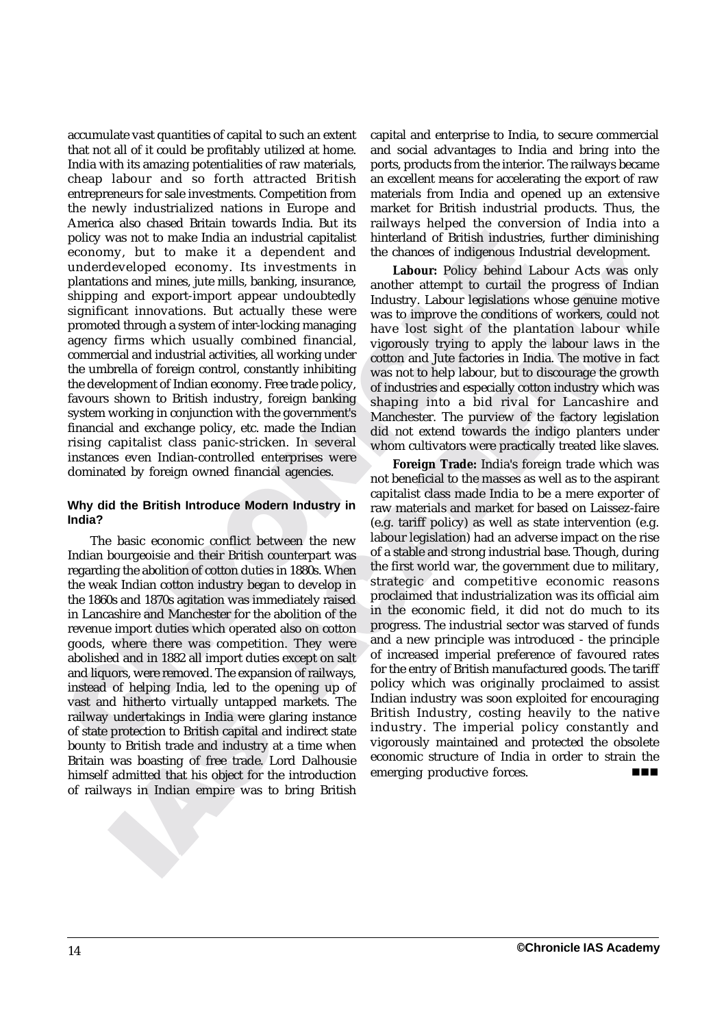accumulate vast quantities of capital to such an extent that not all of it could be profitably utilized at home. India with its amazing potentialities of raw materials, cheap labour and so forth attracted British entrepreneurs for sale investments. Competition from the newly industrialized nations in Europe and America also chased Britain towards India. But its policy was not to make India an industrial capitalist economy, but to make it a dependent and underdeveloped economy. Its investments in plantations and mines, jute mills, banking, insurance, shipping and export-import appear undoubtedly significant innovations. But actually these were promoted through a system of inter-locking managing agency firms which usually combined financial, commercial and industrial activities, all working under the umbrella of foreign control, constantly inhibiting the development of Indian economy. Free trade policy, favours shown to British industry, foreign banking system working in conjunction with the government's financial and exchange policy, etc. made the Indian rising capitalist class panic-stricken. In several instances even Indian-controlled enterprises were dominated by foreign owned financial agencies.

### Why did the British Introduce Modern Industry in India?

The basic economic conflict between the new Indian bourgeoisie and their British counterpart was regarding the abolition of cotton duties in 1880s. When the weak Indian cotton industry began to develop in the 1860s and 1870s agitation was immediately raised in Lancashire and Manchester for the abolition of the revenue import duties which operated also on cotton goods, where there was competition. They were abolished and in 1882 all import duties except on salt and liquors, were removed. The expansion of railways, instead of helping India, led to the opening up of vast and hitherto virtually untapped markets. The railway undertakings in India were glaring instance of state protection to British capital and indirect state bounty to British trade and industry at a time when Britain was boasting of free trade. Lord Dalhousie himself admitted that his object for the introduction of railways in Indian empire was to bring British capital and enterprise to India, to secure commercial and social advantages to India and bring into the ports, products from the interior. The railways became an excellent means for accelerating the export of raw materials from India and opened up an extensive market for British industrial products. Thus, the railways helped the conversion of India into a hinterland of British industries, further diminishing the chances of indigenous Industrial development.

**Labour:** Policy behind Labour Acts was only another attempt to curtail the progress of Indian Industry. Labour legislations whose genuine motive was to improve the conditions of workers, could not have lost sight of the plantation labour while vigorously trying to apply the labour laws in the cotton and Jute factories in India. The motive in fact was not to help labour, but to discourage the growth of industries and especially cotton industry which was shaping into a bid rival for Lancashire and Manchester. The purview of the factory legislation did not extend towards the indigo planters under whom cultivators were practically treated like slaves.

**Foreign Trade:** India's foreign trade which was not beneficial to the masses as well as to the aspirant capitalist class made India to be a mere exporter of raw materials and market for based on Laissez-faire (e.g. tariff policy) as well as state intervention (e.g. labour legislation) had an adverse impact on the rise of a stable and strong industrial base. Though, during the first world war, the government due to military, strategic and competitive economic reasons proclaimed that industrialization was its official aim in the economic field, it did not do much to its progress. The industrial sector was starved of funds and a new principle was introduced - the principle of increased imperial preference of favoured rates for the entry of British manufactured goods. The tariff policy which was originally proclaimed to assist Indian industry was soon exploited for encouraging British Industry, costing heavily to the native industry. The imperial policy constantly and vigorously maintained and protected the obsolete economic structure of India in order to strain the emerging productive forces.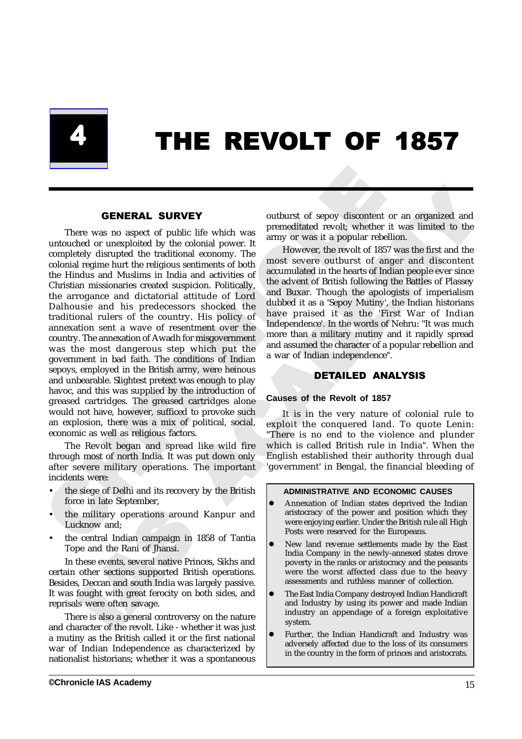# 4 THE REVOLT OF 1857

## GENERAL SURVEY

There was no aspect of public life which was untouched or unexploited by the colonial power. It completely disrupted the traditional economy. The colonial regime hurt the religious sentiments of both the Hindus and Muslims in India and activities of Christian missionaries created suspicion. Politically, the arrogance and dictatorial attitude of Lord Dalhousie and his predecessors shocked the traditional rulers of the country. His policy of annexation sent a wave of resentment over the country. The annexation of Awadh for misgovernment was the most dangerous step which put the government in bad faith. The conditions of Indian sepoys, employed in the British army, were heinous and unbearable. Slightest pretext was enough to play havoc, and this was supplied by the introduction of greased cartridges. The greased cartridges alone would not have, however, sufficed to provoke such an explosion, there was a mix of political, social, economic as well as religious factors.

The Revolt began and spread like wild fire through most of north India. It was put down only after severe military operations. The important incidents were:

- the siege of Delhi and its recovery by the British force in late September,
- the military operations around Kanpur and Lucknow and;
- the central Indian campaign in 1858 of Tantia Tope and the Rani of Jhansi.

In these events, several native Princes, Sikhs and certain other sections supported British operations. Besides, Deccan and south India was largely passive. It was fought with great ferocity on both sides, and reprisals were often savage.

There is also a general controversy on the nature and character of the revolt. Like - whether it was just a mutiny as the British called it or the first national war of Indian Independence as characterized by nationalist historians; whether it was a spontaneous outburst of sepoy discontent or an organized and premeditated revolt; whether it was limited to the army or was it a popular rebellion.

However, the revolt of 1857 was the first and the most severe outburst of anger and discontent accumulated in the hearts of Indian people ever since the advent of British following the Battles of Plassey and Buxar. Though the apologists of imperialism dubbed it as a 'Sepoy Mutiny', the Indian historians have praised it as the 'First War of Indian Independence'. In the words of Nehru: "It was much more than a military mutiny and it rapidly spread and assumed the character of a popular rebellion and a war of Indian independence".

## DETAILED ANALYSIS

### Causes of the Revolt of 1857

It is in the very nature of colonial rule to exploit the conquered land. To quote Lenin: "There is no end to the violence and plunder which is called British rule in India". When the English established their authority through dual 'government' in Bengal, the financial bleeding of

**ADMINISTRATIVE AND ECONOMIC CAUSES**

- Annexation of Indian states deprived the Indian aristocracy of the power and position which they were enjoying earlier. Under the British rule all High Posts were reserved for the Europeans.
- New land revenue settlements made by the East India Company in the newly-annexed states drove poverty in the ranks or aristocracy and the peasants were the worst affected class due to the heavy assessments and ruthless manner of collection.
- The East India Company destroyed Indian Handicraft and Industry by using its power and made Indian industry an appendage of a foreign exploitative system.
- Further, the Indian Handicraft and Industry was adversely affected due to the loss of its consumers in the country in the form of princes and aristocrats.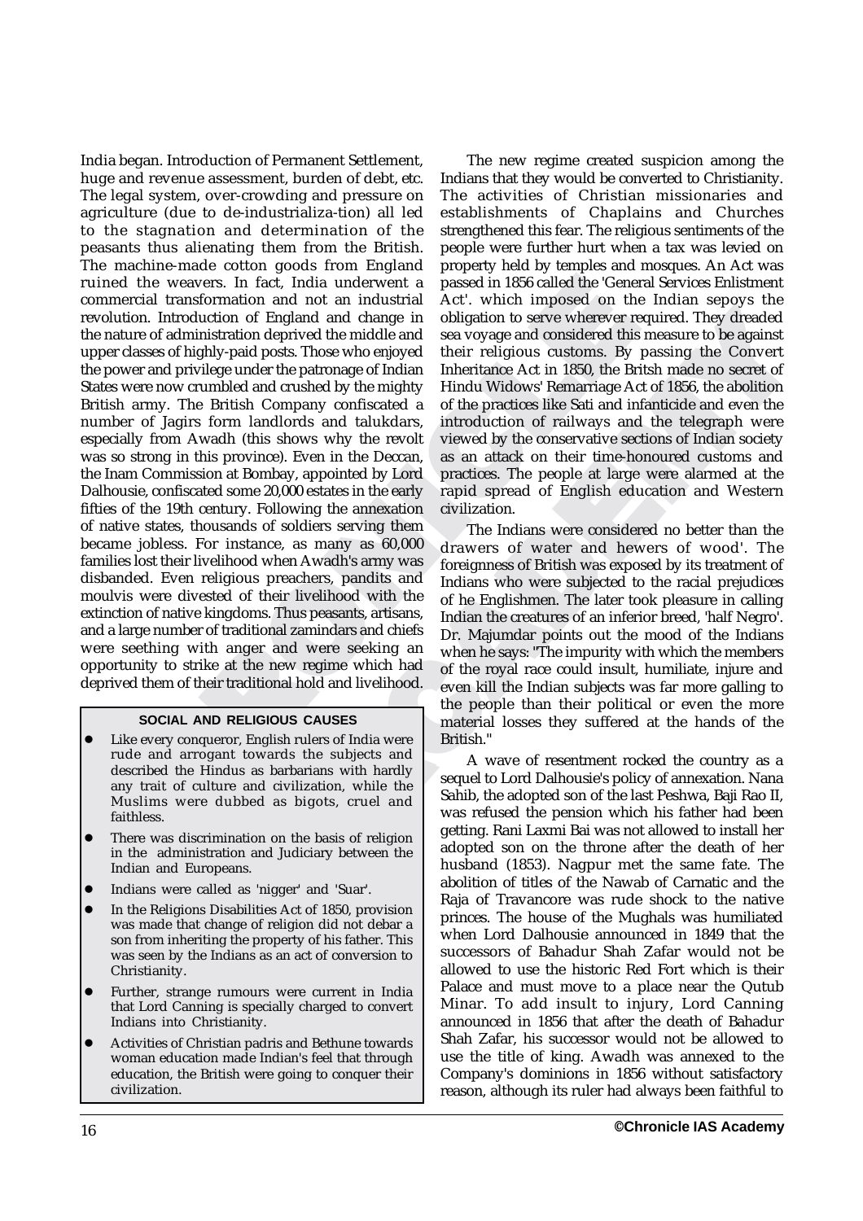India began. Introduction of Permanent Settlement, huge and revenue assessment, burden of debt, etc. The legal system, over-crowding and pressure on agriculture (due to de-industrializa-tion) all led to the stagnation and determination of the peasants thus alienating them from the British. The machine-made cotton goods from England ruined the weavers. In fact, India underwent a commercial transformation and not an industrial revolution. Introduction of England and change in the nature of administration deprived the middle and upper classes of highly-paid posts. Those who enjoyed the power and privilege under the patronage of Indian States were now crumbled and crushed by the mighty British army. The British Company confiscated a number of Jagirs form landlords and talukdars, especially from Awadh (this shows why the revolt was so strong in this province). Even in the Deccan, the Inam Commission at Bombay, appointed by Lord Dalhousie, confiscated some 20,000 estates in the early fifties of the 19th century. Following the annexation of native states, thousands of soldiers serving them became jobless. For instance, as many as 60,000 families lost their livelihood when Awadh's army was disbanded. Even religious preachers, pandits and moulvis were divested of their livelihood with the extinction of native kingdoms. Thus peasants, artisans, and a large number of traditional zamindars and chiefs were seething with anger and were seeking an opportunity to strike at the new regime which had deprived them of their traditional hold and livelihood.

#### SOCIAL AND RELIGIOUS CAUSES

- Like every conqueror, English rulers of India were rude and arrogant towards the subjects and described the Hindus as barbarians with hardly any trait of culture and civilization, while the Muslims were dubbed as bigots, cruel and faithless.
- There was discrimination on the basis of religion in the administration and Judiciary between the Indian and Europeans.
- Indians were called as 'nigger' and 'Suar'.
- In the Religions Disabilities Act of 1850, provision was made that change of religion did not debar a son from inheriting the property of his father. This was seen by the Indians as an act of conversion to Christianity.
- Further, strange rumours were current in India that Lord Canning is specially charged to convert Indians into Christianity.
- Activities of Christian padris and Bethune towards woman education made Indian's feel that through education, the British were going to conquer their civilization.

The new regime created suspicion among the Indians that they would be converted to Christianity. The activities of Christian missionaries and establishments of Chaplains and Churches strengthened this fear. The religious sentiments of the people were further hurt when a tax was levied on property held by temples and mosques. An Act was passed in 1856 called the 'General Services Enlistment Act'. which imposed on the Indian sepoys the obligation to serve wherever required. They dreaded sea voyage and considered this measure to be against their religious customs. By passing the Convert Inheritance Act in 1850, the British made no secret of Hindu Widows' Remarriage Act of 1856, the abolition of the practices like Sati and infanticide and even the introduction of railways and the telegraph were viewed by the conservative sections of Indian society as an attack on their time-honoured customs and practices. The people at large were alarmed at the rapid spread of English education and Western civilization.

The Indians were considered no better than the drawers of water and hewers of wood'. The foreignness of British was exposed by its treatment of Indians who were subjected to the racial prejudices of he Englishmen. The later took pleasure in calling Indian the creatures of an inferior breed, 'half Negro'. Dr. Majumdar points out the mood of the Indians when he says: "The impurity with which the members of the royal race could insult, humiliate, injure and even kill the Indian subjects was far more galling to the people than their political or even the more material losses they suffered at the hands of the British."

A wave of resentment rocked the country as a sequel to Lord Dalhousie's policy of annexation. Nana Sahib, the adopted son of the last Peshwa, Baji Rao II, was refused the pension which his father had been getting. Rani Laxmi Bai was not allowed to install her adopted son on the throne after the death of her husband (1853). Nagpur met the same fate. The abolition of titles of the Nawab of Carnatic and the Raja of Travancore was rude shock to the native princes. The house of the Mughals was humiliated when Lord Dalhousie announced in 1849 that the successors of Bahadur Shah Zafar would not be allowed to use the historic Red Fort which is their Palace and must move to a place near the Qutub Minar. To add insult to injury, Lord Canning announced in 1856 that after the death of Bahadur Shah Zafar, his successor would not be allowed to use the title of king. Awadh was annexed to the Company's dominions in 1856 without satisfactory reason, although its ruler had always been faithful to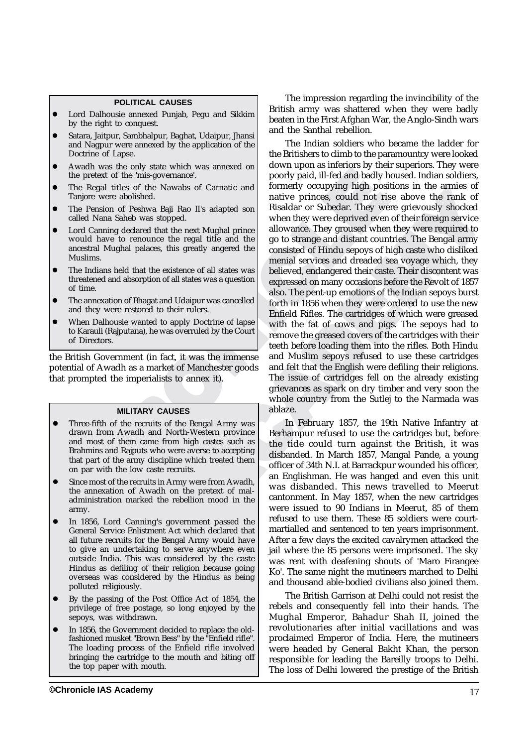### POLITICAL CAUSES

- Lord Dalhousie annexed Punjab, Pegu and Sikkim by the right to conquest.
- Satara, Jaitpur, Sambhalpur, Baghat, Udaipur, Jhansi and Nagpur were annexed by the application of the Doctrine of Lapse.
- Awadh was the only state which was annexed on the pretext of the 'mis-governance'.
- The Regal titles of the Nawabs of Carnatic and Tanjore were abolished.
- The Pension of Peshwa Baji Rao II's adapted son called Nana Saheb was stopped.
- Lord Canning declared that the next Mughal prince would have to renounce the regal title and the ancestral Mughal palaces, this greatly angered the Muslims.
- The Indians held that the existence of all states was threatened and absorption of all states was a question of time.
- The annexation of Bhagat and Udaipur was cancelled and they were restored to their rulers.
- When Dalhousie wanted to apply Doctrine of lapse to Karauli (Rajputana), he was overruled by the Court of Directors.

the British Government (in fact, it was the immense potential of Awadh as a market of Manchester goods that prompted the imperialists to annex it).

### MILITARY CAUSES

- Three-fifth of the recruits of the Bengal Army was drawn from Awadh and North-Western province and most of them came from high castes such as Brahmins and Rajputs who were averse to accepting that part of the army discipline which treated them on par with the low caste recruits.
- Since most of the recruits in Army were from Awadh, the annexation of Awadh on the pretext of mal-administration marked the rebellion mood in the army.
- In 1856, Lord Canning's government passed the General Service Enlistment Act which declared that all future recruits for the Bengal Army would have to give an undertaking to serve anywhere even outside India. This was considered by the caste Hindus as defiling of their religion because going overseas was considered by the Hindus as being polluted religiously.
- By the passing of the Post Office Act of 1854, the privilege of free postage, so long enjoyed by the sepoys, was withdrawn.
- In 1856, the Government decided to replace the old-fashioned musket "Brown Bess" by the "Enfield rifle". The loading process of the Enfield rifle involved bringing the cartridge to the mouth and biting off the top paper with mouth.

The impression regarding the invincibility of the British army was shattered when they were badly beaten in the First Afghan War, the Anglo-Sindh wars and the Santhal rebellion.

The Indian soldiers who became the ladder for the Britishers to climb to the paramountcy were looked down upon as inferiors by their superiors. They were poorly paid, ill-fed and badly housed. Indian soldiers, formerly occupying high positions in the armies of native princes, could not rise above the rank of Risaldar or Subedar. They were grievously shocked when they were deprived even of their foreign service allowance. They groused when they were required to go to strange and distant countries. The Bengal army consisted of Hindu sepoys of high caste who disliked menial services and dreaded sea voyage which, they believed, endangered their caste. Their discontent was expressed on many occasions before the Revolt of 1857 also. The pent-up emotions of the Indian sepoys burst forth in 1856 when they were ordered to use the new Enfield Rifles. The cartridges of which were greased with the fat of cows and pigs. The sepoys had to remove the greased covers of the cartridges with their teeth before loading them into the rifles. Both Hindu and Muslim sepoys refused to use these cartridges and felt that the English were defiling their religions. The issue of cartridges fell on the already existing grievances as spark on dry timber and very soon the whole country from the Sutlej to the Narmada was ablaze.

In February 1857, the 19th Native Infantry at Berhampur refused to use the cartridges but, before the tide could turn against the British, it was disbanded. In March 1857, Mangal Pande, a young officer of 34th N.I. at Barrackpur wounded his officer, an Englishman. He was hanged and even this unit was disbanded. This news travelled to Meerut cantonment. In May 1857, when the new cartridges were issued to 90 Indians in Meerut, 85 of them refused to use them. These 85 soldiers were court-martialled and sentenced to ten years imprisonment. After a few days the excited cavalrymen attacked the jail where the 85 persons were imprisoned. The sky was rent with deafening shouts of 'Maro Firangee Ko'. The same night the mutineers marched to Delhi and thousand able-bodied civilians also joined them.

The British Garrison at Delhi could not resist the rebels and consequently fell into their hands. The Mughal Emperor, Bahadur Shah II, joined the revolutionaries after initial vacillations and was proclaimed Emperor of India. Here, the mutineers were headed by General Bakht Khan, the person responsible for leading the Bareilly troops to Delhi. The loss of Delhi lowered the prestige of the British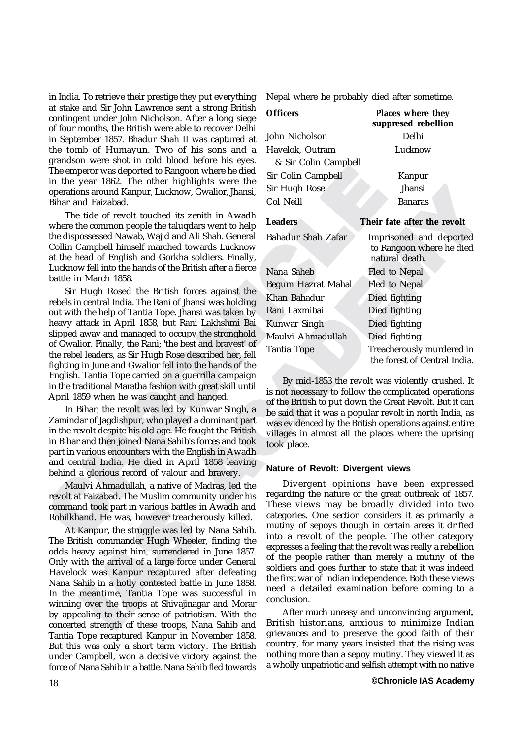in India. To retrieve their prestige they put everything at stake and Sir John Lawrence sent a strong British contingent under John Nicholson. After a long siege of four months, the British were able to recover Delhi in September 1857. Bhadur Shah II was captured at the tomb of Humayun. Two of his sons and a grandson were shot in cold blood before his eyes. The emperor was deported to Rangoon where he died in the year 1862. The other highlights were the operations around Kanpur, Lucknow, Gwalior, Jhansi, Bihar and Faizabad.

The tide of revolt touched its zenith in Awadh where the common people the taluqdars went to help the dispossessed Nawab, Wajid and Ali Shah. General Collin Campbell himself marched towards Lucknow at the head of English and Gorkha soldiers. Finally, Lucknow fell into the hands of the British after a fierce battle in March 1858.

Sir Hugh Rosed the British forces against the rebels in central India. The Rani of Jhansi was holding out with the help of Tantia Tope. Jhansi was taken by heavy attack in April 1858, but Rani Lakhshmi Bai slipped away and managed to occupy the stronghold of Gwalior. Finally, the Rani; 'the best and bravest' of the rebel leaders, as Sir Hugh Rose described her, fell fighting in June and Gwalior fell into the hands of the English. Tantia Tope carried on a guerrilla campaign in the traditional Maratha fashion with great skill until April 1859 when he was caught and hanged.

In Bihar, the revolt was led by Kunwar Singh, a Zamindar of Jagdishpur, who played a dominant part in the revolt despite his old age. He fought the British in Bihar and then joined Nana Sahib's forces and took part in various encounters with the English in Awadh and central India. He died in April 1858 leaving behind a glorious record of valour and bravery.

Maulvi Ahmadullah, a native of Madras, led the revolt at Faizabad. The Muslim community under his command took part in various battles in Awadh and Rohilkhand. He was, however treacherously killed.

At Kanpur, the struggle was led by Nana Sahib. The British commander Hugh Wheeler, finding the odds heavy against him, surrendered in June 1857. Only with the arrival of a large force under General Havelock was Kanpur recaptured after defeating Nana Sahib in a hotly contested battle in June 1858. In the meantime, Tantia Tope was successful in winning over the troops at Shivajinagar and Morar by appealing to their sense of patriotism. With the concerted strength of these troops, Nana Sahib and Tantia Tope recaptured Kanpur in November 1858. But this was only a short term victory. The British under Campbell, won a decisive victory against the force of Nana Sahib in a battle. Nana Sahib fled towards Nepal where he probably died after sometime.

| Officers | Places where they suppresed rebellion |
|---|---|
| John Nicholson | Delhi |
| Havelok, Outram & Sir Colin Campbell | Lucknow |
| Sir Colin Campbell | Kanpur |
| Sir Hugh Rose | Jhansi |
| Col Neill | Banaras |

| Leaders | Their fate after the revolt |
|---|---|
| Bahadur Shah Zafar | Imprisoned and deported to Rangoon where he died natural death. |
| Nana Saheb | Fled to Nepal |
| Begum Hazrat Mahal | Fled to Nepal |
| Khan Bahadur | Died fighting |
| Rani Laxmibai | Died fighting |
| Kunwar Singh | Died fighting |
| Maulvi Ahmadullah | Died fighting |
| Tantia Tope | Treacherously murdered in the forest of Central India. |

By mid-1853 the revolt was violently crushed. It is not necessary to follow the complicated operations of the British to put down the Great Revolt. But it can be said that it was a popular revolt in north India, as was evidenced by the British operations against entire villages in almost all the places where the uprising took place.

#### Nature of Revolt: Divergent views

Divergent opinions have been expressed regarding the nature or the great outbreak of 1857. These views may be broadly divided into two categories. One section considers it as primarily a mutiny of sepoys though in certain areas it drifted into a revolt of the people. The other category expresses a feeling that the revolt was really a rebellion of the people rather than merely a mutiny of the soldiers and goes further to state that it was indeed the first war of Indian independence. Both these views need a detailed examination before coming to a conclusion.

After much uneasy and unconvincing argument, British historians, anxious to minimize Indian grievances and to preserve the good faith of their country, for many years insisted that the rising was nothing more than a sepoy mutiny. They viewed it as a wholly unpatriotic and selfish attempt with no native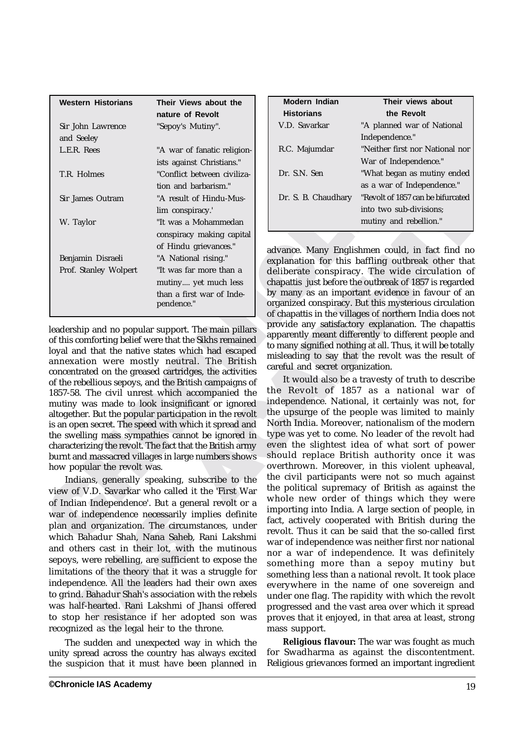| Western Historians | Their Views about the nature of Revolt |
|---|---|
| Sir John Lawrence and Seeley | "Sepoy's Mutiny". |
| L.E.R. Rees | "A war of fanatic religionists against Christians." |
| T.R. Holmes | "Conflict between civilization and barbarism." |
| Sir James Outram | "A result of Hindu-Muslim conspiracy.' |
| W. Taylor | "It was a Mohammedan conspiracy making capital of Hindu grievances." |
| Benjamin Disraeli | "A National rising." |
| Prof. Stanley Wolpert | "It was far more than a mutiny.... yet much less than a first war of Independence." |

| Modern Indian Historians | Their views about the Revolt |
|---|---|
| V.D. Savarkar | "A planned war of National Independence." |
| R.C. Majumdar | "Neither first nor National nor War of Independence." |
| Dr. S.N. Sen | "What began as mutiny ended as a war of Independence." |
| Dr. S. B. Chaudhary | "Revolt of 1857 can be bifurcated into two sub-divisions; mutiny and rebellion." |

leadership and no popular support. The main pillars of this comforting belief were that the Sikhs remained loyal and that the native states which had escaped annexation were mostly neutral. The British concentrated on the greased cartridges, the activities of the rebellious sepoys, and the British campaigns of 1857-58. The civil unrest which accompanied the mutiny was made to look insignificant or ignored altogether. But the popular participation in the revolt is an open secret. The speed with which it spread and the swelling mass sympathies cannot be ignored in characterizing the revolt. The fact that the British army burnt and massacred villages in large numbers shows how popular the revolt was.

Indians, generally speaking, subscribe to the view of V.D. Savarkar who called it the 'First War of Indian Independence'. But a general revolt or a war of independence necessarily implies definite plan and organization. The circumstances, under which Bahadur Shah, Nana Saheb, Rani Lakshmi and others cast in their lot, with the mutinous sepoys, were rebelling, are sufficient to expose the limitations of the theory that it was a struggle for independence. All the leaders had their own axes to grind. Bahadur Shah's association with the rebels was half-hearted. Rani Lakshmi of Jhansi offered to stop her resistance if her adopted son was recognized as the legal heir to the throne.

The sudden and unexpected way in which the unity spread across the country has always excited the suspicion that it must have been planned in advance. Many Englishmen could, in fact find no explanation for this baffling outbreak other that deliberate conspiracy. The wide circulation of chapattis just before the outbreak of 1857 is regarded by many as an important evidence in favour of an organized conspiracy. But this mysterious circulation of chapattis in the villages of northern India does not provide any satisfactory explanation. The chapattis apparently meant differently to different people and to many signified nothing at all. Thus, it will be totally misleading to say that the revolt was the result of careful and secret organization.

It would also be a travesty of truth to describe the Revolt of 1857 as a national war of independence. National, it certainly was not, for the upsurge of the people was limited to mainly North India. Moreover, nationalism of the modern type was yet to come. No leader of the revolt had even the slightest idea of what sort of power should replace British authority once it was overthrown. Moreover, in this violent upheaval, the civil participants were not so much against the political supremacy of British as against the whole new order of things which they were importing into India. A large section of people, in fact, actively cooperated with British during the revolt. Thus it can be said that the so-called first war of independence was neither first nor national nor a war of independence. It was definitely something more than a sepoy mutiny but something less than a national revolt. It took place everywhere in the name of one sovereign and under one flag. The rapidity with which the revolt progressed and the vast area over which it spread proves that it enjoyed, in that area at least, strong mass support.

**Religious flavour:** The war was fought as much for Swadharma as against the discontentment. Religious grievances formed an important ingredient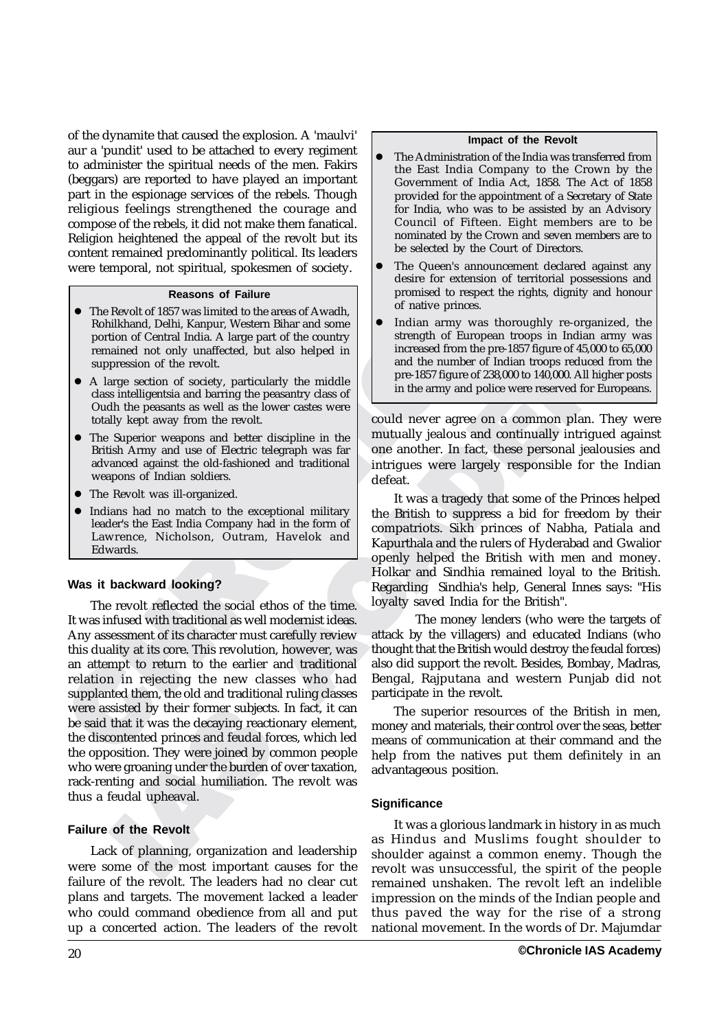of the dynamite that caused the explosion. A 'maulvi' aur a 'pundit' used to be attached to every regiment to administer the spiritual needs of the men. Fakirs (beggars) are reported to have played an important part in the espionage services of the rebels. Though religious feelings strengthened the courage and compose of the rebels, it did not make them fanatical. Religion heightened the appeal of the revolt but its content remained predominantly political. Its leaders were temporal, not spiritual, spokesmen of society.

**Reasons of Failure**

- The Revolt of 1857 was limited to the areas of Awadh, Rohilkhand, Delhi, Kanpur, Western Bihar and some portion of Central India. A large part of the country remained not only unaffected, but also helped in suppression of the revolt.
- A large section of society, particularly the middle class intelligentsia and barring the peasantry class of Oudh the peasants as well as the lower castes were totally kept away from the revolt.
- The Superior weapons and better discipline in the British Army and use of Electric telegraph was far advanced against the old-fashioned and traditional weapons of Indian soldiers.
- The Revolt was ill-organized.
- Indians had no match to the exceptional military leader's the East India Company had in the form of Lawrence, Nicholson, Outram, Havelok and Edwards.

### Was it backward looking?

The revolt reflected the social ethos of the time. It was infused with traditional as well modernist ideas. Any assessment of its character must carefully review this duality at its core. This revolution, however, was an attempt to return to the earlier and traditional relation in rejecting the new classes who had supplanted them, the old and traditional ruling classes were assisted by their former subjects. In fact, it can be said that it was the decaying reactionary element, the discontented princes and feudal forces, which led the opposition. They were joined by common people who were groaning under the burden of over taxation, rack-renting and social humiliation. The revolt was thus a feudal upheaval.

### Failure of the Revolt

Lack of planning, organization and leadership were some of the most important causes for the failure of the revolt. The leaders had no clear cut plans and targets. The movement lacked a leader who could command obedience from all and put up a concerted action. The leaders of the revolt could never agree on a common plan. They were mutually jealous and continually intrigued against one another. In fact, these personal jealousies and intrigues were largely responsible for the Indian defeat.

**Impact of the Revolt**

- The Administration of the India was transferred from the East India Company to the Crown by the Government of India Act, 1858. The Act of 1858 provided for the appointment of a Secretary of State for India, who was to be assisted by an Advisory Council of Fifteen. Eight members are to be nominated by the Crown and seven members are to be selected by the Court of Directors.
- The Queen's announcement declared against any desire for extension of territorial possessions and promised to respect the rights, dignity and honour of native princes.
- Indian army was thoroughly re-organized, the strength of European troops in Indian army was increased from the pre-1857 figure of 45,000 to 65,000 and the number of Indian troops reduced from the pre-1857 figure of 238,000 to 140,000. All higher posts in the army and police were reserved for Europeans.

It was a tragedy that some of the Princes helped the British to suppress a bid for freedom by their compatriots. Sikh princes of Nabha, Patiala and Kapurthala and the rulers of Hyderabad and Gwalior openly helped the British with men and money. Holkar and Sindhia remained loyal to the British. Regarding Sindhia's help, General Innes says: "His loyalty saved India for the British".

The money lenders (who were the targets of attack by the villagers) and educated Indians (who thought that the British would destroy the feudal forces) also did support the revolt. Besides, Bombay, Madras, Bengal, Rajputana and western Punjab did not participate in the revolt.

The superior resources of the British in men, money and materials, their control over the seas, better means of communication at their command and the help from the natives put them definitely in an advantageous position.

### Significance

It was a glorious landmark in history in as much as Hindus and Muslims fought shoulder to shoulder against a common enemy. Though the revolt was unsuccessful, the spirit of the people remained unshaken. The revolt left an indelible impression on the minds of the Indian people and thus paved the way for the rise of a strong national movement. In the words of Dr. Majumdar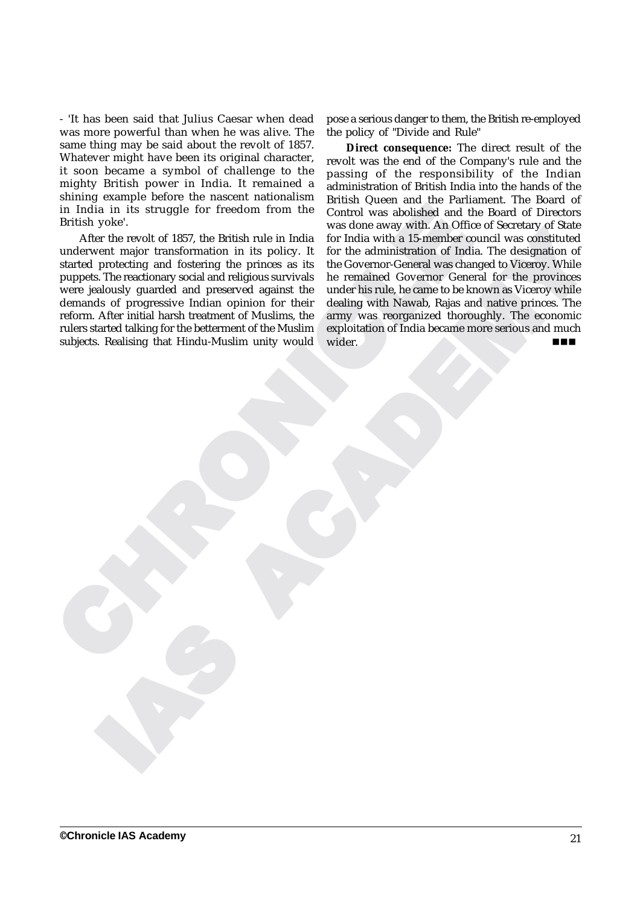- 'It has been said that Julius Caesar when dead was more powerful than when he was alive. The same thing may be said about the revolt of 1857. Whatever might have been its original character, it soon became a symbol of challenge to the mighty British power in India. It remained a shining example before the nascent nationalism in India in its struggle for freedom from the British yoke'.

After the revolt of 1857, the British rule in India underwent major transformation in its policy. It started protecting and fostering the princes as its puppets. The reactionary social and religious survivals were jealously guarded and preserved against the demands of progressive Indian opinion for their reform. After initial harsh treatment of Muslims, the rulers started talking for the betterment of the Muslim subjects. Realising that Hindu-Muslim unity would pose a serious danger to them, the British re-employed the policy of "Divide and Rule"

**Direct consequence:** The direct result of the revolt was the end of the Company's rule and the passing of the responsibility of the Indian administration of British India into the hands of the British Queen and the Parliament. The Board of Control was abolished and the Board of Directors was done away with. An Office of Secretary of State for India with a 15-member council was constituted for the administration of India. The designation of the Governor-General was changed to Viceroy. While he remained Governor General for the provinces under his rule, he came to be known as Viceroy while dealing with Nawab, Rajas and native princes. The army was reorganized thoroughly. The economic exploitation of India became more serious and much wider.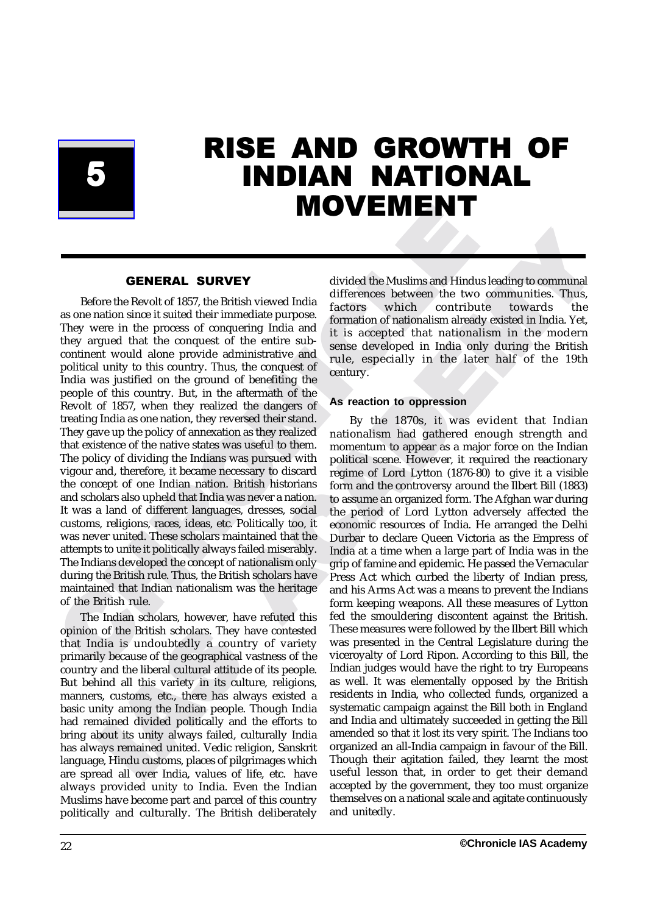# 5 RISE AND GROWTH OF INDIAN NATIONAL MOVEMENT

## GENERAL SURVEY

Before the Revolt of 1857, the British viewed India as one nation since it suited their immediate purpose. They were in the process of conquering India and they argued that the conquest of the entire sub-continent would alone provide administrative and political unity to this country. Thus, the conquest of India was justified on the ground of benefiting the people of this country. But, in the aftermath of the Revolt of 1857, when they realized the dangers of treating India as one nation, they reversed their stand. They gave up the policy of annexation as they realized that existence of the native states was useful to them. The policy of dividing the Indians was pursued with vigour and, therefore, it became necessary to discard the concept of one Indian nation. British historians and scholars also upheld that India was never a nation. It was a land of different languages, dresses, social customs, religions, races, ideas, etc. Politically too, it was never united. These scholars maintained that the attempts to unite it politically always failed miserably. The Indians developed the concept of nationalism only during the British rule. Thus, the British scholars have maintained that Indian nationalism was the heritage of the British rule.

The Indian scholars, however, have refuted this opinion of the British scholars. They have contested that India is undoubtedly a country of variety primarily because of the geographical vastness of the country and the liberal cultural attitude of its people. But behind all this variety in its culture, religions, manners, customs, etc., there has always existed a basic unity among the Indian people. Though India had remained divided politically and the efforts to bring about its unity always failed, culturally India has always remained united. Vedic religion, Sanskrit language, Hindu customs, places of pilgrimages which are spread all over India, values of life, etc. have always provided unity to India. Even the Indian Muslims have become part and parcel of this country politically and culturally. The British deliberately divided the Muslims and Hindus leading to communal differences between the two communities. Thus, factors which contribute towards the formation of nationalism already existed in India. Yet, it is accepted that nationalism in the modern sense developed in India only during the British rule, especially in the later half of the 19th century.

### As reaction to oppression

By the 1870s, it was evident that Indian nationalism had gathered enough strength and momentum to appear as a major force on the Indian political scene. However, it required the reactionary regime of Lord Lytton (1876-80) to give it a visible form and the controversy around the Ilbert Bill (1883) to assume an organized form. The Afghan war during the period of Lord Lytton adversely affected the economic resources of India. He arranged the Delhi Durbar to declare Queen Victoria as the Empress of India at a time when a large part of India was in the grip of famine and epidemic. He passed the Vernacular Press Act which curbed the liberty of Indian press, and his Arms Act was a means to prevent the Indians form keeping weapons. All these measures of Lytton fed the smouldering discontent against the British. These measures were followed by the Ilbert Bill which was presented in the Central Legislature during the viceroyalty of Lord Ripon. According to this Bill, the Indian judges would have the right to try Europeans as well. It was elementally opposed by the British residents in India, who collected funds, organized a systematic campaign against the Bill both in England and India and ultimately succeeded in getting the Bill amended so that it lost its very spirit. The Indians too organized an all-India campaign in favour of the Bill. Though their agitation failed, they learnt the most useful lesson that, in order to get their demand accepted by the government, they too must organize themselves on a national scale and agitate continuously and unitedly.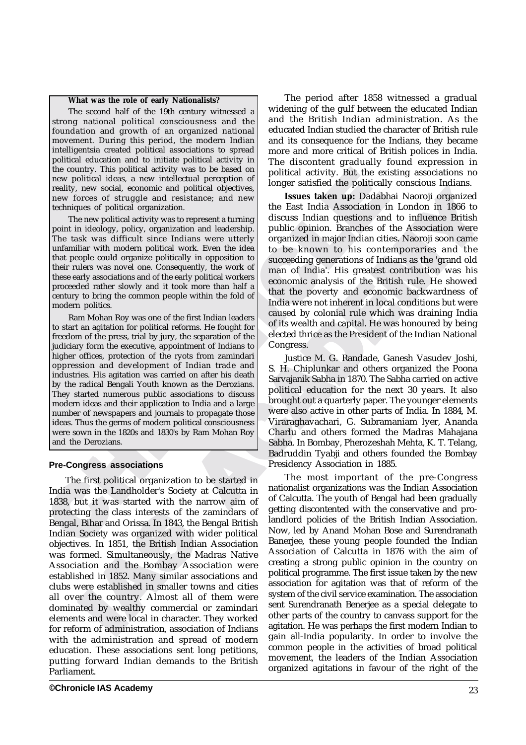**What was the role of early Nationalists?**

The second half of the 19th century witnessed a strong national political consciousness and the foundation and growth of an organized national movement. During this period, the modern Indian intelligentsia created political associations to spread political education and to initiate political activity in the country. This political activity was to be based on new political ideas, a new intellectual perception of reality, new social, economic and political objectives, new forces of struggle and resistance; and new techniques of political organization.

The new political activity was to represent a turning point in ideology, policy, organization and leadership. The task was difficult since Indians were utterly unfamiliar with modern political work. Even the idea that people could organize politically in opposition to their rulers was novel one. Consequently, the work of these early associations and of the early political workers proceeded rather slowly and it took more than half a century to bring the common people within the fold of modern politics.

Ram Mohan Roy was one of the first Indian leaders to start an agitation for political reforms. He fought for freedom of the press, trial by jury, the separation of the judiciary form the executive, appointment of Indians to higher offices, protection of the ryots from zamindari oppression and development of Indian trade and industries. His agitation was carried on after his death by the radical Bengali Youth known as the Derozians. They started numerous public associations to discuss modern ideas and their application to India and a large number of newspapers and journals to propagate those ideas. Thus the germs of modern political consciousness were sown in the 1820s and 1830's by Ram Mohan Roy and the Derozians.

## Pre-Congress associations

The first political organization to be started in India was the Landholder's Society at Calcutta in 1838, but it was started with the narrow aim of protecting the class interests of the zamindars of Bengal, Bihar and Orissa. In 1843, the Bengal British Indian Society was organized with wider political objectives. In 1851, the British Indian Association was formed. Simultaneously, the Madras Native Association and the Bombay Association were established in 1852. Many similar associations and clubs were established in smaller towns and cities all over the country. Almost all of them were dominated by wealthy commercial or zamindari elements and were local in character. They worked for reform of administration, association of Indians with the administration and spread of modern education. These associations sent long petitions, putting forward Indian demands to the British Parliament.

The period after 1858 witnessed a gradual widening of the gulf between the educated Indian and the British Indian administration. As the educated Indian studied the character of British rule and its consequence for the Indians, they became more and more critical of British polices in India. The discontent gradually found expression in political activity. But the existing associations no longer satisfied the politically conscious Indians.

**Issues taken up:** Dadabhai Naoroji organized the East India Association in London in 1866 to discuss Indian questions and to influence British public opinion. Branches of the Association were organized in major Indian cities. Naoroji soon came to be known to his contemporaries and the succeeding generations of Indians as the 'grand old man of India'. His greatest contribution was his economic analysis of the British rule. He showed that the poverty and economic backwardness of India were not inherent in local conditions but were caused by colonial rule which was draining India of its wealth and capital. He was honoured by being elected thrice as the President of the Indian National Congress.

Justice M. G. Randade, Ganesh Vasudev Joshi, S. H. Chiplunkar and others organized the Poona Sarvajanik Sabha in 1870. The Sabha carried on active political education for the next 30 years. It also brought out a quarterly paper. The younger elements were also active in other parts of India. In 1884, M. Viraraghavachari, G. Subramaniam Iyer, Ananda Charlu and others formed the Madras Mahajana Sabha. In Bombay, Pherozeshah Mehta, K. T. Telang, Badruddin Tyabji and others founded the Bombay Presidency Association in 1885.

The most important of the pre-Congress nationalist organizations was the Indian Association of Calcutta. The youth of Bengal had been gradually getting discontented with the conservative and pro-landlord policies of the British Indian Association. Now, led by Anand Mohan Bose and Surendranath Banerjee, these young people founded the Indian Association of Calcutta in 1876 with the aim of creating a strong public opinion in the country on political programme. The first issue taken by the new association for agitation was that of reform of the system of the civil service examination. The association sent Surendranath Benerjee as a special delegate to other parts of the country to canvass support for the agitation. He was perhaps the first modern Indian to gain all-India popularity. In order to involve the common people in the activities of broad political movement, the leaders of the Indian Association organized agitations in favour of the right of the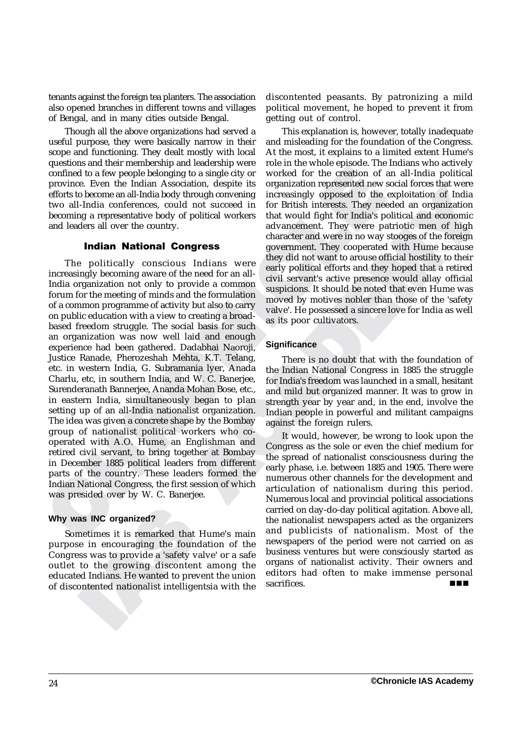tenants against the foreign tea planters. The association also opened branches in different towns and villages of Bengal, and in many cities outside Bengal.

Though all the above organizations had served a useful purpose, they were basically narrow in their scope and functioning. They dealt mostly with local questions and their membership and leadership were confined to a few people belonging to a single city or province. Even the Indian Association, despite its efforts to become an all-India body through convening two all-India conferences, could not succeed in becoming a representative body of political workers and leaders all over the country.

## Indian National Congress

The politically conscious Indians were increasingly becoming aware of the need for an all-India organization not only to provide a common forum for the meeting of minds and the formulation of a common programme of activity but also to carry on public education with a view to creating a broad-based freedom struggle. The social basis for such an organization was now well laid and enough experience had been gathered. Dadabhai Naoroji, Justice Ranade, Pherozeshah Mehta, K.T. Telang, etc. in western India, G. Subramania Iyer, Anada Charlu, etc, in southern India, and W. C. Banerjee, Surenderanath Bannerjee, Ananda Mohan Bose, etc., in eastern India, simultaneously began to plan setting up of an all-India nationalist organization. The idea was given a concrete shape by the Bombay group of nationalist political workers who co-operated with A.O. Hume, an Englishman and retired civil servant, to bring together at Bombay in December 1885 political leaders from different parts of the country. These leaders formed the Indian National Congress, the first session of which was presided over by W. C. Banerjee.

### Why was INC organized?

Sometimes it is remarked that Hume's main purpose in encouraging the foundation of the Congress was to provide a 'safety valve' or a safe outlet to the growing discontent among the educated Indians. He wanted to prevent the union of discontented nationalist intelligentsia with the discontented peasants. By patronizing a mild political movement, he hoped to prevent it from getting out of control.

This explanation is, however, totally inadequate and misleading for the foundation of the Congress. At the most, it explains to a limited extent Hume's role in the whole episode. The Indians who actively worked for the creation of an all-India political organization represented new social forces that were increasingly opposed to the exploitation of India for British interests. They needed an organization that would fight for India's political and economic advancement. They were patriotic men of high character and were in no way stooges of the foreign government. They cooperated with Hume because they did not want to arouse official hostility to their early political efforts and they hoped that a retired civil servant's active presence would allay official suspicions. It should be noted that even Hume was moved by motives nobler than those of the 'safety valve'. He possessed a sincere love for India as well as its poor cultivators.

### Significance

There is no doubt that with the foundation of the Indian National Congress in 1885 the struggle for India's freedom was launched in a small, hesitant and mild but organized manner. It was to grow in strength year by year and, in the end, involve the Indian people in powerful and militant campaigns against the foreign rulers.

It would, however, be wrong to look upon the Congress as the sole or even the chief medium for the spread of nationalist consciousness during the early phase, i.e. between 1885 and 1905. There were numerous other channels for the development and articulation of nationalism during this period. Numerous local and provincial political associations carried on day-do-day political agitation. Above all, the nationalist newspapers acted as the organizers and publicists of nationalism. Most of the newspapers of the period were not carried on as business ventures but were consciously started as organs of nationalist activity. Their owners and editors had often to make immense personal sacrifices.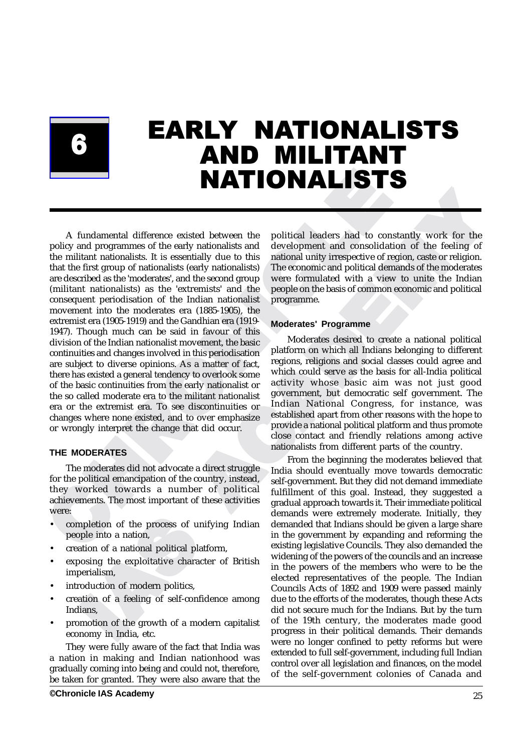# 6 EARLY NATIONALISTS AND MILITANT NATIONALISTS

A fundamental difference existed between the policy and programmes of the early nationalists and the militant nationalists. It is essentially due to this that the first group of nationalists (early nationalists) are described as the 'moderates', and the second group (militant nationalists) as the 'extremists' and the consequent periodisation of the Indian nationalist movement into the moderates era (1885-1905), the extremist era (1905-1919) and the Gandhian era (1919-1947). Though much can be said in favour of this division of the Indian nationalist movement, the basic continuities and changes involved in this periodisation are subject to diverse opinions. As a matter of fact, there has existed a general tendency to overlook some of the basic continuities from the early nationalist or the so called moderate era to the militant nationalist era or the extremist era. To see discontinuities or changes where none existed, and to over emphasize or wrongly interpret the change that did occur.

## THE MODERATES

The moderates did not advocate a direct struggle for the political emancipation of the country, instead, they worked towards a number of political achievements. The most important of these activities were:

- completion of the process of unifying Indian people into a nation,
- creation of a national political platform,
- exposing the exploitative character of British imperialism,
- introduction of modern politics,
- creation of a feeling of self-confidence among Indians,
- promotion of the growth of a modern capitalist economy in India, etc.

They were fully aware of the fact that India was a nation in making and Indian nationhood was gradually coming into being and could not, therefore, be taken for granted. They were also aware that the political leaders had to constantly work for the development and consolidation of the feeling of national unity irrespective of region, caste or religion. The economic and political demands of the moderates were formulated with a view to unite the Indian people on the basis of common economic and political programme.

### Moderates' Programme

Moderates desired to create a national political platform on which all Indians belonging to different regions, religions and social classes could agree and which could serve as the basis for all-India political activity whose basic aim was not just good government, but democratic self government. The Indian National Congress, for instance, was established apart from other reasons with the hope to provide a national political platform and thus promote close contact and friendly relations among active nationalists from different parts of the country.

From the beginning the moderates believed that India should eventually move towards democratic self-government. But they did not demand immediate fulfillment of this goal. Instead, they suggested a gradual approach towards it. Their immediate political demands were extremely moderate. Initially, they demanded that Indians should be given a large share in the government by expanding and reforming the existing legislative Councils. They also demanded the widening of the powers of the councils and an increase in the powers of the members who were to be the elected representatives of the people. The Indian Councils Acts of 1892 and 1909 were passed mainly due to the efforts of the moderates, though these Acts did not secure much for the Indians. But by the turn of the 19th century, the moderates made good progress in their political demands. Their demands were no longer confined to petty reforms but were extended to full self-government, including full Indian control over all legislation and finances, on the model of the self-government colonies of Canada and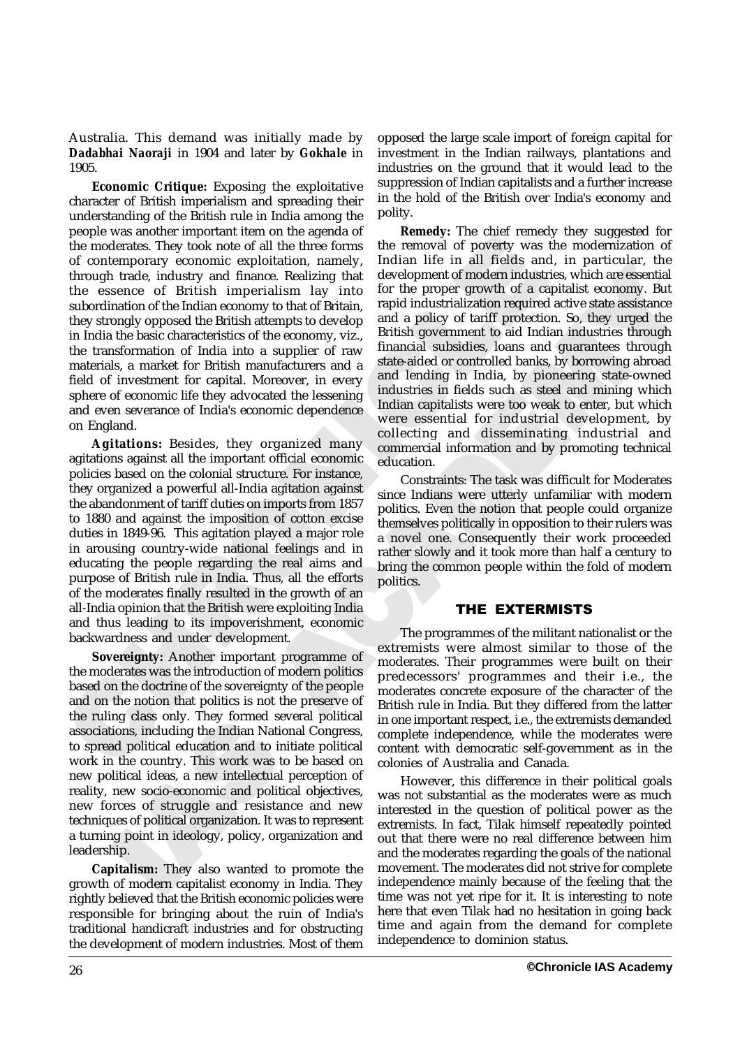Australia. This demand was initially made by **Dadabhai Naoraji** in 1904 and later by **Gokhale** in 1905.

**Economic Critique:** Exposing the exploitative character of British imperialism and spreading their understanding of the British rule in India among the people was another important item on the agenda of the moderates. They took note of all the three forms of contemporary economic exploitation, namely, through trade, industry and finance. Realizing that the essence of British imperialism lay into subordination of the Indian economy to that of Britain, they strongly opposed the British attempts to develop in India the basic characteristics of the economy, viz., the transformation of India into a supplier of raw materials, a market for British manufacturers and a field of investment for capital. Moreover, in every sphere of economic life they advocated the lessening and even severance of India's economic dependence on England.

**Agitations:** Besides, they organized many agitations against all the important official economic policies based on the colonial structure. For instance, they organized a powerful all-India agitation against the abandonment of tariff duties on imports from 1857 to 1880 and against the imposition of cotton excise duties in 1849-96. This agitation played a major role in arousing country-wide national feelings and in educating the people regarding the real aims and purpose of British rule in India. Thus, all the efforts of the moderates finally resulted in the growth of an all-India opinion that the British were exploiting India and thus leading to its impoverishment, economic backwardness and under development.

**Sovereignty:** Another important programme of the moderates was the introduction of modern politics based on the doctrine of the sovereignty of the people and on the notion that politics is not the preserve of the ruling class only. They formed several political associations, including the Indian National Congress, to spread political education and to initiate political work in the country. This work was to be based on new political ideas, a new intellectual perception of reality, new socio-economic and political objectives, new forces of struggle and resistance and new techniques of political organization. It was to represent a turning point in ideology, policy, organization and leadership.

**Capitalism:** They also wanted to promote the growth of modern capitalist economy in India. They rightly believed that the British economic policies were responsible for bringing about the ruin of India's traditional handicraft industries and for obstructing the development of modern industries. Most of them opposed the large scale import of foreign capital for investment in the Indian railways, plantations and industries on the ground that it would lead to the suppression of Indian capitalists and a further increase in the hold of the British over India's economy and polity.

**Remedy:** The chief remedy they suggested for the removal of poverty was the modernization of Indian life in all fields and, in particular, the development of modern industries, which are essential for the proper growth of a capitalist economy. But rapid industrialization required active state assistance and a policy of tariff protection. So, they urged the British government to aid Indian industries through financial subsidies, loans and guarantees through state-aided or controlled banks, by borrowing abroad and lending in India, by pioneering state-owned industries in fields such as steel and mining which Indian capitalists were too weak to enter, but which were essential for industrial development, by collecting and disseminating industrial and commercial information and by promoting technical education.

Constraints: The task was difficult for Moderates since Indians were utterly unfamiliar with modern politics. Even the notion that people could organize themselves politically in opposition to their rulers was a novel one. Consequently their work proceeded rather slowly and it took more than half a century to bring the common people within the fold of modern politics.

## THE EXTERMISTS

The programmes of the militant nationalist or the extremists were almost similar to those of the moderates. Their programmes were built on their predecessors' programmes and their i.e., the moderates concrete exposure of the character of the British rule in India. But they differed from the latter in one important respect, i.e., the extremists demanded complete independence, while the moderates were content with democratic self-government as in the colonies of Australia and Canada.

However, this difference in their political goals was not substantial as the moderates were as much interested in the question of political power as the extremists. In fact, Tilak himself repeatedly pointed out that there were no real difference between him and the moderates regarding the goals of the national movement. The moderates did not strive for complete independence mainly because of the feeling that the time was not yet ripe for it. It is interesting to note here that even Tilak had no hesitation in going back time and again from the demand for complete independence to dominion status.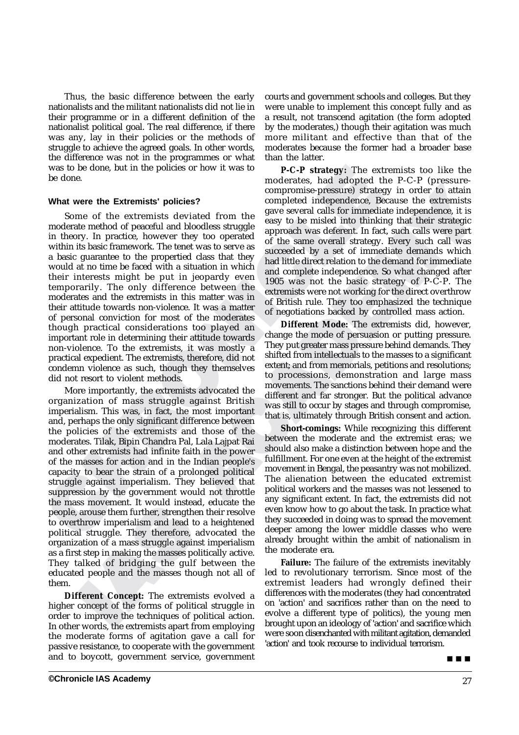Thus, the basic difference between the early nationalists and the militant nationalists did not lie in their programme or in a different definition of the nationalist political goal. The real difference, if there was any, lay in their policies or the methods of struggle to achieve the agreed goals. In other words, the difference was not in the programmes or what was to be done, but in the policies or how it was to be done.

### What were the Extremists' policies?

Some of the extremists deviated from the moderate method of peaceful and bloodless struggle in theory. In practice, however they too operated within its basic framework. The tenet was to serve as a basic guarantee to the propertied class that they would at no time be faced with a situation in which their interests might be put in jeopardy even temporarily. The only difference between the moderates and the extremists in this matter was in their attitude towards non-violence. It was a matter of personal conviction for most of the moderates though practical considerations too played an important role in determining their attitude towards non-violence. To the extremists, it was mostly a practical expedient. The extremists, therefore, did not condemn violence as such, though they themselves did not resort to violent methods.

More importantly, the extremists advocated the organization of mass struggle against British imperialism. This was, in fact, the most important and, perhaps the only significant difference between the policies of the extremists and those of the moderates. Tilak, Bipin Chandra Pal, Lala Lajpat Rai and other extremists had infinite faith in the power of the masses for action and in the Indian people's capacity to bear the strain of a prolonged political struggle against imperialism. They believed that suppression by the government would not throttle the mass movement. It would instead, educate the people, arouse them further, strengthen their resolve to overthrow imperialism and lead to a heightened political struggle. They therefore, advocated the organization of a mass struggle against imperialism as a first step in making the masses politically active. They talked of bridging the gulf between the educated people and the masses though not all of them.

**Different Concept:** The extremists evolved a higher concept of the forms of political struggle in order to improve the techniques of political action. In other words, the extremists apart from employing the moderate forms of agitation gave a call for passive resistance, to cooperate with the government and to boycott, government service, government courts and government schools and colleges. But they were unable to implement this concept fully and as a result, not transcend agitation (the form adopted by the moderates,) though their agitation was much more militant and effective than that of the moderates because the former had a broader base than the latter.

**P-C-P strategy:** The extremists too like the moderates, had adopted the P-C-P (pressure-compromise-pressure) strategy in order to attain completed independence, Because the extremists gave several calls for immediate independence, it is easy to be misled into thinking that their strategic approach was deferent. In fact, such calls were part of the same overall strategy. Every such call was succeeded by a set of immediate demands which had little direct relation to the demand for immediate and complete independence. So what changed after 1905 was not the basic strategy of P-C-P. The extremists were not working for the direct overthrow of British rule. They too emphasized the technique of negotiations backed by controlled mass action.

**Different Mode:** The extremists did, however, change the mode of persuasion or putting pressure. They put greater mass pressure behind demands. They shifted from intellectuals to the masses to a significant extent; and from memorials, petitions and resolutions; to processions, demonstration and large mass movements. The sanctions behind their demand were different and far stronger. But the political advance was still to occur by stages and through compromise, that is, ultimately through British consent and action.

**Short-comings:** While recognizing this different between the moderate and the extremist eras; we should also make a distinction between hope and the fulfillment. For one even at the height of the extremist movement in Bengal, the peasantry was not mobilized. The alienation between the educated extremist political workers and the masses was not lessened to any significant extent. In fact, the extremists did not even know how to go about the task. In practice what they succeeded in doing was to spread the movement deeper among the lower middle classes who were already brought within the ambit of nationalism in the moderate era.

**Failure:** The failure of the extremists inevitably led to revolutionary terrorism. Since most of the extremist leaders had wrongly defined their differences with the moderates (they had concentrated on 'action' and sacrifices rather than on the need to evolve a different type of politics), the young men brought upon an ideology of 'action' and sacrifice which were soon disenchanted with militant agitation, demanded 'action' and took recourse to individual terrorism.

■ ■ ■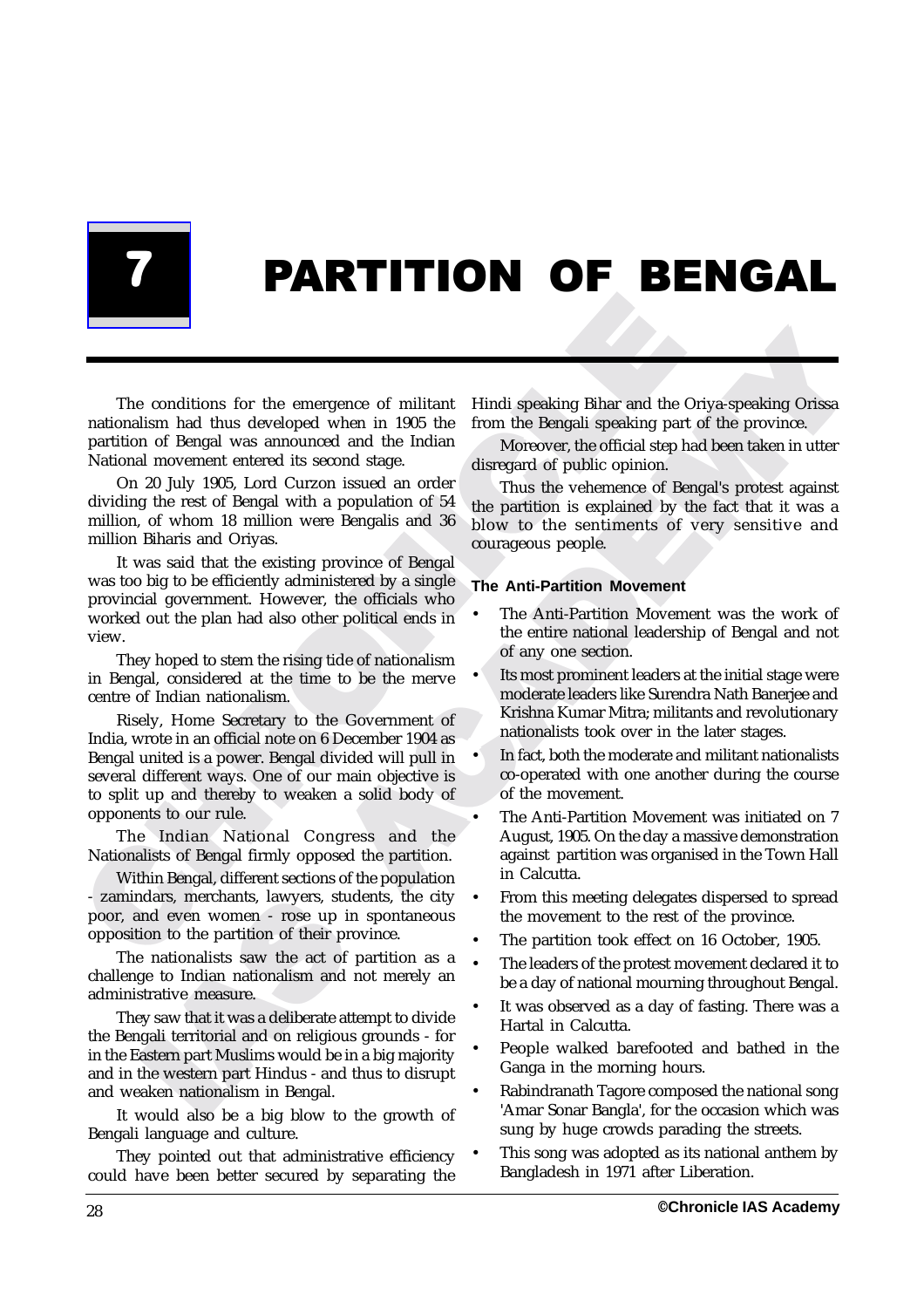# 7 PARTITION OF BENGAL

The conditions for the emergence of militant nationalism had thus developed when in 1905 the partition of Bengal was announced and the Indian National movement entered its second stage.

On 20 July 1905, Lord Curzon issued an order dividing the rest of Bengal with a population of 54 million, of whom 18 million were Bengalis and 36 million Biharis and Oriyas.

It was said that the existing province of Bengal was too big to be efficiently administered by a single provincial government. However, the officials who worked out the plan had also other political ends in view.

They hoped to stem the rising tide of nationalism in Bengal, considered at the time to be the merve centre of Indian nationalism.

Risely, Home Secretary to the Government of India, wrote in an official note on 6 December 1904 as Bengal united is a power. Bengal divided will pull in several different ways. One of our main objective is to split up and thereby to weaken a solid body of opponents to our rule.

The Indian National Congress and the Nationalists of Bengal firmly opposed the partition.

Within Bengal, different sections of the population - zamindars, merchants, lawyers, students, the city poor, and even women - rose up in spontaneous opposition to the partition of their province.

The nationalists saw the act of partition as a challenge to Indian nationalism and not merely an administrative measure.

They saw that it was a deliberate attempt to divide the Bengali territorial and on religious grounds - for in the Eastern part Muslims would be in a big majority and in the western part Hindus - and thus to disrupt and weaken nationalism in Bengal.

It would also be a big blow to the growth of Bengali language and culture.

They pointed out that administrative efficiency could have been better secured by separating the Hindi speaking Bihar and the Oriya-speaking Orissa from the Bengali speaking part of the province.

Moreover, the official step had been taken in utter disregard of public opinion.

Thus the vehemence of Bengal's protest against the partition is explained by the fact that it was a blow to the sentiments of very sensitive and courageous people.

### The Anti-Partition Movement

- The Anti-Partition Movement was the work of the entire national leadership of Bengal and not of any one section.
- Its most prominent leaders at the initial stage were moderate leaders like Surendra Nath Banerjee and Krishna Kumar Mitra; militants and revolutionary nationalists took over in the later stages.
- In fact, both the moderate and militant nationalists co-operated with one another during the course of the movement.
- The Anti-Partition Movement was initiated on 7 August, 1905. On the day a massive demonstration against partition was organised in the Town Hall in Calcutta.
- From this meeting delegates dispersed to spread the movement to the rest of the province.
- The partition took effect on 16 October, 1905.
- The leaders of the protest movement declared it to be a day of national mourning throughout Bengal.
- It was observed as a day of fasting. There was a Hartal in Calcutta.
- People walked barefooted and bathed in the Ganga in the morning hours.
- Rabindranath Tagore composed the national song 'Amar Sonar Bangla', for the occasion which was sung by huge crowds parading the streets.
- This song was adopted as its national anthem by Bangladesh in 1971 after Liberation.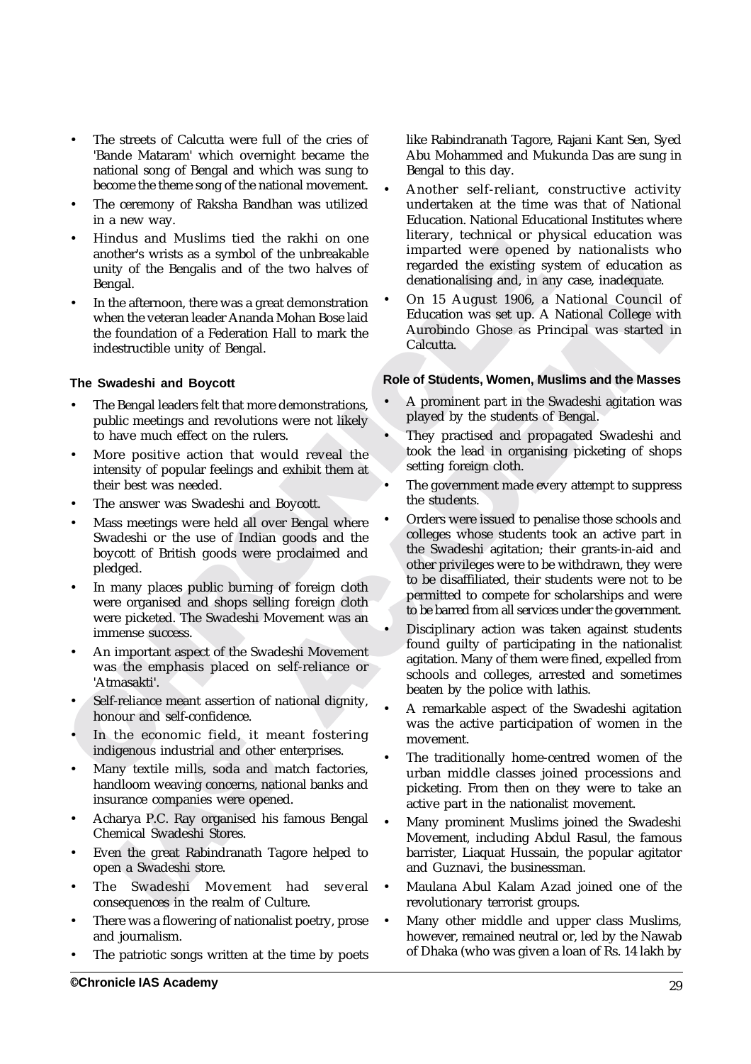- The streets of Calcutta were full of the cries of 'Bande Mataram' which overnight became the national song of Bengal and which was sung to become the theme song of the national movement.
- The ceremony of Raksha Bandhan was utilized in a new way.
- Hindus and Muslims tied the rakhi on one another's wrists as a symbol of the unbreakable unity of the Bengalis and of the two halves of Bengal.
- In the afternoon, there was a great demonstration when the veteran leader Ananda Mohan Bose laid the foundation of a Federation Hall to mark the indestructible unity of Bengal.

### The Swadeshi and Boycott

- The Bengal leaders felt that more demonstrations, public meetings and revolutions were not likely to have much effect on the rulers.
- More positive action that would reveal the intensity of popular feelings and exhibit them at their best was needed.
- The answer was Swadeshi and Boycott.
- Mass meetings were held all over Bengal where Swadeshi or the use of Indian goods and the boycott of British goods were proclaimed and pledged.
- In many places public burning of foreign cloth were organised and shops selling foreign cloth were picketed. The Swadeshi Movement was an immense success.
- An important aspect of the Swadeshi Movement was the emphasis placed on self-reliance or 'Atmasakti'.
- Self-reliance meant assertion of national dignity, honour and self-confidence.
- In the economic field, it meant fostering indigenous industrial and other enterprises.
- Many textile mills, soda and match factories, handloom weaving concerns, national banks and insurance companies were opened.
- Acharya P.C. Ray organised his famous Bengal Chemical Swadeshi Stores.
- Even the great Rabindranath Tagore helped to open a Swadeshi store.
- The Swadeshi Movement had several consequences in the realm of Culture.
- There was a flowering of nationalist poetry, prose and journalism.
- The patriotic songs written at the time by poets like Rabindranath Tagore, Rajani Kant Sen, Syed Abu Mohammed and Mukunda Das are sung in Bengal to this day.
- Another self-reliant, constructive activity undertaken at the time was that of National Education. National Educational Institutes where literary, technical or physical education was imparted were opened by nationalists who regarded the existing system of education as denationalising and, in any case, inadequate.
- On 15 August 1906, a National Council of Education was set up. A National College with Aurobindo Ghose as Principal was started in Calcutta.

### Role of Students, Women, Muslims and the Masses

- A prominent part in the Swadeshi agitation was played by the students of Bengal.
- They practised and propagated Swadeshi and took the lead in organising picketing of shops setting foreign cloth.
- The government made every attempt to suppress the students.
- Orders were issued to penalise those schools and colleges whose students took an active part in the Swadeshi agitation; their grants-in-aid and other privileges were to be withdrawn, they were to be disaffiliated, their students were not to be permitted to compete for scholarships and were to be barred from all services under the government.
- Disciplinary action was taken against students found guilty of participating in the nationalist agitation. Many of them were fined, expelled from schools and colleges, arrested and sometimes beaten by the police with lathis.
- A remarkable aspect of the Swadeshi agitation was the active participation of women in the movement.
- The traditionally home-centred women of the urban middle classes joined processions and picketing. From then on they were to take an active part in the nationalist movement.
- Many prominent Muslims joined the Swadeshi Movement, including Abdul Rasul, the famous barrister, Liaquat Hussain, the popular agitator and Guznavi, the businessman.
- Maulana Abul Kalam Azad joined one of the revolutionary terrorist groups.
- Many other middle and upper class Muslims, however, remained neutral or, led by the Nawab of Dhaka (who was given a loan of Rs. 14 lakh by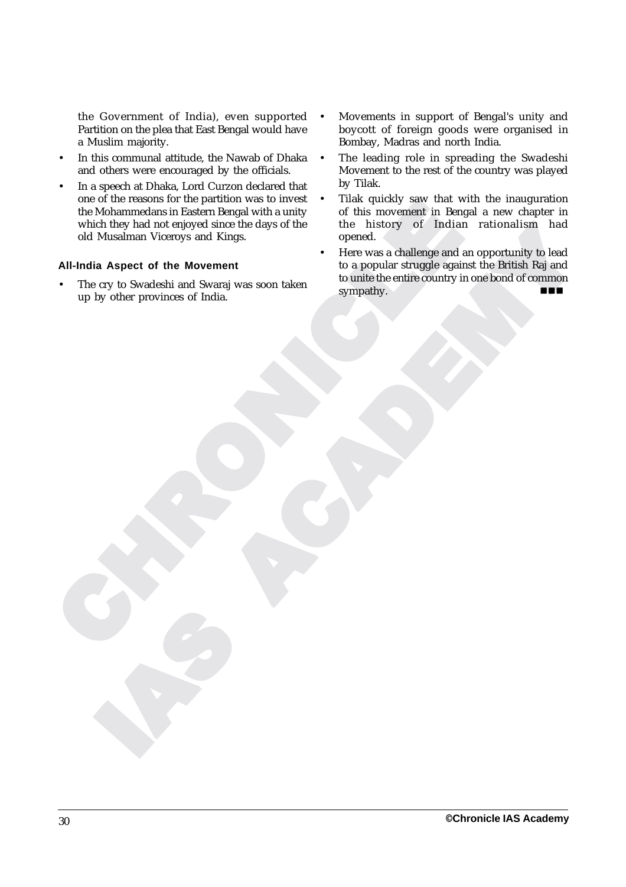the Government of India), even supported Partition on the plea that East Bengal would have a Muslim majority.

- In this communal attitude, the Nawab of Dhaka and others were encouraged by the officials.
- In a speech at Dhaka, Lord Curzon declared that one of the reasons for the partition was to invest the Mohammedans in Eastern Bengal with a unity which they had not enjoyed since the days of the old Musalman Viceroys and Kings.

**All-India Aspect of the Movement**

- The cry to Swadeshi and Swaraj was soon taken up by other provinces of India.
- Movements in support of Bengal's unity and boycott of foreign goods were organised in Bombay, Madras and north India.
- The leading role in spreading the Swadeshi Movement to the rest of the country was played by Tilak.
- Tilak quickly saw that with the inauguration of this movement in Bengal a new chapter in the history of Indian rationalism had opened.
- Here was a challenge and an opportunity to lead to a popular struggle against the British Raj and to unite the entire country in one bond of common sympathy.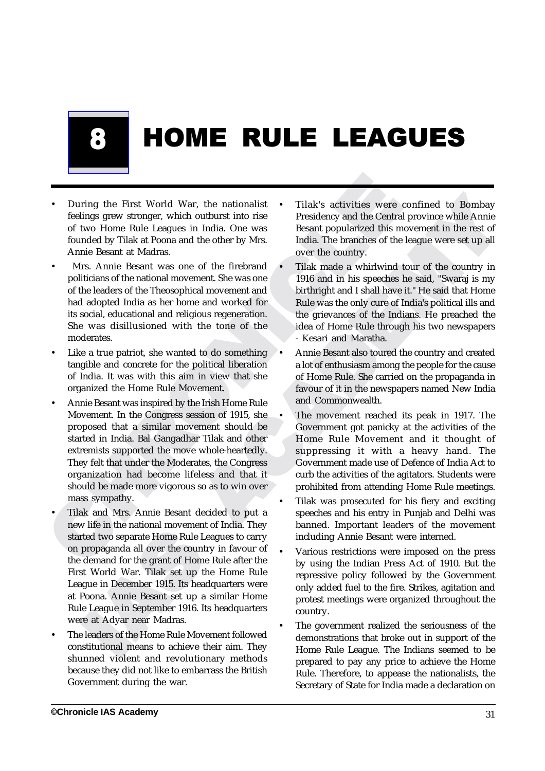# 8 HOME RULE LEAGUES

- During the First World War, the nationalist feelings grew stronger, which outburst into rise of two Home Rule Leagues in India. One was founded by Tilak at Poona and the other by Mrs. Annie Besant at Madras.
- Mrs. Annie Besant was one of the firebrand politicians of the national movement. She was one of the leaders of the Theosophical movement and had adopted India as her home and worked for its social, educational and religious regeneration. She was disillusioned with the tone of the moderates.
- Like a true patriot, she wanted to do something tangible and concrete for the political liberation of India. It was with this aim in view that she organized the Home Rule Movement.
- Annie Besant was inspired by the Irish Home Rule Movement. In the Congress session of 1915, she proposed that a similar movement should be started in India. Bal Gangadhar Tilak and other extremists supported the move whole-heartedly. They felt that under the Moderates, the Congress organization had become lifeless and that it should be made more vigorous so as to win over mass sympathy.
- Tilak and Mrs. Annie Besant decided to put a new life in the national movement of India. They started two separate Home Rule Leagues to carry on propaganda all over the country in favour of the demand for the grant of Home Rule after the First World War. Tilak set up the Home Rule League in December 1915. Its headquarters were at Poona. Annie Besant set up a similar Home Rule League in September 1916. Its headquarters were at Adyar near Madras.
- The leaders of the Home Rule Movement followed constitutional means to achieve their aim. They shunned violent and revolutionary methods because they did not like to embarrass the British Government during the war.
- Tilak's activities were confined to Bombay Presidency and the Central province while Annie Besant popularized this movement in the rest of India. The branches of the league were set up all over the country.
- Tilak made a whirlwind tour of the country in 1916 and in his speeches he said, "Swaraj is my birthright and I shall have it." He said that Home Rule was the only cure of India's political ills and the grievances of the Indians. He preached the idea of Home Rule through his two newspapers - Kesari and Maratha.
- Annie Besant also toured the country and created a lot of enthusiasm among the people for the cause of Home Rule. She carried on the propaganda in favour of it in the newspapers named New India and Commonwealth.
- The movement reached its peak in 1917. The Government got panicky at the activities of the Home Rule Movement and it thought of suppressing it with a heavy hand. The Government made use of Defence of India Act to curb the activities of the agitators. Students were prohibited from attending Home Rule meetings.
- Tilak was prosecuted for his fiery and exciting speeches and his entry in Punjab and Delhi was banned. Important leaders of the movement including Annie Besant were interned.
- Various restrictions were imposed on the press by using the Indian Press Act of 1910. But the repressive policy followed by the Government only added fuel to the fire. Strikes, agitation and protest meetings were organized throughout the country.
- The government realized the seriousness of the demonstrations that broke out in support of the Home Rule League. The Indians seemed to be prepared to pay any price to achieve the Home Rule. Therefore, to appease the nationalists, the Secretary of State for India made a declaration on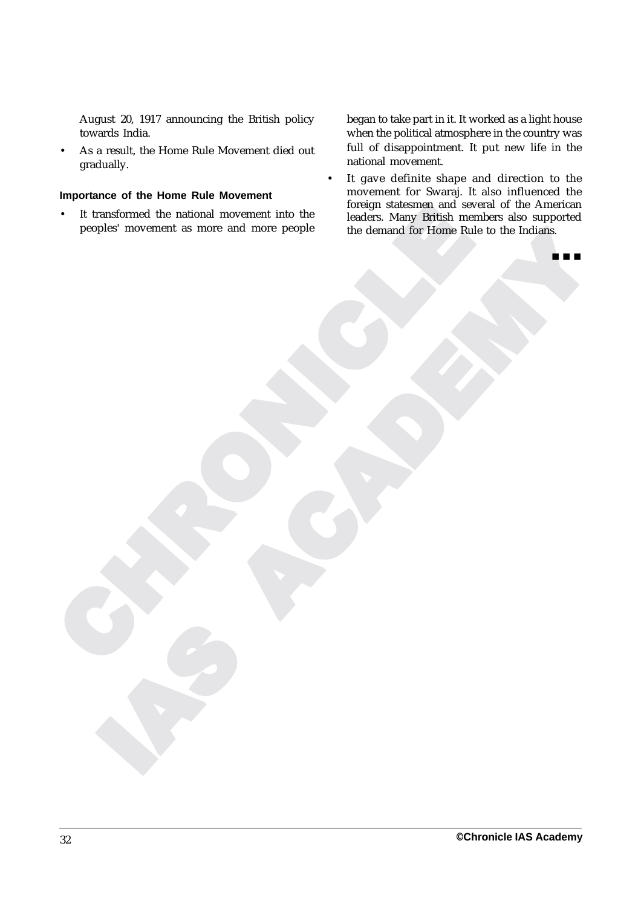August 20, 1917 announcing the British policy towards India.

- As a result, the Home Rule Movement died out gradually.

#### Importance of the Home Rule Movement

- It transformed the national movement into the peoples' movement as more and more people began to take part in it. It worked as a light house when the political atmosphere in the country was full of disappointment. It put new life in the national movement.
- It gave definite shape and direction to the movement for Swaraj. It also influenced the foreign statesmen and several of the American leaders. Many British members also supported the demand for Home Rule to the Indians.

■ ■ ■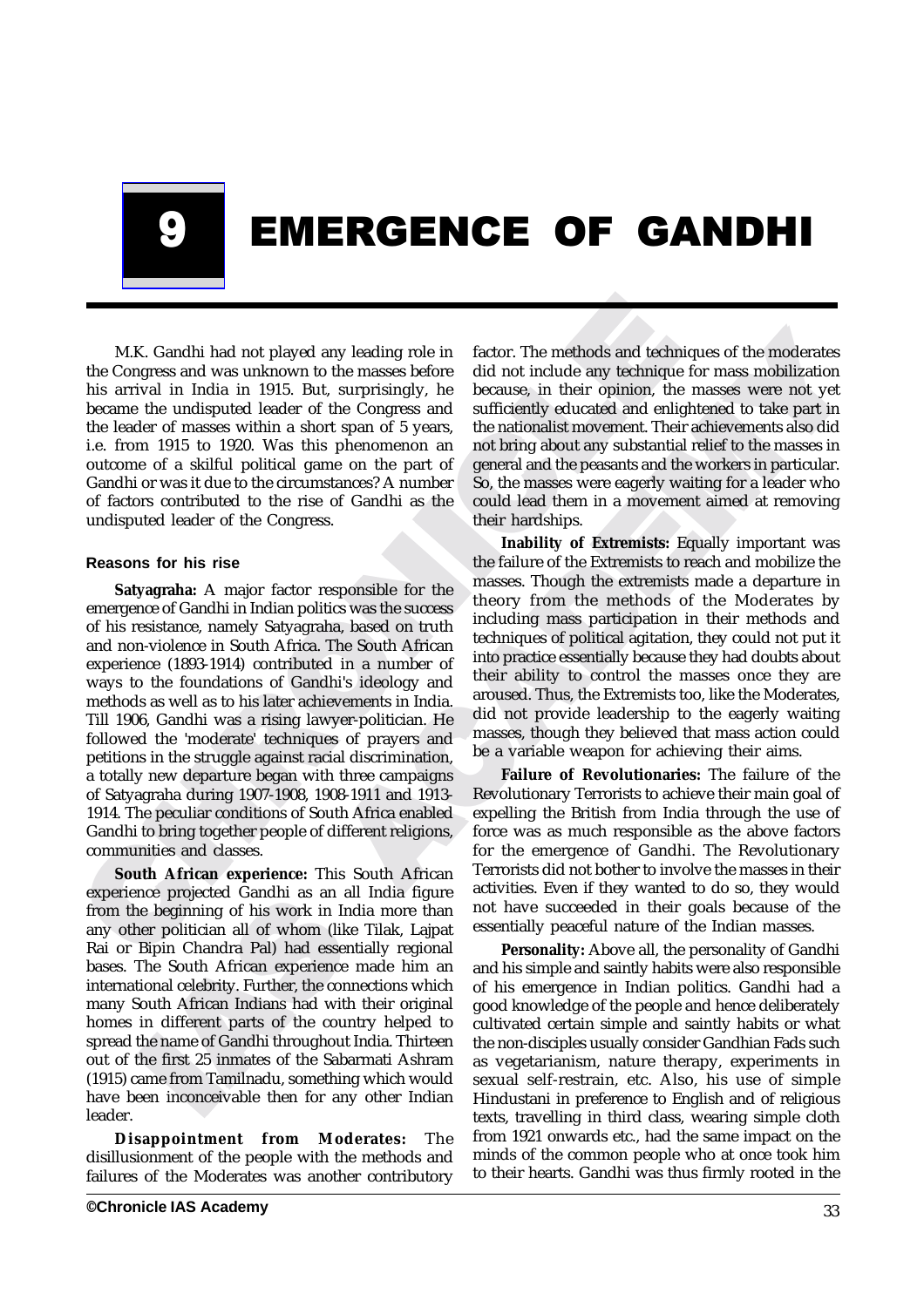# 9 EMERGENCE OF GANDHI

M.K. Gandhi had not played any leading role in the Congress and was unknown to the masses before his arrival in India in 1915. But, surprisingly, he became the undisputed leader of the Congress and the leader of masses within a short span of 5 years, i.e. from 1915 to 1920. Was this phenomenon an outcome of a skilful political game on the part of Gandhi or was it due to the circumstances? A number of factors contributed to the rise of Gandhi as the undisputed leader of the Congress.

### Reasons for his rise

**Satyagraha:** A major factor responsible for the emergence of Gandhi in Indian politics was the success of his resistance, namely Satyagraha, based on truth and non-violence in South Africa. The South African experience (1893-1914) contributed in a number of ways to the foundations of Gandhi's ideology and methods as well as to his later achievements in India. Till 1906, Gandhi was a rising lawyer-politician. He followed the 'moderate' techniques of prayers and petitions in the struggle against racial discrimination, a totally new departure began with three campaigns of Satyagraha during 1907-1908, 1908-1911 and 1913-1914. The peculiar conditions of South Africa enabled Gandhi to bring together people of different religions, communities and classes.

**South African experience:** This South African experience projected Gandhi as an all India figure from the beginning of his work in India more than any other politician all of whom (like Tilak, Lajpat Rai or Bipin Chandra Pal) had essentially regional bases. The South African experience made him an international celebrity. Further, the connections which many South African Indians had with their original homes in different parts of the country helped to spread the name of Gandhi throughout India. Thirteen out of the first 25 inmates of the Sabarmati Ashram (1915) came from Tamilnadu, something which would have been inconceivable then for any other Indian leader.

**Disappointment from Moderates:** The disillusionment of the people with the methods and failures of the Moderates was another contributory factor. The methods and techniques of the moderates did not include any technique for mass mobilization because, in their opinion, the masses were not yet sufficiently educated and enlightened to take part in the nationalist movement. Their achievements also did not bring about any substantial relief to the masses in general and the peasants and the workers in particular. So, the masses were eagerly waiting for a leader who could lead them in a movement aimed at removing their hardships.

**Inability of Extremists:** Equally important was the failure of the Extremists to reach and mobilize the masses. Though the extremists made a departure in theory from the methods of the Moderates by including mass participation in their methods and techniques of political agitation, they could not put it into practice essentially because they had doubts about their ability to control the masses once they are aroused. Thus, the Extremists too, like the Moderates, did not provide leadership to the eagerly waiting masses, though they believed that mass action could be a variable weapon for achieving their aims.

**Failure of Revolutionaries:** The failure of the Revolutionary Terrorists to achieve their main goal of expelling the British from India through the use of force was as much responsible as the above factors for the emergence of Gandhi. The Revolutionary Terrorists did not bother to involve the masses in their activities. Even if they wanted to do so, they would not have succeeded in their goals because of the essentially peaceful nature of the Indian masses.

**Personality:** Above all, the personality of Gandhi and his simple and saintly habits were also responsible of his emergence in Indian politics. Gandhi had a good knowledge of the people and hence deliberately cultivated certain simple and saintly habits or what the non-disciples usually consider Gandhian Fads such as vegetarianism, nature therapy, experiments in sexual self-restrain, etc. Also, his use of simple Hindustani in preference to English and of religious texts, travelling in third class, wearing simple cloth from 1921 onwards etc., had the same impact on the minds of the common people who at once took him to their hearts. Gandhi was thus firmly rooted in the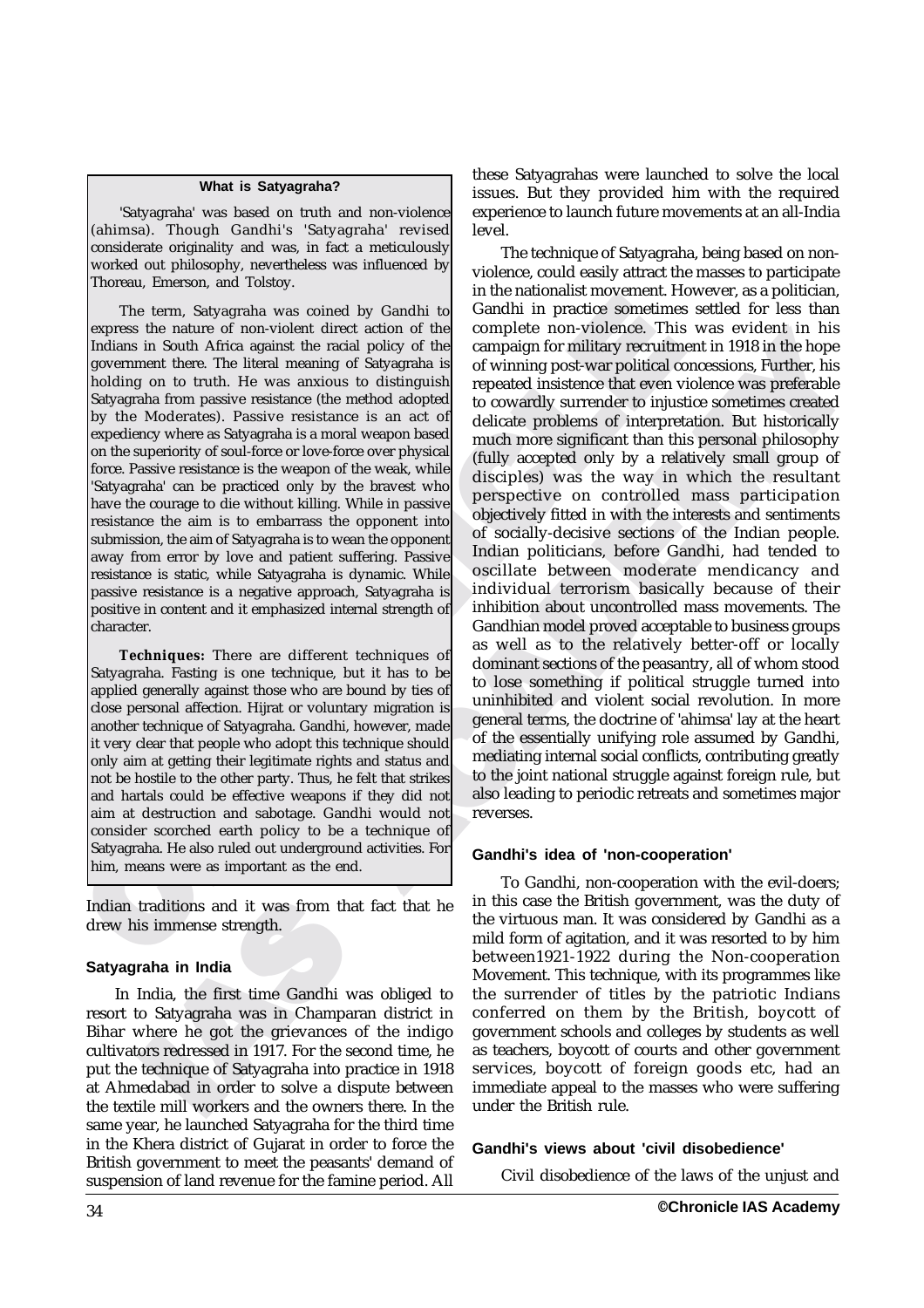### What is Satyagraha?

'Satyagraha' was based on truth and non-violence (ahimsa). Though Gandhi's 'Satyagraha' revised considerate originality and was, in fact a meticulously worked out philosophy, nevertheless was influenced by Thoreau, Emerson, and Tolstoy.

The term, Satyagraha was coined by Gandhi to express the nature of non-violent direct action of the Indians in South Africa against the racial policy of the government there. The literal meaning of Satyagraha is holding on to truth. He was anxious to distinguish Satyagraha from passive resistance (the method adopted by the Moderates). Passive resistance is an act of expediency where as Satyagraha is a moral weapon based on the superiority of soul-force or love-force over physical force. Passive resistance is the weapon of the weak, while 'Satyagraha' can be practiced only by the bravest who have the courage to die without killing. While in passive resistance the aim is to embarrass the opponent into submission, the aim of Satyagraha is to wean the opponent away from error by love and patient suffering. Passive resistance is static, while Satyagraha is dynamic. While passive resistance is a negative approach, Satyagraha is positive in content and it emphasized internal strength of character.

**Techniques:** There are different techniques of Satyagraha. Fasting is one technique, but it has to be applied generally against those who are bound by ties of close personal affection. Hijrat or voluntary migration is another technique of Satyagraha. Gandhi, however, made it very clear that people who adopt this technique should only aim at getting their legitimate rights and status and not be hostile to the other party. Thus, he felt that strikes and hartals could be effective weapons if they did not aim at destruction and sabotage. Gandhi would not consider scorched earth policy to be a technique of Satyagraha. He also ruled out underground activities. For him, means were as important as the end.

Indian traditions and it was from that fact that he drew his immense strength.

### Satyagraha in India

In India, the first time Gandhi was obliged to resort to Satyagraha was in Champaran district in Bihar where he got the grievances of the indigo cultivators redressed in 1917. For the second time, he put the technique of Satyagraha into practice in 1918 at Ahmedabad in order to solve a dispute between the textile mill workers and the owners there. In the same year, he launched Satyagraha for the third time in the Khera district of Gujarat in order to force the British government to meet the peasants' demand of suspension of land revenue for the famine period. All these Satyagrahas were launched to solve the local issues. But they provided him with the required experience to launch future movements at an all-India level.

The technique of Satyagraha, being based on non-violence, could easily attract the masses to participate in the nationalist movement. However, as a politician, Gandhi in practice sometimes settled for less than complete non-violence. This was evident in his campaign for military recruitment in 1918 in the hope of winning post-war political concessions, Further, his repeated insistence that even violence was preferable to cowardly surrender to injustice sometimes created delicate problems of interpretation. But historically much more significant than this personal philosophy (fully accepted only by a relatively small group of disciples) was the way in which the resultant perspective on controlled mass participation objectively fitted in with the interests and sentiments of socially-decisive sections of the Indian people. Indian politicians, before Gandhi, had tended to oscillate between moderate mendicancy and individual terrorism basically because of their inhibition about uncontrolled mass movements. The Gandhian model proved acceptable to business groups as well as to the relatively better-off or locally dominant sections of the peasantry, all of whom stood to lose something if political struggle turned into uninhibited and violent social revolution. In more general terms, the doctrine of 'ahimsa' lay at the heart of the essentially unifying role assumed by Gandhi, mediating internal social conflicts, contributing greatly to the joint national struggle against foreign rule, but also leading to periodic retreats and sometimes major reverses.

### Gandhi's idea of 'non-cooperation'

To Gandhi, non-cooperation with the evil-doers; in this case the British government, was the duty of the virtuous man. It was considered by Gandhi as a mild form of agitation, and it was resorted to by him between1921-1922 during the Non-cooperation Movement. This technique, with its programmes like the surrender of titles by the patriotic Indians conferred on them by the British, boycott of government schools and colleges by students as well as teachers, boycott of courts and other government services, boycott of foreign goods etc, had an immediate appeal to the masses who were suffering under the British rule.

### Gandhi's views about 'civil disobedience'

Civil disobedience of the laws of the unjust and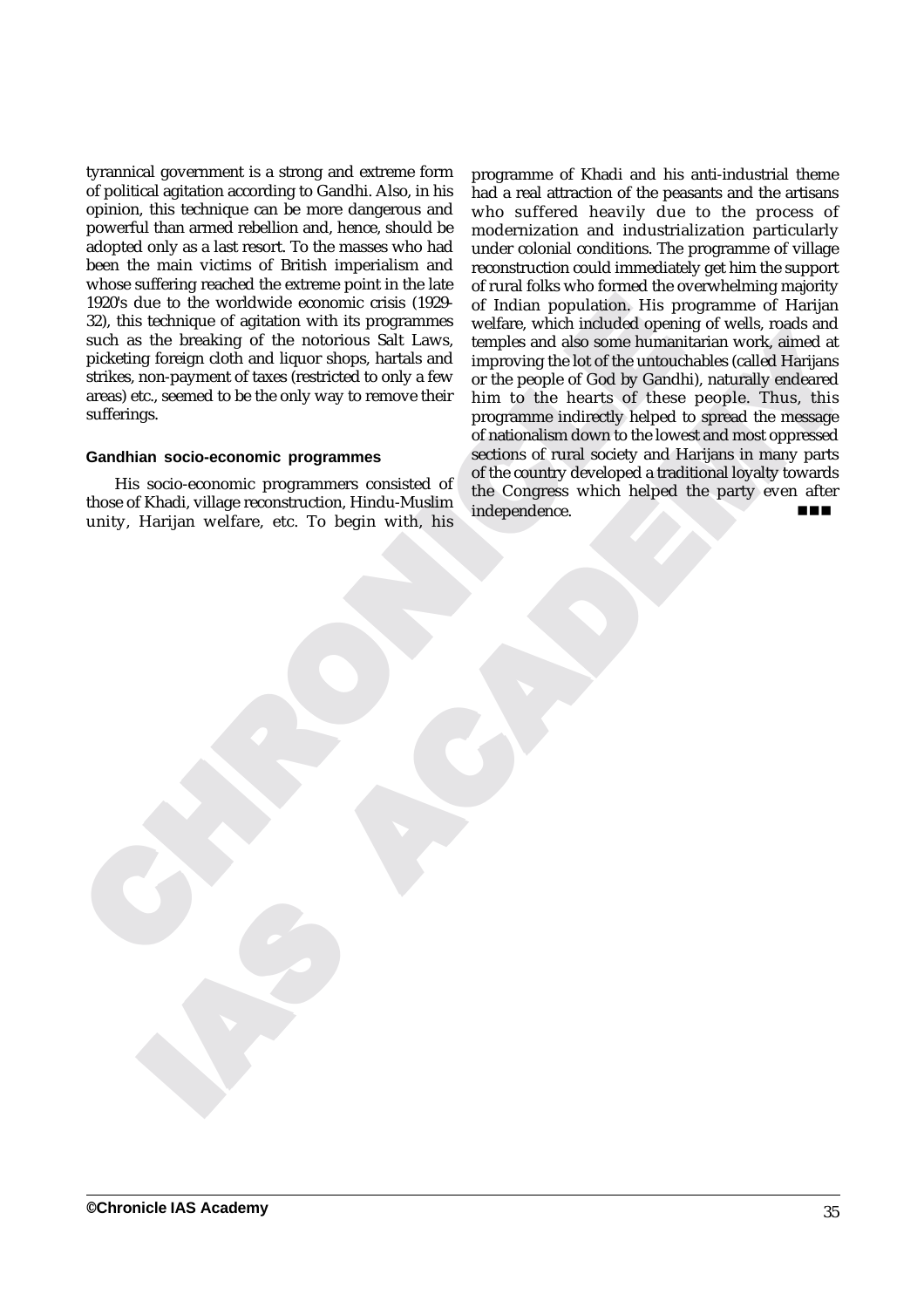tyrannical government is a strong and extreme form of political agitation according to Gandhi. Also, in his opinion, this technique can be more dangerous and powerful than armed rebellion and, hence, should be adopted only as a last resort. To the masses who had been the main victims of British imperialism and whose suffering reached the extreme point in the late 1920's due to the worldwide economic crisis (1929-32), this technique of agitation with its programmes such as the breaking of the notorious Salt Laws, picketing foreign cloth and liquor shops, hartals and strikes, non-payment of taxes (restricted to only a few areas) etc., seemed to be the only way to remove their sufferings.

#### Gandhian socio-economic programmes

His socio-economic programmers consisted of those of Khadi, village reconstruction, Hindu-Muslim unity, Harijan welfare, etc. To begin with, his programme of Khadi and his anti-industrial theme had a real attraction of the peasants and the artisans who suffered heavily due to the process of modernization and industrialization particularly under colonial conditions. The programme of village reconstruction could immediately get him the support of rural folks who formed the overwhelming majority of Indian population. His programme of Harijan welfare, which included opening of wells, roads and temples and also some humanitarian work, aimed at improving the lot of the untouchables (called Harijans or the people of God by Gandhi), naturally endeared him to the hearts of these people. Thus, this programme indirectly helped to spread the message of nationalism down to the lowest and most oppressed sections of rural society and Harijans in many parts of the country developed a traditional loyalty towards the Congress which helped the party even after independence. ■■■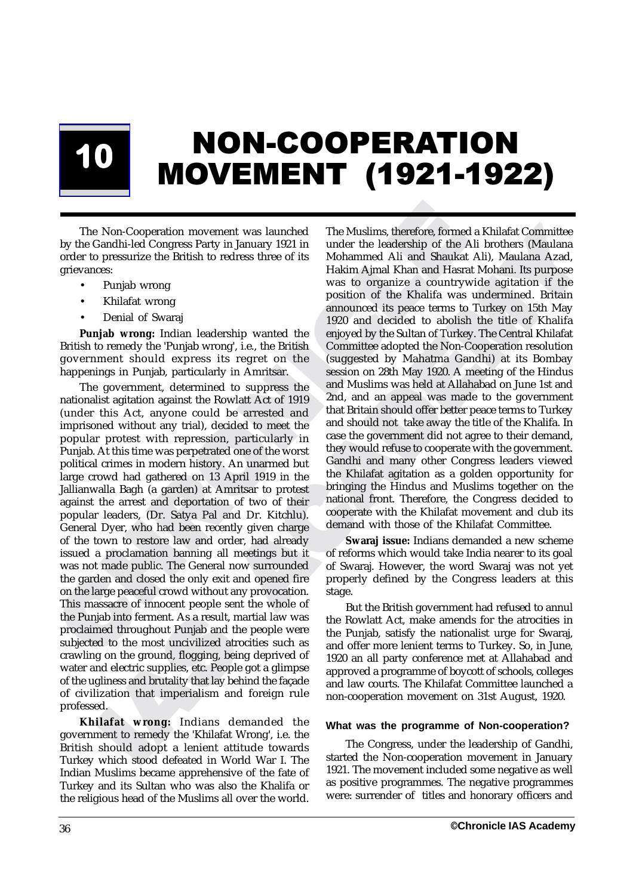# 10 NON-COOPERATION MOVEMENT (1921-1922)

The Non-Cooperation movement was launched by the Gandhi-led Congress Party in January 1921 in order to pressurize the British to redress three of its grievances:

- Punjab wrong
- Khilafat wrong
- Denial of Swaraj

**Punjab wrong:** Indian leadership wanted the British to remedy the 'Punjab wrong', i.e., the British government should express its regret on the happenings in Punjab, particularly in Amritsar.

The government, determined to suppress the nationalist agitation against the Rowlatt Act of 1919 (under this Act, anyone could be arrested and imprisoned without any trial), decided to meet the popular protest with repression, particularly in Punjab. At this time was perpetrated one of the worst political crimes in modern history. An unarmed but large crowd had gathered on 13 April 1919 in the Jallianwalla Bagh (a garden) at Amritsar to protest against the arrest and deportation of two of their popular leaders, (Dr. Satya Pal and Dr. Kitchlu). General Dyer, who had been recently given charge of the town to restore law and order, had already issued a proclamation banning all meetings but it was not made public. The General now surrounded the garden and closed the only exit and opened fire on the large peaceful crowd without any provocation. This massacre of innocent people sent the whole of the Punjab into ferment. As a result, martial law was proclaimed throughout Punjab and the people were subjected to the most uncivilized atrocities such as crawling on the ground, flogging, being deprived of water and electric supplies, etc. People got a glimpse of the ugliness and brutality that lay behind the façade of civilization that imperialism and foreign rule professed.

**Khilafat wrong:** Indians demanded the government to remedy the 'Khilafat Wrong', i.e. the British should adopt a lenient attitude towards Turkey which stood defeated in World War I. The Indian Muslims became apprehensive of the fate of Turkey and its Sultan who was also the Khalifa or the religious head of the Muslims all over the world. The Muslims, therefore, formed a Khilafat Committee under the leadership of the Ali brothers (Maulana Mohammed Ali and Shaukat Ali), Maulana Azad, Hakim Ajmal Khan and Hasrat Mohani. Its purpose was to organize a countrywide agitation if the position of the Khalifa was undermined. Britain announced its peace terms to Turkey on 15th May 1920 and decided to abolish the title of Khalifa enjoyed by the Sultan of Turkey. The Central Khilafat Committee adopted the Non-Cooperation resolution (suggested by Mahatma Gandhi) at its Bombay session on 28th May 1920. A meeting of the Hindus and Muslims was held at Allahabad on June 1st and 2nd, and an appeal was made to the government that Britain should offer better peace terms to Turkey and should not take away the title of the Khalifa. In case the government did not agree to their demand, they would refuse to cooperate with the government. Gandhi and many other Congress leaders viewed the Khilafat agitation as a golden opportunity for bringing the Hindus and Muslims together on the national front. Therefore, the Congress decided to cooperate with the Khilafat movement and club its demand with those of the Khilafat Committee.

**Swaraj issue:** Indians demanded a new scheme of reforms which would take India nearer to its goal of Swaraj. However, the word Swaraj was not yet properly defined by the Congress leaders at this stage.

But the British government had refused to annul the Rowlatt Act, make amends for the atrocities in the Punjab, satisfy the nationalist urge for Swaraj, and offer more lenient terms to Turkey. So, in June, 1920 an all party conference met at Allahabad and approved a programme of boycott of schools, colleges and law courts. The Khilafat Committee launched a non-cooperation movement on 31st August, 1920.

### What was the programme of Non-cooperation?

The Congress, under the leadership of Gandhi, started the Non-cooperation movement in January 1921. The movement included some negative as well as positive programmes. The negative programmes were: surrender of titles and honorary officers and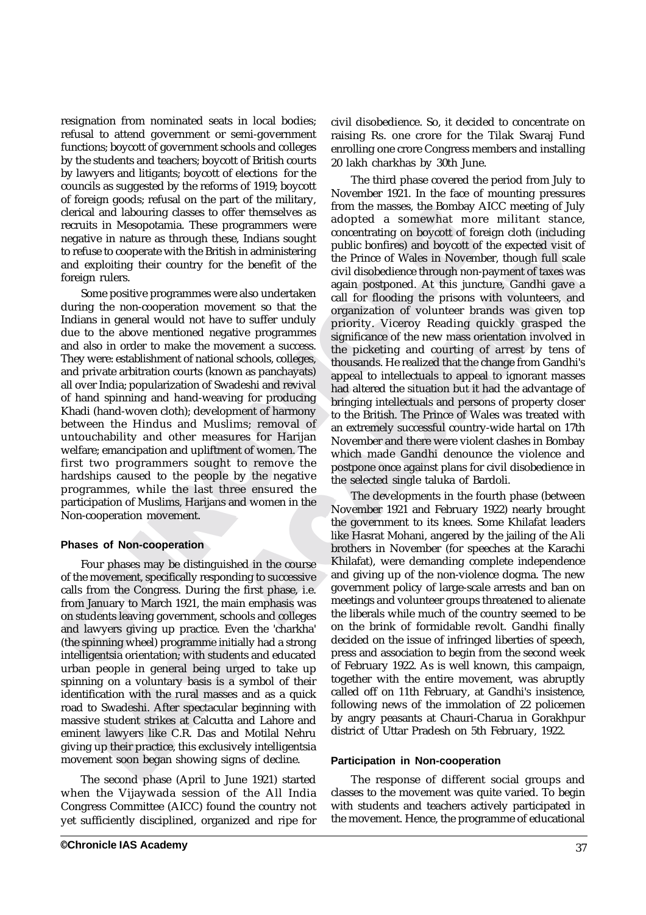resignation from nominated seats in local bodies; refusal to attend government or semi-government functions; boycott of government schools and colleges by the students and teachers; boycott of British courts by lawyers and litigants; boycott of elections for the councils as suggested by the reforms of 1919; boycott of foreign goods; refusal on the part of the military, clerical and labouring classes to offer themselves as recruits in Mesopotamia. These programmers were negative in nature as through these, Indians sought to refuse to cooperate with the British in administering and exploiting their country for the benefit of the foreign rulers.

Some positive programmes were also undertaken during the non-cooperation movement so that the Indians in general would not have to suffer unduly due to the above mentioned negative programmes and also in order to make the movement a success. They were: establishment of national schools, colleges, and private arbitration courts (known as panchayats) all over India; popularization of Swadeshi and revival of hand spinning and hand-weaving for producing Khadi (hand-woven cloth); development of harmony between the Hindus and Muslims; removal of untouchability and other measures for Harijan welfare; emancipation and upliftment of women. The first two programmers sought to remove the hardships caused to the people by the negative programmes, while the last three ensured the participation of Muslims, Harijans and women in the Non-cooperation movement.

#### Phases of Non-cooperation

Four phases may be distinguished in the course of the movement, specifically responding to successive calls from the Congress. During the first phase, i.e. from January to March 1921, the main emphasis was on students leaving government, schools and colleges and lawyers giving up practice. Even the 'charkha' (the spinning wheel) programme initially had a strong intelligentsia orientation; with students and educated urban people in general being urged to take up spinning on a voluntary basis is a symbol of their identification with the rural masses and as a quick road to Swadeshi. After spectacular beginning with massive student strikes at Calcutta and Lahore and eminent lawyers like C.R. Das and Motilal Nehru giving up their practice, this exclusively intelligentsia movement soon began showing signs of decline.

The second phase (April to June 1921) started when the Vijaywada session of the All India Congress Committee (AICC) found the country not yet sufficiently disciplined, organized and ripe for civil disobedience. So, it decided to concentrate on raising Rs. one crore for the Tilak Swaraj Fund enrolling one crore Congress members and installing 20 lakh charkhas by 30th June.

The third phase covered the period from July to November 1921. In the face of mounting pressures from the masses, the Bombay AICC meeting of July adopted a somewhat more militant stance, concentrating on boycott of foreign cloth (including public bonfires) and boycott of the expected visit of the Prince of Wales in November, though full scale civil disobedience through non-payment of taxes was again postponed. At this juncture, Gandhi gave a call for flooding the prisons with volunteers, and organization of volunteer brands was given top priority. Viceroy Reading quickly grasped the significance of the new mass orientation involved in the picketing and courting of arrest by tens of thousands. He realized that the change from Gandhi's appeal to intellectuals to appeal to ignorant masses had altered the situation but it had the advantage of bringing intellectuals and persons of property closer to the British. The Prince of Wales was treated with an extremely successful country-wide hartal on 17th November and there were violent clashes in Bombay which made Gandhi denounce the violence and postpone once against plans for civil disobedience in the selected single taluka of Bardoli.

The developments in the fourth phase (between November 1921 and February 1922) nearly brought the government to its knees. Some Khilafat leaders like Hasrat Mohani, angered by the jailing of the Ali brothers in November (for speeches at the Karachi Khilafat), were demanding complete independence and giving up of the non-violence dogma. The new government policy of large-scale arrests and ban on meetings and volunteer groups threatened to alienate the liberals while much of the country seemed to be on the brink of formidable revolt. Gandhi finally decided on the issue of infringed liberties of speech, press and association to begin from the second week of February 1922. As is well known, this campaign, together with the entire movement, was abruptly called off on 11th February, at Gandhi's insistence, following news of the immolation of 22 policemen by angry peasants at Chauri-Charua in Gorakhpur district of Uttar Pradesh on 5th February, 1922.

#### Participation in Non-cooperation

The response of different social groups and classes to the movement was quite varied. To begin with students and teachers actively participated in the movement. Hence, the programme of educational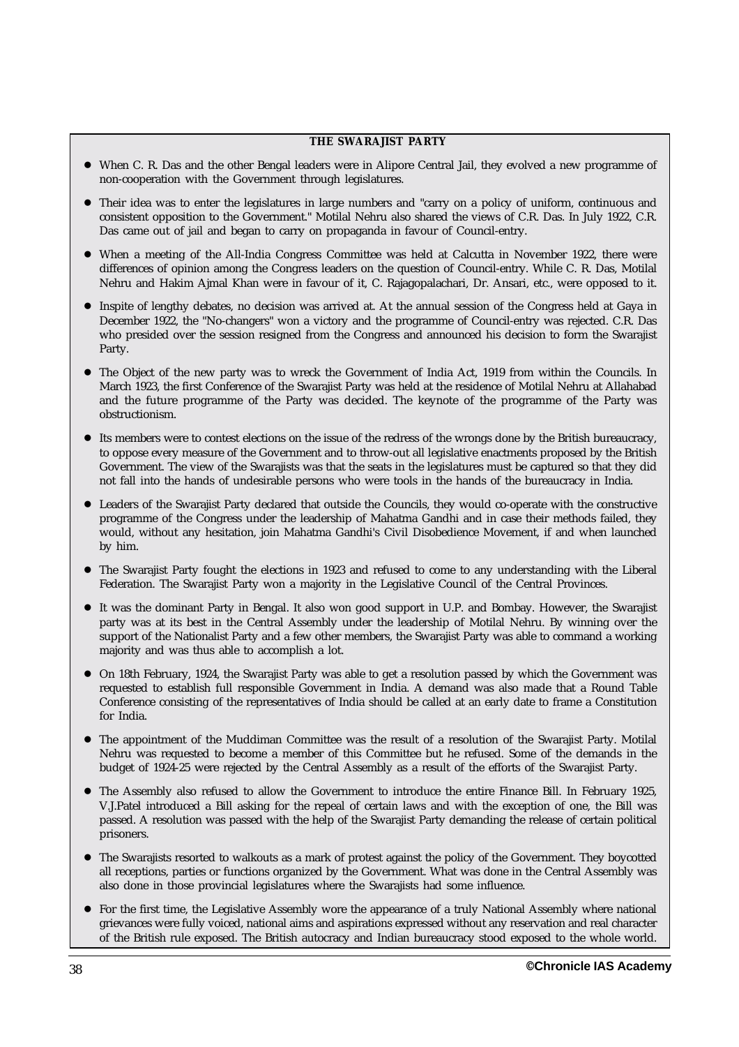## THE SWARAJIST PARTY

- When C. R. Das and the other Bengal leaders were in Alipore Central Jail, they evolved a new programme of non-cooperation with the Government through legislatures.
- Their idea was to enter the legislatures in large numbers and "carry on a policy of uniform, continuous and consistent opposition to the Government." Motilal Nehru also shared the views of C.R. Das. In July 1922, C.R. Das came out of jail and began to carry on propaganda in favour of Council-entry.
- When a meeting of the All-India Congress Committee was held at Calcutta in November 1922, there were differences of opinion among the Congress leaders on the question of Council-entry. While C. R. Das, Motilal Nehru and Hakim Ajmal Khan were in favour of it, C. Rajagopalachari, Dr. Ansari, etc., were opposed to it.
- Inspite of lengthy debates, no decision was arrived at. At the annual session of the Congress held at Gaya in December 1922, the "No-changers" won a victory and the programme of Council-entry was rejected. C.R. Das who presided over the session resigned from the Congress and announced his decision to form the Swarajist Party.
- The Object of the new party was to wreck the Government of India Act, 1919 from within the Councils. In March 1923, the first Conference of the Swarajist Party was held at the residence of Motilal Nehru at Allahabad and the future programme of the Party was decided. The keynote of the programme of the Party was obstructionism.
- Its members were to contest elections on the issue of the redress of the wrongs done by the British bureaucracy, to oppose every measure of the Government and to throw-out all legislative enactments proposed by the British Government. The view of the Swarajists was that the seats in the legislatures must be captured so that they did not fall into the hands of undesirable persons who were tools in the hands of the bureaucracy in India.
- Leaders of the Swarajist Party declared that outside the Councils, they would co-operate with the constructive programme of the Congress under the leadership of Mahatma Gandhi and in case their methods failed, they would, without any hesitation, join Mahatma Gandhi's Civil Disobedience Movement, if and when launched by him.
- The Swarajist Party fought the elections in 1923 and refused to come to any understanding with the Liberal Federation. The Swarajist Party won a majority in the Legislative Council of the Central Provinces.
- It was the dominant Party in Bengal. It also won good support in U.P. and Bombay. However, the Swarajist party was at its best in the Central Assembly under the leadership of Motilal Nehru. By winning over the support of the Nationalist Party and a few other members, the Swarajist Party was able to command a working majority and was thus able to accomplish a lot.
- On 18th February, 1924, the Swarajist Party was able to get a resolution passed by which the Government was requested to establish full responsible Government in India. A demand was also made that a Round Table Conference consisting of the representatives of India should be called at an early date to frame a Constitution for India.
- The appointment of the Muddiman Committee was the result of a resolution of the Swarajist Party. Motilal Nehru was requested to become a member of this Committee but he refused. Some of the demands in the budget of 1924-25 were rejected by the Central Assembly as a result of the efforts of the Swarajist Party.
- The Assembly also refused to allow the Government to introduce the entire Finance Bill. In February 1925, V.J.Patel introduced a Bill asking for the repeal of certain laws and with the exception of one, the Bill was passed. A resolution was passed with the help of the Swarajist Party demanding the release of certain political prisoners.
- The Swarajists resorted to walkouts as a mark of protest against the policy of the Government. They boycotted all receptions, parties or functions organized by the Government. What was done in the Central Assembly was also done in those provincial legislatures where the Swarajists had some influence.
- For the first time, the Legislative Assembly wore the appearance of a truly National Assembly where national grievances were fully voiced, national aims and aspirations expressed without any reservation and real character of the British rule exposed. The British autocracy and Indian bureaucracy stood exposed to the whole world.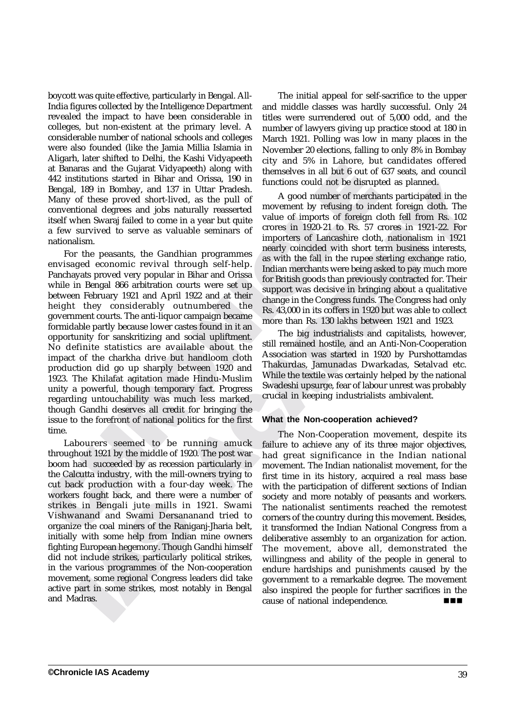boycott was quite effective, particularly in Bengal. All-India figures collected by the Intelligence Department revealed the impact to have been considerable in colleges, but non-existent at the primary level. A considerable number of national schools and colleges were also founded (like the Jamia Millia Islamia in Aligarh, later shifted to Delhi, the Kashi Vidyapeeth at Banaras and the Gujarat Vidyapeeth) along with 442 institutions started in Bihar and Orissa, 190 in Bengal, 189 in Bombay, and 137 in Uttar Pradesh. Many of these proved short-lived, as the pull of conventional degrees and jobs naturally reasserted itself when Swaraj failed to come in a year but quite a few survived to serve as valuable seminars of nationalism.

For the peasants, the Gandhian programmes envisaged economic revival through self-help. Panchayats proved very popular in Bihar and Orissa while in Bengal 866 arbitration courts were set up between February 1921 and April 1922 and at their height they considerably outnumbered the government courts. The anti-liquor campaign became formidable partly because lower castes found in it an opportunity for sanskritizing and social upliftment. No definite statistics are available about the impact of the charkha drive but handloom cloth production did go up sharply between 1920 and 1923. The Khilafat agitation made Hindu-Muslim unity a powerful, though temporary fact. Progress regarding untouchability was much less marked, though Gandhi deserves all credit for bringing the issue to the forefront of national politics for the first time.

Labourers seemed to be running amuck throughout 1921 by the middle of 1920. The post war boom had succeeded by as recession particularly in the Calcutta industry, with the mill-owners trying to cut back production with a four-day week. The workers fought back, and there were a number of strikes in Bengali jute mills in 1921. Swami Vishwanand and Swami Dersananand tried to organize the coal miners of the Raniganj-Jharia belt, initially with some help from Indian mine owners fighting European hegemony. Though Gandhi himself did not include strikes, particularly political strikes, in the various programmes of the Non-cooperation movement, some regional Congress leaders did take active part in some strikes, most notably in Bengal and Madras.

The initial appeal for self-sacrifice to the upper and middle classes was hardly successful. Only 24 titles were surrendered out of 5,000 odd, and the number of lawyers giving up practice stood at 180 in March 1921. Polling was low in many places in the November 20 elections, falling to only 8% in Bombay city and 5% in Lahore, but candidates offered themselves in all but 6 out of 637 seats, and council functions could not be disrupted as planned.

A good number of merchants participated in the movement by refusing to indent foreign cloth. The value of imports of foreign cloth fell from Rs. 102 crores in 1920-21 to Rs. 57 crores in 1921-22. For importers of Lancashire cloth, nationalism in 1921 nearly coincided with short term business interests, as with the fall in the rupee sterling exchange ratio, Indian merchants were being asked to pay much more for British goods than previously contracted for. Their support was decisive in bringing about a qualitative change in the Congress funds. The Congress had only Rs. 43,000 in its coffers in 1920 but was able to collect more than Rs. 130 lakhs between 1921 and 1923.

The big industrialists and capitalists, however, still remained hostile, and an Anti-Non-Cooperation Association was started in 1920 by Purshottamdas Thakurdas, Jamunadas Dwarkadas, Setalvad etc. While the textile was certainly helped by the national Swadeshi upsurge, fear of labour unrest was probably crucial in keeping industrialists ambivalent.

**What the Non-cooperation achieved?**

The Non-Cooperation movement, despite its failure to achieve any of its three major objectives, had great significance in the Indian national movement. The Indian nationalist movement, for the first time in its history, acquired a real mass base with the participation of different sections of Indian society and more notably of peasants and workers. The nationalist sentiments reached the remotest corners of the country during this movement. Besides, it transformed the Indian National Congress from a deliberative assembly to an organization for action. The movement, above all, demonstrated the willingness and ability of the people in general to endure hardships and punishments caused by the government to a remarkable degree. The movement also inspired the people for further sacrifices in the cause of national independence. ■■■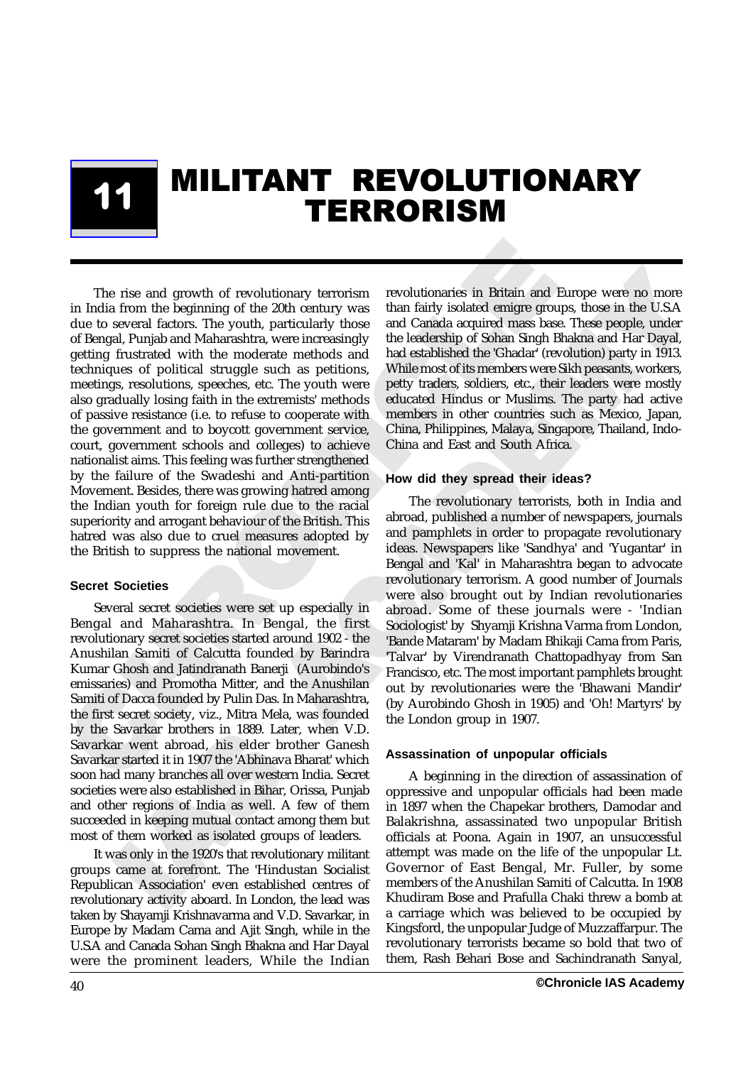# 11 MILITANT REVOLUTIONARY TERRORISM

The rise and growth of revolutionary terrorism in India from the beginning of the 20th century was due to several factors. The youth, particularly those of Bengal, Punjab and Maharashtra, were increasingly getting frustrated with the moderate methods and techniques of political struggle such as petitions, meetings, resolutions, speeches, etc. The youth were also gradually losing faith in the extremists' methods of passive resistance (i.e. to refuse to cooperate with the government and to boycott government service, court, government schools and colleges) to achieve nationalist aims. This feeling was further strengthened by the failure of the Swadeshi and Anti-partition Movement. Besides, there was growing hatred among the Indian youth for foreign rule due to the racial superiority and arrogant behaviour of the British. This hatred was also due to cruel measures adopted by the British to suppress the national movement.

### Secret Societies

Several secret societies were set up especially in Bengal and Maharashtra. In Bengal, the first revolutionary secret societies started around 1902 - the Anushilan Samiti of Calcutta founded by Barindra Kumar Ghosh and Jatindranath Banerji (Aurobindo's emissaries) and Promotha Mitter, and the Anushilan Samiti of Dacca founded by Pulin Das. In Maharashtra, the first secret society, viz., Mitra Mela, was founded by the Savarkar brothers in 1889. Later, when V.D. Savarkar went abroad, his elder brother Ganesh Savarkar started it in 1907 the 'Abhinava Bharat' which soon had many branches all over western India. Secret societies were also established in Bihar, Orissa, Punjab and other regions of India as well. A few of them succeeded in keeping mutual contact among them but most of them worked as isolated groups of leaders.

It was only in the 1920's that revolutionary militant groups came at forefront. The 'Hindustan Socialist Republican Association' even established centres of revolutionary activity aboard. In London, the lead was taken by Shayamji Krishnavarma and V.D. Savarkar, in Europe by Madam Cama and Ajit Singh, while in the U.S.A and Canada Sohan Singh Bhakna and Har Dayal were the prominent leaders, While the Indian revolutionaries in Britain and Europe were no more than fairly isolated emigre groups, those in the U.S.A and Canada acquired mass base. These people, under the leadership of Sohan Singh Bhakna and Har Dayal, had established the 'Ghadar' (revolution) party in 1913. While most of its members were Sikh peasants, workers, petty traders, soldiers, etc., their leaders were mostly educated Hindus or Muslims. The party had active members in other countries such as Mexico, Japan, China, Philippines, Malaya, Singapore, Thailand, Indo-China and East and South Africa.

### How did they spread their ideas?

The revolutionary terrorists, both in India and abroad, published a number of newspapers, journals and pamphlets in order to propagate revolutionary ideas. Newspapers like 'Sandhya' and 'Yugantar' in Bengal and 'Kal' in Maharashtra began to advocate revolutionary terrorism. A good number of Journals were also brought out by Indian revolutionaries abroad. Some of these journals were - 'Indian Sociologist' by Shyamji Krishna Varma from London, 'Bande Mataram' by Madam Bhikaji Cama from Paris, 'Talvar' by Virendranath Chattopadhyay from San Francisco, etc. The most important pamphlets brought out by revolutionaries were the 'Bhawani Mandir' (by Aurobindo Ghosh in 1905) and 'Oh! Martyrs' by the London group in 1907.

### Assassination of unpopular officials

A beginning in the direction of assassination of oppressive and unpopular officials had been made in 1897 when the Chapekar brothers, Damodar and Balakrishna, assassinated two unpopular British officials at Poona. Again in 1907, an unsuccessful attempt was made on the life of the unpopular Lt. Governor of East Bengal, Mr. Fuller, by some members of the Anushilan Samiti of Calcutta. In 1908 Khudiram Bose and Prafulla Chaki threw a bomb at a carriage which was believed to be occupied by Kingsford, the unpopular Judge of Muzzaffarpur. The revolutionary terrorists became so bold that two of them, Rash Behari Bose and Sachindranath Sanyal,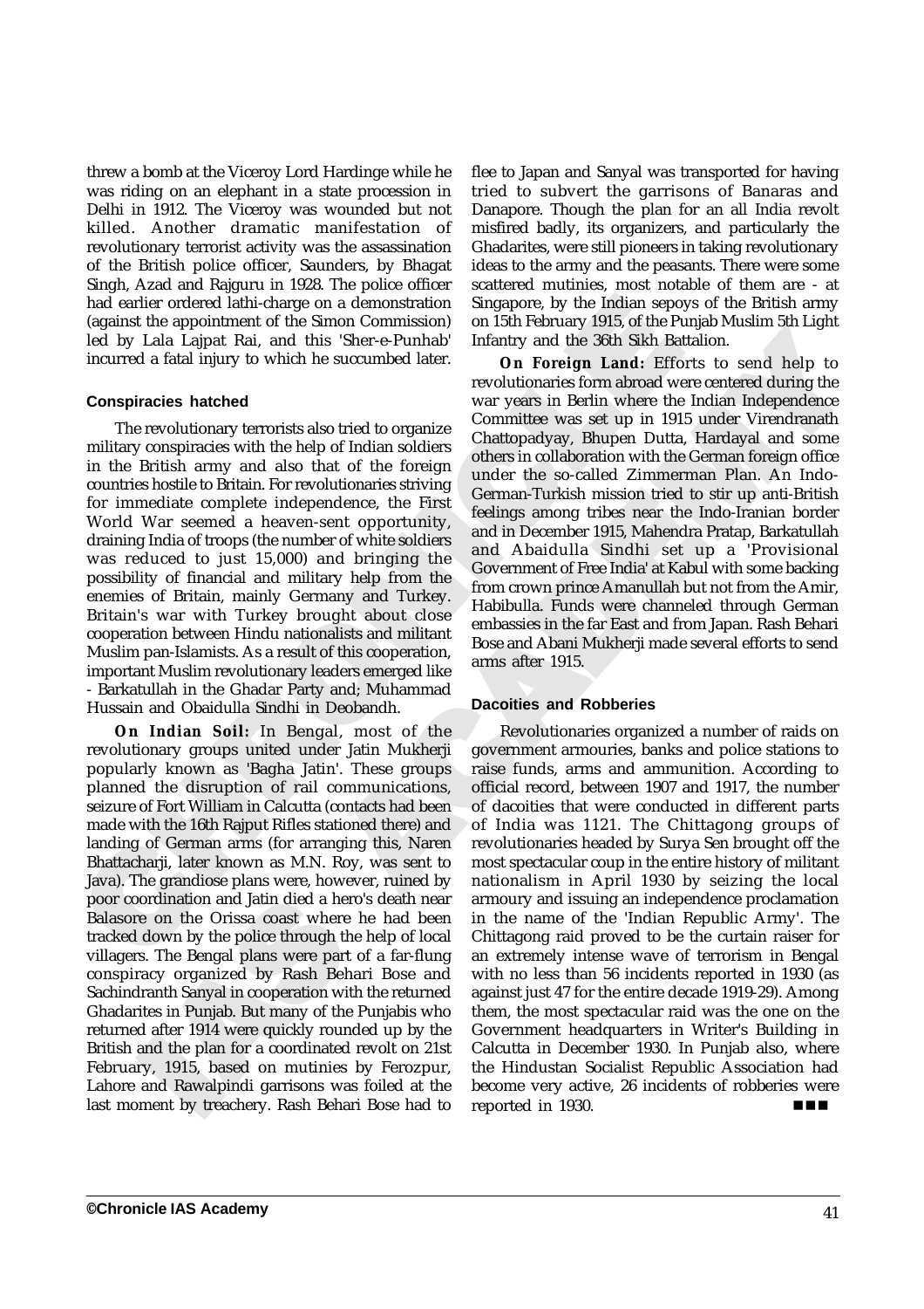threw a bomb at the Viceroy Lord Hardinge while he was riding on an elephant in a state procession in Delhi in 1912. The Viceroy was wounded but not killed. Another dramatic manifestation of revolutionary terrorist activity was the assassination of the British police officer, Saunders, by Bhagat Singh, Azad and Rajguru in 1928. The police officer had earlier ordered lathi-charge on a demonstration (against the appointment of the Simon Commission) led by Lala Lajpat Rai, and this 'Sher-e-Punhab' incurred a fatal injury to which he succumbed later.

### Conspiracies hatched

The revolutionary terrorists also tried to organize military conspiracies with the help of Indian soldiers in the British army and also that of the foreign countries hostile to Britain. For revolutionaries striving for immediate complete independence, the First World War seemed a heaven-sent opportunity, draining India of troops (the number of white soldiers was reduced to just 15,000) and bringing the possibility of financial and military help from the enemies of Britain, mainly Germany and Turkey. Britain's war with Turkey brought about close cooperation between Hindu nationalists and militant Muslim pan-Islamists. As a result of this cooperation, important Muslim revolutionary leaders emerged like - Barkatullah in the Ghadar Party and; Muhammad Hussain and Obaidulla Sindhi in Deobandh.

**On Indian Soil:** In Bengal, most of the revolutionary groups united under Jatin Mukherji popularly known as 'Bagha Jatin'. These groups planned the disruption of rail communications, seizure of Fort William in Calcutta (contacts had been made with the 16th Rajput Rifles stationed there) and landing of German arms (for arranging this, Naren Bhattacharji, later known as M.N. Roy, was sent to Java). The grandiose plans were, however, ruined by poor coordination and Jatin died a hero's death near Balasore on the Orissa coast where he had been tracked down by the police through the help of local villagers. The Bengal plans were part of a far-flung conspiracy organized by Rash Behari Bose and Sachindranth Sanyal in cooperation with the returned Ghadarites in Punjab. But many of the Punjabis who returned after 1914 were quickly rounded up by the British and the plan for a coordinated revolt on 21st February, 1915, based on mutinies by Ferozpur, Lahore and Rawalpindi garrisons was foiled at the last moment by treachery. Rash Behari Bose had to flee to Japan and Sanyal was transported for having tried to subvert the garrisons of Banaras and Danapore. Though the plan for an all India revolt misfired badly, its organizers, and particularly the Ghadarites, were still pioneers in taking revolutionary ideas to the army and the peasants. There were some scattered mutinies, most notable of them are - at Singapore, by the Indian sepoys of the British army on 15th February 1915, of the Punjab Muslim 5th Light Infantry and the 36th Sikh Battalion.

**On Foreign Land:** Efforts to send help to revolutionaries form abroad were centered during the war years in Berlin where the Indian Independence Committee was set up in 1915 under Virendranath Chattopadyay, Bhupen Dutta, Hardayal and some others in collaboration with the German foreign office under the so-called Zimmerman Plan. An Indo-German-Turkish mission tried to stir up anti-British feelings among tribes near the Indo-Iranian border and in December 1915, Mahendra Pratap, Barkatullah and Abaidulla Sindhi set up a 'Provisional Government of Free India' at Kabul with some backing from crown prince Amanullah but not from the Amir, Habibulla. Funds were channeled through German embassies in the far East and from Japan. Rash Behari Bose and Abani Mukherji made several efforts to send arms after 1915.

### Dacoities and Robberies

Revolutionaries organized a number of raids on government armouries, banks and police stations to raise funds, arms and ammunition. According to official record, between 1907 and 1917, the number of dacoities that were conducted in different parts of India was 1121. The Chittagong groups of revolutionaries headed by Surya Sen brought off the most spectacular coup in the entire history of militant nationalism in April 1930 by seizing the local armoury and issuing an independence proclamation in the name of the 'Indian Republic Army'. The Chittagong raid proved to be the curtain raiser for an extremely intense wave of terrorism in Bengal with no less than 56 incidents reported in 1930 (as against just 47 for the entire decade 1919-29). Among them, the most spectacular raid was the one on the Government headquarters in Writer's Building in Calcutta in December 1930. In Punjab also, where the Hindustan Socialist Republic Association had become very active, 26 incidents of robberies were reported in 1930.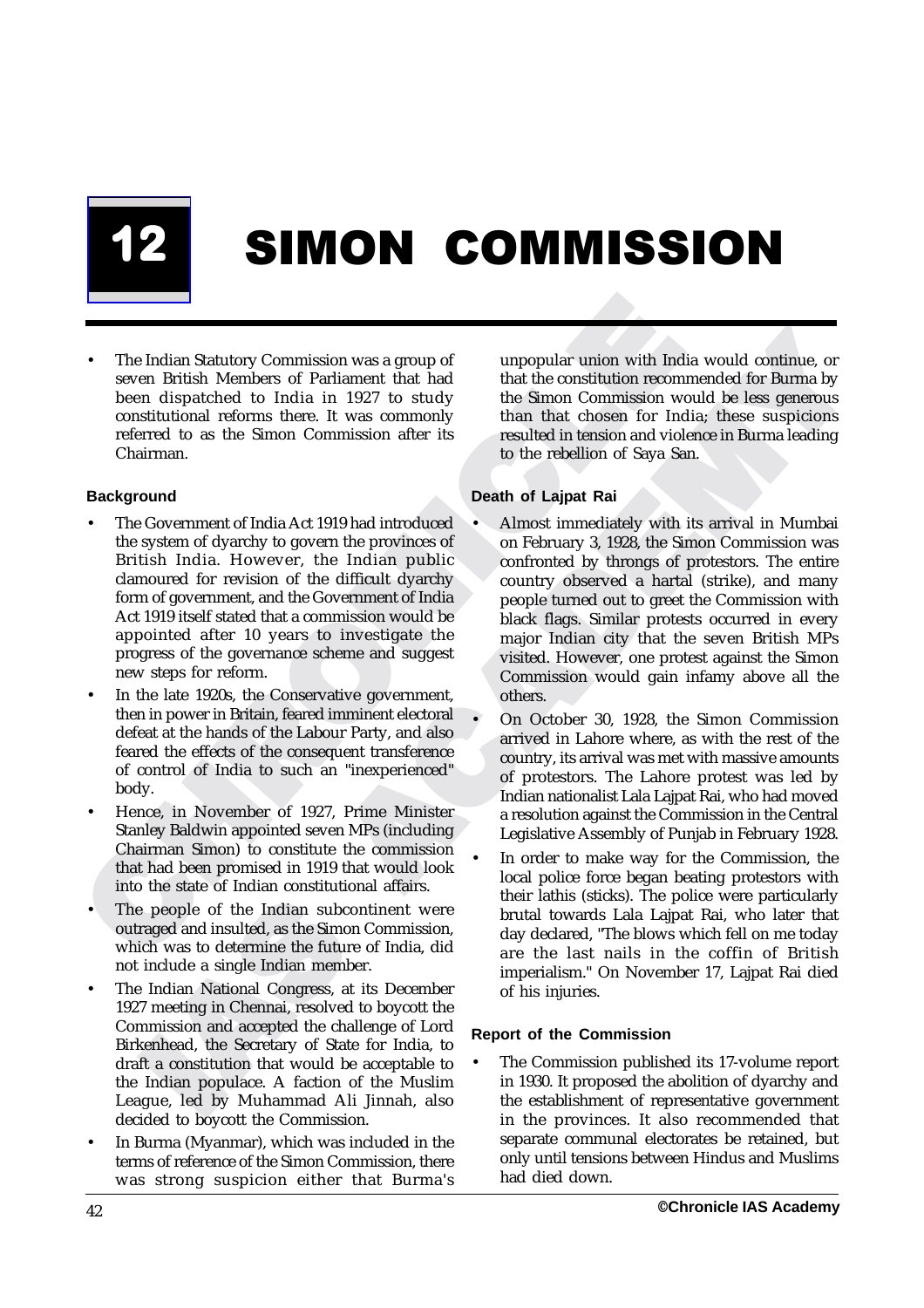# 12 SIMON COMMISSION

- The Indian Statutory Commission was a group of seven British Members of Parliament that had been dispatched to India in 1927 to study constitutional reforms there. It was commonly referred to as the Simon Commission after its Chairman.

#### Background

- The Government of India Act 1919 had introduced the system of dyarchy to govern the provinces of British India. However, the Indian public clamoured for revision of the difficult dyarchy form of government, and the Government of India Act 1919 itself stated that a commission would be appointed after 10 years to investigate the progress of the governance scheme and suggest new steps for reform.
- In the late 1920s, the Conservative government, then in power in Britain, feared imminent electoral defeat at the hands of the Labour Party, and also feared the effects of the consequent transference of control of India to such an "inexperienced" body.
- Hence, in November of 1927, Prime Minister Stanley Baldwin appointed seven MPs (including Chairman Simon) to constitute the commission that had been promised in 1919 that would look into the state of Indian constitutional affairs.
- The people of the Indian subcontinent were outraged and insulted, as the Simon Commission, which was to determine the future of India, did not include a single Indian member.
- The Indian National Congress, at its December 1927 meeting in Chennai, resolved to boycott the Commission and accepted the challenge of Lord Birkenhead, the Secretary of State for India, to draft a constitution that would be acceptable to the Indian populace. A faction of the Muslim League, led by Muhammad Ali Jinnah, also decided to boycott the Commission.
- In Burma (Myanmar), which was included in the terms of reference of the Simon Commission, there was strong suspicion either that Burma's unpopular union with India would continue, or that the constitution recommended for Burma by the Simon Commission would be less generous than that chosen for India; these suspicions resulted in tension and violence in Burma leading to the rebellion of Saya San.

#### Death of Lajpat Rai

- Almost immediately with its arrival in Mumbai on February 3, 1928, the Simon Commission was confronted by throngs of protestors. The entire country observed a hartal (strike), and many people turned out to greet the Commission with black flags. Similar protests occurred in every major Indian city that the seven British MPs visited. However, one protest against the Simon Commission would gain infamy above all the others.
- On October 30, 1928, the Simon Commission arrived in Lahore where, as with the rest of the country, its arrival was met with massive amounts of protestors. The Lahore protest was led by Indian nationalist Lala Lajpat Rai, who had moved a resolution against the Commission in the Central Legislative Assembly of Punjab in February 1928.
- In order to make way for the Commission, the local police force began beating protestors with their lathis (sticks). The police were particularly brutal towards Lala Lajpat Rai, who later that day declared, "The blows which fell on me today are the last nails in the coffin of British imperialism." On November 17, Lajpat Rai died of his injuries.

#### Report of the Commission

- The Commission published its 17-volume report in 1930. It proposed the abolition of dyarchy and the establishment of representative government in the provinces. It also recommended that separate communal electorates be retained, but only until tensions between Hindus and Muslims had died down.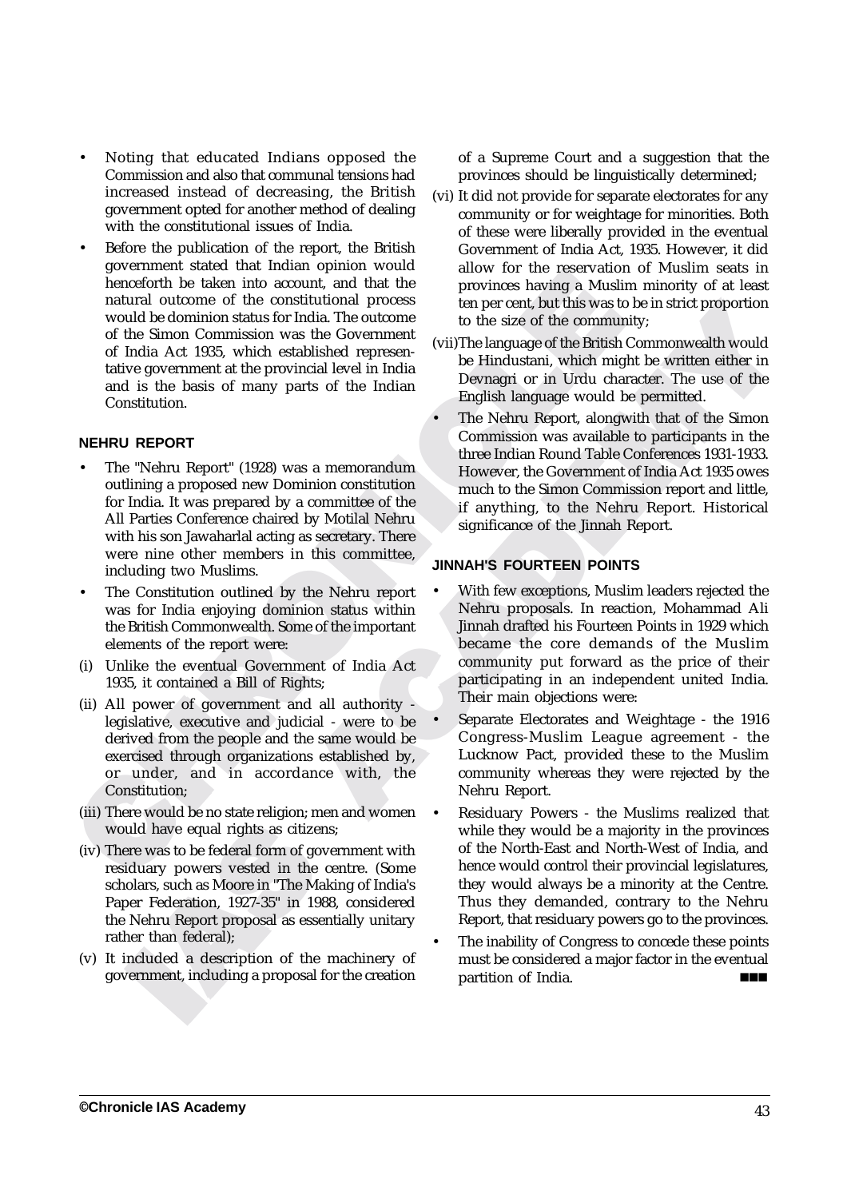- Noting that educated Indians opposed the Commission and also that communal tensions had increased instead of decreasing, the British government opted for another method of dealing with the constitutional issues of India.
- Before the publication of the report, the British government stated that Indian opinion would henceforth be taken into account, and that the natural outcome of the constitutional process would be dominion status for India. The outcome of the Simon Commission was the Government of India Act 1935, which established representative government at the provincial level in India and is the basis of many parts of the Indian Constitution.

## NEHRU REPORT

- The "Nehru Report" (1928) was a memorandum outlining a proposed new Dominion constitution for India. It was prepared by a committee of the All Parties Conference chaired by Motilal Nehru with his son Jawaharlal acting as secretary. There were nine other members in this committee, including two Muslims.
- The Constitution outlined by the Nehru report was for India enjoying dominion status within the British Commonwealth. Some of the important elements of the report were:

(i) Unlike the eventual Government of India Act 1935, it contained a Bill of Rights;

(ii) All power of government and all authority - legislative, executive and judicial - were to be derived from the people and the same would be exercised through organizations established by, or under, and in accordance with, the Constitution;

(iii) There would be no state religion; men and women would have equal rights as citizens;

(iv) There was to be federal form of government with residuary powers vested in the centre. (Some scholars, such as Moore in "The Making of India's Paper Federation, 1927-35" in 1988, considered the Nehru Report proposal as essentially unitary rather than federal);

(v) It included a description of the machinery of government, including a proposal for the creation of a Supreme Court and a suggestion that the provinces should be linguistically determined;

(vi) It did not provide for separate electorates for any community or for weightage for minorities. Both of these were liberally provided in the eventual Government of India Act, 1935. However, it did allow for the reservation of Muslim seats in provinces having a Muslim minority of at least ten per cent, but this was to be in strict proportion to the size of the community;

(vii) The language of the British Commonwealth would be Hindustani, which might be written either in Devnagri or in Urdu character. The use of the English language would be permitted.

- The Nehru Report, alongwith that of the Simon Commission was available to participants in the three Indian Round Table Conferences 1931-1933. However, the Government of India Act 1935 owes much to the Simon Commission report and little, if anything, to the Nehru Report. Historical significance of the Jinnah Report.

## JINNAH'S FOURTEEN POINTS

- With few exceptions, Muslim leaders rejected the Nehru proposals. In reaction, Mohammad Ali Jinnah drafted his Fourteen Points in 1929 which became the core demands of the Muslim community put forward as the price of their participating in an independent united India. Their main objections were:
- Separate Electorates and Weightage - the 1916 Congress-Muslim League agreement - the Lucknow Pact, provided these to the Muslim community whereas they were rejected by the Nehru Report.
- Residuary Powers - the Muslims realized that while they would be a majority in the provinces of the North-East and North-West of India, and hence would control their provincial legislatures, they would always be a minority at the Centre. Thus they demanded, contrary to the Nehru Report, that residuary powers go to the provinces.
- The inability of Congress to concede these points must be considered a major factor in the eventual partition of India.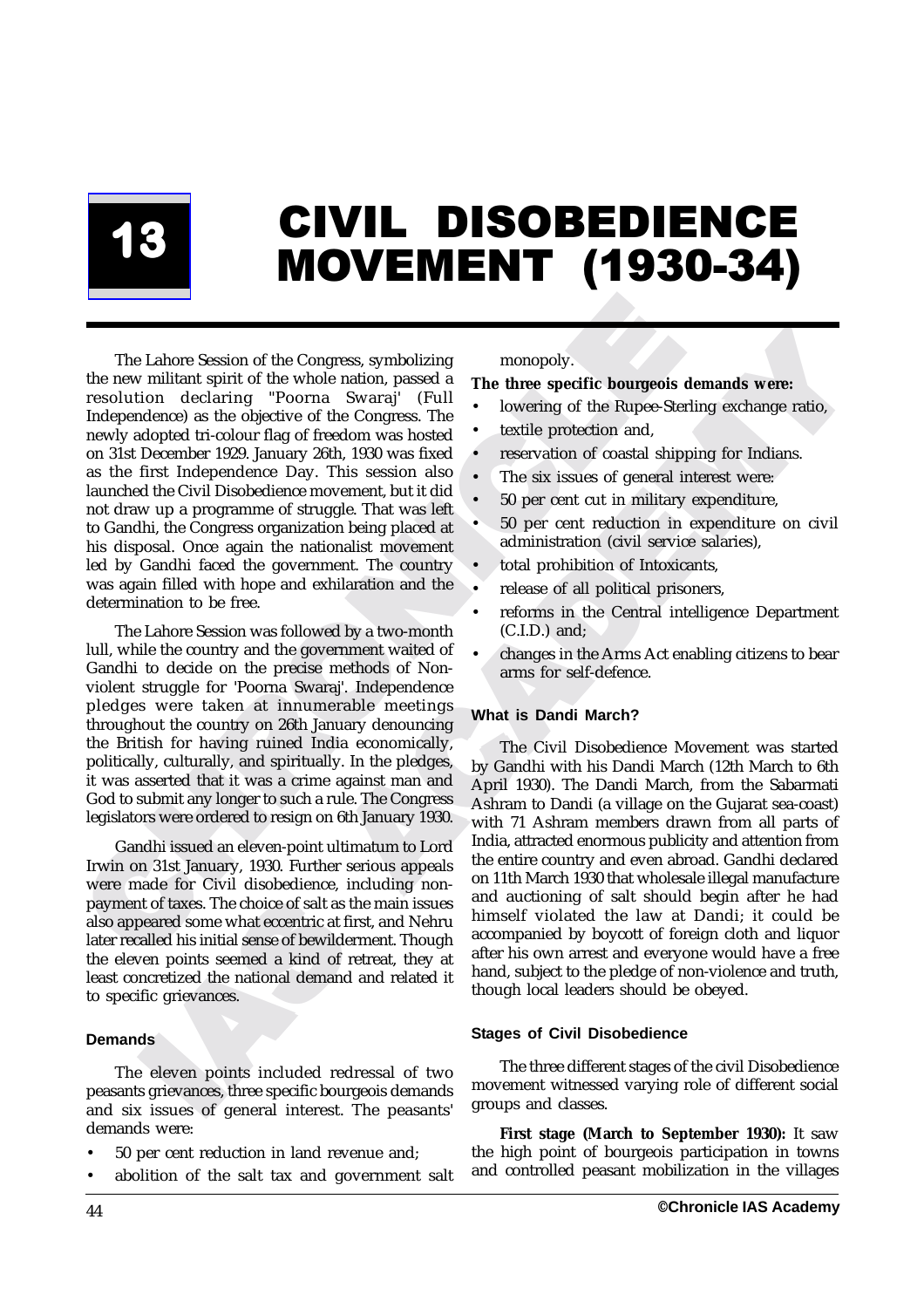# 13 CIVIL DISOBEDIENCE MOVEMENT (1930-34)

The Lahore Session of the Congress, symbolizing the new militant spirit of the whole nation, passed a resolution declaring "Poorna Swaraj' (Full Independence) as the objective of the Congress. The newly adopted tri-colour flag of freedom was hosted on 31st December 1929. January 26th, 1930 was fixed as the first Independence Day. This session also launched the Civil Disobedience movement, but it did not draw up a programme of struggle. That was left to Gandhi, the Congress organization being placed at his disposal. Once again the nationalist movement led by Gandhi faced the government. The country was again filled with hope and exhilaration and the determination to be free.

The Lahore Session was followed by a two-month lull, while the country and the government waited of Gandhi to decide on the precise methods of Non-violent struggle for 'Poorna Swaraj'. Independence pledges were taken at innumerable meetings throughout the country on 26th January denouncing the British for having ruined India economically, politically, culturally, and spiritually. In the pledges, it was asserted that it was a crime against man and God to submit any longer to such a rule. The Congress legislators were ordered to resign on 6th January 1930.

Gandhi issued an eleven-point ultimatum to Lord Irwin on 31st January, 1930. Further serious appeals were made for Civil disobedience, including non-payment of taxes. The choice of salt as the main issues also appeared some what eccentric at first, and Nehru later recalled his initial sense of bewilderment. Though the eleven points seemed a kind of retreat, they at least concretized the national demand and related it to specific grievances.

### Demands

The eleven points included redressal of two peasants grievances, three specific bourgeois demands and six issues of general interest. The peasants' demands were:

- 50 per cent reduction in land revenue and;
- abolition of the salt tax and government salt monopoly.

**The three specific bourgeois demands were:**

- lowering of the Rupee-Sterling exchange ratio,
- textile protection and,
- reservation of coastal shipping for Indians.
- The six issues of general interest were:
- 50 per cent cut in military expenditure,
- 50 per cent reduction in expenditure on civil administration (civil service salaries),
- total prohibition of Intoxicants,
- release of all political prisoners,
- reforms in the Central intelligence Department (C.I.D.) and;
- changes in the Arms Act enabling citizens to bear arms for self-defence.

### What is Dandi March?

The Civil Disobedience Movement was started by Gandhi with his Dandi March (12th March to 6th April 1930). The Dandi March, from the Sabarmati Ashram to Dandi (a village on the Gujarat sea-coast) with 71 Ashram members drawn from all parts of India, attracted enormous publicity and attention from the entire country and even abroad. Gandhi declared on 11th March 1930 that wholesale illegal manufacture and auctioning of salt should begin after he had himself violated the law at Dandi; it could be accompanied by boycott of foreign cloth and liquor after his own arrest and everyone would have a free hand, subject to the pledge of non-violence and truth, though local leaders should be obeyed.

### Stages of Civil Disobedience

The three different stages of the civil Disobedience movement witnessed varying role of different social groups and classes.

**First stage (March to September 1930):** It saw the high point of bourgeois participation in towns and controlled peasant mobilization in the villages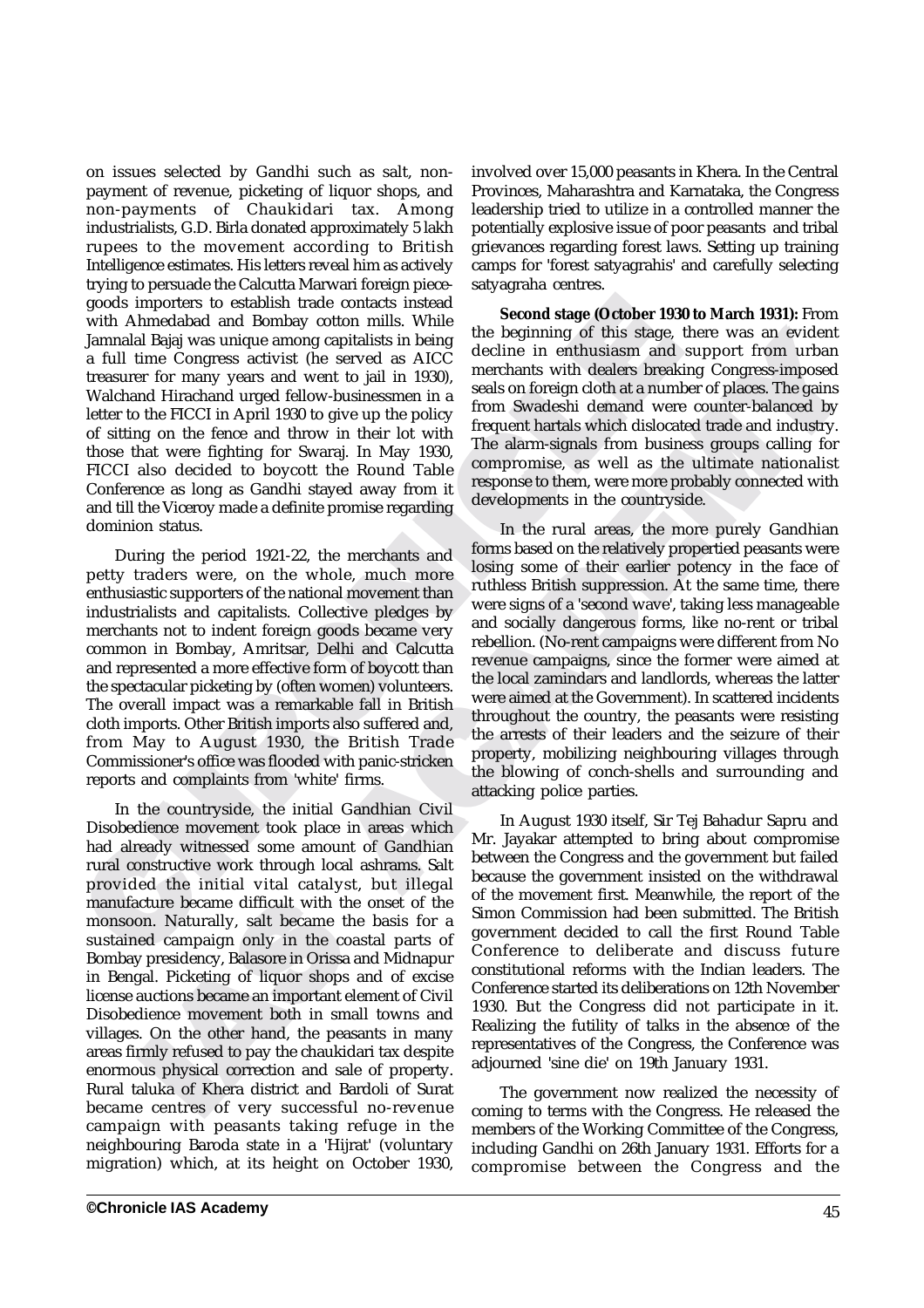on issues selected by Gandhi such as salt, non-payment of revenue, picketing of liquor shops, and non-payments of Chaukidari tax. Among industrialists, G.D. Birla donated approximately 5 lakh rupees to the movement according to British Intelligence estimates. His letters reveal him as actively trying to persuade the Calcutta Marwari foreign piece-goods importers to establish trade contacts instead with Ahmedabad and Bombay cotton mills. While Jamnalal Bajaj was unique among capitalists in being a full time Congress activist (he served as AICC treasurer for many years and went to jail in 1930), Walchand Hirachand urged fellow-businessmen in a letter to the FICCI in April 1930 to give up the policy of sitting on the fence and throw in their lot with those that were fighting for Swaraj. In May 1930, FICCI also decided to boycott the Round Table Conference as long as Gandhi stayed away from it and till the Viceroy made a definite promise regarding dominion status.

During the period 1921-22, the merchants and petty traders were, on the whole, much more enthusiastic supporters of the national movement than industrialists and capitalists. Collective pledges by merchants not to indent foreign goods became very common in Bombay, Amritsar, Delhi and Calcutta and represented a more effective form of boycott than the spectacular picketing by (often women) volunteers. The overall impact was a remarkable fall in British cloth imports. Other British imports also suffered and, from May to August 1930, the British Trade Commissioner's office was flooded with panic-stricken reports and complaints from 'white' firms.

In the countryside, the initial Gandhian Civil Disobedience movement took place in areas which had already witnessed some amount of Gandhian rural constructive work through local ashrams. Salt provided the initial vital catalyst, but illegal manufacture became difficult with the onset of the monsoon. Naturally, salt became the basis for a sustained campaign only in the coastal parts of Bombay presidency, Balasore in Orissa and Midnapur in Bengal. Picketing of liquor shops and of excise license auctions became an important element of Civil Disobedience movement both in small towns and villages. On the other hand, the peasants in many areas firmly refused to pay the chaukidari tax despite enormous physical correction and sale of property. Rural taluka of Khera district and Bardoli of Surat became centres of very successful no-revenue campaign with peasants taking refuge in the neighbouring Baroda state in a 'Hijrat' (voluntary migration) which, at its height on October 1930, involved over 15,000 peasants in Khera. In the Central Provinces, Maharashtra and Karnataka, the Congress leadership tried to utilize in a controlled manner the potentially explosive issue of poor peasants and tribal grievances regarding forest laws. Setting up training camps for 'forest satyagrahis' and carefully selecting satyagraha centres.

**Second stage (October 1930 to March 1931):** From the beginning of this stage, there was an evident decline in enthusiasm and support from urban merchants with dealers breaking Congress-imposed seals on foreign cloth at a number of places. The gains from Swadeshi demand were counter-balanced by frequent hartals which dislocated trade and industry. The alarm-signals from business groups calling for compromise, as well as the ultimate nationalist response to them, were more probably connected with developments in the countryside.

In the rural areas, the more purely Gandhian forms based on the relatively propertied peasants were losing some of their earlier potency in the face of ruthless British suppression. At the same time, there were signs of a 'second wave', taking less manageable and socially dangerous forms, like no-rent or tribal rebellion. (No-rent campaigns were different from No revenue campaigns, since the former were aimed at the local zamindars and landlords, whereas the latter were aimed at the Government). In scattered incidents throughout the country, the peasants were resisting the arrests of their leaders and the seizure of their property, mobilizing neighbouring villages through the blowing of conch-shells and surrounding and attacking police parties.

In August 1930 itself, Sir Tej Bahadur Sapru and Mr. Jayakar attempted to bring about compromise between the Congress and the government but failed because the government insisted on the withdrawal of the movement first. Meanwhile, the report of the Simon Commission had been submitted. The British government decided to call the first Round Table Conference to deliberate and discuss future constitutional reforms with the Indian leaders. The Conference started its deliberations on 12th November 1930. But the Congress did not participate in it. Realizing the futility of talks in the absence of the representatives of the Congress, the Conference was adjourned 'sine die' on 19th January 1931.

The government now realized the necessity of coming to terms with the Congress. He released the members of the Working Committee of the Congress, including Gandhi on 26th January 1931. Efforts for a compromise between the Congress and the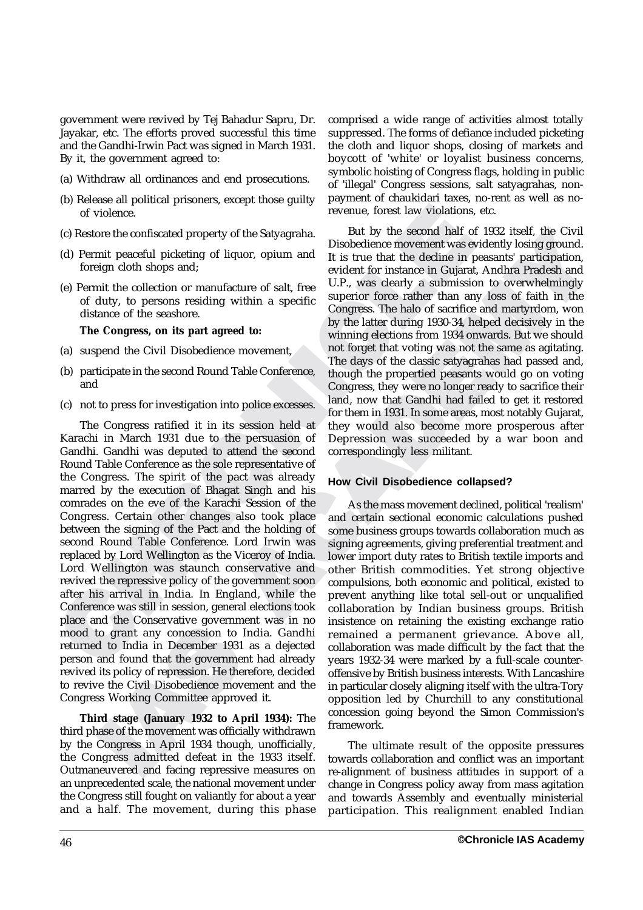government were revived by Tej Bahadur Sapru, Dr. Jayakar, etc. The efforts proved successful this time and the Gandhi-Irwin Pact was signed in March 1931. By it, the government agreed to:

(a) Withdraw all ordinances and end prosecutions.

(b) Release all political prisoners, except those guilty of violence.

(c) Restore the confiscated property of the Satyagraha.

(d) Permit peaceful picketing of liquor, opium and foreign cloth shops and;

(e) Permit the collection or manufacture of salt, free of duty, to persons residing within a specific distance of the seashore.

**The Congress, on its part agreed to:**

(a) suspend the Civil Disobedience movement,

(b) participate in the second Round Table Conference, and

(c) not to press for investigation into police excesses.

The Congress ratified it in its session held at Karachi in March 1931 due to the persuasion of Gandhi. Gandhi was deputed to attend the second Round Table Conference as the sole representative of the Congress. The spirit of the pact was already marred by the execution of Bhagat Singh and his comrades on the eve of the Karachi Session of the Congress. Certain other changes also took place between the signing of the Pact and the holding of second Round Table Conference. Lord Irwin was replaced by Lord Wellington as the Viceroy of India. Lord Wellington was staunch conservative and revived the repressive policy of the government soon after his arrival in India. In England, while the Conference was still in session, general elections took place and the Conservative government was in no mood to grant any concession to India. Gandhi returned to India in December 1931 as a dejected person and found that the government had already revived its policy of repression. He therefore, decided to revive the Civil Disobedience movement and the Congress Working Committee approved it.

**Third stage (January 1932 to April 1934):** The third phase of the movement was officially withdrawn by the Congress in April 1934 though, unofficially, the Congress admitted defeat in the 1933 itself. Outmaneuvered and facing repressive measures on an unprecedented scale, the national movement under the Congress still fought on valiantly for about a year and a half. The movement, during this phase comprised a wide range of activities almost totally suppressed. The forms of defiance included picketing the cloth and liquor shops, closing of markets and boycott of 'white' or loyalist business concerns, symbolic hoisting of Congress flags, holding in public of 'illegal' Congress sessions, salt satyagrahas, non-payment of chaukidari taxes, no-rent as well as no-revenue, forest law violations, etc.

But by the second half of 1932 itself, the Civil Disobedience movement was evidently losing ground. It is true that the decline in peasants' participation, evident for instance in Gujarat, Andhra Pradesh and U.P., was clearly a submission to overwhelmingly superior force rather than any loss of faith in the Congress. The halo of sacrifice and martyrdom, won by the latter during 1930-34, helped decisively in the winning elections from 1934 onwards. But we should not forget that voting was not the same as agitating. The days of the classic satyagrahas had passed and, though the propertied peasants would go on voting Congress, they were no longer ready to sacrifice their land, now that Gandhi had failed to get it restored for them in 1931. In some areas, most notably Gujarat, they would also become more prosperous after Depression was succeeded by a war boon and correspondingly less militant.

### How Civil Disobedience collapsed?

As the mass movement declined, political 'realism' and certain sectional economic calculations pushed some business groups towards collaboration much as signing agreements, giving preferential treatment and lower import duty rates to British textile imports and other British commodities. Yet strong objective compulsions, both economic and political, existed to prevent anything like total sell-out or unqualified collaboration by Indian business groups. British insistence on retaining the existing exchange ratio remained a permanent grievance. Above all, collaboration was made difficult by the fact that the years 1932-34 were marked by a full-scale counter-offensive by British business interests. With Lancashire in particular closely aligning itself with the ultra-Tory opposition led by Churchill to any constitutional concession going beyond the Simon Commission's framework.

The ultimate result of the opposite pressures towards collaboration and conflict was an important re-alignment of business attitudes in support of a change in Congress policy away from mass agitation and towards Assembly and eventually ministerial participation. This realignment enabled Indian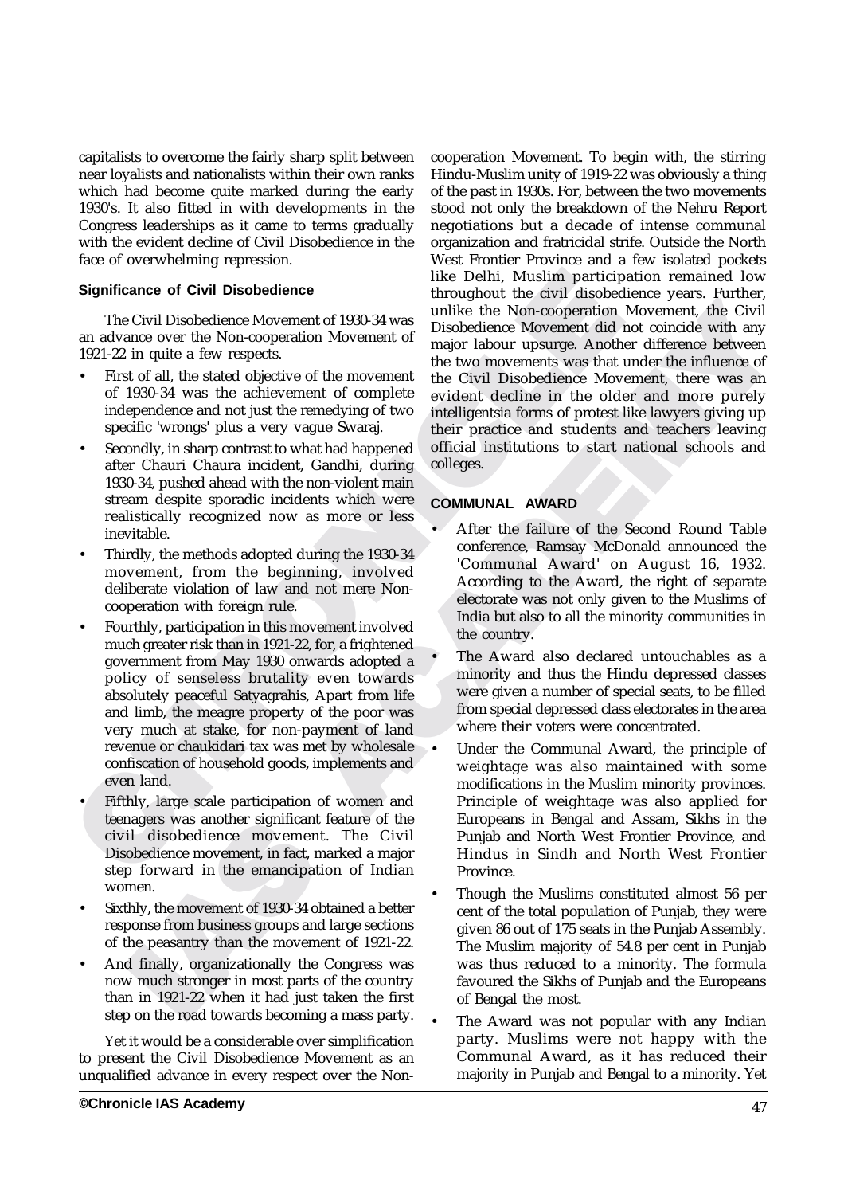capitalists to overcome the fairly sharp split between near loyalists and nationalists within their own ranks which had become quite marked during the early 1930's. It also fitted in with developments in the Congress leaderships as it came to terms gradually with the evident decline of Civil Disobedience in the face of overwhelming repression.

### Significance of Civil Disobedience

The Civil Disobedience Movement of 1930-34 was an advance over the Non-cooperation Movement of 1921-22 in quite a few respects.

- First of all, the stated objective of the movement of 1930-34 was the achievement of complete independence and not just the remedying of two specific 'wrongs' plus a very vague Swaraj.
- Secondly, in sharp contrast to what had happened after Chauri Chaura incident, Gandhi, during 1930-34, pushed ahead with the non-violent main stream despite sporadic incidents which were realistically recognized now as more or less inevitable.
- Thirdly, the methods adopted during the 1930-34 movement, from the beginning, involved deliberate violation of law and not mere Non-cooperation with foreign rule.
- Fourthly, participation in this movement involved much greater risk than in 1921-22, for, a frightened government from May 1930 onwards adopted a policy of senseless brutality even towards absolutely peaceful Satyagrahis, Apart from life and limb, the meagre property of the poor was very much at stake, for non-payment of land revenue or chaukidari tax was met by wholesale confiscation of household goods, implements and even land.
- Fifthly, large scale participation of women and teenagers was another significant feature of the civil disobedience movement. The Civil Disobedience movement, in fact, marked a major step forward in the emancipation of Indian women.
- Sixthly, the movement of 1930-34 obtained a better response from business groups and large sections of the peasantry than the movement of 1921-22.
- And finally, organizationally the Congress was now much stronger in most parts of the country than in 1921-22 when it had just taken the first step on the road towards becoming a mass party.

Yet it would be a considerable over simplification to present the Civil Disobedience Movement as an unqualified advance in every respect over the Non-cooperation Movement. To begin with, the stirring Hindu-Muslim unity of 1919-22 was obviously a thing of the past in 1930s. For, between the two movements stood not only the breakdown of the Nehru Report negotiations but a decade of intense communal organization and fratricidal strife. Outside the North West Frontier Province and a few isolated pockets like Delhi, Muslim participation remained low throughout the civil disobedience years. Further, unlike the Non-cooperation Movement, the Civil Disobedience Movement did not coincide with any major labour upsurge. Another difference between the two movements was that under the influence of the Civil Disobedience Movement, there was an evident decline in the older and more purely intelligentsia forms of protest like lawyers giving up their practice and students and teachers leaving official institutions to start national schools and colleges.

## COMMUNAL AWARD

- After the failure of the Second Round Table conference, Ramsay McDonald announced the 'Communal Award' on August 16, 1932. According to the Award, the right of separate electorate was not only given to the Muslims of India but also to all the minority communities in the country.
- The Award also declared untouchables as a minority and thus the Hindu depressed classes were given a number of special seats, to be filled from special depressed class electorates in the area where their voters were concentrated.
- Under the Communal Award, the principle of weightage was also maintained with some modifications in the Muslim minority provinces. Principle of weightage was also applied for Europeans in Bengal and Assam, Sikhs in the Punjab and North West Frontier Province, and Hindus in Sindh and North West Frontier Province.
- Though the Muslims constituted almost 56 per cent of the total population of Punjab, they were given 86 out of 175 seats in the Punjab Assembly. The Muslim majority of 54.8 per cent in Punjab was thus reduced to a minority. The formula favoured the Sikhs of Punjab and the Europeans of Bengal the most.
- The Award was not popular with any Indian party. Muslims were not happy with the Communal Award, as it has reduced their majority in Punjab and Bengal to a minority. Yet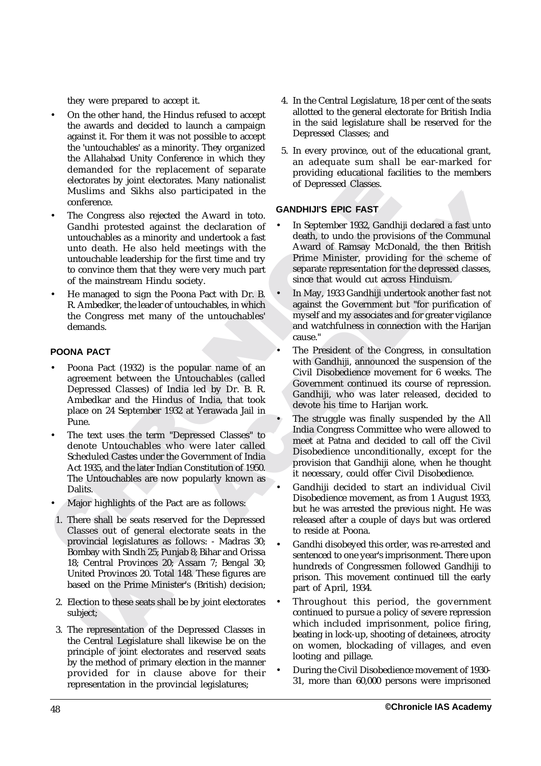they were prepared to accept it.

- On the other hand, the Hindus refused to accept the awards and decided to launch a campaign against it. For them it was not possible to accept the 'untouchables' as a minority. They organized the Allahabad Unity Conference in which they demanded for the replacement of separate electorates by joint electorates. Many nationalist Muslims and Sikhs also participated in the conference.
- The Congress also rejected the Award in toto. Gandhi protested against the declaration of untouchables as a minority and undertook a fast unto death. He also held meetings with the untouchable leadership for the first time and try to convince them that they were very much part of the mainstream Hindu society.
- He managed to sign the Poona Pact with Dr. B. R. Ambedkar, the leader of untouchables, in which the Congress met many of the untouchables' demands.

### POONA PACT

- Poona Pact (1932) is the popular name of an agreement between the Untouchables (called Depressed Classes) of India led by Dr. B. R. Ambedkar and the Hindus of India, that took place on 24 September 1932 at Yerawada Jail in Pune.
- The text uses the term "Depressed Classes" to denote Untouchables who were later called Scheduled Castes under the Government of India Act 1935, and the later Indian Constitution of 1950. The Untouchables are now popularly known as Dalits.
- Major highlights of the Pact are as follows:

1. There shall be seats reserved for the Depressed Classes out of general electorate seats in the provincial legislatures as follows: - Madras 30; Bombay with Sindh 25; Punjab 8; Bihar and Orissa 18; Central Provinces 20; Assam 7; Bengal 30; United Provinces 20. Total 148. These figures are based on the Prime Minister's (British) decision;
2. Election to these seats shall be by joint electorates subject;
3. The representation of the Depressed Classes in the Central Legislature shall likewise be on the principle of joint electorates and reserved seats by the method of primary election in the manner provided for in clause above for their representation in the provincial legislatures;
4. In the Central Legislature, 18 per cent of the seats allotted to the general electorate for British India in the said legislature shall be reserved for the Depressed Classes; and
5. In every province, out of the educational grant, an adequate sum shall be ear-marked for providing educational facilities to the members of Depressed Classes.

### GANDHIJI'S EPIC FAST

- In September 1932, Gandhiji declared a fast unto death, to undo the provisions of the Communal Award of Ramsay McDonald, the then British Prime Minister, providing for the scheme of separate representation for the depressed classes, since that would cut across Hinduism.
- In May, 1933 Gandhiji undertook another fast not against the Government but "for purification of myself and my associates and for greater vigilance and watchfulness in connection with the Harijan cause."
- The President of the Congress, in consultation with Gandhiji, announced the suspension of the Civil Disobedience movement for 6 weeks. The Government continued its course of repression. Gandhiji, who was later released, decided to devote his time to Harijan work.
- The struggle was finally suspended by the All India Congress Committee who were allowed to meet at Patna and decided to call off the Civil Disobedience unconditionally, except for the provision that Gandhiji alone, when he thought it necessary, could offer Civil Disobedience.
- Gandhiji decided to start an individual Civil Disobedience movement, as from 1 August 1933, but he was arrested the previous night. He was released after a couple of days but was ordered to reside at Poona.
- Gandhi disobeyed this order, was re-arrested and sentenced to one year's imprisonment. There upon hundreds of Congressmen followed Gandhiji to prison. This movement continued till the early part of April, 1934.
- Throughout this period, the government continued to pursue a policy of severe repression which included imprisonment, police firing, beating in lock-up, shooting of detainees, atrocity on women, blockading of villages, and even looting and pillage.
- During the Civil Disobedience movement of 1930-31, more than 60,000 persons were imprisoned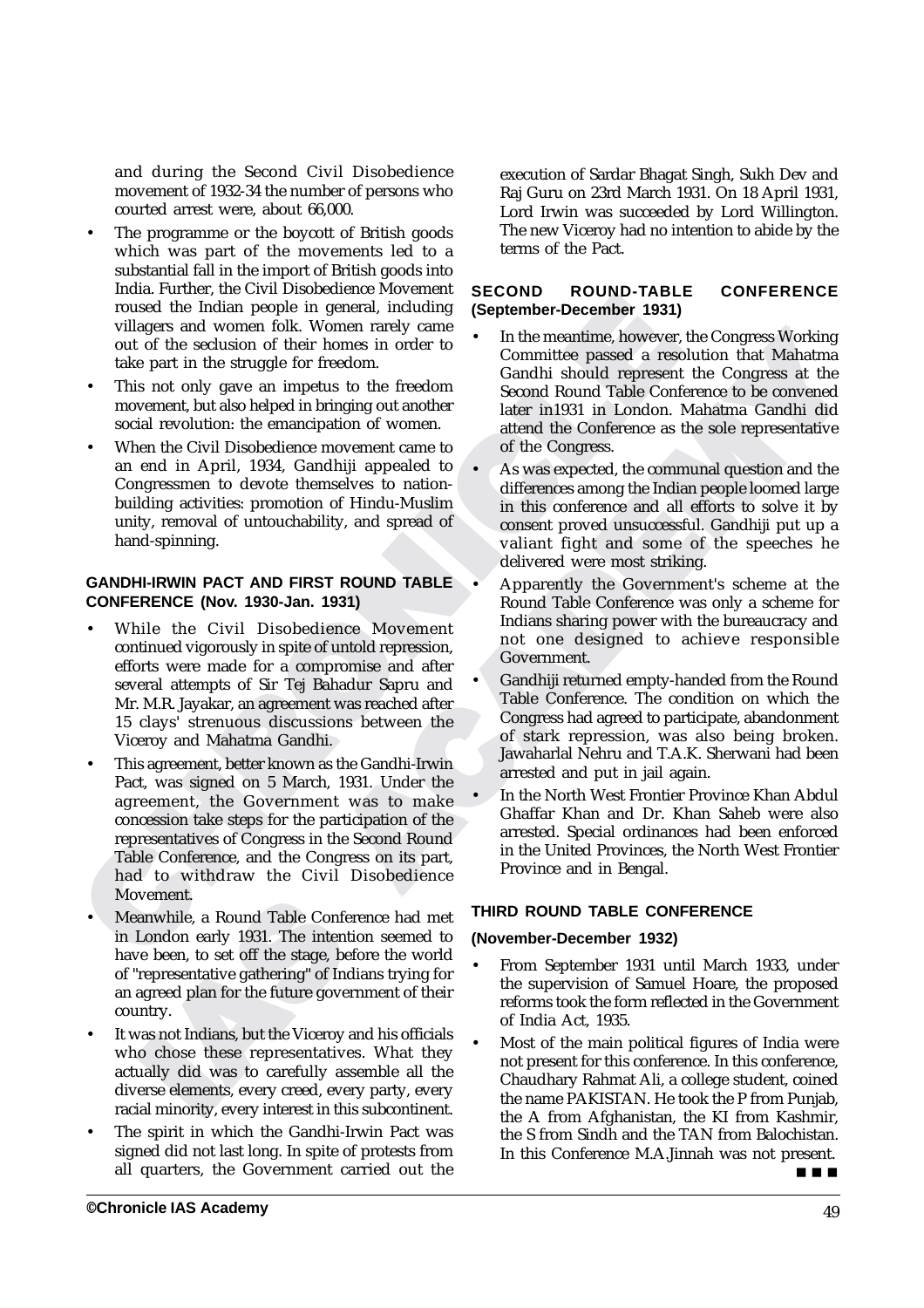and during the Second Civil Disobedience movement of 1932-34 the number of persons who courted arrest were, about 66,000.

- The programme or the boycott of British goods which was part of the movements led to a substantial fall in the import of British goods into India. Further, the Civil Disobedience Movement roused the Indian people in general, including villagers and women folk. Women rarely came out of the seclusion of their homes in order to take part in the struggle for freedom.
- This not only gave an impetus to the freedom movement, but also helped in bringing out another social revolution: the emancipation of women.
- When the Civil Disobedience movement came to an end in April, 1934, Gandhiji appealed to Congressmen to devote themselves to nation-building activities: promotion of Hindu-Muslim unity, removal of untouchability, and spread of hand-spinning.

#### GANDHI-IRWIN PACT AND FIRST ROUND TABLE CONFERENCE (Nov. 1930-Jan. 1931)

- While the Civil Disobedience Movement continued vigorously in spite of untold repression, efforts were made for a compromise and after several attempts of Sir Tej Bahadur Sapru and Mr. M.R. Jayakar, an agreement was reached after 15 clays' strenuous discussions between the Viceroy and Mahatma Gandhi.
- This agreement, better known as the Gandhi-Irwin Pact, was signed on 5 March, 1931. Under the agreement, the Government was to make concession take steps for the participation of the representatives of Congress in the Second Round Table Conference, and the Congress on its part, had to withdraw the Civil Disobedience Movement.
- Meanwhile, a Round Table Conference had met in London early 1931. The intention seemed to have been, to set off the stage, before the world of "representative gathering" of Indians trying for an agreed plan for the future government of their country.
- It was not Indians, but the Viceroy and his officials who chose these representatives. What they actually did was to carefully assemble all the diverse elements, every creed, every party, every racial minority, every interest in this subcontinent.
- The spirit in which the Gandhi-Irwin Pact was signed did not last long. In spite of protests from all quarters, the Government carried out the execution of Sardar Bhagat Singh, Sukh Dev and Raj Guru on 23rd March 1931. On 18 April 1931, Lord Irwin was succeeded by Lord Willington. The new Viceroy had no intention to abide by the terms of the Pact.

#### SECOND ROUND-TABLE CONFERENCE (September-December 1931)

- In the meantime, however, the Congress Working Committee passed a resolution that Mahatma Gandhi should represent the Congress at the Second Round Table Conference to be convened later in1931 in London. Mahatma Gandhi did attend the Conference as the sole representative of the Congress.
- As was expected, the communal question and the differences among the Indian people loomed large in this conference and all efforts to solve it by consent proved unsuccessful. Gandhiji put up a valiant fight and some of the speeches he delivered were most striking.
- Apparently the Government's scheme at the Round Table Conference was only a scheme for Indians sharing power with the bureaucracy and not one designed to achieve responsible Government.
- Gandhiji returned empty-handed from the Round Table Conference. The condition on which the Congress had agreed to participate, abandonment of stark repression, was also being broken. Jawaharlal Nehru and T.A.K. Sherwani had been arrested and put in jail again.
- In the North West Frontier Province Khan Abdul Ghaffar Khan and Dr. Khan Saheb were also arrested. Special ordinances had been enforced in the United Provinces, the North West Frontier Province and in Bengal.

#### THIRD ROUND TABLE CONFERENCE

**(November-December 1932)**

- From September 1931 until March 1933, under the supervision of Samuel Hoare, the proposed reforms took the form reflected in the Government of India Act, 1935.
- Most of the main political figures of India were not present for this conference. In this conference, Chaudhary Rahmat Ali, a college student, coined the name PAKISTAN. He took the P from Punjab, the A from Afghanistan, the KI from Kashmir, the S from Sindh and the TAN from Balochistan. In this Conference M.A.Jinnah was not present.

■ ■ ■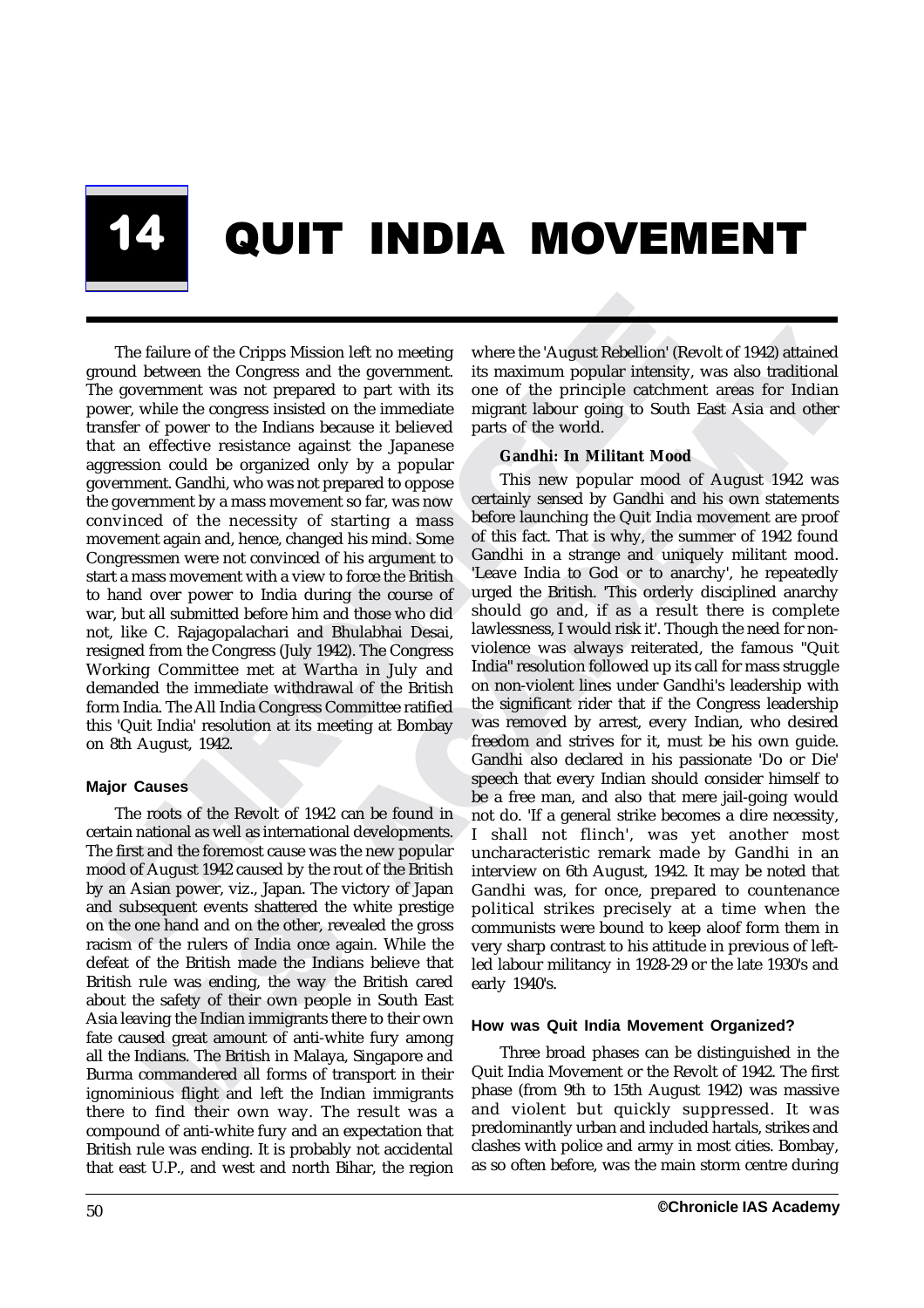# 14 QUIT INDIA MOVEMENT

The failure of the Cripps Mission left no meeting ground between the Congress and the government. The government was not prepared to part with its power, while the congress insisted on the immediate transfer of power to the Indians because it believed that an effective resistance against the Japanese aggression could be organized only by a popular government. Gandhi, who was not prepared to oppose the government by a mass movement so far, was now convinced of the necessity of starting a mass movement again and, hence, changed his mind. Some Congressmen were not convinced of his argument to start a mass movement with a view to force the British to hand over power to India during the course of war, but all submitted before him and those who did not, like C. Rajagopalachari and Bhulabhai Desai, resigned from the Congress (July 1942). The Congress Working Committee met at Wartha in July and demanded the immediate withdrawal of the British form India. The All India Congress Committee ratified this 'Quit India' resolution at its meeting at Bombay on 8th August, 1942.

### Major Causes

The roots of the Revolt of 1942 can be found in certain national as well as international developments. The first and the foremost cause was the new popular mood of August 1942 caused by the rout of the British by an Asian power, viz., Japan. The victory of Japan and subsequent events shattered the white prestige on the one hand and on the other, revealed the gross racism of the rulers of India once again. While the defeat of the British made the Indians believe that British rule was ending, the way the British cared about the safety of their own people in South East Asia leaving the Indian immigrants there to their own fate caused great amount of anti-white fury among all the Indians. The British in Malaya, Singapore and Burma commandered all forms of transport in their ignominious flight and left the Indian immigrants there to find their own way. The result was a compound of anti-white fury and an expectation that British rule was ending. It is probably not accidental that east U.P., and west and north Bihar, the region where the 'August Rebellion' (Revolt of 1942) attained its maximum popular intensity, was also traditional one of the principle catchment areas for Indian migrant labour going to South East Asia and other parts of the world.

#### Gandhi: In Militant Mood

This new popular mood of August 1942 was certainly sensed by Gandhi and his own statements before launching the Quit India movement are proof of this fact. That is why, the summer of 1942 found Gandhi in a strange and uniquely militant mood. 'Leave India to God or to anarchy', he repeatedly urged the British. 'This orderly disciplined anarchy should go and, if as a result there is complete lawlessness, I would risk it'. Though the need for non-violence was always reiterated, the famous "Quit India" resolution followed up its call for mass struggle on non-violent lines under Gandhi's leadership with the significant rider that if the Congress leadership was removed by arrest, every Indian, who desired freedom and strives for it, must be his own guide. Gandhi also declared in his passionate 'Do or Die' speech that every Indian should consider himself to be a free man, and also that mere jail-going would not do. 'If a general strike becomes a dire necessity, I shall not flinch', was yet another most uncharacteristic remark made by Gandhi in an interview on 6th August, 1942. It may be noted that Gandhi was, for once, prepared to countenance political strikes precisely at a time when the communists were bound to keep aloof form them in very sharp contrast to his attitude in previous of left-led labour militancy in 1928-29 or the late 1930's and early 1940's.

### How was Quit India Movement Organized?

Three broad phases can be distinguished in the Quit India Movement or the Revolt of 1942. The first phase (from 9th to 15th August 1942) was massive and violent but quickly suppressed. It was predominantly urban and included hartals, strikes and clashes with police and army in most cities. Bombay, as so often before, was the main storm centre during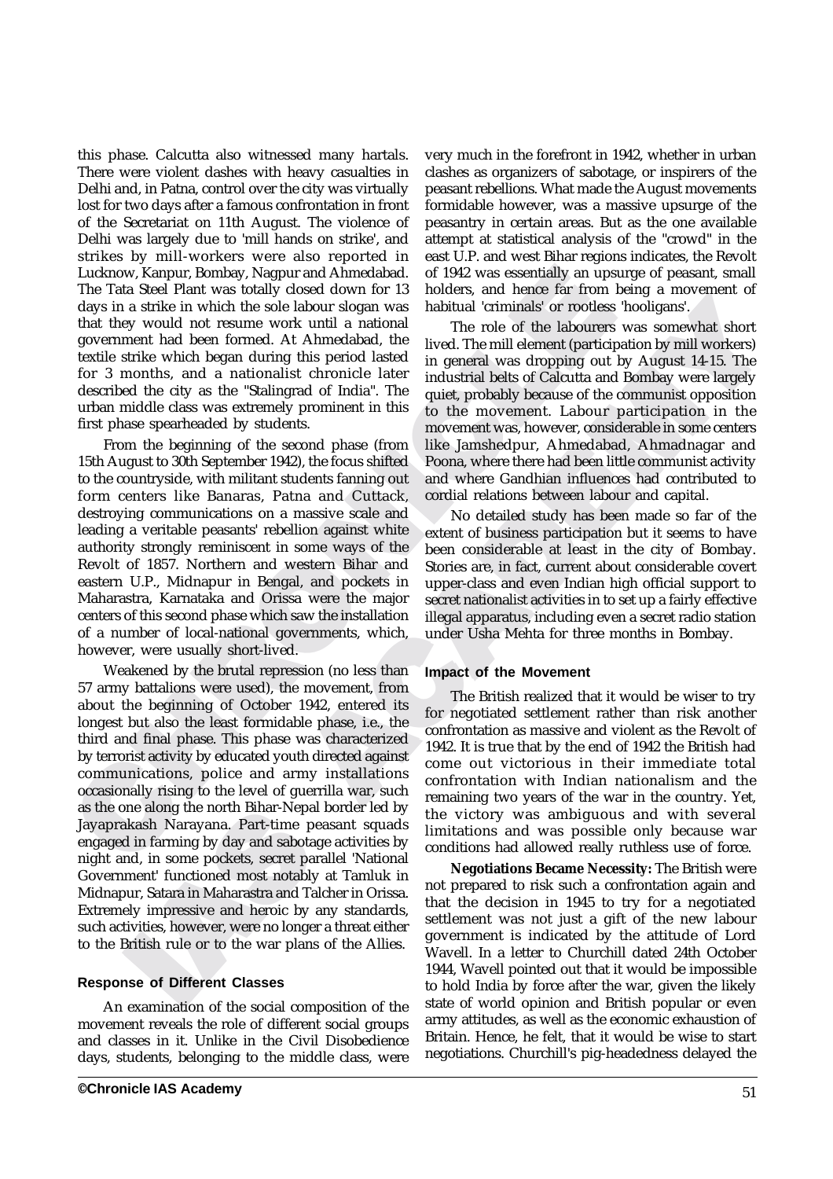this phase. Calcutta also witnessed many hartals. There were violent clashes with heavy casualties in Delhi and, in Patna, control over the city was virtually lost for two days after a famous confrontation in front of the Secretariat on 11th August. The violence of Delhi was largely due to 'mill hands on strike', and strikes by mill-workers were also reported in Lucknow, Kanpur, Bombay, Nagpur and Ahmedabad. The Tata Steel Plant was totally closed down for 13 days in a strike in which the sole labour slogan was that they would not resume work until a national government had been formed. At Ahmedabad, the textile strike which began during this period lasted for 3 months, and a nationalist chronicle later described the city as the "Stalingrad of India". The urban middle class was extremely prominent in this first phase spearheaded by students.

From the beginning of the second phase (from 15th August to 30th September 1942), the focus shifted to the countryside, with militant students fanning out form centers like Banaras, Patna and Cuttack, destroying communications on a massive scale and leading a veritable peasants' rebellion against white authority strongly reminiscent in some ways of the Revolt of 1857. Northern and western Bihar and eastern U.P., Midnapur in Bengal, and pockets in Maharastra, Karnataka and Orissa were the major centers of this second phase which saw the installation of a number of local-national governments, which, however, were usually short-lived.

Weakened by the brutal repression (no less than 57 army battalions were used), the movement, from about the beginning of October 1942, entered its longest but also the least formidable phase, i.e., the third and final phase. This phase was characterized by terrorist activity by educated youth directed against communications, police and army installations occasionally rising to the level of guerrilla war, such as the one along the north Bihar-Nepal border led by Jayaprakash Narayana. Part-time peasant squads engaged in farming by day and sabotage activities by night and, in some pockets, secret parallel 'National Government' functioned most notably at Tamluk in Midnapur, Satara in Maharashtra and Talcher in Orissa. Extremely impressive and heroic by any standards, such activities, however, were no longer a threat either to the British rule or to the war plans of the Allies.

## Response of Different Classes

An examination of the social composition of the movement reveals the role of different social groups and classes in it. Unlike in the Civil Disobedience days, students, belonging to the middle class, were very much in the forefront in 1942, whether in urban clashes as organizers of sabotage, or inspirers of the peasant rebellions. What made the August movements formidable however, was a massive upsurge of the peasantry in certain areas. But as the one available attempt at statistical analysis of the "crowd" in the east U.P. and west Bihar regions indicates, the Revolt of 1942 was essentially an upsurge of peasant, small holders, and hence far from being a movement of habitual 'criminals' or rootless 'hooligans'.

The role of the labourers was somewhat short lived. The mill element (participation by mill workers) in general was dropping out by August 14-15. The industrial belts of Calcutta and Bombay were largely quiet, probably because of the communist opposition to the movement. Labour participation in the movement was, however, considerable in some centers like Jamshedpur, Ahmedabad, Ahmadnagar and Poona, where there had been little communist activity and where Gandhian influences had contributed to cordial relations between labour and capital.

No detailed study has been made so far of the extent of business participation but it seems to have been considerable at least in the city of Bombay. Stories are, in fact, current about considerable covert upper-class and even Indian high official support to secret nationalist activities in to set up a fairly effective illegal apparatus, including even a secret radio station under Usha Mehta for three months in Bombay.

## Impact of the Movement

The British realized that it would be wiser to try for negotiated settlement rather than risk another confrontation as massive and violent as the Revolt of 1942. It is true that by the end of 1942 the British had come out victorious in their immediate total confrontation with Indian nationalism and the remaining two years of the war in the country. Yet, the victory was ambiguous and with several limitations and was possible only because war conditions had allowed really ruthless use of force.

**Negotiations Became Necessity:** The British were not prepared to risk such a confrontation again and that the decision in 1945 to try for a negotiated settlement was not just a gift of the new labour government is indicated by the attitude of Lord Wavell. In a letter to Churchill dated 24th October 1944, Wavell pointed out that it would be impossible to hold India by force after the war, given the likely state of world opinion and British popular or even army attitudes, as well as the economic exhaustion of Britain. Hence, he felt, that it would be wise to start negotiations. Churchill's pig-headedness delayed the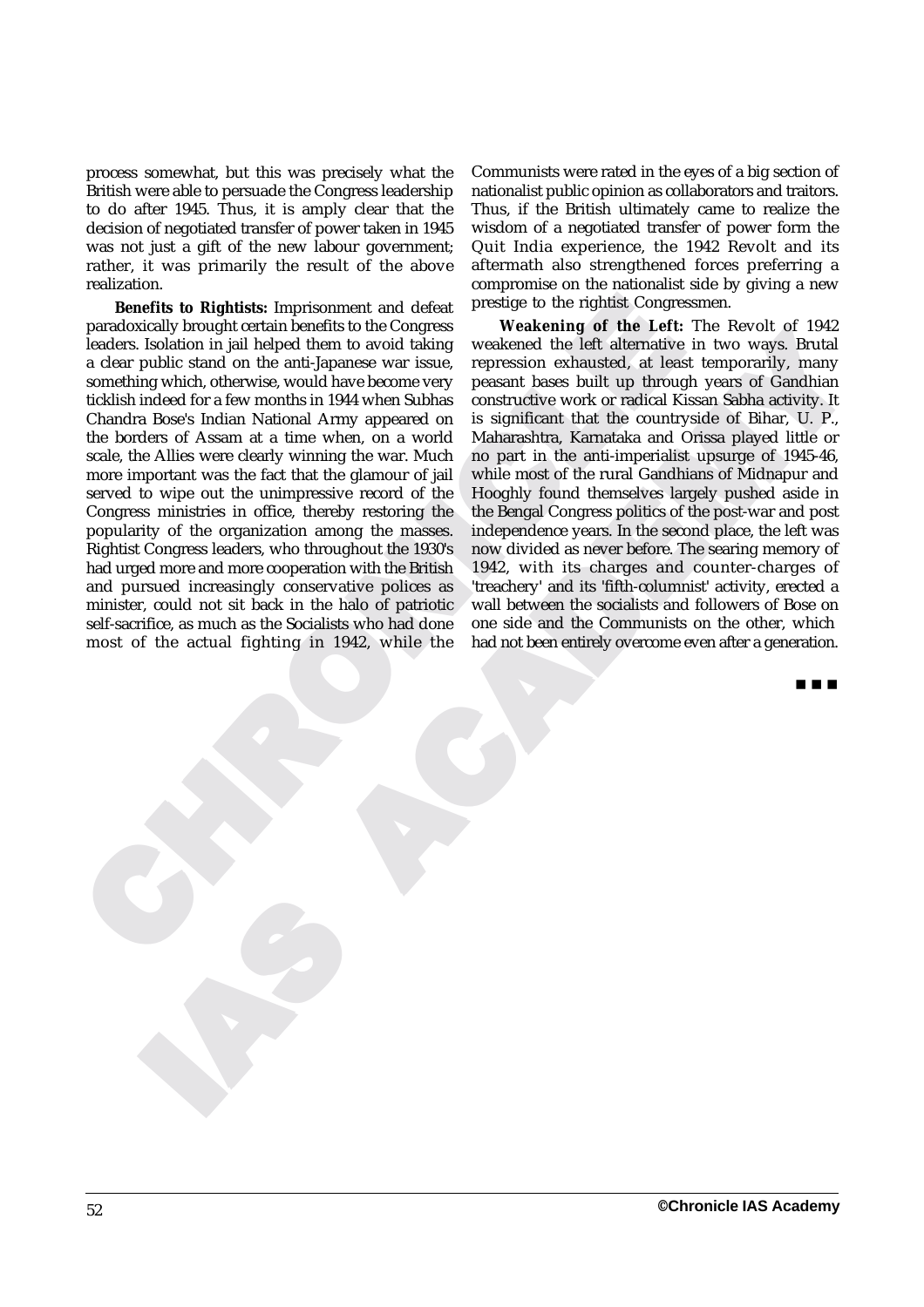process somewhat, but this was precisely what the British were able to persuade the Congress leadership to do after 1945. Thus, it is amply clear that the decision of negotiated transfer of power taken in 1945 was not just a gift of the new labour government; rather, it was primarily the result of the above realization.

**Benefits to Rightists:** Imprisonment and defeat paradoxically brought certain benefits to the Congress leaders. Isolation in jail helped them to avoid taking a clear public stand on the anti-Japanese war issue, something which, otherwise, would have become very ticklish indeed for a few months in 1944 when Subhas Chandra Bose's Indian National Army appeared on the borders of Assam at a time when, on a world scale, the Allies were clearly winning the war. Much more important was the fact that the glamour of jail served to wipe out the unimpressive record of the Congress ministries in office, thereby restoring the popularity of the organization among the masses. Rightist Congress leaders, who throughout the 1930's had urged more and more cooperation with the British and pursued increasingly conservative polices as minister, could not sit back in the halo of patriotic self-sacrifice, as much as the Socialists who had done most of the actual fighting in 1942, while the Communists were rated in the eyes of a big section of nationalist public opinion as collaborators and traitors. Thus, if the British ultimately came to realize the wisdom of a negotiated transfer of power form the Quit India experience, the 1942 Revolt and its aftermath also strengthened forces preferring a compromise on the nationalist side by giving a new prestige to the rightist Congressmen.

**Weakening of the Left:** The Revolt of 1942 weakened the left alternative in two ways. Brutal repression exhausted, at least temporarily, many peasant bases built up through years of Gandhian constructive work or radical Kissan Sabha activity. It is significant that the countryside of Bihar, U. P., Maharashtra, Karnataka and Orissa played little or no part in the anti-imperialist upsurge of 1945-46, while most of the rural Gandhians of Midnapur and Hooghly found themselves largely pushed aside in the Bengal Congress politics of the post-war and post independence years. In the second place, the left was now divided as never before. The searing memory of 1942, with its charges and counter-charges of 'treachery' and its 'fifth-columnist' activity, erected a wall between the socialists and followers of Bose on one side and the Communists on the other, which had not been entirely overcome even after a generation.

■ ■ ■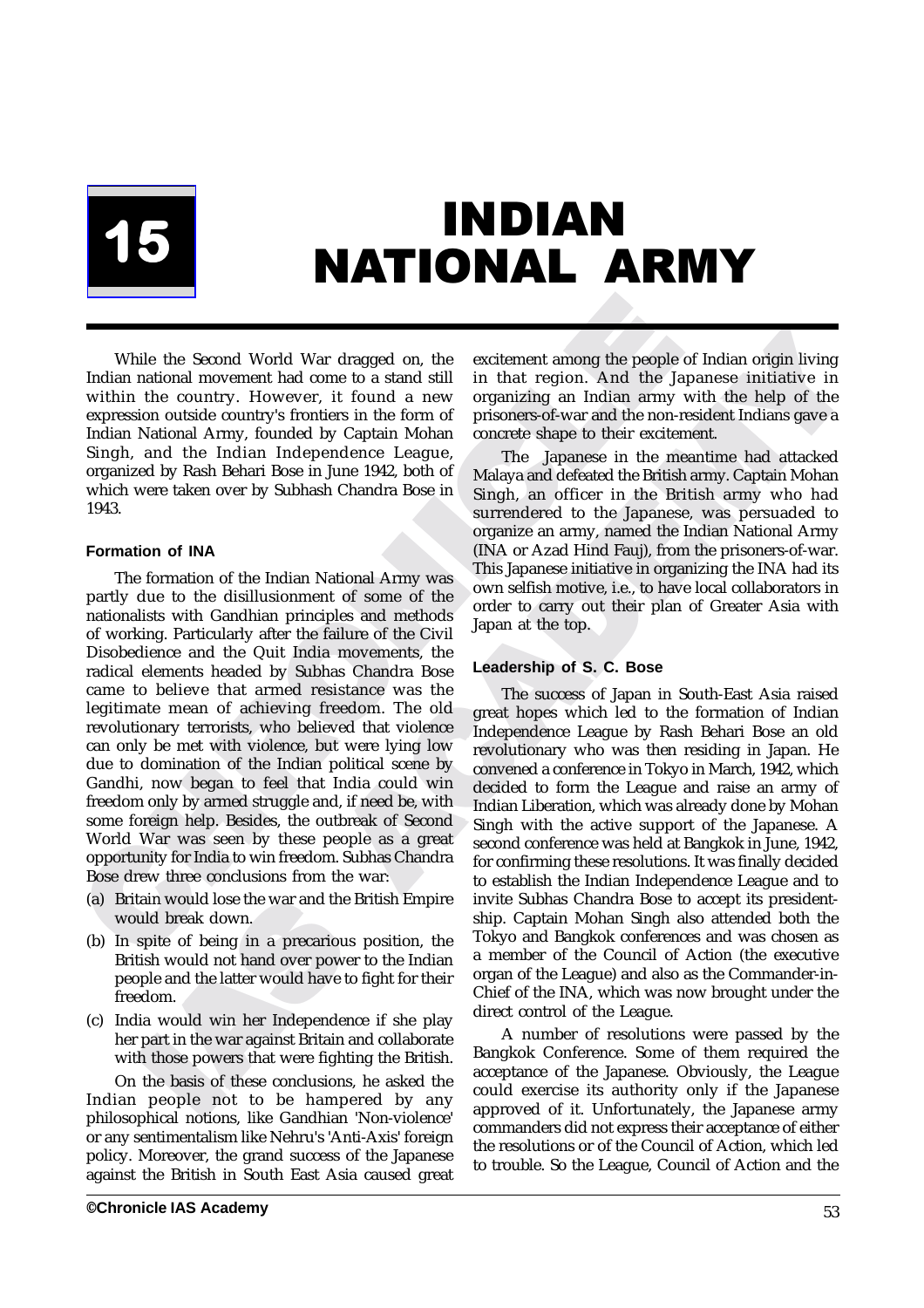# 15 INDIAN NATIONAL ARMY

While the Second World War dragged on, the Indian national movement had come to a stand still within the country. However, it found a new expression outside country's frontiers in the form of Indian National Army, founded by Captain Mohan Singh, and the Indian Independence League, organized by Rash Behari Bose in June 1942, both of which were taken over by Subhash Chandra Bose in 1943.

### Formation of INA

The formation of the Indian National Army was partly due to the disillusionment of some of the nationalists with Gandhian principles and methods of working. Particularly after the failure of the Civil Disobedience and the Quit India movements, the radical elements headed by Subhas Chandra Bose came to believe that armed resistance was the legitimate mean of achieving freedom. The old revolutionary terrorists, who believed that violence can only be met with violence, but were lying low due to domination of the Indian political scene by Gandhi, now began to feel that India could win freedom only by armed struggle and, if need be, with some foreign help. Besides, the outbreak of Second World War was seen by these people as a great opportunity for India to win freedom. Subhas Chandra Bose drew three conclusions from the war:

(a) Britain would lose the war and the British Empire would break down.

(b) In spite of being in a precarious position, the British would not hand over power to the Indian people and the latter would have to fight for their freedom.

(c) India would win her Independence if she play her part in the war against Britain and collaborate with those powers that were fighting the British.

On the basis of these conclusions, he asked the Indian people not to be hampered by any philosophical notions, like Gandhian 'Non-violence' or any sentimentalism like Nehru's 'Anti-Axis' foreign policy. Moreover, the grand success of the Japanese against the British in South East Asia caused great excitement among the people of Indian origin living in that region. And the Japanese initiative in organizing an Indian army with the help of the prisoners-of-war and the non-resident Indians gave a concrete shape to their excitement.

The Japanese in the meantime had attacked Malaya and defeated the British army. Captain Mohan Singh, an officer in the British army who had surrendered to the Japanese, was persuaded to organize an army, named the Indian National Army (INA or Azad Hind Fauj), from the prisoners-of-war. This Japanese initiative in organizing the INA had its own selfish motive, i.e., to have local collaborators in order to carry out their plan of Greater Asia with Japan at the top.

### Leadership of S. C. Bose

The success of Japan in South-East Asia raised great hopes which led to the formation of Indian Independence League by Rash Behari Bose an old revolutionary who was then residing in Japan. He convened a conference in Tokyo in March, 1942, which decided to form the League and raise an army of Indian Liberation, which was already done by Mohan Singh with the active support of the Japanese. A second conference was held at Bangkok in June, 1942, for confirming these resolutions. It was finally decided to establish the Indian Independence League and to invite Subhas Chandra Bose to accept its presidentship. Captain Mohan Singh also attended both the Tokyo and Bangkok conferences and was chosen as a member of the Council of Action (the executive organ of the League) and also as the Commander-in-Chief of the INA, which was now brought under the direct control of the League.

A number of resolutions were passed by the Bangkok Conference. Some of them required the acceptance of the Japanese. Obviously, the League could exercise its authority only if the Japanese approved of it. Unfortunately, the Japanese army commanders did not express their acceptance of either the resolutions or of the Council of Action, which led to trouble. So the League, Council of Action and the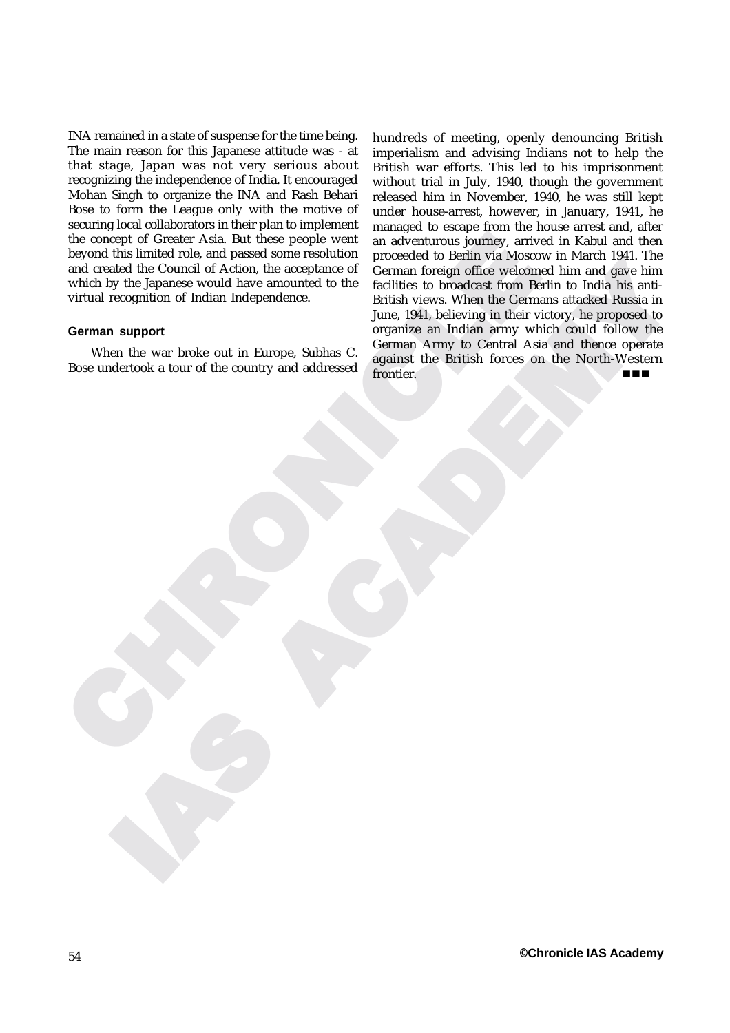INA remained in a state of suspense for the time being. The main reason for this Japanese attitude was - at that stage, Japan was not very serious about recognizing the independence of India. It encouraged Mohan Singh to organize the INA and Rash Behari Bose to form the League only with the motive of securing local collaborators in their plan to implement the concept of Greater Asia. But these people went beyond this limited role, and passed some resolution and created the Council of Action, the acceptance of which by the Japanese would have amounted to the virtual recognition of Indian Independence.

#### German support

When the war broke out in Europe, Subhas C. Bose undertook a tour of the country and addressed hundreds of meeting, openly denouncing British imperialism and advising Indians not to help the British war efforts. This led to his imprisonment without trial in July, 1940, though the government released him in November, 1940, he was still kept under house-arrest, however, in January, 1941, he managed to escape from the house arrest and, after an adventurous journey, arrived in Kabul and then proceeded to Berlin via Moscow in March 1941. The German foreign office welcomed him and gave him facilities to broadcast from Berlin to India his anti-British views. When the Germans attacked Russia in June, 1941, believing in their victory, he proposed to organize an Indian army which could follow the German Army to Central Asia and thence operate against the British forces on the North-Western frontier.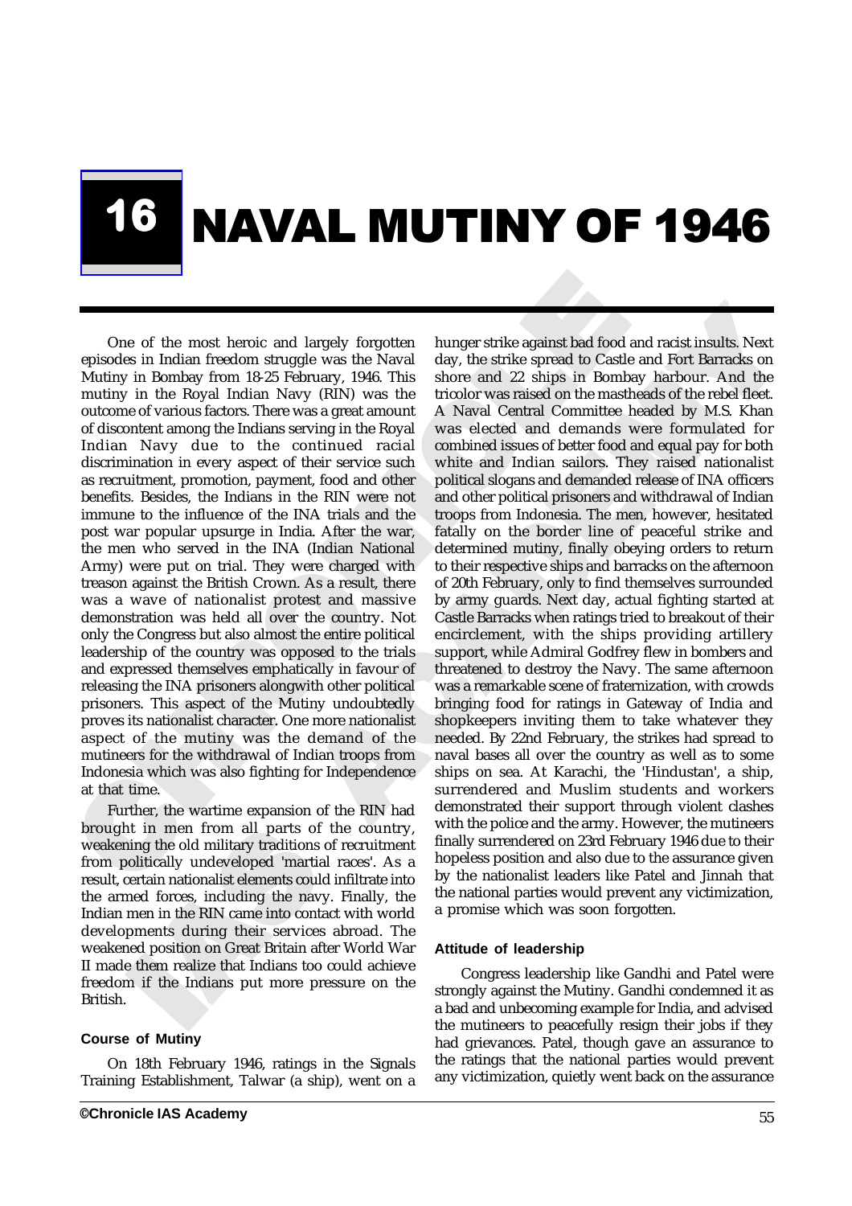# 16 NAVAL MUTINY OF 1946

One of the most heroic and largely forgotten episodes in Indian freedom struggle was the Naval Mutiny in Bombay from 18-25 February, 1946. This mutiny in the Royal Indian Navy (RIN) was the outcome of various factors. There was a great amount of discontent among the Indians serving in the Royal Indian Navy due to the continued racial discrimination in every aspect of their service such as recruitment, promotion, payment, food and other benefits. Besides, the Indians in the RIN were not immune to the influence of the INA trials and the post war popular upsurge in India. After the war, the men who served in the INA (Indian National Army) were put on trial. They were charged with treason against the British Crown. As a result, there was a wave of nationalist protest and massive demonstration was held all over the country. Not only the Congress but also almost the entire political leadership of the country was opposed to the trials and expressed themselves emphatically in favour of releasing the INA prisoners alongwith other political prisoners. This aspect of the Mutiny undoubtedly proves its nationalist character. One more nationalist aspect of the mutiny was the demand of the mutineers for the withdrawal of Indian troops from Indonesia which was also fighting for Independence at that time.

Further, the wartime expansion of the RIN had brought in men from all parts of the country, weakening the old military traditions of recruitment from politically undeveloped 'martial races'. As a result, certain nationalist elements could infiltrate into the armed forces, including the navy. Finally, the Indian men in the RIN came into contact with world developments during their services abroad. The weakened position on Great Britain after World War II made them realize that Indians too could achieve freedom if the Indians put more pressure on the British.

### Course of Mutiny

On 18th February 1946, ratings in the Signals Training Establishment, Talwar (a ship), went on a hunger strike against bad food and racist insults. Next day, the strike spread to Castle and Fort Barracks on shore and 22 ships in Bombay harbour. And the tricolor was raised on the mastheads of the rebel fleet. A Naval Central Committee headed by M.S. Khan was elected and demands were formulated for combined issues of better food and equal pay for both white and Indian sailors. They raised nationalist political slogans and demanded release of INA officers and other political prisoners and withdrawal of Indian troops from Indonesia. The men, however, hesitated fatally on the border line of peaceful strike and determined mutiny, finally obeying orders to return to their respective ships and barracks on the afternoon of 20th February, only to find themselves surrounded by army guards. Next day, actual fighting started at Castle Barracks when ratings tried to breakout of their encirclement, with the ships providing artillery support, while Admiral Godfrey flew in bombers and threatened to destroy the Navy. The same afternoon was a remarkable scene of fraternization, with crowds bringing food for ratings in Gateway of India and shopkeepers inviting them to take whatever they needed. By 22nd February, the strikes had spread to naval bases all over the country as well as to some ships on sea. At Karachi, the 'Hindustan', a ship, surrendered and Muslim students and workers demonstrated their support through violent clashes with the police and the army. However, the mutineers finally surrendered on 23rd February 1946 due to their hopeless position and also due to the assurance given by the nationalist leaders like Patel and Jinnah that the national parties would prevent any victimization, a promise which was soon forgotten.

### Attitude of leadership

Congress leadership like Gandhi and Patel were strongly against the Mutiny. Gandhi condemned it as a bad and unbecoming example for India, and advised the mutineers to peacefully resign their jobs if they had grievances. Patel, though gave an assurance to the ratings that the national parties would prevent any victimization, quietly went back on the assurance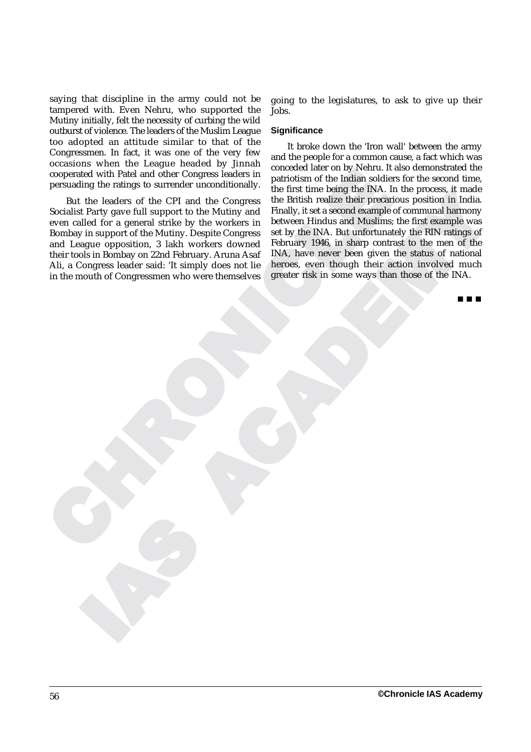saying that discipline in the army could not be tampered with. Even Nehru, who supported the Mutiny initially, felt the necessity of curbing the wild outburst of violence. The leaders of the Muslim League too adopted an attitude similar to that of the Congressmen. In fact, it was one of the very few occasions when the League headed by Jinnah cooperated with Patel and other Congress leaders in persuading the ratings to surrender unconditionally.

But the leaders of the CPI and the Congress Socialist Party gave full support to the Mutiny and even called for a general strike by the workers in Bombay in support of the Mutiny. Despite Congress and League opposition, 3 lakh workers downed their tools in Bombay on 22nd February. Aruna Asaf Ali, a Congress leader said: 'It simply does not lie in the mouth of Congressmen who were themselves going to the legislatures, to ask to give up their Jobs.

### Significance

It broke down the 'Iron wall' between the army and the people for a common cause, a fact which was conceded later on by Nehru. It also demonstrated the patriotism of the Indian soldiers for the second time, the first time being the INA. In the process, it made the British realize their precarious position in India. Finally, it set a second example of communal harmony between Hindus and Muslims; the first example was set by the INA. But unfortunately the RIN ratings of February 1946, in sharp contrast to the men of the INA, have never been given the status of national heroes, even though their action involved much greater risk in some ways than those of the INA.

■ ■ ■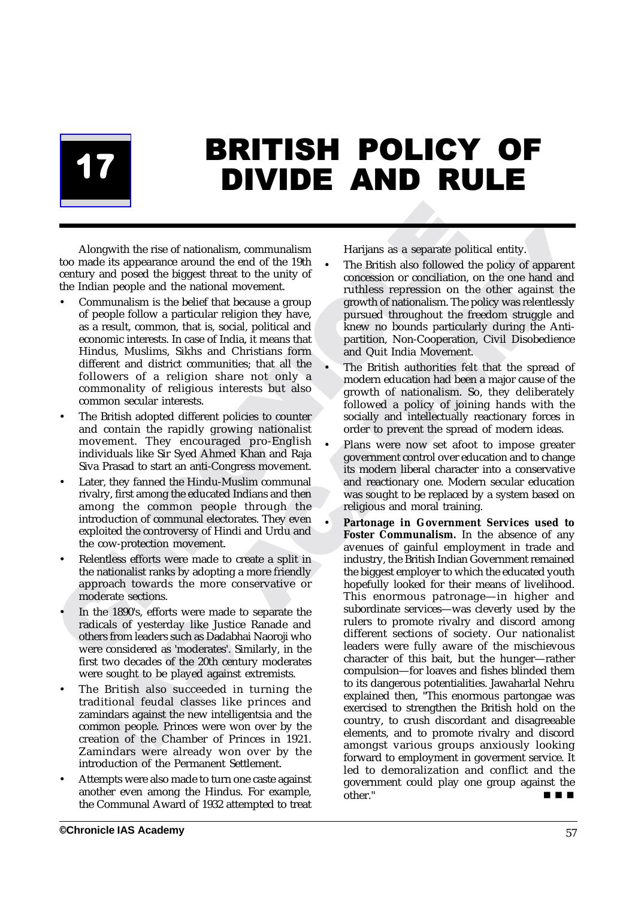# 17 BRITISH POLICY OF DIVIDE AND RULE

Alongwith the rise of nationalism, communalism too made its appearance around the end of the 19th century and posed the biggest threat to the unity of the Indian people and the national movement.

- Communalism is the belief that because a group of people follow a particular religion they have, as a result, common, that is, social, political and economic interests. In case of India, it means that Hindus, Muslims, Sikhs and Christians form different and district communities; that all the followers of a religion share not only a commonality of religious interests but also common secular interests.
- The British adopted different policies to counter and contain the rapidly growing nationalist movement. They encouraged pro-English individuals like Sir Syed Ahmed Khan and Raja Siva Prasad to start an anti-Congress movement.
- Later, they fanned the Hindu-Muslim communal rivalry, first among the educated Indians and then among the common people through the introduction of communal electorates. They even exploited the controversy of Hindi and Urdu and the cow-protection movement.
- Relentless efforts were made to create a split in the nationalist ranks by adopting a more friendly approach towards the more conservative or moderate sections.
- In the 1890's, efforts were made to separate the radicals of yesterday like Justice Ranade and others from leaders such as Dadabhai Naoroji who were considered as 'moderates'. Similarly, in the first two decades of the 20th century moderates were sought to be played against extremists.
- The British also succeeded in turning the traditional feudal classes like princes and zamindars against the new intelligentsia and the common people. Princes were won over by the creation of the Chamber of Princes in 1921. Zamindars were already won over by the introduction of the Permanent Settlement.
- Attempts were also made to turn one caste against another even among the Hindus. For example, the Communal Award of 1932 attempted to treat Harijans as a separate political entity.
- The British also followed the policy of apparent concession or conciliation, on the one hand and ruthless repression on the other against the growth of nationalism. The policy was relentlessly pursued throughout the freedom struggle and knew no bounds particularly during the Anti-partition, Non-Cooperation, Civil Disobedience and Quit India Movement.
- The British authorities felt that the spread of modern education had been a major cause of the growth of nationalism. So, they deliberately followed a policy of joining hands with the socially and intellectually reactionary forces in order to prevent the spread of modern ideas.
- Plans were now set afoot to impose greater government control over education and to change its modern liberal character into a conservative and reactionary one. Modern secular education was sought to be replaced by a system based on religious and moral training.
- **Partonage in Government Services used to Foster Communalism.** In the absence of any avenues of gainful employment in trade and industry, the British Indian Government remained the biggest employer to which the educated youth hopefully looked for their means of livelihood. This enormous patronage—in higher and subordinate services—was cleverly used by the rulers to promote rivalry and discord among different sections of society. Our nationalist leaders were fully aware of the mischievous character of this bait, but the hunger—rather compulsion—for loaves and fishes blinded them to its dangerous potentialities. Jawaharlal Nehru explained then, "This enormous partongae was exercised to strengthen the British hold on the country, to crush discordant and disagreeable elements, and to promote rivalry and discord amongst various groups anxiously looking forward to employment in goverment service. It led to demoralization and conflict and the government could play one group against the other."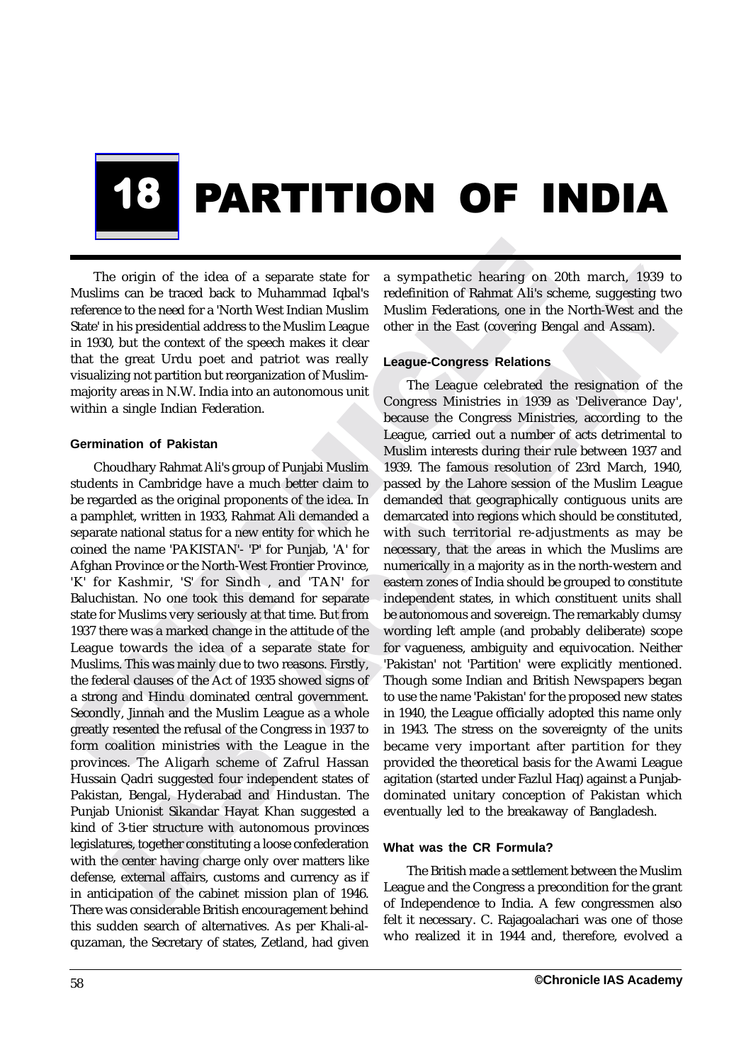# 18 PARTITION OF INDIA

The origin of the idea of a separate state for Muslims can be traced back to Muhammad Iqbal's reference to the need for a 'North West Indian Muslim State' in his presidential address to the Muslim League in 1930, but the context of the speech makes it clear that the great Urdu poet and patriot was really visualizing not partition but reorganization of Muslim-majority areas in N.W. India into an autonomous unit within a single Indian Federation.

### Germination of Pakistan

Choudhary Rahmat Ali's group of Punjabi Muslim students in Cambridge have a much better claim to be regarded as the original proponents of the idea. In a pamphlet, written in 1933, Rahmat Ali demanded a separate national status for a new entity for which he coined the name 'PAKISTAN'- 'P' for Punjab, 'A' for Afghan Province or the North-West Frontier Province, 'K' for Kashmir, 'S' for Sindh , and 'TAN' for Baluchistan. No one took this demand for separate state for Muslims very seriously at that time. But from 1937 there was a marked change in the attitude of the League towards the idea of a separate state for Muslims. This was mainly due to two reasons. Firstly, the federal clauses of the Act of 1935 showed signs of a strong and Hindu dominated central government. Secondly, Jinnah and the Muslim League as a whole greatly resented the refusal of the Congress in 1937 to form coalition ministries with the League in the provinces. The Aligarh scheme of Zafrul Hassan Hussain Qadri suggested four independent states of Pakistan, Bengal, Hyderabad and Hindustan. The Punjab Unionist Sikandar Hayat Khan suggested a kind of 3-tier structure with autonomous provinces legislatures, together constituting a loose confederation with the center having charge only over matters like defense, external affairs, customs and currency as if in anticipation of the cabinet mission plan of 1946. There was considerable British encouragement behind this sudden search of alternatives. As per Khali-al-quzaman, the Secretary of states, Zetland, had given a sympathetic hearing on 20th march, 1939 to redefinition of Rahmat Ali's scheme, suggesting two Muslim Federations, one in the North-West and the other in the East (covering Bengal and Assam).

### League-Congress Relations

The League celebrated the resignation of the Congress Ministries in 1939 as 'Deliverance Day', because the Congress Ministries, according to the League, carried out a number of acts detrimental to Muslim interests during their rule between 1937 and 1939. The famous resolution of 23rd March, 1940, passed by the Lahore session of the Muslim League demanded that geographically contiguous units are demarcated into regions which should be constituted, with such territorial re-adjustments as may be necessary, that the areas in which the Muslims are numerically in a majority as in the north-western and eastern zones of India should be grouped to constitute independent states, in which constituent units shall be autonomous and sovereign. The remarkably clumsy wording left ample (and probably deliberate) scope for vagueness, ambiguity and equivocation. Neither 'Pakistan' not 'Partition' were explicitly mentioned. Though some Indian and British Newspapers began to use the name 'Pakistan' for the proposed new states in 1940, the League officially adopted this name only in 1943. The stress on the sovereignty of the units became very important after partition for they provided the theoretical basis for the Awami League agitation (started under Fazlul Haq) against a Punjab-dominated unitary conception of Pakistan which eventually led to the breakaway of Bangladesh.

### What was the CR Formula?

The British made a settlement between the Muslim League and the Congress a precondition for the grant of Independence to India. A few congressmen also felt it necessary. C. Rajagoalachari was one of those who realized it in 1944 and, therefore, evolved a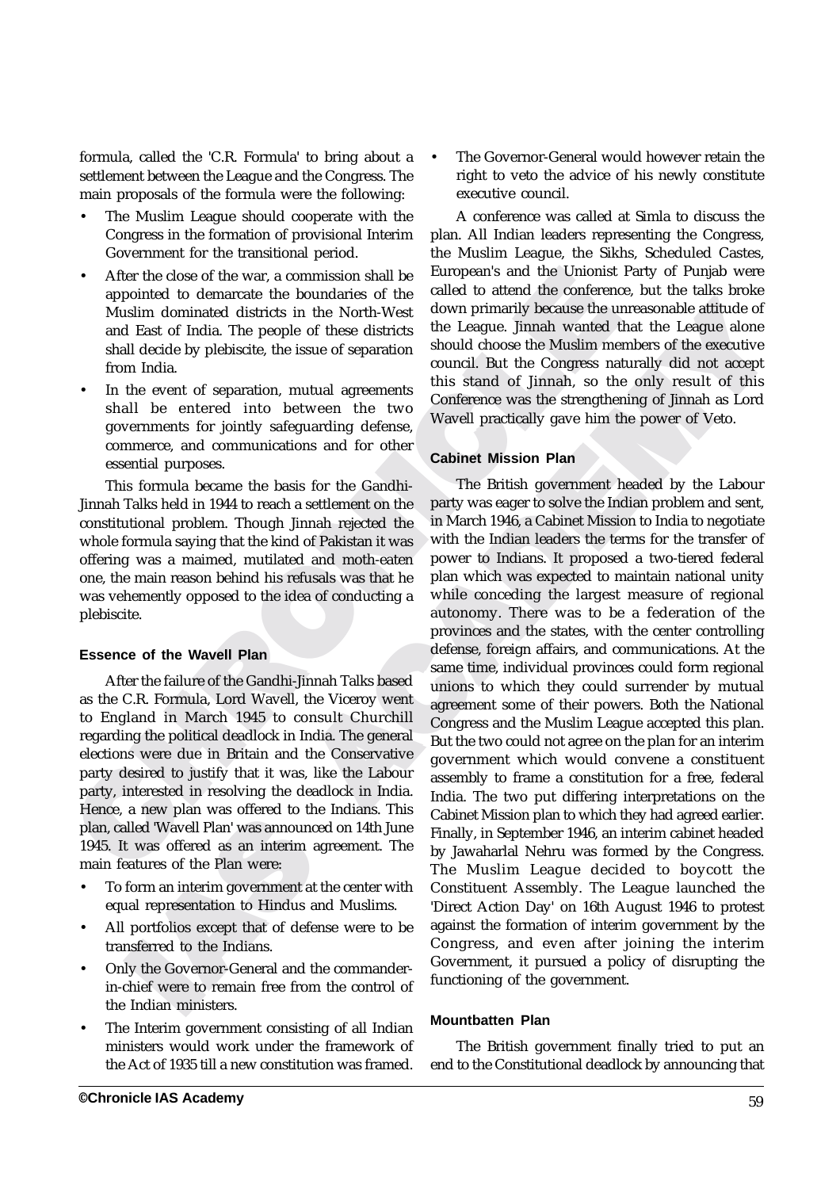formula, called the 'C.R. Formula' to bring about a settlement between the League and the Congress. The main proposals of the formula were the following:

- The Muslim League should cooperate with the Congress in the formation of provisional Interim Government for the transitional period.
- After the close of the war, a commission shall be appointed to demarcate the boundaries of the Muslim dominated districts in the North-West and East of India. The people of these districts shall decide by plebiscite, the issue of separation from India.
- In the event of separation, mutual agreements shall be entered into between the two governments for jointly safeguarding defense, commerce, and communications and for other essential purposes.

This formula became the basis for the Gandhi-Jinnah Talks held in 1944 to reach a settlement on the constitutional problem. Though Jinnah rejected the whole formula saying that the kind of Pakistan it was offering was a maimed, mutilated and moth-eaten one, the main reason behind his refusals was that he was vehemently opposed to the idea of conducting a plebiscite.

#### Essence of the Wavell Plan

After the failure of the Gandhi-Jinnah Talks based as the C.R. Formula, Lord Wavell, the Viceroy went to England in March 1945 to consult Churchill regarding the political deadlock in India. The general elections were due in Britain and the Conservative party desired to justify that it was, like the Labour party, interested in resolving the deadlock in India. Hence, a new plan was offered to the Indians. This plan, called 'Wavell Plan' was announced on 14th June 1945. It was offered as an interim agreement. The main features of the Plan were:

- To form an interim government at the center with equal representation to Hindus and Muslims.
- All portfolios except that of defense were to be transferred to the Indians.
- Only the Governor-General and the commander-in-chief were to remain free from the control of the Indian ministers.
- The Interim government consisting of all Indian ministers would work under the framework of the Act of 1935 till a new constitution was framed.
- The Governor-General would however retain the right to veto the advice of his newly constitute executive council.

A conference was called at Simla to discuss the plan. All Indian leaders representing the Congress, the Muslim League, the Sikhs, Scheduled Castes, European's and the Unionist Party of Punjab were called to attend the conference, but the talks broke down primarily because the unreasonable attitude of the League. Jinnah wanted that the League alone should choose the Muslim members of the executive council. But the Congress naturally did not accept this stand of Jinnah, so the only result of this Conference was the strengthening of Jinnah as Lord Wavell practically gave him the power of Veto.

#### Cabinet Mission Plan

The British government headed by the Labour party was eager to solve the Indian problem and sent, in March 1946, a Cabinet Mission to India to negotiate with the Indian leaders the terms for the transfer of power to Indians. It proposed a two-tiered federal plan which was expected to maintain national unity while conceding the largest measure of regional autonomy. There was to be a federation of the provinces and the states, with the center controlling defense, foreign affairs, and communications. At the same time, individual provinces could form regional unions to which they could surrender by mutual agreement some of their powers. Both the National Congress and the Muslim League accepted this plan. But the two could not agree on the plan for an interim government which would convene a constituent assembly to frame a constitution for a free, federal India. The two put differing interpretations on the Cabinet Mission plan to which they had agreed earlier. Finally, in September 1946, an interim cabinet headed by Jawaharlal Nehru was formed by the Congress. The Muslim League decided to boycott the Constituent Assembly. The League launched the 'Direct Action Day' on 16th August 1946 to protest against the formation of interim government by the Congress, and even after joining the interim Government, it pursued a policy of disrupting the functioning of the government.

#### Mountbatten Plan

The British government finally tried to put an end to the Constitutional deadlock by announcing that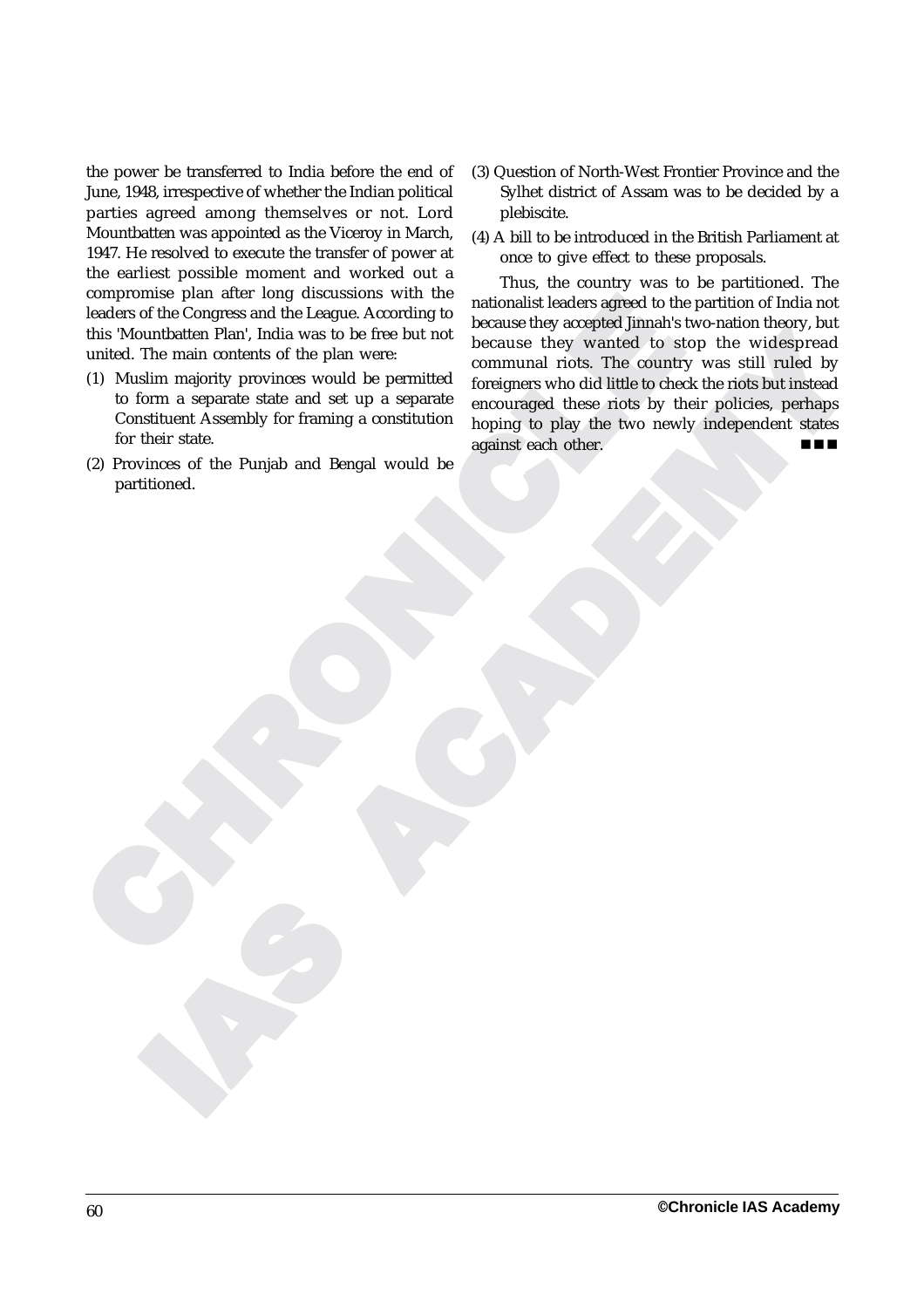the power be transferred to India before the end of June, 1948, irrespective of whether the Indian political parties agreed among themselves or not. Lord Mountbatten was appointed as the Viceroy in March, 1947. He resolved to execute the transfer of power at the earliest possible moment and worked out a compromise plan after long discussions with the leaders of the Congress and the League. According to this 'Mountbatten Plan', India was to be free but not united. The main contents of the plan were:

(1) Muslim majority provinces would be permitted to form a separate state and set up a separate Constituent Assembly for framing a constitution for their state.

(2) Provinces of the Punjab and Bengal would be partitioned.

(3) Question of North-West Frontier Province and the Sylhet district of Assam was to be decided by a plebiscite.

(4) A bill to be introduced in the British Parliament at once to give effect to these proposals.

Thus, the country was to be partitioned. The nationalist leaders agreed to the partition of India not because they accepted Jinnah's two-nation theory, but because they wanted to stop the widespread communal riots. The country was still ruled by foreigners who did little to check the riots but instead encouraged these riots by their policies, perhaps hoping to play the two newly independent states against each other.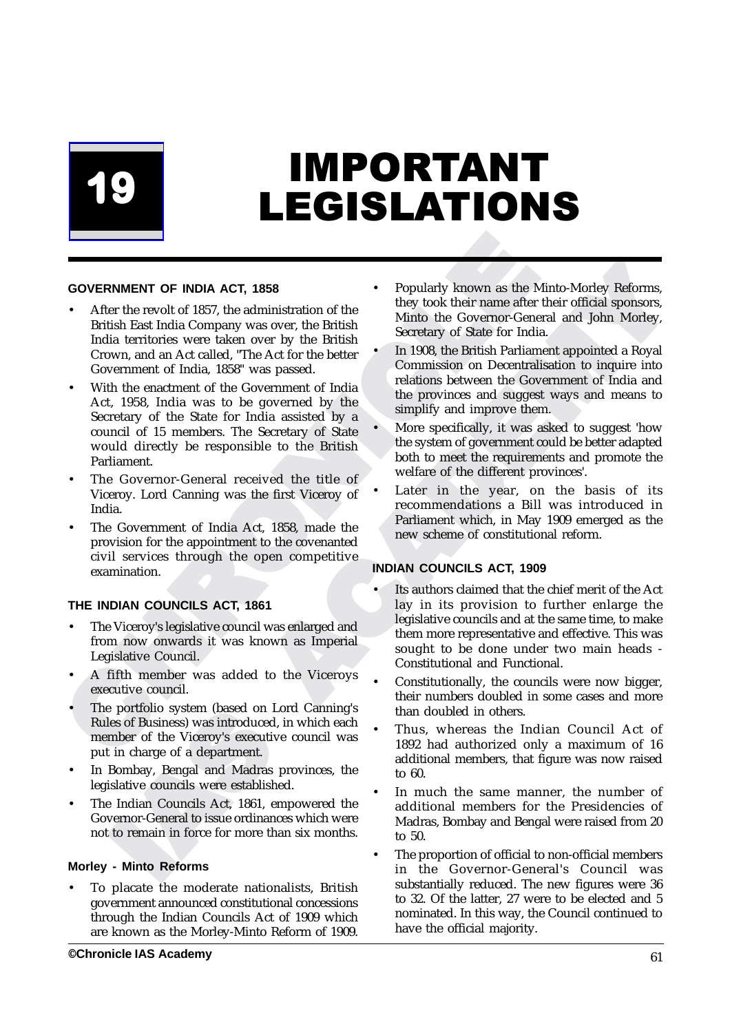# 19 IMPORTANT LEGISLATIONS

## GOVERNMENT OF INDIA ACT, 1858

- After the revolt of 1857, the administration of the British East India Company was over, the British India territories were taken over by the British Crown, and an Act called, "The Act for the better Government of India, 1858" was passed.
- With the enactment of the Government of India Act, 1958, India was to be governed by the Secretary of the State for India assisted by a council of 15 members. The Secretary of State would directly be responsible to the British Parliament.
- The Governor-General received the title of Viceroy. Lord Canning was the first Viceroy of India.
- The Government of India Act, 1858, made the provision for the appointment to the covenanted civil services through the open competitive examination.

## THE INDIAN COUNCILS ACT, 1861

- The Viceroy's legislative council was enlarged and from now onwards it was known as Imperial Legislative Council.
- A fifth member was added to the Viceroys executive council.
- The portfolio system (based on Lord Canning's Rules of Business) was introduced, in which each member of the Viceroy's executive council was put in charge of a department.
- In Bombay, Bengal and Madras provinces, the legislative councils were established.
- The Indian Councils Act, 1861, empowered the Governor-General to issue ordinances which were not to remain in force for more than six months.

## Morley - Minto Reforms

- To placate the moderate nationalists, British government announced constitutional concessions through the Indian Councils Act of 1909 which are known as the Morley-Minto Reform of 1909.
- Popularly known as the Minto-Morley Reforms, they took their name after their official sponsors, Minto the Governor-General and John Morley, Secretary of State for India.
- In 1908, the British Parliament appointed a Royal Commission on Decentralisation to inquire into relations between the Government of India and the provinces and suggest ways and means to simplify and improve them.
- More specifically, it was asked to suggest 'how the system of government could be better adapted both to meet the requirements and promote the welfare of the different provinces'.
- Later in the year, on the basis of its recommendations a Bill was introduced in Parliament which, in May 1909 emerged as the new scheme of constitutional reform.

## INDIAN COUNCILS ACT, 1909

- Its authors claimed that the chief merit of the Act lay in its provision to further enlarge the legislative councils and at the same time, to make them more representative and effective. This was sought to be done under two main heads - Constitutional and Functional.
- Constitutionally, the councils were now bigger, their numbers doubled in some cases and more than doubled in others.
- Thus, whereas the Indian Council Act of 1892 had authorized only a maximum of 16 additional members, that figure was now raised to 60.
- In much the same manner, the number of additional members for the Presidencies of Madras, Bombay and Bengal were raised from 20 to 50.
- The proportion of official to non-official members in the Governor-General's Council was substantially reduced. The new figures were 36 to 32. Of the latter, 27 were to be elected and 5 nominated. In this way, the Council continued to have the official majority.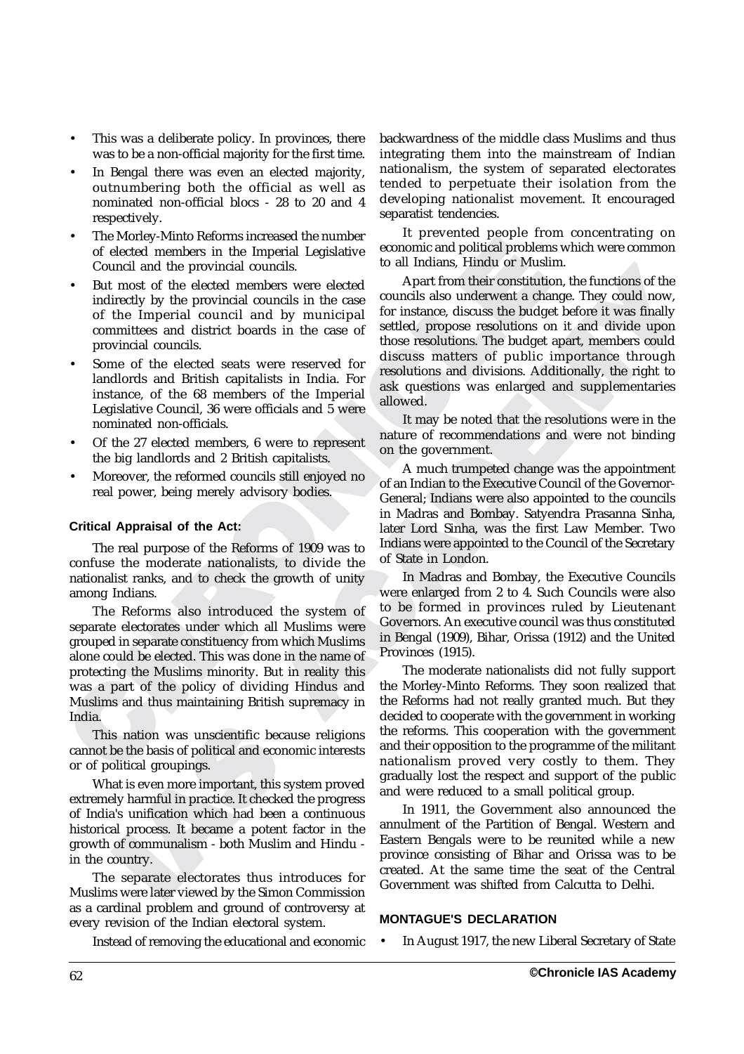- This was a deliberate policy. In provinces, there was to be a non-official majority for the first time.
- In Bengal there was even an elected majority, outnumbering both the official as well as nominated non-official blocs - 28 to 20 and 4 respectively.
- The Morley-Minto Reforms increased the number of elected members in the Imperial Legislative Council and the provincial councils.
- But most of the elected members were elected indirectly by the provincial councils in the case of the Imperial council and by municipal committees and district boards in the case of provincial councils.
- Some of the elected seats were reserved for landlords and British capitalists in India. For instance, of the 68 members of the Imperial Legislative Council, 36 were officials and 5 were nominated non-officials.
- Of the 27 elected members, 6 were to represent the big landlords and 2 British capitalists.
- Moreover, the reformed councils still enjoyed no real power, being merely advisory bodies.

**Critical Appraisal of the Act:**

The real purpose of the Reforms of 1909 was to confuse the moderate nationalists, to divide the nationalist ranks, and to check the growth of unity among Indians.

The Reforms also introduced the system of separate electorates under which all Muslims were grouped in separate constituency from which Muslims alone could be elected. This was done in the name of protecting the Muslims minority. But in reality this was a part of the policy of dividing Hindus and Muslims and thus maintaining British supremacy in India.

This nation was unscientific because religions cannot be the basis of political and economic interests or of political groupings.

What is even more important, this system proved extremely harmful in practice. It checked the progress of India's unification which had been a continuous historical process. It became a potent factor in the growth of communalism - both Muslim and Hindu - in the country.

The separate electorates thus introduces for Muslims were later viewed by the Simon Commission as a cardinal problem and ground of controversy at every revision of the Indian electoral system.

Instead of removing the educational and economic backwardness of the middle class Muslims and thus integrating them into the mainstream of Indian nationalism, the system of separated electorates tended to perpetuate their isolation from the developing nationalist movement. It encouraged separatist tendencies.

It prevented people from concentrating on economic and political problems which were common to all Indians, Hindu or Muslim.

Apart from their constitution, the functions of the councils also underwent a change. They could now, for instance, discuss the budget before it was finally settled, propose resolutions on it and divide upon those resolutions. The budget apart, members could discuss matters of public importance through resolutions and divisions. Additionally, the right to ask questions was enlarged and supplementaries allowed.

It may be noted that the resolutions were in the nature of recommendations and were not binding on the government.

A much trumpeted change was the appointment of an Indian to the Executive Council of the Governor-General; Indians were also appointed to the councils in Madras and Bombay. Satyendra Prasanna Sinha, later Lord Sinha, was the first Law Member. Two Indians were appointed to the Council of the Secretary of State in London.

In Madras and Bombay, the Executive Councils were enlarged from 2 to 4. Such Councils were also to be formed in provinces ruled by Lieutenant Governors. An executive council was thus constituted in Bengal (1909), Bihar, Orissa (1912) and the United Provinces (1915).

The moderate nationalists did not fully support the Morley-Minto Reforms. They soon realized that the Reforms had not really granted much. But they decided to cooperate with the government in working the reforms. This cooperation with the government and their opposition to the programme of the militant nationalism proved very costly to them. They gradually lost the respect and support of the public and were reduced to a small political group.

In 1911, the Government also announced the annulment of the Partition of Bengal. Western and Eastern Bengals were to be reunited while a new province consisting of Bihar and Orissa was to be created. At the same time the seat of the Central Government was shifted from Calcutta to Delhi.

**MONTAGUE'S DECLARATION**

- In August 1917, the new Liberal Secretary of State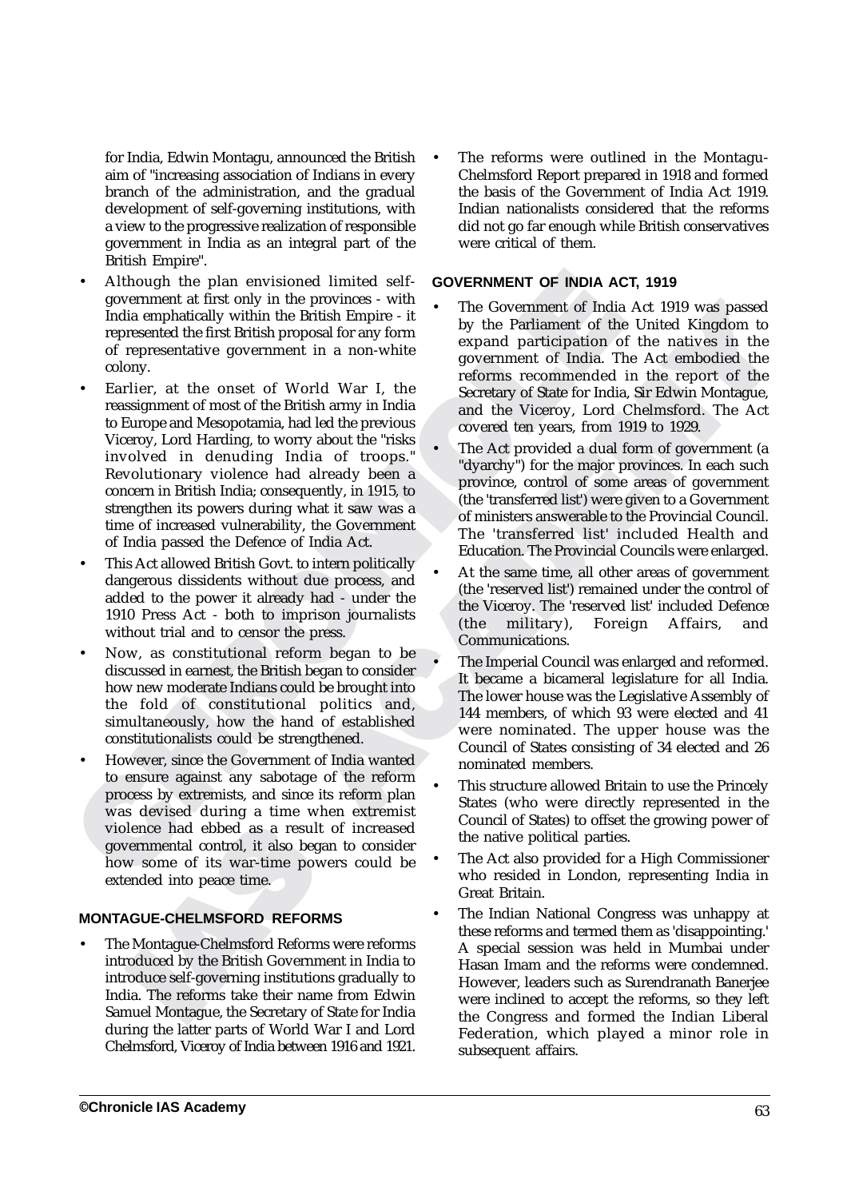for India, Edwin Montagu, announced the British aim of "increasing association of Indians in every branch of the administration, and the gradual development of self-governing institutions, with a view to the progressive realization of responsible government in India as an integral part of the British Empire".

- Although the plan envisioned limited self-government at first only in the provinces - with India emphatically within the British Empire - it represented the first British proposal for any form of representative government in a non-white colony.
- Earlier, at the onset of World War I, the reassignment of most of the British army in India to Europe and Mesopotamia, had led the previous Viceroy, Lord Harding, to worry about the "risks involved in denuding India of troops." Revolutionary violence had already been a concern in British India; consequently, in 1915, to strengthen its powers during what it saw was a time of increased vulnerability, the Government of India passed the Defence of India Act.
- This Act allowed British Govt. to intern politically dangerous dissidents without due process, and added to the power it already had - under the 1910 Press Act - both to imprison journalists without trial and to censor the press.
- Now, as constitutional reform began to be discussed in earnest, the British began to consider how new moderate Indians could be brought into the fold of constitutional politics and, simultaneously, how the hand of established constitutionalists could be strengthened.
- However, since the Government of India wanted to ensure against any sabotage of the reform process by extremists, and since its reform plan was devised during a time when extremist violence had ebbed as a result of increased governmental control, it also began to consider how some of its war-time powers could be extended into peace time.

## MONTAGUE-CHELMSFORD REFORMS

- The Montague-Chelmsford Reforms were reforms introduced by the British Government in India to introduce self-governing institutions gradually to India. The reforms take their name from Edwin Samuel Montague, the Secretary of State for India during the latter parts of World War I and Lord Chelmsford, Viceroy of India between 1916 and 1921.
- The reforms were outlined in the Montagu-Chelmsford Report prepared in 1918 and formed the basis of the Government of India Act 1919. Indian nationalists considered that the reforms did not go far enough while British conservatives were critical of them.

## GOVERNMENT OF INDIA ACT, 1919

- The Government of India Act 1919 was passed by the Parliament of the United Kingdom to expand participation of the natives in the government of India. The Act embodied the reforms recommended in the report of the Secretary of State for India, Sir Edwin Montague, and the Viceroy, Lord Chelmsford. The Act covered ten years, from 1919 to 1929.
- The Act provided a dual form of government (a "dyarchy") for the major provinces. In each such province, control of some areas of government (the 'transferred list') were given to a Government of ministers answerable to the Provincial Council. The 'transferred list' included Health and Education. The Provincial Councils were enlarged.
- At the same time, all other areas of government (the 'reserved list') remained under the control of the Viceroy. The 'reserved list' included Defence (the military), Foreign Affairs, and Communications.
- The Imperial Council was enlarged and reformed. It became a bicameral legislature for all India. The lower house was the Legislative Assembly of 144 members, of which 93 were elected and 41 were nominated. The upper house was the Council of States consisting of 34 elected and 26 nominated members.
- This structure allowed Britain to use the Princely States (who were directly represented in the Council of States) to offset the growing power of the native political parties.
- The Act also provided for a High Commissioner who resided in London, representing India in Great Britain.
- The Indian National Congress was unhappy at these reforms and termed them as 'disappointing.' A special session was held in Mumbai under Hasan Imam and the reforms were condemned. However, leaders such as Surendranath Banerjee were inclined to accept the reforms, so they left the Congress and formed the Indian Liberal Federation, which played a minor role in subsequent affairs.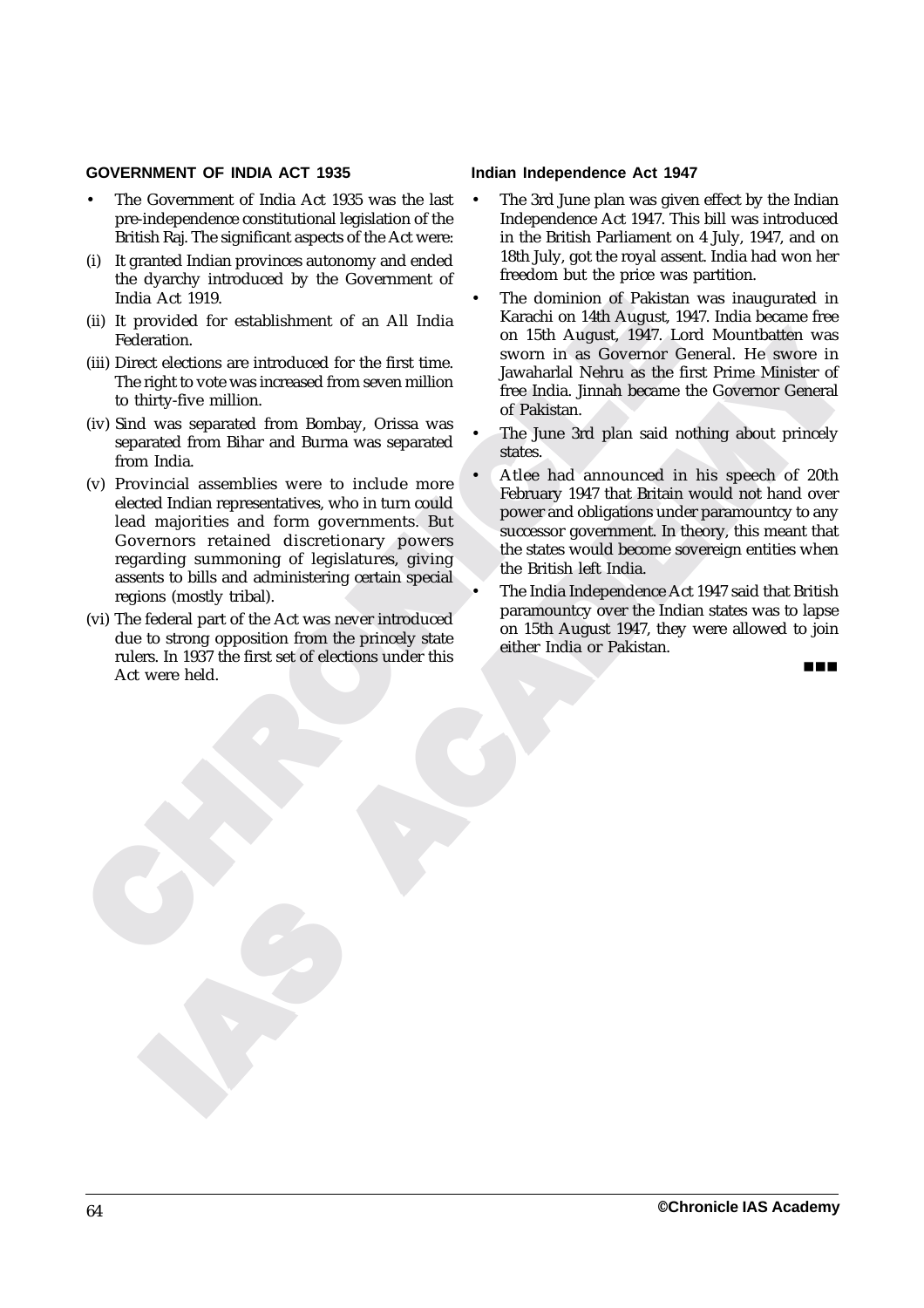## GOVERNMENT OF INDIA ACT 1935

- The Government of India Act 1935 was the last pre-independence constitutional legislation of the British Raj. The significant aspects of the Act were:

(i) It granted Indian provinces autonomy and ended the dyarchy introduced by the Government of India Act 1919.

(ii) It provided for establishment of an All India Federation.

(iii) Direct elections are introduced for the first time. The right to vote was increased from seven million to thirty-five million.

(iv) Sind was separated from Bombay, Orissa was separated from Bihar and Burma was separated from India.

(v) Provincial assemblies were to include more elected Indian representatives, who in turn could lead majorities and form governments. But Governors retained discretionary powers regarding summoning of legislatures, giving assents to bills and administering certain special regions (mostly tribal).

(vi) The federal part of the Act was never introduced due to strong opposition from the princely state rulers. In 1937 the first set of elections under this Act were held.

## Indian Independence Act 1947

- The 3rd June plan was given effect by the Indian Independence Act 1947. This bill was introduced in the British Parliament on 4 July, 1947, and on 18th July, got the royal assent. India had won her freedom but the price was partition.
- The dominion of Pakistan was inaugurated in Karachi on 14th August, 1947. India became free on 15th August, 1947. Lord Mountbatten was sworn in as Governor General. He swore in Jawaharlal Nehru as the first Prime Minister of free India. Jinnah became the Governor General of Pakistan.
- The June 3rd plan said nothing about princely states.
- Atlee had announced in his speech of 20th February 1947 that Britain would not hand over power and obligations under paramountcy to any successor government. In theory, this meant that the states would become sovereign entities when the British left India.
- The India Independence Act 1947 said that British paramountcy over the Indian states was to lapse on 15th August 1947, they were allowed to join either India or Pakistan.

■■■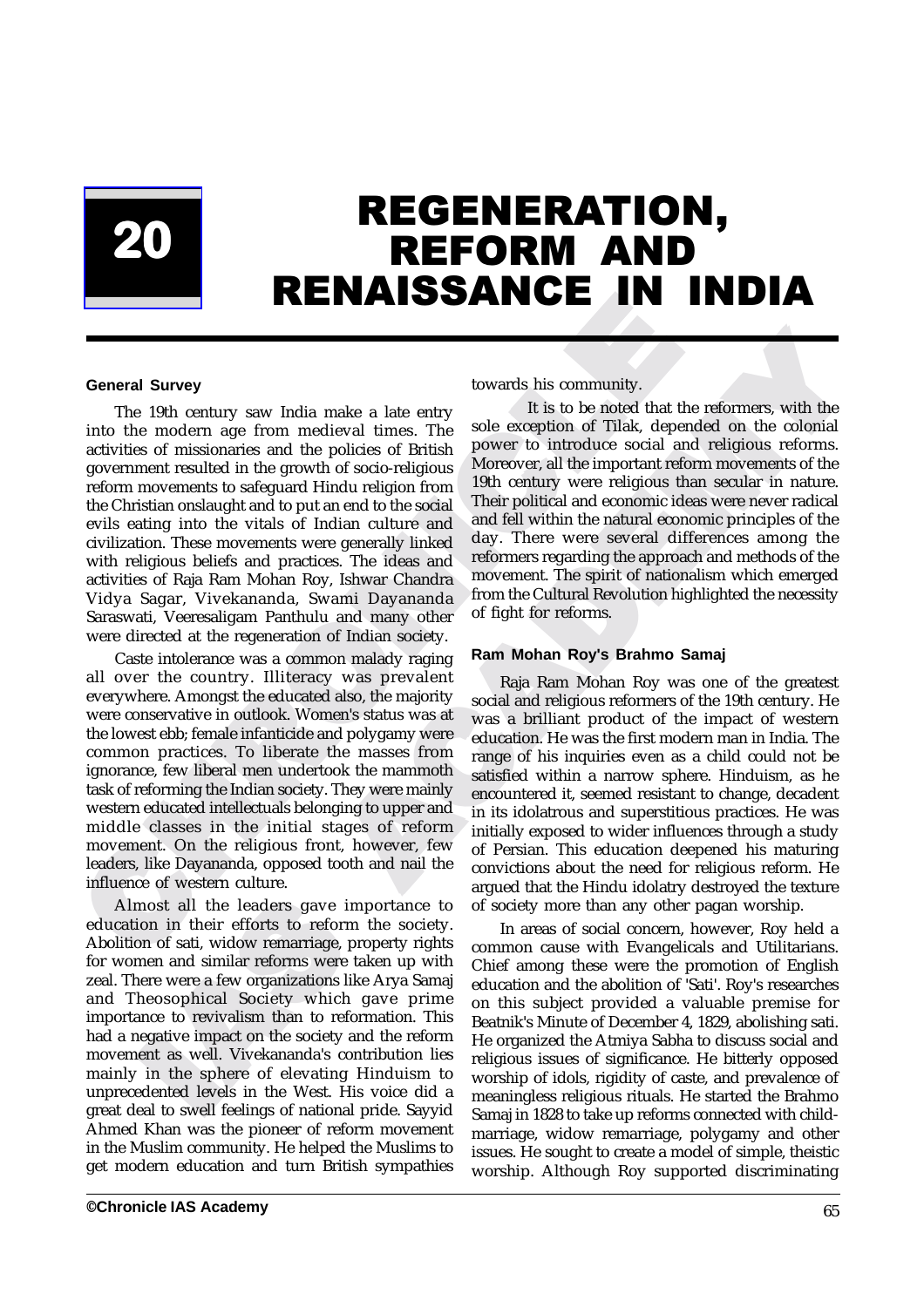# 20 REGENERATION, REFORM AND RENAISSANCE IN INDIA

**General Survey**

The 19th century saw India make a late entry into the modern age from medieval times. The activities of missionaries and the policies of British government resulted in the growth of socio-religious reform movements to safeguard Hindu religion from the Christian onslaught and to put an end to the social evils eating into the vitals of Indian culture and civilization. These movements were generally linked with religious beliefs and practices. The ideas and activities of Raja Ram Mohan Roy, Ishwar Chandra Vidya Sagar, Vivekananda, Swami Dayananda Saraswati, Veeresaligam Panthulu and many other were directed at the regeneration of Indian society.

Caste intolerance was a common malady raging all over the country. Illiteracy was prevalent everywhere. Amongst the educated also, the majority were conservative in outlook. Women's status was at the lowest ebb; female infanticide and polygamy were common practices. To liberate the masses from ignorance, few liberal men undertook the mammoth task of reforming the Indian society. They were mainly western educated intellectuals belonging to upper and middle classes in the initial stages of reform movement. On the religious front, however, few leaders, like Dayananda, opposed tooth and nail the influence of western culture.

Almost all the leaders gave importance to education in their efforts to reform the society. Abolition of sati, widow remarriage, property rights for women and similar reforms were taken up with zeal. There were a few organizations like Arya Samaj and Theosophical Society which gave prime importance to revivalism than to reformation. This had a negative impact on the society and the reform movement as well. Vivekananda's contribution lies mainly in the sphere of elevating Hinduism to unprecedented levels in the West. His voice did a great deal to swell feelings of national pride. Sayyid Ahmed Khan was the pioneer of reform movement in the Muslim community. He helped the Muslims to get modern education and turn British sympathies towards his community.

It is to be noted that the reformers, with the sole exception of Tilak, depended on the colonial power to introduce social and religious reforms. Moreover, all the important reform movements of the 19th century were religious than secular in nature. Their political and economic ideas were never radical and fell within the natural economic principles of the day. There were several differences among the reformers regarding the approach and methods of the movement. The spirit of nationalism which emerged from the Cultural Revolution highlighted the necessity of fight for reforms.

**Ram Mohan Roy's Brahmo Samaj**

Raja Ram Mohan Roy was one of the greatest social and religious reformers of the 19th century. He was a brilliant product of the impact of western education. He was the first modern man in India. The range of his inquiries even as a child could not be satisfied within a narrow sphere. Hinduism, as he encountered it, seemed resistant to change, decadent in its idolatrous and superstitious practices. He was initially exposed to wider influences through a study of Persian. This education deepened his maturing convictions about the need for religious reform. He argued that the Hindu idolatry destroyed the texture of society more than any other pagan worship.

In areas of social concern, however, Roy held a common cause with Evangelicals and Utilitarians. Chief among these were the promotion of English education and the abolition of 'Sati'. Roy's researches on this subject provided a valuable premise for Beatnik's Minute of December 4, 1829, abolishing sati. He organized the Atmiya Sabha to discuss social and religious issues of significance. He bitterly opposed worship of idols, rigidity of caste, and prevalence of meaningless religious rituals. He started the Brahmo Samaj in 1828 to take up reforms connected with child-marriage, widow remarriage, polygamy and other issues. He sought to create a model of simple, theistic worship. Although Roy supported discriminating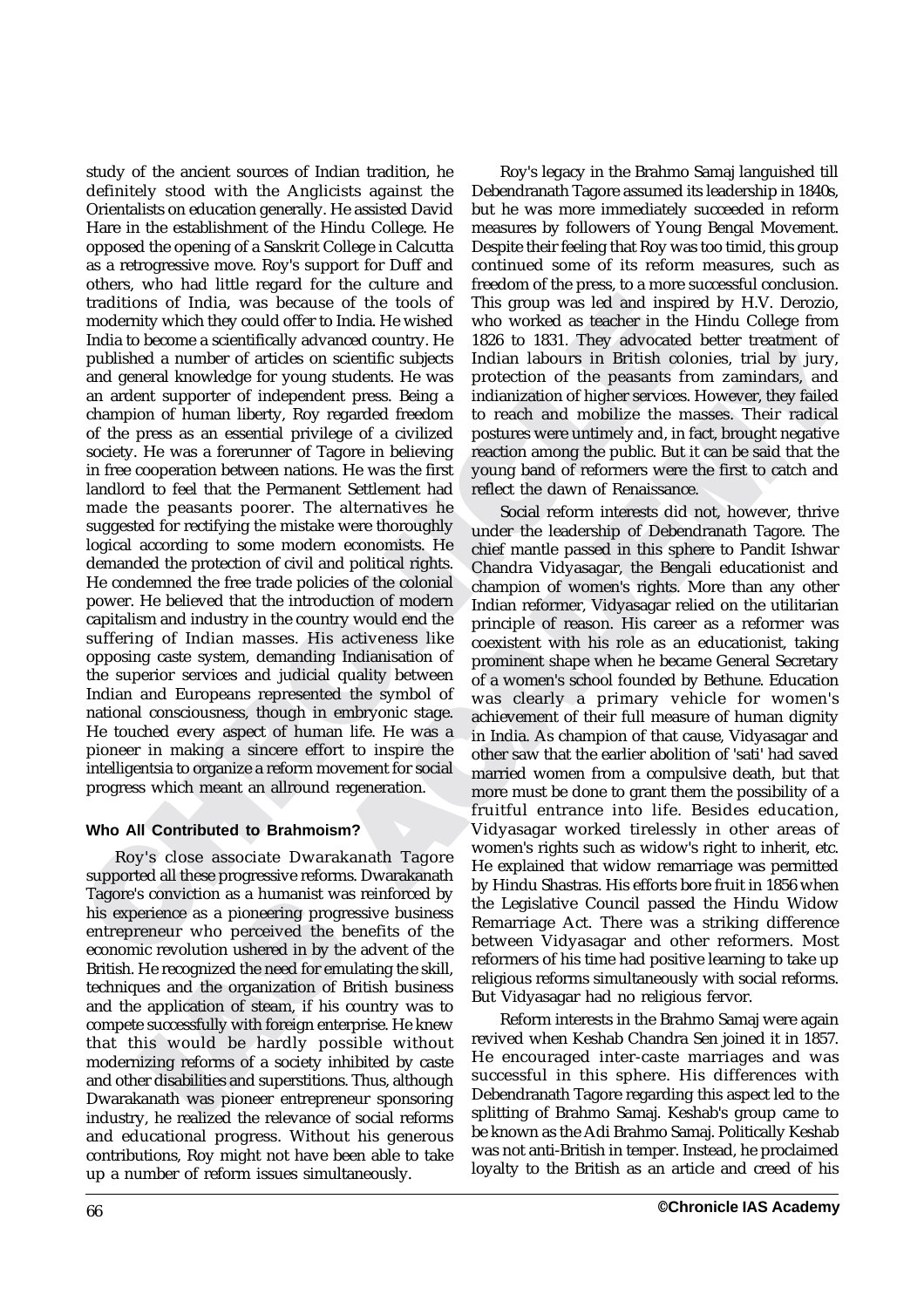study of the ancient sources of Indian tradition, he definitely stood with the Anglicists against the Orientalists on education generally. He assisted David Hare in the establishment of the Hindu College. He opposed the opening of a Sanskrit College in Calcutta as a retrogressive move. Roy's support for Duff and others, who had little regard for the culture and traditions of India, was because of the tools of modernity which they could offer to India. He wished India to become a scientifically advanced country. He published a number of articles on scientific subjects and general knowledge for young students. He was an ardent supporter of independent press. Being a champion of human liberty, Roy regarded freedom of the press as an essential privilege of a civilized society. He was a forerunner of Tagore in believing in free cooperation between nations. He was the first landlord to feel that the Permanent Settlement had made the peasants poorer. The alternatives he suggested for rectifying the mistake were thoroughly logical according to some modern economists. He demanded the protection of civil and political rights. He condemned the free trade policies of the colonial power. He believed that the introduction of modern capitalism and industry in the country would end the suffering of Indian masses. His activeness like opposing caste system, demanding Indianisation of the superior services and judicial quality between Indian and Europeans represented the symbol of national consciousness, though in embryonic stage. He touched every aspect of human life. He was a pioneer in making a sincere effort to inspire the intelligentsia to organize a reform movement for social progress which meant an allround regeneration.

### Who All Contributed to Brahmoism?

Roy's close associate Dwarakanath Tagore supported all these progressive reforms. Dwarakanath Tagore's conviction as a humanist was reinforced by his experience as a pioneering progressive business entrepreneur who perceived the benefits of the economic revolution ushered in by the advent of the British. He recognized the need for emulating the skill, techniques and the organization of British business and the application of steam, if his country was to compete successfully with foreign enterprise. He knew that this would be hardly possible without modernizing reforms of a society inhibited by caste and other disabilities and superstitions. Thus, although Dwarakanath was pioneer entrepreneur sponsoring industry, he realized the relevance of social reforms and educational progress. Without his generous contributions, Roy might not have been able to take up a number of reform issues simultaneously.

Roy's legacy in the Brahmo Samaj languished till Debendranath Tagore assumed its leadership in 1840s, but he was more immediately succeeded in reform measures by followers of Young Bengal Movement. Despite their feeling that Roy was too timid, this group continued some of its reform measures, such as freedom of the press, to a more successful conclusion. This group was led and inspired by H.V. Derozio, who worked as teacher in the Hindu College from 1826 to 1831. They advocated better treatment of Indian labours in British colonies, trial by jury, protection of the peasants from zamindars, and indianization of higher services. However, they failed to reach and mobilize the masses. Their radical postures were untimely and, in fact, brought negative reaction among the public. But it can be said that the young band of reformers were the first to catch and reflect the dawn of Renaissance.

Social reform interests did not, however, thrive under the leadership of Debendranath Tagore. The chief mantle passed in this sphere to Pandit Ishwar Chandra Vidyasagar, the Bengali educationist and champion of women's rights. More than any other Indian reformer, Vidyasagar relied on the utilitarian principle of reason. His career as a reformer was coexistent with his role as an educationist, taking prominent shape when he became General Secretary of a women's school founded by Bethune. Education was clearly a primary vehicle for women's achievement of their full measure of human dignity in India. As champion of that cause, Vidyasagar and other saw that the earlier abolition of 'sati' had saved married women from a compulsive death, but that more must be done to grant them the possibility of a fruitful entrance into life. Besides education, Vidyasagar worked tirelessly in other areas of women's rights such as widow's right to inherit, etc. He explained that widow remarriage was permitted by Hindu Shastras. His efforts bore fruit in 1856 when the Legislative Council passed the Hindu Widow Remarriage Act. There was a striking difference between Vidyasagar and other reformers. Most reformers of his time had positive learning to take up religious reforms simultaneously with social reforms. But Vidyasagar had no religious fervor.

Reform interests in the Brahmo Samaj were again revived when Keshab Chandra Sen joined it in 1857. He encouraged inter-caste marriages and was successful in this sphere. His differences with Debendranath Tagore regarding this aspect led to the splitting of Brahmo Samaj. Keshab's group came to be known as the Adi Brahmo Samaj. Politically Keshab was not anti-British in temper. Instead, he proclaimed loyalty to the British as an article and creed of his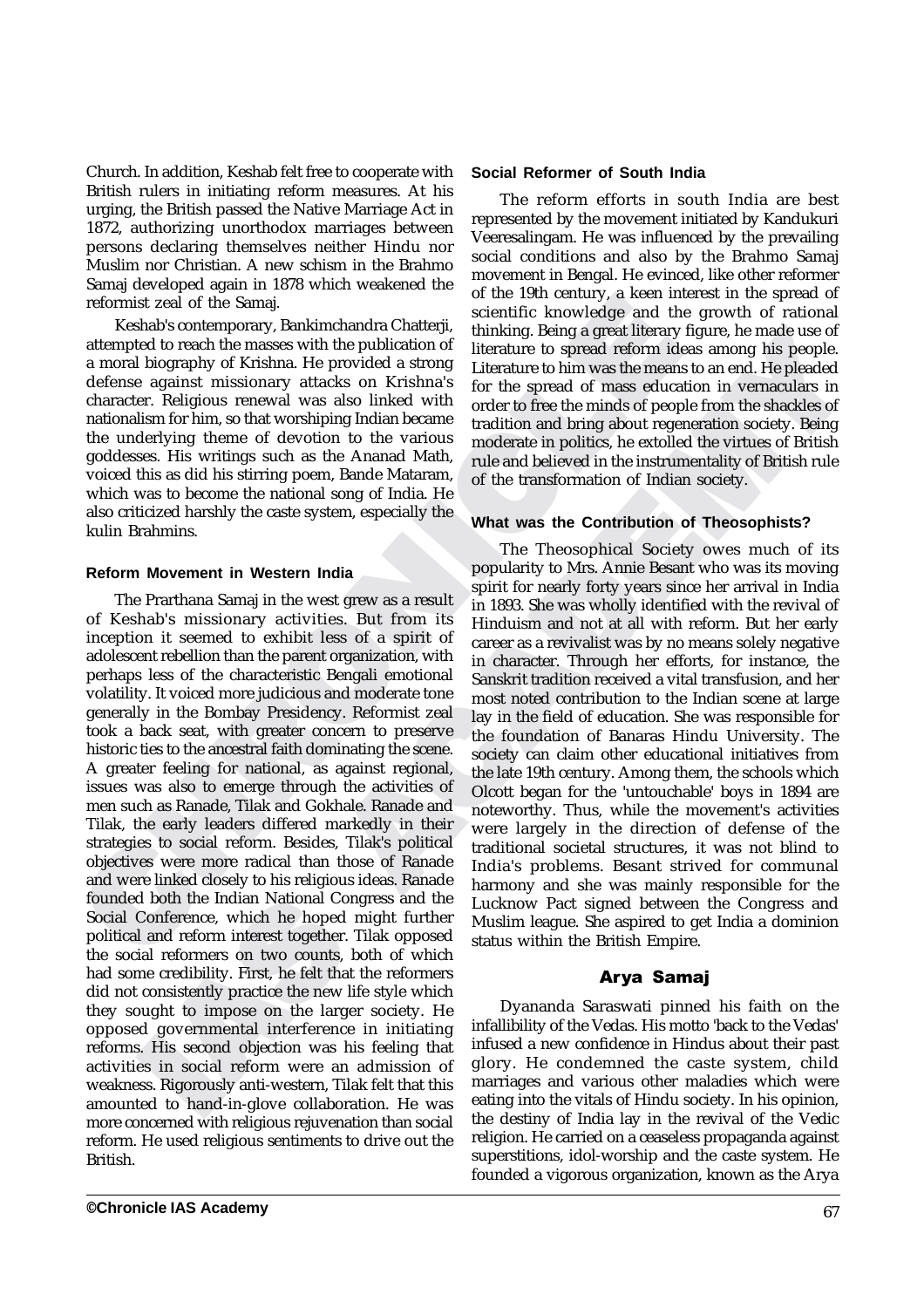Church. In addition, Keshab felt free to cooperate with British rulers in initiating reform measures. At his urging, the British passed the Native Marriage Act in 1872, authorizing unorthodox marriages between persons declaring themselves neither Hindu nor Muslim nor Christian. A new schism in the Brahmo Samaj developed again in 1878 which weakened the reformist zeal of the Samaj.

Keshab's contemporary, Bankimchandra Chatterji, attempted to reach the masses with the publication of a moral biography of Krishna. He provided a strong defense against missionary attacks on Krishna's character. Religious renewal was also linked with nationalism for him, so that worshiping Indian became the underlying theme of devotion to the various goddesses. His writings such as the Ananad Math, voiced this as did his stirring poem, Bande Mataram, which was to become the national song of India. He also criticized harshly the caste system, especially the kulin Brahmins.

#### Reform Movement in Western India

The Prarthana Samaj in the west grew as a result of Keshab's missionary activities. But from its inception it seemed to exhibit less of a spirit of adolescent rebellion than the parent organization, with perhaps less of the characteristic Bengali emotional volatility. It voiced more judicious and moderate tone generally in the Bombay Presidency. Reformist zeal took a back seat, with greater concern to preserve historic ties to the ancestral faith dominating the scene. A greater feeling for national, as against regional, issues was also to emerge through the activities of men such as Ranade, Tilak and Gokhale. Ranade and Tilak, the early leaders differed markedly in their strategies to social reform. Besides, Tilak's political objectives were more radical than those of Ranade and were linked closely to his religious ideas. Ranade founded both the Indian National Congress and the Social Conference, which he hoped might further political and reform interest together. Tilak opposed the social reformers on two counts, both of which had some credibility. First, he felt that the reformers did not consistently practice the new life style which they sought to impose on the larger society. He opposed governmental interference in initiating reforms. His second objection was his feeling that activities in social reform were an admission of weakness. Rigorously anti-western, Tilak felt that this amounted to hand-in-glove collaboration. He was more concerned with religious rejuvenation than social reform. He used religious sentiments to drive out the British.

#### Social Reformer of South India

The reform efforts in south India are best represented by the movement initiated by Kandukuri Veeresalingam. He was influenced by the prevailing social conditions and also by the Brahmo Samaj movement in Bengal. He evinced, like other reformer of the 19th century, a keen interest in the spread of scientific knowledge and the growth of rational thinking. Being a great literary figure, he made use of literature to spread reform ideas among his people. Literature to him was the means to an end. He pleaded for the spread of mass education in vernaculars in order to free the minds of people from the shackles of tradition and bring about regeneration society. Being moderate in politics, he extolled the virtues of British rule and believed in the instrumentality of British rule of the transformation of Indian society.

#### What was the Contribution of Theosophists?

The Theosophical Society owes much of its popularity to Mrs. Annie Besant who was its moving spirit for nearly forty years since her arrival in India in 1893. She was wholly identified with the revival of Hinduism and not at all with reform. But her early career as a revivalist was by no means solely negative in character. Through her efforts, for instance, the Sanskrit tradition received a vital transfusion, and her most noted contribution to the Indian scene at large lay in the field of education. She was responsible for the foundation of Banaras Hindu University. The society can claim other educational initiatives from the late 19th century. Among them, the schools which Olcott began for the 'untouchable' boys in 1894 are noteworthy. Thus, while the movement's activities were largely in the direction of defense of the traditional societal structures, it was not blind to India's problems. Besant strived for communal harmony and she was mainly responsible for the Lucknow Pact signed between the Congress and Muslim league. She aspired to get India a dominion status within the British Empire.

### Arya Samaj

Dyananda Saraswati pinned his faith on the infallibility of the Vedas. His motto 'back to the Vedas' infused a new confidence in Hindus about their past glory. He condemned the caste system, child marriages and various other maladies which were eating into the vitals of Hindu society. In his opinion, the destiny of India lay in the revival of the Vedic religion. He carried on a ceaseless propaganda against superstitions, idol-worship and the caste system. He founded a vigorous organization, known as the Arya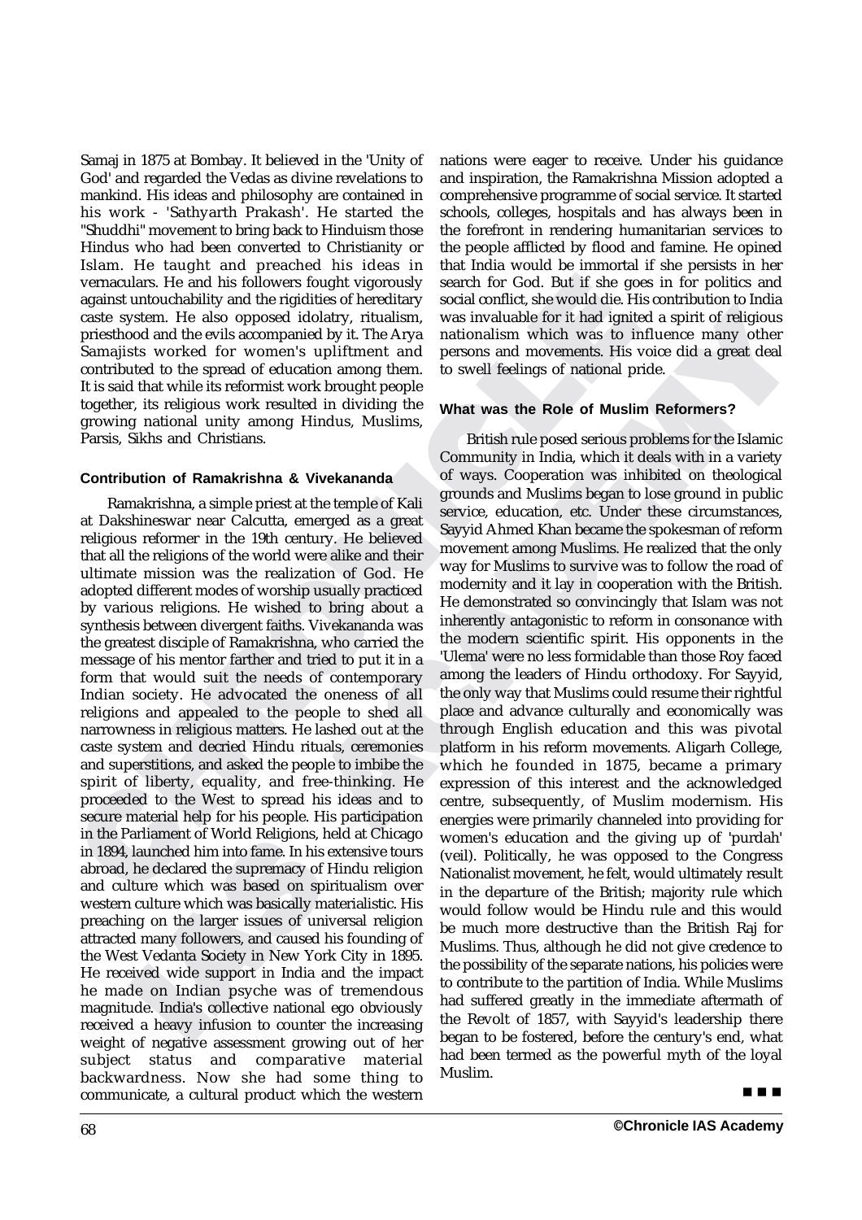Samaj in 1875 at Bombay. It believed in the 'Unity of God' and regarded the Vedas as divine revelations to mankind. His ideas and philosophy are contained in his work - 'Sathyarth Prakash'. He started the "Shuddhi" movement to bring back to Hinduism those Hindus who had been converted to Christianity or Islam. He taught and preached his ideas in vernaculars. He and his followers fought vigorously against untouchability and the rigidities of hereditary caste system. He also opposed idolatry, ritualism, priesthood and the evils accompanied by it. The Arya Samajists worked for women's upliftment and contributed to the spread of education among them. It is said that while its reformist work brought people together, its religious work resulted in dividing the growing national unity among Hindus, Muslims, Parsis, Sikhs and Christians.

### Contribution of Ramakrishna & Vivekananda

Ramakrishna, a simple priest at the temple of Kali at Dakshineswar near Calcutta, emerged as a great religious reformer in the 19th century. He believed that all the religions of the world were alike and their ultimate mission was the realization of God. He adopted different modes of worship usually practiced by various religions. He wished to bring about a synthesis between divergent faiths. Vivekananda was the greatest disciple of Ramakrishna, who carried the message of his mentor farther and tried to put it in a form that would suit the needs of contemporary Indian society. He advocated the oneness of all religions and appealed to the people to shed all narrowness in religious matters. He lashed out at the caste system and decried Hindu rituals, ceremonies and superstitions, and asked the people to imbibe the spirit of liberty, equality, and free-thinking. He proceeded to the West to spread his ideas and to secure material help for his people. His participation in the Parliament of World Religions, held at Chicago in 1894, launched him into fame. In his extensive tours abroad, he declared the supremacy of Hindu religion and culture which was based on spiritualism over western culture which was basically materialistic. His preaching on the larger issues of universal religion attracted many followers, and caused his founding of the West Vedanta Society in New York City in 1895. He received wide support in India and the impact he made on Indian psyche was of tremendous magnitude. India's collective national ego obviously received a heavy infusion to counter the increasing weight of negative assessment growing out of her subject status and comparative material backwardness. Now she had some thing to communicate, a cultural product which the western nations were eager to receive. Under his guidance and inspiration, the Ramakrishna Mission adopted a comprehensive programme of social service. It started schools, colleges, hospitals and has always been in the forefront in rendering humanitarian services to the people afflicted by flood and famine. He opined that India would be immortal if she persists in her search for God. But if she goes in for politics and social conflict, she would die. His contribution to India was invaluable for it had ignited a spirit of religious nationalism which was to influence many other persons and movements. His voice did a great deal to swell feelings of national pride.

### What was the Role of Muslim Reformers?

British rule posed serious problems for the Islamic Community in India, which it deals with in a variety of ways. Cooperation was inhibited on theological grounds and Muslims began to lose ground in public service, education, etc. Under these circumstances, Sayyid Ahmed Khan became the spokesman of reform movement among Muslims. He realized that the only way for Muslims to survive was to follow the road of modernity and it lay in cooperation with the British. He demonstrated so convincingly that Islam was not inherently antagonistic to reform in consonance with the modern scientific spirit. His opponents in the 'Ulema' were no less formidable than those Roy faced among the leaders of Hindu orthodoxy. For Sayyid, the only way that Muslims could resume their rightful place and advance culturally and economically was through English education and this was pivotal platform in his reform movements. Aligarh College, which he founded in 1875, became a primary expression of this interest and the acknowledged centre, subsequently, of Muslim modernism. His energies were primarily channeled into providing for women's education and the giving up of 'purdah' (veil). Politically, he was opposed to the Congress Nationalist movement, he felt, would ultimately result in the departure of the British; majority rule which would follow would be Hindu rule and this would be much more destructive than the British Raj for Muslims. Thus, although he did not give credence to the possibility of the separate nations, his policies were to contribute to the partition of India. While Muslims had suffered greatly in the immediate aftermath of the Revolt of 1857, with Sayyid's leadership there began to be fostered, before the century's end, what had been termed as the powerful myth of the loyal Muslim.

■ ■ ■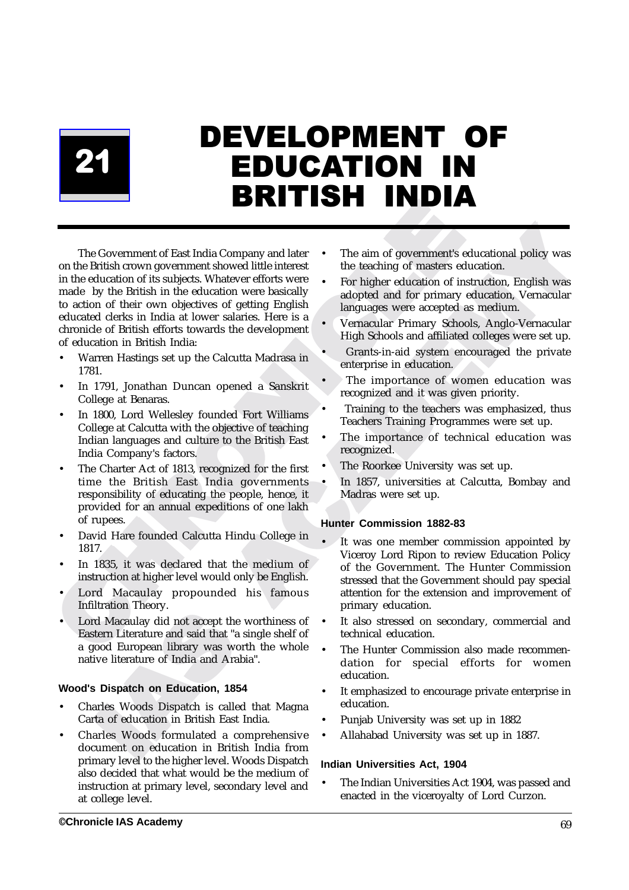# 21 DEVELOPMENT OF EDUCATION IN BRITISH INDIA

The Government of East India Company and later on the British crown government showed little interest in the education of its subjects. Whatever efforts were made by the British in the education were basically to action of their own objectives of getting English educated clerks in India at lower salaries. Here is a chronicle of British efforts towards the development of education in British India:

- Warren Hastings set up the Calcutta Madrasa in 1781.
- In 1791, Jonathan Duncan opened a Sanskrit College at Benaras.
- In 1800, Lord Wellesley founded Fort Williams College at Calcutta with the objective of teaching Indian languages and culture to the British East India Company's factors.
- The Charter Act of 1813, recognized for the first time the British East India governments responsibility of educating the people, hence, it provided for an annual expeditions of one lakh of rupees.
- David Hare founded Calcutta Hindu College in 1817.
- In 1835, it was declared that the medium of instruction at higher level would only be English.
- Lord Macaulay propounded his famous Infiltration Theory.
- Lord Macaulay did not accept the worthiness of Eastern Literature and said that "a single shelf of a good European library was worth the whole native literature of India and Arabia".

### Wood's Dispatch on Education, 1854

- Charles Woods Dispatch is called that Magna Carta of education in British East India.
- Charles Woods formulated a comprehensive document on education in British India from primary level to the higher level. Woods Dispatch also decided that what would be the medium of instruction at primary level, secondary level and at college level.
- The aim of government's educational policy was the teaching of masters education.
- For higher education of instruction, English was adopted and for primary education, Vernacular languages were accepted as medium.
- Vernacular Primary Schools, Anglo-Vernacular High Schools and affiliated colleges were set up.
- Grants-in-aid system encouraged the private enterprise in education.
- The importance of women education was recognized and it was given priority.
- Training to the teachers was emphasized, thus Teachers Training Programmes were set up.
- The importance of technical education was recognized.
- The Roorkee University was set up.
- In 1857, universities at Calcutta, Bombay and Madras were set up.

### Hunter Commission 1882-83

- It was one member commission appointed by Viceroy Lord Ripon to review Education Policy of the Government. The Hunter Commission stressed that the Government should pay special attention for the extension and improvement of primary education.
- It also stressed on secondary, commercial and technical education.
- The Hunter Commission also made recommendation for special efforts for women education.
- It emphasized to encourage private enterprise in education.
- Punjab University was set up in 1882
- Allahabad University was set up in 1887.

### Indian Universities Act, 1904

- The Indian Universities Act 1904, was passed and enacted in the viceroyalty of Lord Curzon.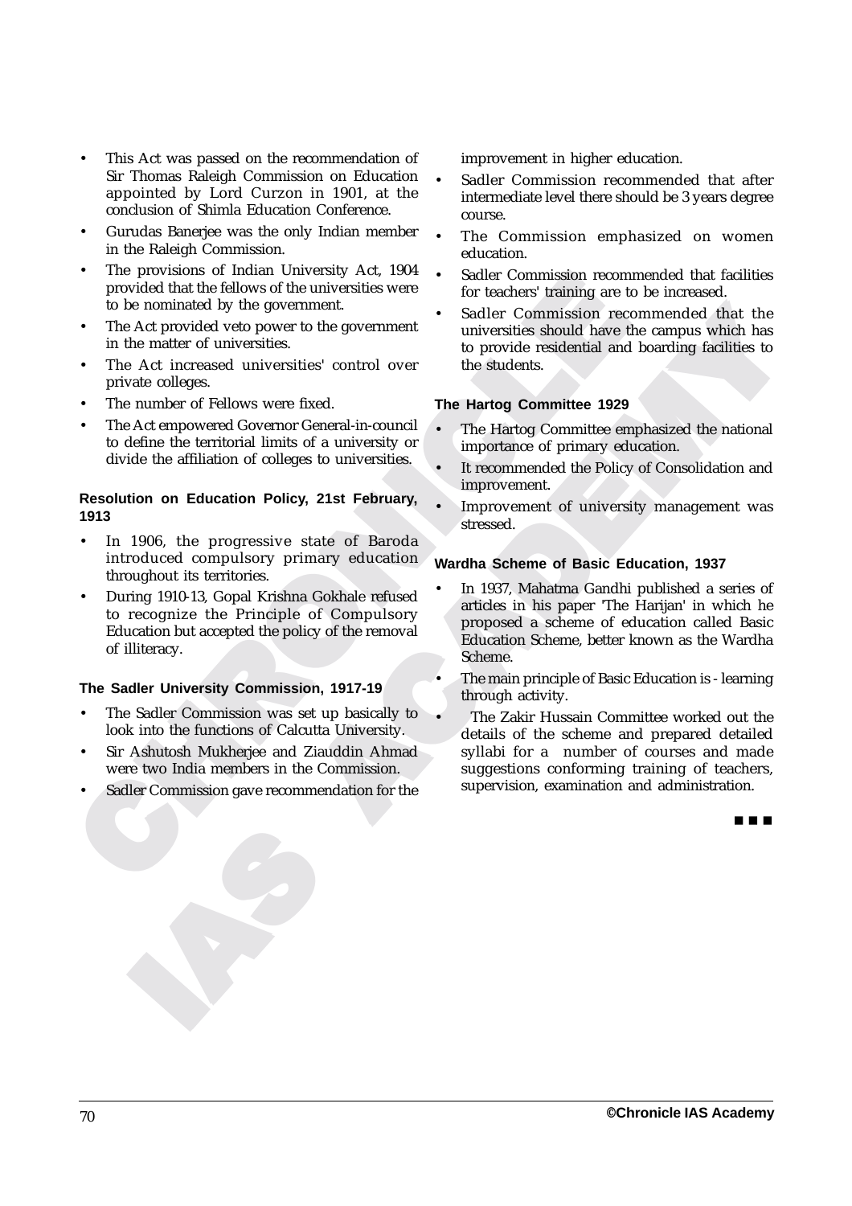- This Act was passed on the recommendation of Sir Thomas Raleigh Commission on Education appointed by Lord Curzon in 1901, at the conclusion of Shimla Education Conference.
- Gurudas Banerjee was the only Indian member in the Raleigh Commission.
- The provisions of Indian University Act, 1904 provided that the fellows of the universities were to be nominated by the government.
- The Act provided veto power to the government in the matter of universities.
- The Act increased universities' control over private colleges.
- The number of Fellows were fixed.
- The Act empowered Governor General-in-council to define the territorial limits of a university or divide the affiliation of colleges to universities.

### Resolution on Education Policy, 21st February, 1913

- In 1906, the progressive state of Baroda introduced compulsory primary education throughout its territories.
- During 1910-13, Gopal Krishna Gokhale refused to recognize the Principle of Compulsory Education but accepted the policy of the removal of illiteracy.

### The Sadler University Commission, 1917-19

- The Sadler Commission was set up basically to look into the functions of Calcutta University.
- Sir Ashutosh Mukherjee and Ziauddin Ahmad were two India members in the Commission.
- Sadler Commission gave recommendation for the improvement in higher education.
- Sadler Commission recommended that after intermediate level there should be 3 years degree course.
- The Commission emphasized on women education.
- Sadler Commission recommended that facilities for teachers' training are to be increased.
- Sadler Commission recommended that the universities should have the campus which has to provide residential and boarding facilities to the students.

### The Hartog Committee 1929

- The Hartog Committee emphasized the national importance of primary education.
- It recommended the Policy of Consolidation and improvement.
- Improvement of university management was stressed.

### Wardha Scheme of Basic Education, 1937

- In 1937, Mahatma Gandhi published a series of articles in his paper 'The Harijan' in which he proposed a scheme of education called Basic Education Scheme, better known as the Wardha Scheme.
- The main principle of Basic Education is - learning through activity.
- The Zakir Hussain Committee worked out the details of the scheme and prepared detailed syllabi for a number of courses and made suggestions conforming training of teachers, supervision, examination and administration.

■ ■ ■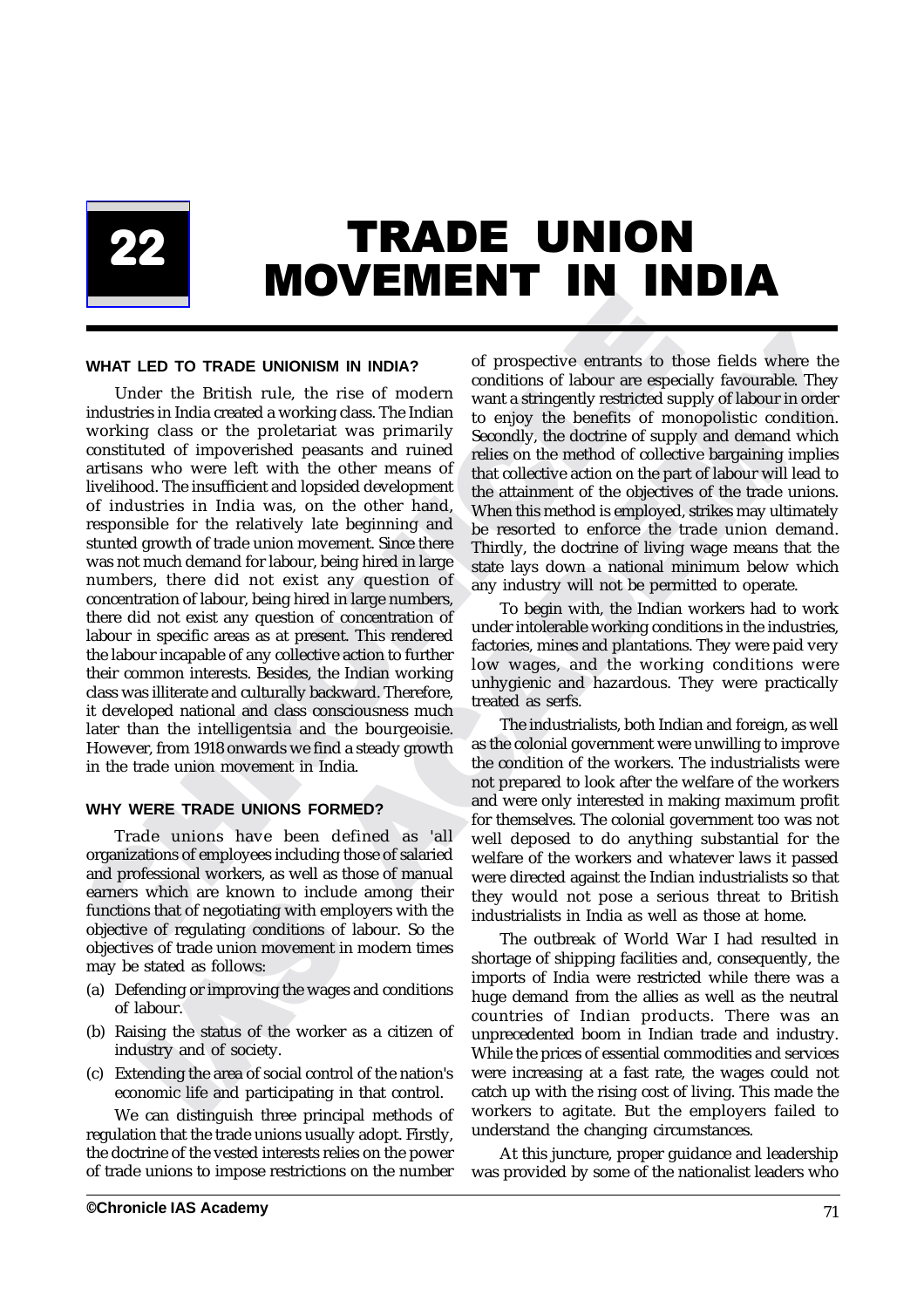# 22 TRADE UNION MOVEMENT IN INDIA

## WHAT LED TO TRADE UNIONISM IN INDIA?

Under the British rule, the rise of modern industries in India created a working class. The Indian working class or the proletariat was primarily constituted of impoverished peasants and ruined artisans who were left with the other means of livelihood. The insufficient and lopsided development of industries in India was, on the other hand, responsible for the relatively late beginning and stunted growth of trade union movement. Since there was not much demand for labour, being hired in large numbers, there did not exist any question of concentration of labour, being hired in large numbers, there did not exist any question of concentration of labour in specific areas as at present. This rendered the labour incapable of any collective action to further their common interests. Besides, the Indian working class was illiterate and culturally backward. Therefore, it developed national and class consciousness much later than the intelligentsia and the bourgeoisie. However, from 1918 onwards we find a steady growth in the trade union movement in India.

## WHY WERE TRADE UNIONS FORMED?

Trade unions have been defined as 'all organizations of employees including those of salaried and professional workers, as well as those of manual earners which are known to include among their functions that of negotiating with employers with the objective of regulating conditions of labour. So the objectives of trade union movement in modern times may be stated as follows:

(a) Defending or improving the wages and conditions of labour.

(b) Raising the status of the worker as a citizen of industry and of society.

(c) Extending the area of social control of the nation's economic life and participating in that control.

We can distinguish three principal methods of regulation that the trade unions usually adopt. Firstly, the doctrine of the vested interests relies on the power of trade unions to impose restrictions on the number of prospective entrants to those fields where the conditions of labour are especially favourable. They want a stringently restricted supply of labour in order to enjoy the benefits of monopolistic condition. Secondly, the doctrine of supply and demand which relies on the method of collective bargaining implies that collective action on the part of labour will lead to the attainment of the objectives of the trade unions. When this method is employed, strikes may ultimately be resorted to enforce the trade union demand. Thirdly, the doctrine of living wage means that the state lays down a national minimum below which any industry will not be permitted to operate.

To begin with, the Indian workers had to work under intolerable working conditions in the industries, factories, mines and plantations. They were paid very low wages, and the working conditions were unhygienic and hazardous. They were practically treated as serfs.

The industrialists, both Indian and foreign, as well as the colonial government were unwilling to improve the condition of the workers. The industrialists were not prepared to look after the welfare of the workers and were only interested in making maximum profit for themselves. The colonial government too was not well deposed to do anything substantial for the welfare of the workers and whatever laws it passed were directed against the Indian industrialists so that they would not pose a serious threat to British industrialists in India as well as those at home.

The outbreak of World War I had resulted in shortage of shipping facilities and, consequently, the imports of India were restricted while there was a huge demand from the allies as well as the neutral countries of Indian products. There was an unprecedented boom in Indian trade and industry. While the prices of essential commodities and services were increasing at a fast rate, the wages could not catch up with the rising cost of living. This made the workers to agitate. But the employers failed to understand the changing circumstances.

At this juncture, proper guidance and leadership was provided by some of the nationalist leaders who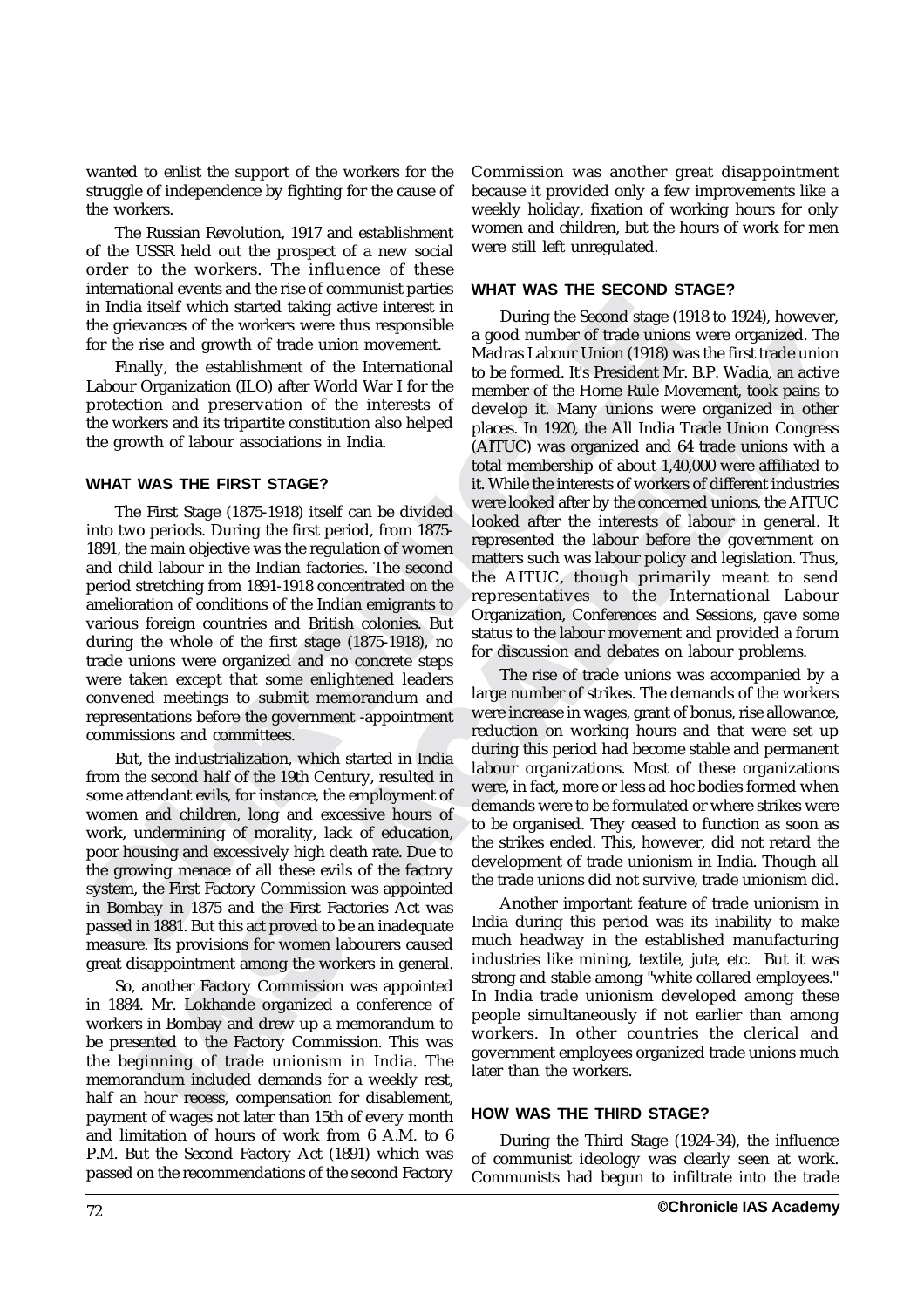wanted to enlist the support of the workers for the struggle of independence by fighting for the cause of the workers.

The Russian Revolution, 1917 and establishment of the USSR held out the prospect of a new social order to the workers. The influence of these international events and the rise of communist parties in India itself which started taking active interest in the grievances of the workers were thus responsible for the rise and growth of trade union movement.

Finally, the establishment of the International Labour Organization (ILO) after World War I for the protection and preservation of the interests of the workers and its tripartite constitution also helped the growth of labour associations in India.

### WHAT WAS THE FIRST STAGE?

The First Stage (1875-1918) itself can be divided into two periods. During the first period, from 1875-1891, the main objective was the regulation of women and child labour in the Indian factories. The second period stretching from 1891-1918 concentrated on the amelioration of conditions of the Indian emigrants to various foreign countries and British colonies. But during the whole of the first stage (1875-1918), no trade unions were organized and no concrete steps were taken except that some enlightened leaders convened meetings to submit memorandum and representations before the government -appointment commissions and committees.

But, the industrialization, which started in India from the second half of the 19th Century, resulted in some attendant evils, for instance, the employment of women and children, long and excessive hours of work, undermining of morality, lack of education, poor housing and excessively high death rate. Due to the growing menace of all these evils of the factory system, the First Factory Commission was appointed in Bombay in 1875 and the First Factories Act was passed in 1881. But this act proved to be an inadequate measure. Its provisions for women labourers caused great disappointment among the workers in general.

So, another Factory Commission was appointed in 1884. Mr. Lokhande organized a conference of workers in Bombay and drew up a memorandum to be presented to the Factory Commission. This was the beginning of trade unionism in India. The memorandum included demands for a weekly rest, half an hour recess, compensation for disablement, payment of wages not later than 15th of every month and limitation of hours of work from 6 A.M. to 6 P.M. But the Second Factory Act (1891) which was passed on the recommendations of the second Factory Commission was another great disappointment because it provided only a few improvements like a weekly holiday, fixation of working hours for only women and children, but the hours of work for men were still left unregulated.

### WHAT WAS THE SECOND STAGE?

During the Second stage (1918 to 1924), however, a good number of trade unions were organized. The Madras Labour Union (1918) was the first trade union to be formed. It's President Mr. B.P. Wadia, an active member of the Home Rule Movement, took pains to develop it. Many unions were organized in other places. In 1920, the All India Trade Union Congress (AITUC) was organized and 64 trade unions with a total membership of about 1,40,000 were affiliated to it. While the interests of workers of different industries were looked after by the concerned unions, the AITUC looked after the interests of labour in general. It represented the labour before the government on matters such was labour policy and legislation. Thus, the AITUC, though primarily meant to send representatives to the International Labour Organization, Conferences and Sessions, gave some status to the labour movement and provided a forum for discussion and debates on labour problems.

The rise of trade unions was accompanied by a large number of strikes. The demands of the workers were increase in wages, grant of bonus, rise allowance, reduction on working hours and that were set up during this period had become stable and permanent labour organizations. Most of these organizations were, in fact, more or less ad hoc bodies formed when demands were to be formulated or where strikes were to be organised. They ceased to function as soon as the strikes ended. This, however, did not retard the development of trade unionism in India. Though all the trade unions did not survive, trade unionism did.

Another important feature of trade unionism in India during this period was its inability to make much headway in the established manufacturing industries like mining, textile, jute, etc. But it was strong and stable among "white collared employees." In India trade unionism developed among these people simultaneously if not earlier than among workers. In other countries the clerical and government employees organized trade unions much later than the workers.

### HOW WAS THE THIRD STAGE?

During the Third Stage (1924-34), the influence of communist ideology was clearly seen at work. Communists had begun to infiltrate into the trade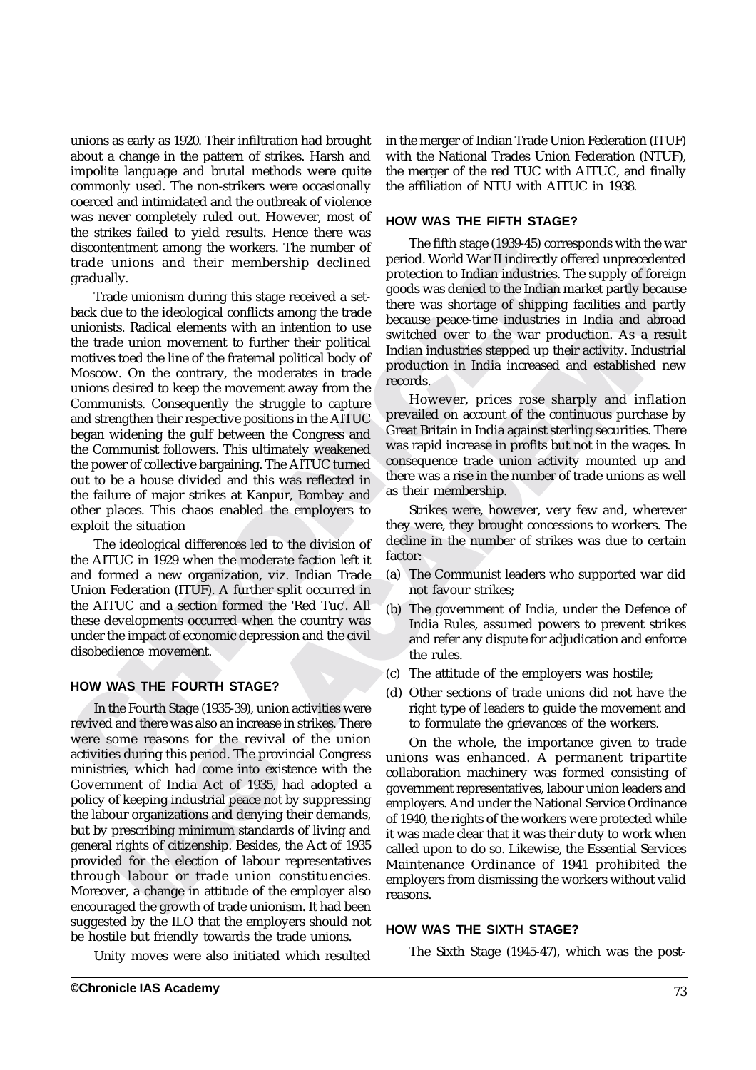unions as early as 1920. Their infiltration had brought about a change in the pattern of strikes. Harsh and impolite language and brutal methods were quite commonly used. The non-strikers were occasionally coerced and intimidated and the outbreak of violence was never completely ruled out. However, most of the strikes failed to yield results. Hence there was discontentment among the workers. The number of trade unions and their membership declined gradually.

Trade unionism during this stage received a set-back due to the ideological conflicts among the trade unionists. Radical elements with an intention to use the trade union movement to further their political motives toed the line of the fraternal political body of Moscow. On the contrary, the moderates in trade unions desired to keep the movement away from the Communists. Consequently the struggle to capture and strengthen their respective positions in the AITUC began widening the gulf between the Congress and the Communist followers. This ultimately weakened the power of collective bargaining. The AITUC turned out to be a house divided and this was reflected in the failure of major strikes at Kanpur, Bombay and other places. This chaos enabled the employers to exploit the situation

The ideological differences led to the division of the AITUC in 1929 when the moderate faction left it and formed a new organization, viz. Indian Trade Union Federation (ITUF). A further split occurred in the AITUC and a section formed the 'Red Tuc'. All these developments occurred when the country was under the impact of economic depression and the civil disobedience movement.

#### HOW WAS THE FOURTH STAGE?

In the Fourth Stage (1935-39), union activities were revived and there was also an increase in strikes. There were some reasons for the revival of the union activities during this period. The provincial Congress ministries, which had come into existence with the Government of India Act of 1935, had adopted a policy of keeping industrial peace not by suppressing the labour organizations and denying their demands, but by prescribing minimum standards of living and general rights of citizenship. Besides, the Act of 1935 provided for the election of labour representatives through labour or trade union constituencies. Moreover, a change in attitude of the employer also encouraged the growth of trade unionism. It had been suggested by the ILO that the employers should not be hostile but friendly towards the trade unions.

Unity moves were also initiated which resulted in the merger of Indian Trade Union Federation (ITUF) with the National Trades Union Federation (NTUF), the merger of the red TUC with AITUC, and finally the affiliation of NTU with AITUC in 1938.

#### HOW WAS THE FIFTH STAGE?

The fifth stage (1939-45) corresponds with the war period. World War II indirectly offered unprecedented protection to Indian industries. The supply of foreign goods was denied to the Indian market partly because there was shortage of shipping facilities and partly because peace-time industries in India and abroad switched over to the war production. As a result Indian industries stepped up their activity. Industrial production in India increased and established new records.

However, prices rose sharply and inflation prevailed on account of the continuous purchase by Great Britain in India against sterling securities. There was rapid increase in profits but not in the wages. In consequence trade union activity mounted up and there was a rise in the number of trade unions as well as their membership.

Strikes were, however, very few and, wherever they were, they brought concessions to workers. The decline in the number of strikes was due to certain factor:

(a) The Communist leaders who supported war did not favour strikes;

(b) The government of India, under the Defence of India Rules, assumed powers to prevent strikes and refer any dispute for adjudication and enforce the rules.

(c) The attitude of the employers was hostile;

(d) Other sections of trade unions did not have the right type of leaders to guide the movement and to formulate the grievances of the workers.

On the whole, the importance given to trade unions was enhanced. A permanent tripartite collaboration machinery was formed consisting of government representatives, labour union leaders and employers. And under the National Service Ordinance of 1940, the rights of the workers were protected while it was made clear that it was their duty to work when called upon to do so. Likewise, the Essential Services Maintenance Ordinance of 1941 prohibited the employers from dismissing the workers without valid reasons.

#### HOW WAS THE SIXTH STAGE?

The Sixth Stage (1945-47), which was the post-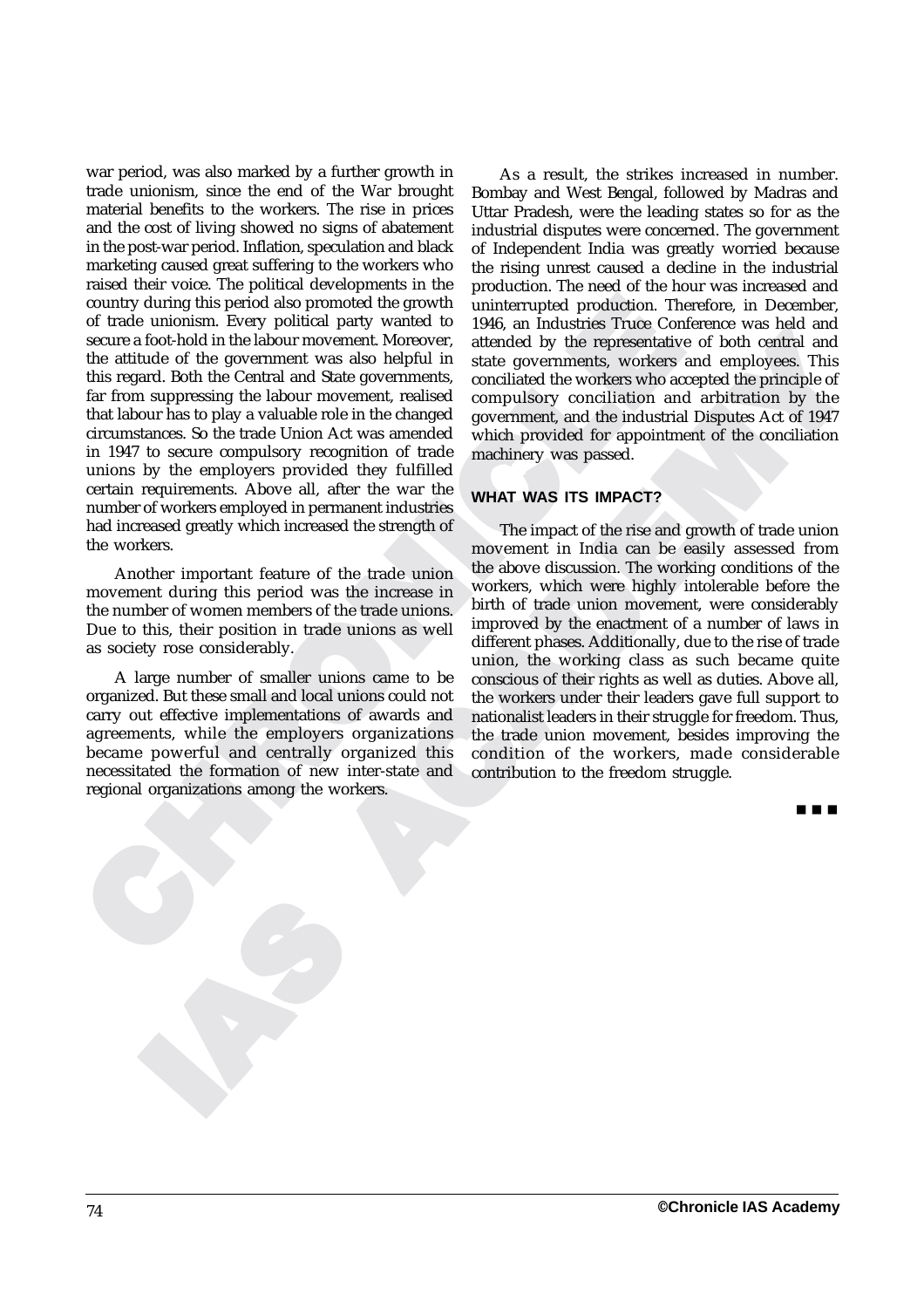war period, was also marked by a further growth in trade unionism, since the end of the War brought material benefits to the workers. The rise in prices and the cost of living showed no signs of abatement in the post-war period. Inflation, speculation and black marketing caused great suffering to the workers who raised their voice. The political developments in the country during this period also promoted the growth of trade unionism. Every political party wanted to secure a foot-hold in the labour movement. Moreover, the attitude of the government was also helpful in this regard. Both the Central and State governments, far from suppressing the labour movement, realised that labour has to play a valuable role in the changed circumstances. So the trade Union Act was amended in 1947 to secure compulsory recognition of trade unions by the employers provided they fulfilled certain requirements. Above all, after the war the number of workers employed in permanent industries had increased greatly which increased the strength of the workers.

Another important feature of the trade union movement during this period was the increase in the number of women members of the trade unions. Due to this, their position in trade unions as well as society rose considerably.

A large number of smaller unions came to be organized. But these small and local unions could not carry out effective implementations of awards and agreements, while the employers organizations became powerful and centrally organized this necessitated the formation of new inter-state and regional organizations among the workers.

As a result, the strikes increased in number. Bombay and West Bengal, followed by Madras and Uttar Pradesh, were the leading states so for as the industrial disputes were concerned. The government of Independent India was greatly worried because the rising unrest caused a decline in the industrial production. The need of the hour was increased and uninterrupted production. Therefore, in December, 1946, an Industries Truce Conference was held and attended by the representative of both central and state governments, workers and employees. This conciliated the workers who accepted the principle of compulsory conciliation and arbitration by the government, and the industrial Disputes Act of 1947 which provided for appointment of the conciliation machinery was passed.

## WHAT WAS ITS IMPACT?

The impact of the rise and growth of trade union movement in India can be easily assessed from the above discussion. The working conditions of the workers, which were highly intolerable before the birth of trade union movement, were considerably improved by the enactment of a number of laws in different phases. Additionally, due to the rise of trade union, the working class as such became quite conscious of their rights as well as duties. Above all, the workers under their leaders gave full support to nationalist leaders in their struggle for freedom. Thus, the trade union movement, besides improving the condition of the workers, made considerable contribution to the freedom struggle.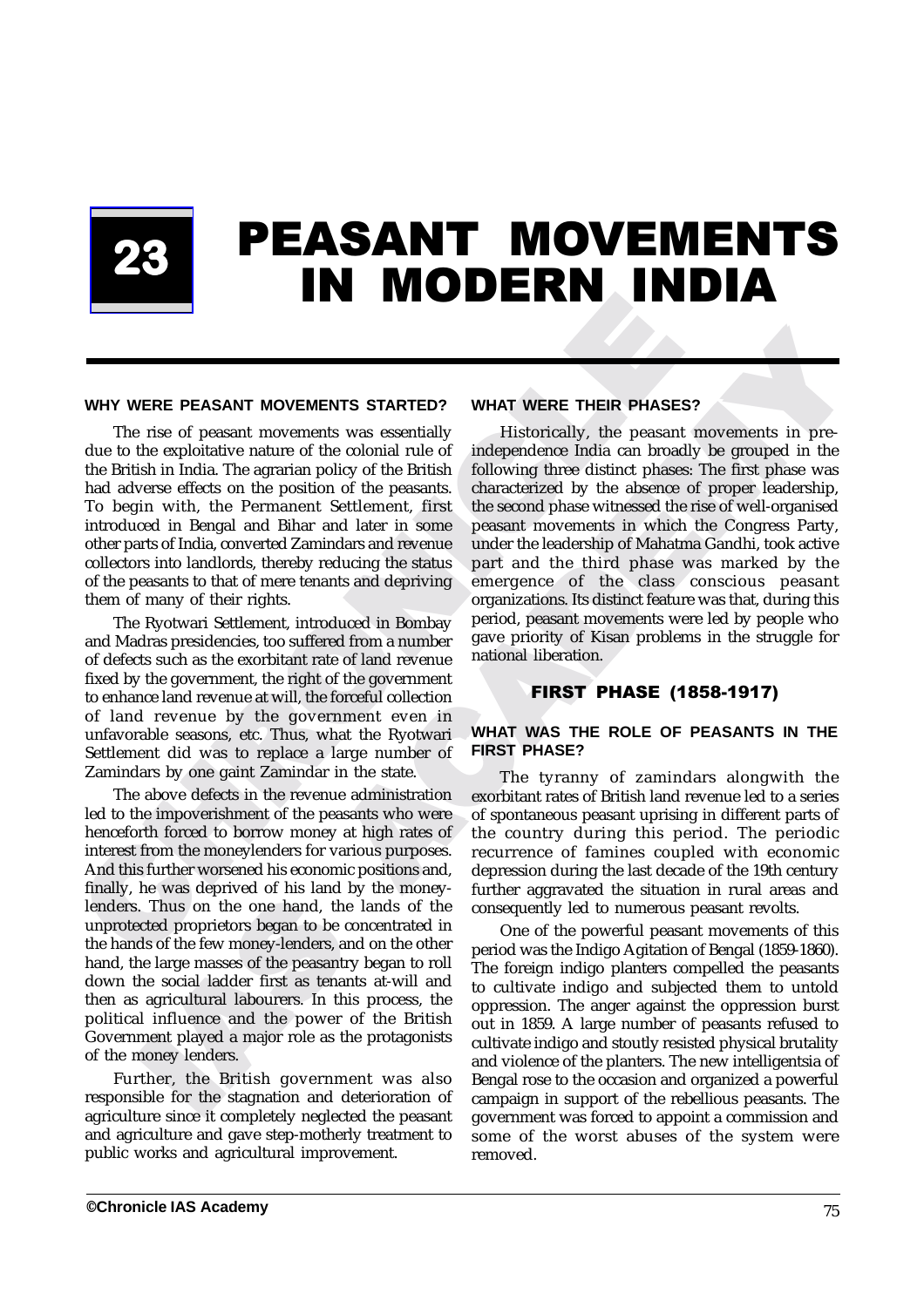# 23 PEASANT MOVEMENTS IN MODERN INDIA

### WHY WERE PEASANT MOVEMENTS STARTED?

The rise of peasant movements was essentially due to the exploitative nature of the colonial rule of the British in India. The agrarian policy of the British had adverse effects on the position of the peasants. To begin with, the Permanent Settlement, first introduced in Bengal and Bihar and later in some other parts of India, converted Zamindars and revenue collectors into landlords, thereby reducing the status of the peasants to that of mere tenants and depriving them of many of their rights.

The Ryotwari Settlement, introduced in Bombay and Madras presidencies, too suffered from a number of defects such as the exorbitant rate of land revenue fixed by the government, the right of the government to enhance land revenue at will, the forceful collection of land revenue by the government even in unfavorable seasons, etc. Thus, what the Ryotwari Settlement did was to replace a large number of Zamindars by one gaint Zamindar in the state.

The above defects in the revenue administration led to the impoverishment of the peasants who were henceforth forced to borrow money at high rates of interest from the moneylenders for various purposes. And this further worsened his economic positions and, finally, he was deprived of his land by the money-lenders. Thus on the one hand, the lands of the unprotected proprietors began to be concentrated in the hands of the few money-lenders, and on the other hand, the large masses of the peasantry began to roll down the social ladder first as tenants at-will and then as agricultural labourers. In this process, the political influence and the power of the British Government played a major role as the protagonists of the money lenders.

Further, the British government was also responsible for the stagnation and deterioration of agriculture since it completely neglected the peasant and agriculture and gave step-motherly treatment to public works and agricultural improvement.

### WHAT WERE THEIR PHASES?

Historically, the peasant movements in pre-independence India can broadly be grouped in the following three distinct phases: The first phase was characterized by the absence of proper leadership, the second phase witnessed the rise of well-organised peasant movements in which the Congress Party, under the leadership of Mahatma Gandhi, took active part and the third phase was marked by the emergence of the class conscious peasant organizations. Its distinct feature was that, during this period, peasant movements were led by people who gave priority of Kisan problems in the struggle for national liberation.

## FIRST PHASE (1858-1917)

### WHAT WAS THE ROLE OF PEASANTS IN THE FIRST PHASE?

The tyranny of zamindars alongwith the exorbitant rates of British land revenue led to a series of spontaneous peasant uprising in different parts of the country during this period. The periodic recurrence of famines coupled with economic depression during the last decade of the 19th century further aggravated the situation in rural areas and consequently led to numerous peasant revolts.

One of the powerful peasant movements of this period was the Indigo Agitation of Bengal (1859-1860). The foreign indigo planters compelled the peasants to cultivate indigo and subjected them to untold oppression. The anger against the oppression burst out in 1859. A large number of peasants refused to cultivate indigo and stoutly resisted physical brutality and violence of the planters. The new intelligentsia of Bengal rose to the occasion and organized a powerful campaign in support of the rebellious peasants. The government was forced to appoint a commission and some of the worst abuses of the system were removed.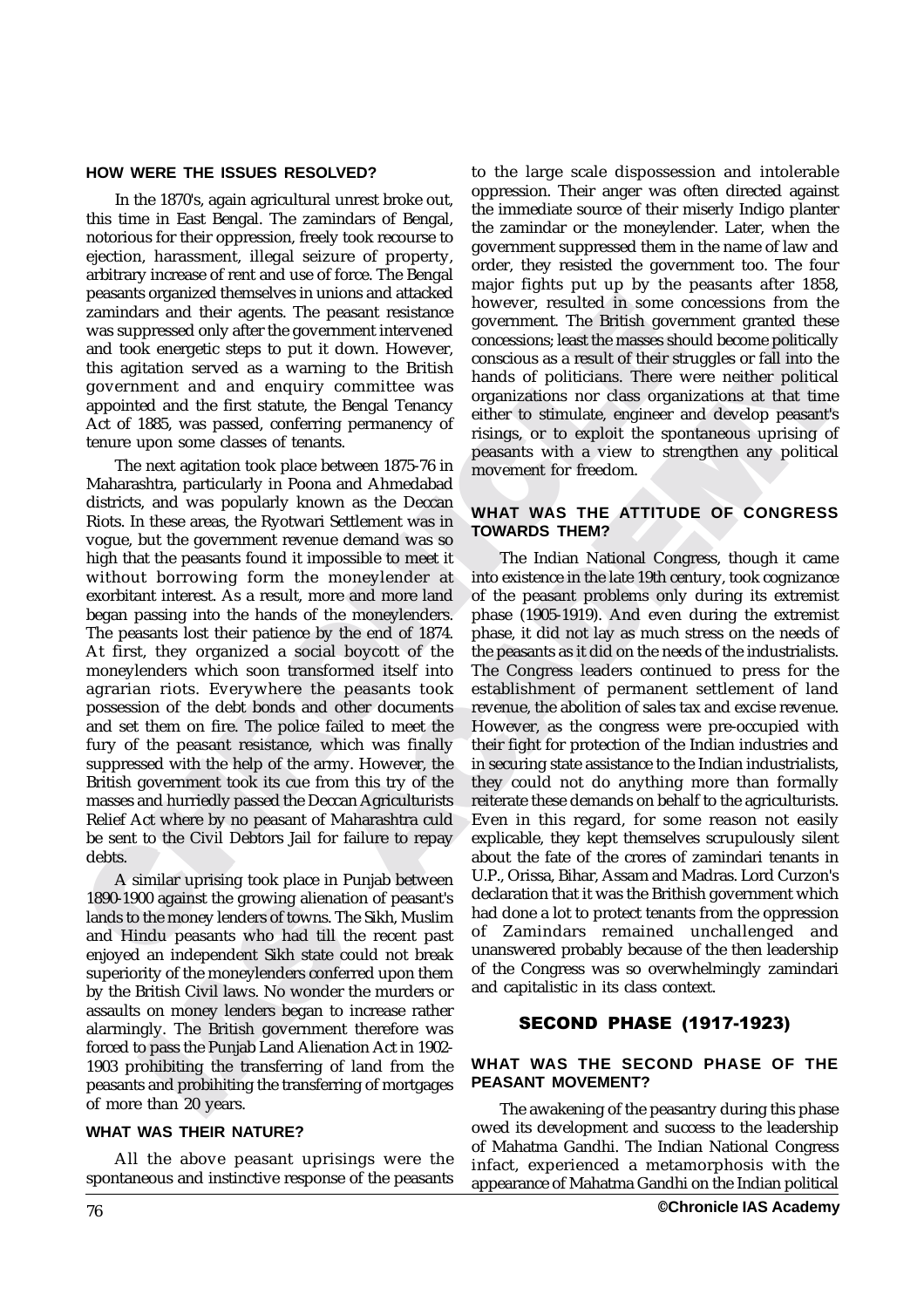### HOW WERE THE ISSUES RESOLVED?

In the 1870's, again agricultural unrest broke out, this time in East Bengal. The zamindars of Bengal, notorious for their oppression, freely took recourse to ejection, harassment, illegal seizure of property, arbitrary increase of rent and use of force. The Bengal peasants organized themselves in unions and attacked zamindars and their agents. The peasant resistance was suppressed only after the government intervened and took energetic steps to put it down. However, this agitation served as a warning to the British government and and enquiry committee was appointed and the first statute, the Bengal Tenancy Act of 1885, was passed, conferring permanency of tenure upon some classes of tenants.

The next agitation took place between 1875-76 in Maharashtra, particularly in Poona and Ahmedabad districts, and was popularly known as the Deccan Riots. In these areas, the Ryotwari Settlement was in vogue, but the government revenue demand was so high that the peasants found it impossible to meet it without borrowing form the moneylender at exorbitant interest. As a result, more and more land began passing into the hands of the moneylenders. The peasants lost their patience by the end of 1874. At first, they organized a social boycott of the moneylenders which soon transformed itself into agrarian riots. Everywhere the peasants took possession of the debt bonds and other documents and set them on fire. The police failed to meet the fury of the peasant resistance, which was finally suppressed with the help of the army. However, the British government took its cue from this try of the masses and hurriedly passed the Deccan Agriculturists Relief Act where by no peasant of Maharashtra culd be sent to the Civil Debtors Jail for failure to repay debts.

A similar uprising took place in Punjab between 1890-1900 against the growing alienation of peasant's lands to the money lenders of towns. The Sikh, Muslim and Hindu peasants who had till the recent past enjoyed an independent Sikh state could not break superiority of the moneylenders conferred upon them by the British Civil laws. No wonder the murders or assaults on money lenders began to increase rather alarmingly. The British government therefore was forced to pass the Punjab Land Alienation Act in 1902-1903 prohibiting the transferring of land from the peasants and probihiting the transferring of mortgages of more than 20 years.

### WHAT WAS THEIR NATURE?

All the above peasant uprisings were the spontaneous and instinctive response of the peasants to the large scale dispossession and intolerable oppression. Their anger was often directed against the immediate source of their miserly Indigo planter the zamindar or the moneylender. Later, when the government suppressed them in the name of law and order, they resisted the government too. The four major fights put up by the peasants after 1858, however, resulted in some concessions from the government. The British government granted these concessions; least the masses should become politically conscious as a result of their struggles or fall into the hands of politicians. There were neither political organizations nor class organizations at that time either to stimulate, engineer and develop peasant's risings, or to exploit the spontaneous uprising of peasants with a view to strengthen any political movement for freedom.

### WHAT WAS THE ATTITUDE OF CONGRESS TOWARDS THEM?

The Indian National Congress, though it came into existence in the late 19th century, took cognizance of the peasant problems only during its extremist phase (1905-1919). And even during the extremist phase, it did not lay as much stress on the needs of the peasants as it did on the needs of the industrialists. The Congress leaders continued to press for the establishment of permanent settlement of land revenue, the abolition of sales tax and excise revenue. However, as the congress were pre-occupied with their fight for protection of the Indian industries and in securing state assistance to the Indian industrialists, they could not do anything more than formally reiterate these demands on behalf to the agriculturists. Even in this regard, for some reason not easily explicable, they kept themselves scrupulously silent about the fate of the crores of zamindari tenants in U.P., Orissa, Bihar, Assam and Madras. Lord Curzon's declaration that it was the Brithish government which had done a lot to protect tenants from the oppression of Zamindars remained unchallenged and unanswered probably because of the then leadership of the Congress was so overwhelmingly zamindari and capitalistic in its class context.

## SECOND PHASE (1917-1923)

### WHAT WAS THE SECOND PHASE OF THE PEASANT MOVEMENT?

The awakening of the peasantry during this phase owed its development and success to the leadership of Mahatma Gandhi. The Indian National Congress infact, experienced a metamorphosis with the appearance of Mahatma Gandhi on the Indian political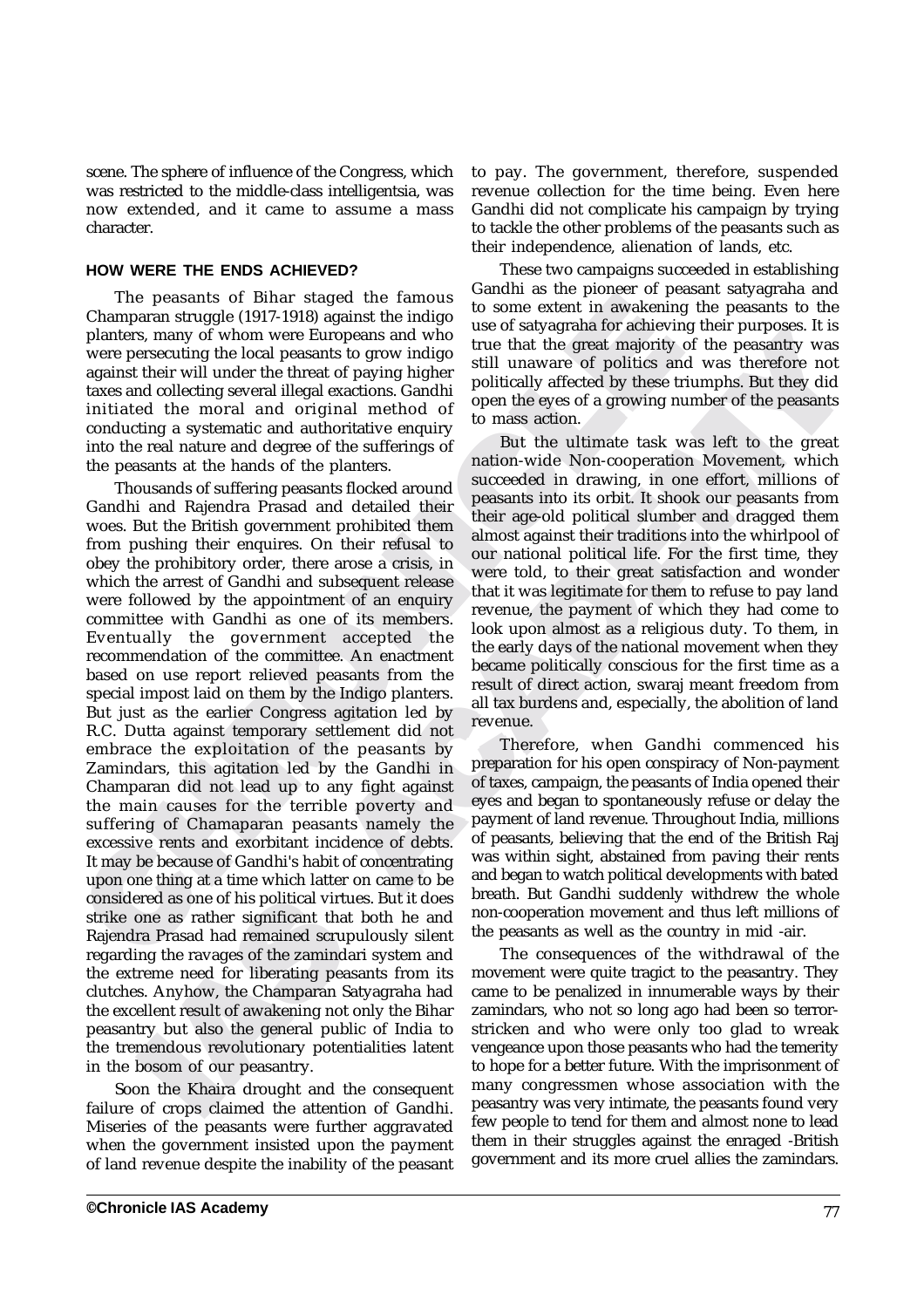scene. The sphere of influence of the Congress, which was restricted to the middle-class intelligentsia, was now extended, and it came to assume a mass character.

### HOW WERE THE ENDS ACHIEVED?

The peasants of Bihar staged the famous Champaran struggle (1917-1918) against the indigo planters, many of whom were Europeans and who were persecuting the local peasants to grow indigo against their will under the threat of paying higher taxes and collecting several illegal exactions. Gandhi initiated the moral and original method of conducting a systematic and authoritative enquiry into the real nature and degree of the sufferings of the peasants at the hands of the planters.

Thousands of suffering peasants flocked around Gandhi and Rajendra Prasad and detailed their woes. But the British government prohibited them from pushing their enquires. On their refusal to obey the prohibitory order, there arose a crisis, in which the arrest of Gandhi and subsequent release were followed by the appointment of an enquiry committee with Gandhi as one of its members. Eventually the government accepted the recommendation of the committee. An enactment based on use report relieved peasants from the special impost laid on them by the Indigo planters. But just as the earlier Congress agitation led by R.C. Dutta against temporary settlement did not embrace the exploitation of the peasants by Zamindars, this agitation led by the Gandhi in Champaran did not lead up to any fight against the main causes for the terrible poverty and suffering of Chamaparan peasants namely the excessive rents and exorbitant incidence of debts. It may be because of Gandhi's habit of concentrating upon one thing at a time which latter on came to be considered as one of his political virtues. But it does strike one as rather significant that both he and Rajendra Prasad had remained scrupulously silent regarding the ravages of the zamindari system and the extreme need for liberating peasants from its clutches. Anyhow, the Champaran Satyagraha had the excellent result of awakening not only the Bihar peasantry but also the general public of India to the tremendous revolutionary potentialities latent in the bosom of our peasantry.

Soon the Khaira drought and the consequent failure of crops claimed the attention of Gandhi. Miseries of the peasants were further aggravated when the government insisted upon the payment of land revenue despite the inability of the peasant to pay. The government, therefore, suspended revenue collection for the time being. Even here Gandhi did not complicate his campaign by trying to tackle the other problems of the peasants such as their independence, alienation of lands, etc.

These two campaigns succeeded in establishing Gandhi as the pioneer of peasant satyagraha and to some extent in awakening the peasants to the use of satyagraha for achieving their purposes. It is true that the great majority of the peasantry was still unaware of politics and was therefore not politically affected by these triumphs. But they did open the eyes of a growing number of the peasants to mass action.

But the ultimate task was left to the great nation-wide Non-cooperation Movement, which succeeded in drawing, in one effort, millions of peasants into its orbit. It shook our peasants from their age-old political slumber and dragged them almost against their traditions into the whirlpool of our national political life. For the first time, they were told, to their great satisfaction and wonder that it was legitimate for them to refuse to pay land revenue, the payment of which they had come to look upon almost as a religious duty. To them, in the early days of the national movement when they became politically conscious for the first time as a result of direct action, swaraj meant freedom from all tax burdens and, especially, the abolition of land revenue.

Therefore, when Gandhi commenced his preparation for his open conspiracy of Non-payment of taxes, campaign, the peasants of India opened their eyes and began to spontaneously refuse or delay the payment of land revenue. Throughout India, millions of peasants, believing that the end of the British Raj was within sight, abstained from paving their rents and began to watch political developments with bated breath. But Gandhi suddenly withdrew the whole non-cooperation movement and thus left millions of the peasants as well as the country in mid -air.

The consequences of the withdrawal of the movement were quite tragic to the peasantry. They came to be penalized in innumerable ways by their zamindars, who not so long ago had been so terror-stricken and who were only too glad to wreak vengeance upon those peasants who had the temerity to hope for a better future. With the imprisonment of many congressmen whose association with the peasantry was very intimate, the peasants found very few people to tend for them and almost none to lead them in their struggles against the enraged -British government and its more cruel allies the zamindars.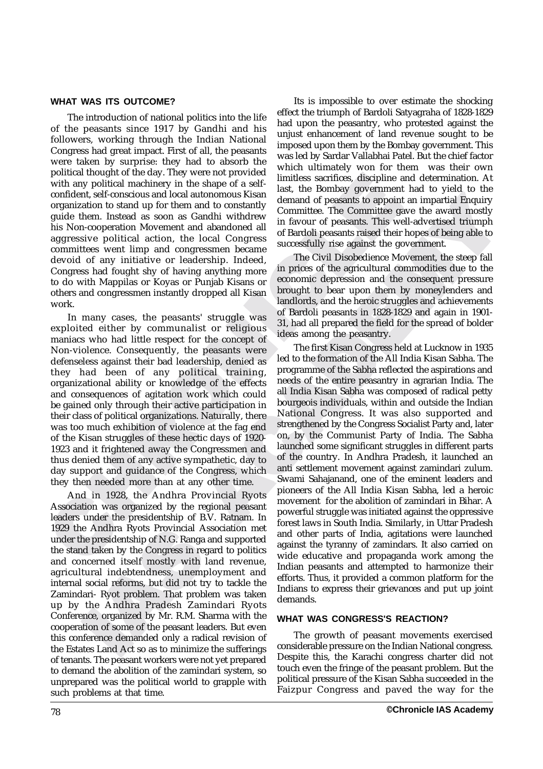### WHAT WAS ITS OUTCOME?

The introduction of national politics into the life of the peasants since 1917 by Gandhi and his followers, working through the Indian National Congress had great impact. First of all, the peasants were taken by surprise: they had to absorb the political thought of the day. They were not provided with any political machinery in the shape of a self-confident, self-conscious and local autonomous Kisan organization to stand up for them and to constantly guide them. Instead as soon as Gandhi withdrew his Non-cooperation Movement and abandoned all aggressive political action, the local Congress committees went limp and congressmen became devoid of any initiative or leadership. Indeed, Congress had fought shy of having anything more to do with Mappilas or Koyas or Punjab Kisans or others and congressmen instantly dropped all Kisan work.

In many cases, the peasants' struggle was exploited either by communalist or religious maniacs who had little respect for the concept of Non-violence. Consequently, the peasants were defenseless against their bad leadership, denied as they had been of any political training, organizational ability or knowledge of the effects and consequences of agitation work which could be gained only through their active participation in their class of political organizations. Naturally, there was too much exhibition of violence at the fag end of the Kisan struggles of these hectic days of 1920-1923 and it frightened away the Congressmen and thus denied them of any active sympathetic, day to day support and guidance of the Congress, which they then needed more than at any other time.

And in 1928, the Andhra Provincial Ryots Association was organized by the regional peasant leaders under the presidentship of B.V. Ratnam. In 1929 the Andhra Ryots Provincial Association met under the presidentship of N.G. Ranga and supported the stand taken by the Congress in regard to politics and concerned itself mostly with land revenue, agricultural indebtendness, unemployment and internal social reforms, but did not try to tackle the Zamindari- Ryot problem. That problem was taken up by the Andhra Pradesh Zamindari Ryots Conference, organized by Mr. R.M. Sharma with the cooperation of some of the peasant leaders. But even this conference demanded only a radical revision of the Estates Land Act so as to minimize the sufferings of tenants. The peasant workers were not yet prepared to demand the abolition of the zamindari system, so unprepared was the political world to grapple with such problems at that time.

Its is impossible to over estimate the shocking effect the triumph of Bardoli Satyagraha of 1828-1829 had upon the peasantry, who protested against the unjust enhancement of land revenue sought to be imposed upon them by the Bombay government. This was led by Sardar Vallabhai Patel. But the chief factor which ultimately won for them was their own limitless sacrifices, discipline and determination. At last, the Bombay government had to yield to the demand of peasants to appoint an impartial Enquiry Committee. The Committee gave the award mostly in favour of peasants. This well-advertised triumph of Bardoli peasants raised their hopes of being able to successfully rise against the government.

The Civil Disobedience Movement, the steep fall in prices of the agricultural commodities due to the economic depression and the consequent pressure brought to bear upon them by moneylenders and landlords, and the heroic struggles and achievements of Bardoli peasants in 1828-1829 and again in 1901-31, had all prepared the field for the spread of bolder ideas among the peasantry.

The first Kisan Congress held at Lucknow in 1935 led to the formation of the All India Kisan Sabha. The programme of the Sabha reflected the aspirations and needs of the entire peasantry in agrarian India. The all India Kisan Sabha was composed of radical petty bourgeois individuals, within and outside the Indian National Congress. It was also supported and strengthened by the Congress Socialist Party and, later on, by the Communist Party of India. The Sabha launched some significant struggles in different parts of the country. In Andhra Pradesh, it launched an anti settlement movement against zamindari zulum. Swami Sahajanand, one of the eminent leaders and pioneers of the All India Kisan Sabha, led a heroic movement for the abolition of zamindari in Bihar. A powerful struggle was initiated against the oppressive forest laws in South India. Similarly, in Uttar Pradesh and other parts of India, agitations were launched against the tyranny of zamindars. It also carried on wide educative and propaganda work among the Indian peasants and attempted to harmonize their efforts. Thus, it provided a common platform for the Indians to express their grievances and put up joint demands.

### WHAT WAS CONGRESS'S REACTION?

The growth of peasant movements exercised considerable pressure on the Indian National congress. Despite this, the Karachi congress charter did not touch even the fringe of the peasant problem. But the political pressure of the Kisan Sabha succeeded in the Faizpur Congress and paved the way for the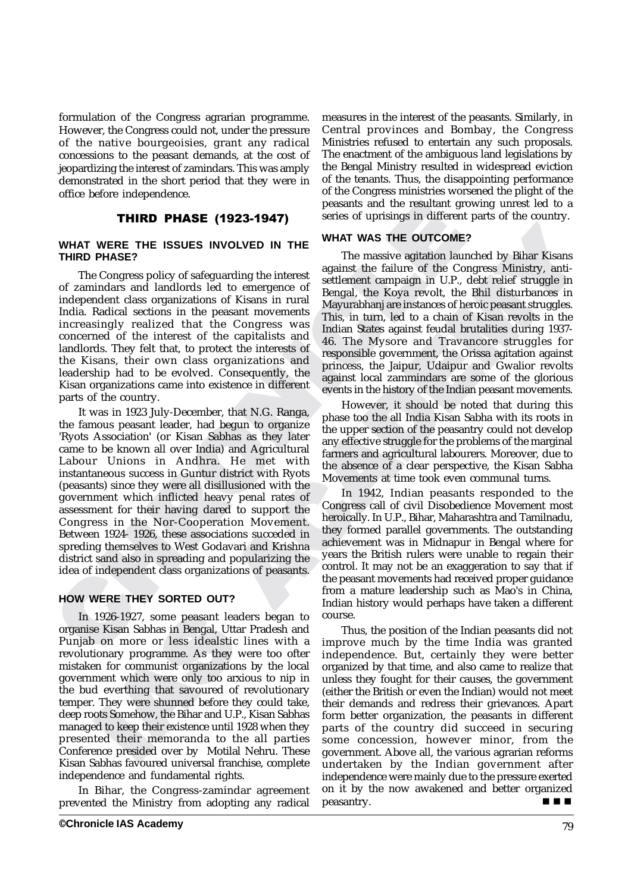formulation of the Congress agrarian programme. However, the Congress could not, under the pressure of the native bourgeoisies, grant any radical concessions to the peasant demands, at the cost of jeopardizing the interest of zamindars. This was amply demonstrated in the short period that they were in office before independence.

## THIRD PHASE (1923-1947)

### WHAT WERE THE ISSUES INVOLVED IN THE THIRD PHASE?

The Congress policy of safeguarding the interest of zamindars and landlords led to emergence of independent class organizations of Kisans in rural India. Radical sections in the peasant movements increasingly realized that the Congress was concerned of the interest of the capitalists and landlords. They felt that, to protect the interests of the Kisans, their own class organizations and leadership had to be evolved. Consequently, the Kisan organizations came into existence in different parts of the country.

It was in 1923 July-December, that N.G. Ranga, the famous peasant leader, had begun to organize 'Ryots Association' (or Kisan Sabhas as they later came to be known all over India) and Agricultural Labour Unions in Andhra. He met with instantaneous success in Guntur district with Ryots (peasants) since they were all disillusioned with the government which inflicted heavy penal rates of assessment for their having dared to support the Congress in the Nor-Cooperation Movement. Between 1924- 1926, these associations succeded in spreding themselves to West Godavari and Krishna district sand also in spreading and popularizing the idea of independent class organizations of peasants.

### HOW WERE THEY SORTED OUT?

In 1926-1927, some peasant leaders began to organise Kisan Sabhas in Bengal, Uttar Pradesh and Punjab on more or less idealstic lines with a revolutionary programme. As they were too ofter mistaken for communist organizations by the local government which were only too arxious to nip in the bud everthing that savoured of revolutionary temper. They were shunned before they could take, deep roots Somehow, the Bihar and U.P., Kisan Sabhas managed to keep their existence until 1928 when they presented their memoranda to the all parties Conference presided over by Motilal Nehru. These Kisan Sabhas favoured universal franchise, complete independence and fundamental rights.

In Bihar, the Congress-zamindar agreement prevented the Ministry from adopting any radical measures in the interest of the peasants. Similarly, in Central provinces and Bombay, the Congress Ministries refused to entertain any such proposals. The enactment of the ambiguous land legislations by the Bengal Ministry resulted in widespread eviction of the tenants. Thus, the disappointing performance of the Congress ministries worsened the plight of the peasants and the resultant growing unrest led to a series of uprisings in different parts of the country.

### WHAT WAS THE OUTCOME?

The massive agitation launched by Bihar Kisans against the failure of the Congress Ministry, anti-settlement campaign in U.P., debt relief struggle in Bengal, the Koya revolt, the Bhil disturbances in Mayurabhanj are instances of heroic peasant struggles. This, in turn, led to a chain of Kisan revolts in the Indian States against feudal brutalities during 1937-46. The Mysore and Travancore struggles for responsible government, the Orissa agitation against princess, the Jaipur, Udaipur and Gwalior revolts against local zammindars are some of the glorious events in the history of the Indian peasant movements.

However, it should be noted that during this phase too the all India Kisan Sabha with its roots in the upper section of the peasantry could not develop any effective struggle for the problems of the marginal farmers and agricultural labourers. Moreover, due to the absence of a clear perspective, the Kisan Sabha Movements at time took even communal turns.

In 1942, Indian peasants responded to the Congress call of civil Disobedience Movement most heroically. In U.P., Bihar, Maharashtra and Tamilnadu, they formed parallel governments. The outstanding achievement was in Midnapur in Bengal where for years the British rulers were unable to regain their control. It may not be an exaggeration to say that if the peasant movements had received proper guidance from a mature leadership such as Mao's in China, Indian history would perhaps have taken a different course.

Thus, the position of the Indian peasants did not improve much by the time India was granted independence. But, certainly they were better organized by that time, and also came to realize that unless they fought for their causes, the government (either the British or even the Indian) would not meet their demands and redress their grievances. Apart form better organization, the peasants in different parts of the country did succeed in securing some concession, however minor, from the government. Above all, the various agrarian reforms undertaken by the Indian government after independence were mainly due to the pressure exerted on it by the now awakened and better organized peasantry.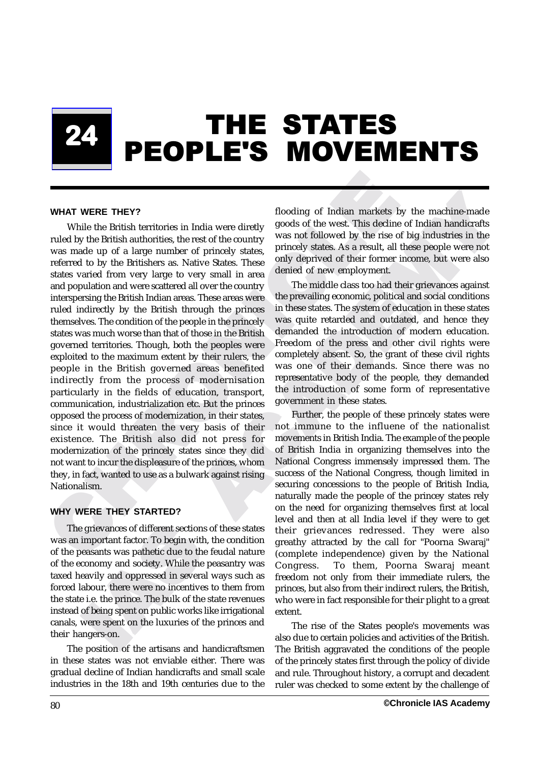# 24 THE STATES PEOPLE'S MOVEMENTS

## WHAT WERE THEY?

While the British territories in India were diretly ruled by the British authorities, the rest of the country was made up of a large number of princely states, referred to by the Britishers as. Native States. These states varied from very large to very small in area and population and were scattered all over the country interspersing the British Indian areas. These areas were ruled indirectly by the British through the princes themselves. The condition of the people in the princely states was much worse than that of those in the British governed territories. Though, both the peoples were exploited to the maximum extent by their rulers, the people in the British governed areas benefited indirectly from the process of modernisation particularly in the fields of education, transport, communication, industrialization etc. But the princes opposed the process of modernization, in their states, since it would threaten the very basis of their existence. The British also did not press for modernization of the princely states since they did not want to incur the displeasure of the princes, whom they, in fact, wanted to use as a bulwark against rising Nationalism.

## WHY WERE THEY STARTED?

The grievances of different sections of these states was an important factor. To begin with, the condition of the peasants was pathetic due to the feudal nature of the economy and society. While the peasantry was taxed heavily and oppressed in several ways such as forced labour, there were no incentives to them from the state i.e. the prince. The bulk of the state revenues instead of being spent on public works like irrigational canals, were spent on the luxuries of the princes and their hangers-on.

The position of the artisans and handicraftsmen in these states was not enviable either. There was gradual decline of Indian handicrafts and small scale industries in the 18th and 19th centuries due to the flooding of Indian markets by the machine-made goods of the west. This decline of Indian handicrafts was not followed by the rise of big industries in the princely states. As a result, all these people were not only deprived of their former income, but were also denied of new employment.

The middle class too had their grievances against the prevailing economic, political and social conditions in these states. The system of education in these states was quite retarded and outdated, and hence they demanded the introduction of modern education. Freedom of the press and other civil rights were completely absent. So, the grant of these civil rights was one of their demands. Since there was no representative body of the people, they demanded the introduction of some form of representative government in these states.

Further, the people of these princely states were not immune to the influene of the nationalist movements in British India. The example of the people of British India in organizing themselves into the National Congress immensely impressed them. The success of the National Congress, though limited in securing concessions to the people of British India, naturally made the people of the princey states rely on the need for organizing themselves first at local level and then at all India level if they were to get their grievances redressed. They were also greathy attracted by the call for "Poorna Swaraj" (complete independence) given by the National Congress. To them, Poorna Swaraj meant freedom not only from their immediate rulers, the princes, but also from their indirect rulers, the British, who were in fact responsible for their plight to a great extent.

The rise of the States people's movements was also due to certain policies and activities of the British. The British aggravated the conditions of the people of the princely states first through the policy of divide and rule. Throughout history, a corrupt and decadent ruler was checked to some extent by the challenge of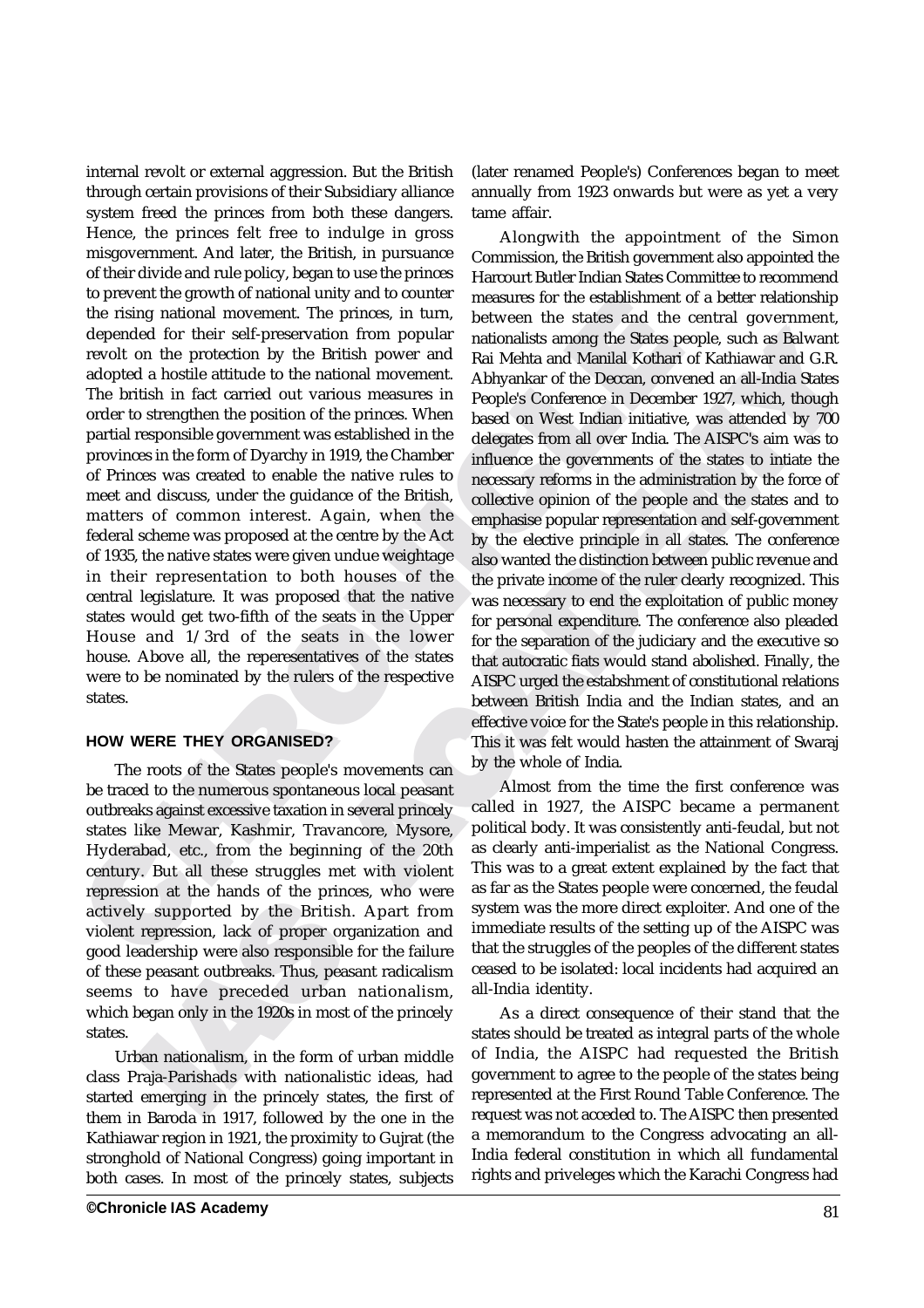internal revolt or external aggression. But the British through certain provisions of their Subsidiary alliance system freed the princes from both these dangers. Hence, the princes felt free to indulge in gross misgovernment. And later, the British, in pursuance of their divide and rule policy, began to use the princes to prevent the growth of national unity and to counter the rising national movement. The princes, in turn, depended for their self-preservation from popular revolt on the protection by the British power and adopted a hostile attitude to the national movement. The british in fact carried out various measures in order to strengthen the position of the princes. When partial responsible government was established in the provinces in the form of Dyarchy in 1919, the Chamber of Princes was created to enable the native rules to meet and discuss, under the guidance of the British, matters of common interest. Again, when the federal scheme was proposed at the centre by the Act of 1935, the native states were given undue weightage in their representation to both houses of the central legislature. It was proposed that the native states would get two-fifth of the seats in the Upper House and 1/3rd of the seats in the lower house. Above all, the reperesentatives of the states were to be nominated by the rulers of the respective states.

## HOW WERE THEY ORGANISED?

The roots of the States people's movements can be traced to the numerous spontaneous local peasant outbreaks against excessive taxation in several princely states like Mewar, Kashmir, Travancore, Mysore, Hyderabad, etc., from the beginning of the 20th century. But all these struggles met with violent repression at the hands of the princes, who were actively supported by the British. Apart from violent repression, lack of proper organization and good leadership were also responsible for the failure of these peasant outbreaks. Thus, peasant radicalism seems to have preceded urban nationalism, which began only in the 1920s in most of the princely states.

Urban nationalism, in the form of urban middle class Praja-Parishads with nationalistic ideas, had started emerging in the princely states, the first of them in Baroda in 1917, followed by the one in the Kathiawar region in 1921, the proximity to Gujrat (the stronghold of National Congress) going important in both cases. In most of the princely states, subjects (later renamed People's) Conferences began to meet annually from 1923 onwards but were as yet a very tame affair.

Alongwith the appointment of the Simon Commission, the British government also appointed the Harcourt Butler Indian States Committee to recommend measures for the establishment of a better relationship between the states and the central government, nationalists among the States people, such as Balwant Rai Mehta and Manilal Kothari of Kathiawar and G.R. Abhyankar of the Deccan, convened an all-India States People's Conference in December 1927, which, though based on West Indian initiative, was attended by 700 delegates from all over India. The AISPC's aim was to influence the governments of the states to intiate the necessary reforms in the administration by the force of collective opinion of the people and the states and to emphasise popular representation and self-government by the elective principle in all states. The conference also wanted the distinction between public revenue and the private income of the ruler clearly recognized. This was necessary to end the exploitation of public money for personal expenditure. The conference also pleaded for the separation of the judiciary and the executive so that autocratic fiats would stand abolished. Finally, the AISPC urged the estabshment of constitutional relations between British India and the Indian states, and an effective voice for the State's people in this relationship. This it was felt would hasten the attainment of Swaraj by the whole of India.

Almost from the time the first conference was called in 1927, the AISPC became a permanent political body. It was consistently anti-feudal, but not as clearly anti-imperialist as the National Congress. This was to a great extent explained by the fact that as far as the States people were concerned, the feudal system was the more direct exploiter. And one of the immediate results of the setting up of the AISPC was that the struggles of the peoples of the different states ceased to be isolated: local incidents had acquired an all-India identity.

As a direct consequence of their stand that the states should be treated as integral parts of the whole of India, the AISPC had requested the British government to agree to the people of the states being represented at the First Round Table Conference. The request was not acceded to. The AISPC then presented a memorandum to the Congress advocating an all-India federal constitution in which all fundamental rights and priveleges which the Karachi Congress had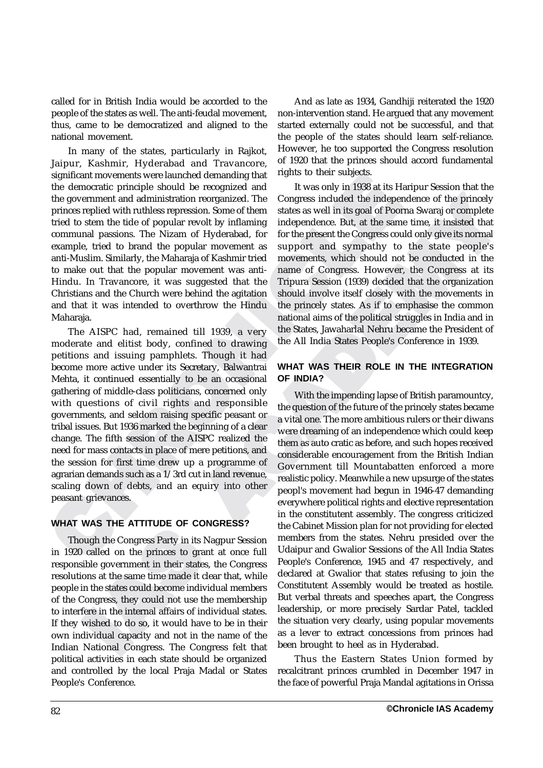called for in British India would be accorded to the people of the states as well. The anti-feudal movement, thus, came to be democratized and aligned to the national movement.

In many of the states, particularly in Rajkot, Jaipur, Kashmir, Hyderabad and Travancore, significant movements were launched demanding that the democratic principle should be recognized and the government and administration reorganized. The princes replied with ruthless repression. Some of them tried to stem the tide of popular revolt by inflaming communal passions. The Nizam of Hyderabad, for example, tried to brand the popular movement as anti-Muslim. Similarly, the Maharaja of Kashmir tried to make out that the popular movement was anti-Hindu. In Travancore, it was suggested that the Christians and the Church were behind the agitation and that it was intended to overthrow the Hindu Maharaja.

The AISPC had, remained till 1939, a very moderate and elitist body, confined to drawing petitions and issuing pamphlets. Though it had become more active under its Secretary, Balwantrai Mehta, it continued essentially to be an occasional gathering of middle-class politicians, concerned only with questions of civil rights and responsible governments, and seldom raising specific peasant or tribal issues. But 1936 marked the beginning of a clear change. The fifth session of the AISPC realized the need for mass contacts in place of mere petitions, and the session for first time drew up a programme of agrarian demands such as a 1/3rd cut in land revenue, scaling down of debts, and an equiry into other peasant grievances.

## WHAT WAS THE ATTITUDE OF CONGRESS?

Though the Congress Party in its Nagpur Session in 1920 called on the princes to grant at once full responsible government in their states, the Congress resolutions at the same time made it clear that, while people in the states could become individual members of the Congress, they could not use the membership to interfere in the internal affairs of individual states. If they wished to do so, it would have to be in their own individual capacity and not in the name of the Indian National Congress. The Congress felt that political activities in each state should be organized and controlled by the local Praja Madal or States People's Conference.

And as late as 1934, Gandhiji reiterated the 1920 non-intervention stand. He argued that any movement started externally could not be successful, and that the people of the states should learn self-reliance. However, he too supported the Congress resolution of 1920 that the princes should accord fundamental rights to their subjects.

It was only in 1938 at its Haripur Session that the Congress included the independence of the princely states as well in its goal of Poorna Swaraj or complete independence. But, at the same time, it insisted that for the present the Congress could only give its normal support and sympathy to the state people's movements, which should not be conducted in the name of Congress. However, the Congress at its Tripura Session (1939) decided that the organization should involve itself closely with the movements in the princely states. As if to emphasise the common national aims of the political struggles in India and in the States, Jawaharlal Nehru became the President of the All India States People's Conference in 1939.

## WHAT WAS THEIR ROLE IN THE INTEGRATION OF INDIA?

With the impending lapse of British paramountcy, the question of the future of the princely states became a vital one. The more ambitious rulers or their diwans were dreaming of an independence which could keep them as auto cratic as before, and such hopes received considerable encouragement from the British Indian Government till Mountabatten enforced a more realistic policy. Meanwhile a new upsurge of the states peopl's movement had begun in 1946-47 demanding everywhere political rights and elective representation in the constitutent assembly. The congress criticized the Cabinet Mission plan for not providing for elected members from the states. Nehru presided over the Udaipur and Gwalior Sessions of the All India States People's Conference, 1945 and 47 respectively, and declared at Gwalior that states refusing to join the Constitutent Assembly would be treated as hostile. But verbal threats and speeches apart, the Congress leadership, or more precisely Sardar Patel, tackled the situation very clearly, using popular movements as a lever to extract concessions from princes had been brought to heel as in Hyderabad.

Thus the Eastern States Union formed by recalcitrant princes crumbled in December 1947 in the face of powerful Praja Mandal agitations in Orissa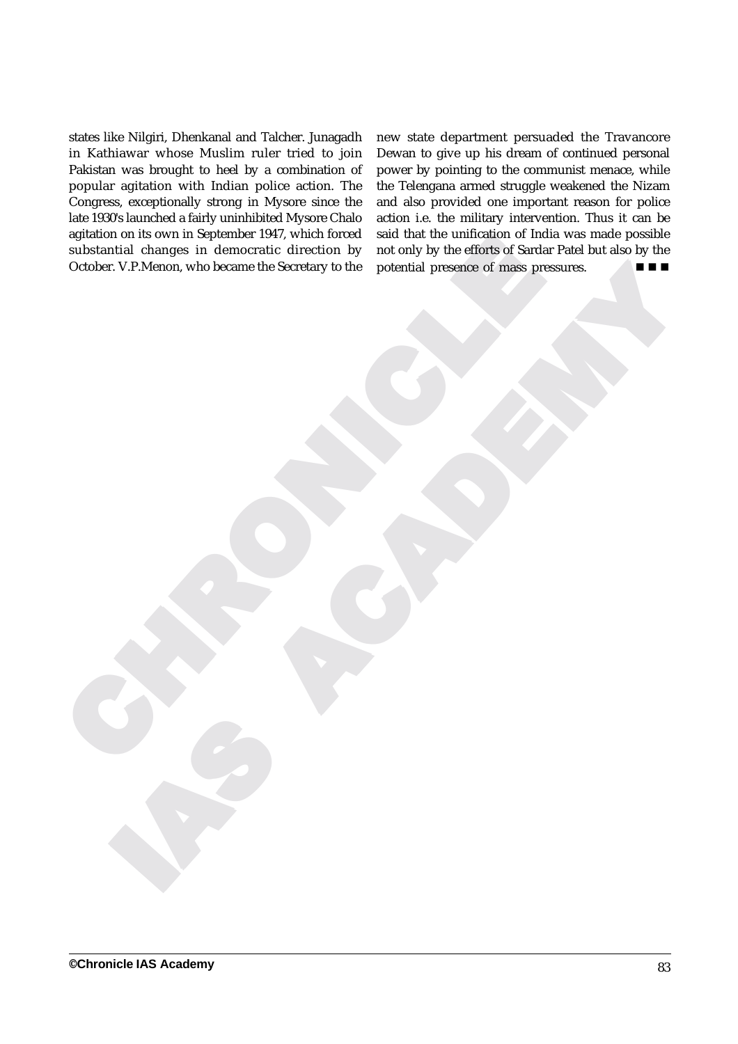states like Nilgiri, Dhenkanal and Talcher. Junagadh in Kathiawar whose Muslim ruler tried to join Pakistan was brought to heel by a combination of popular agitation with Indian police action. The Congress, exceptionally strong in Mysore since the late 1930's launched a fairly uninhibited Mysore Chalo agitation on its own in September 1947, which forced substantial changes in democratic direction by October. V.P.Menon, who became the Secretary to the new state department persuaded the Travancore Dewan to give up his dream of continued personal power by pointing to the communist menace, while the Telengana armed struggle weakened the Nizam and also provided one important reason for police action i.e. the military intervention. Thus it can be said that the unification of India was made possible not only by the efforts of Sardar Patel but also by the potential presence of mass pressures. ■ ■ ■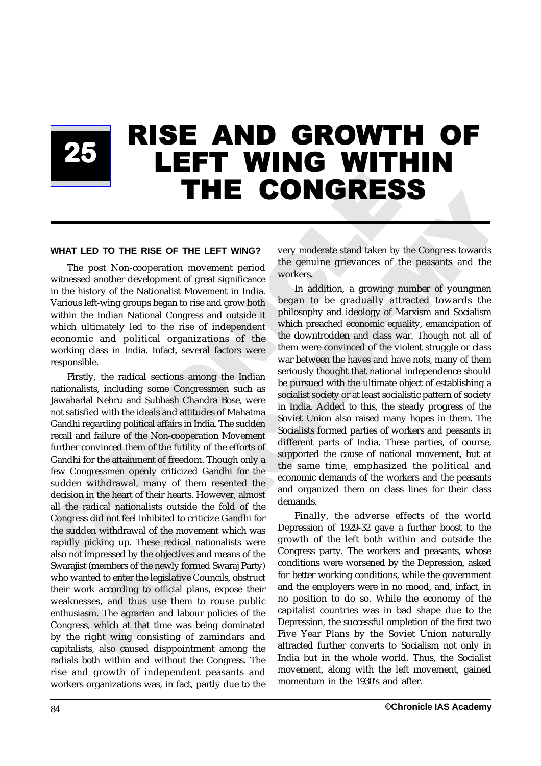# 25 RISE AND GROWTH OF LEFT WING WITHIN THE CONGRESS

## WHAT LED TO THE RISE OF THE LEFT WING?

The post Non-cooperation movement period witnessed another development of great significance in the history of the Nationalist Movement in India. Various left-wing groups began to rise and grow both within the Indian National Congress and outside it which ultimately led to the rise of independent economic and political organizations of the working class in India. Infact, several factors were responsible.

Firstly, the radical sections among the Indian nationalists, including some Congressmen such as Jawaharlal Nehru and Subhash Chandra Bose, were not satisfied with the ideals and attitudes of Mahatma Gandhi regarding political affairs in India. The sudden recall and failure of the Non-cooperation Movement further convinced them of the futility of the efforts of Gandhi for the attainment of freedom. Though only a few Congressmen openly criticized Gandhi for the sudden withdrawal, many of them resented the decision in the heart of their hearts. However, almost all the radical nationalists outside the fold of the Congress did not feel inhibited to criticize Gandhi for the sudden withdrawal of the movement which was rapidly picking up. These redical nationalists were also not impressed by the objectives and means of the Swarajist (members of the newly formed Swaraj Party) who wanted to enter the legislative Councils, obstruct their work according to official plans, expose their weaknesses, and thus use them to rouse public enthusiasm. The agrarian and labour policies of the Congress, which at that time was being dominated by the right wing consisting of zamindars and capitalists, also caused disppointment among the radials both within and without the Congress. The rise and growth of independent peasants and workers organizations was, in fact, partly due to the very moderate stand taken by the Congress towards the genuine grievances of the peasants and the workers.

In addition, a growing number of youngmen began to be gradually attracted towards the philosophy and ideology of Marxism and Socialism which preached economic equality, emancipation of the downtrodden and class war. Though not all of them were convinced of the violent struggle or class war between the haves and have nots, many of them seriously thought that national independence should be pursued with the ultimate object of establishing a socialist society or at least socialistic pattern of society in India. Added to this, the steady progress of the Soviet Union also raised many hopes in them. The Socialists formed parties of workers and peasants in different parts of India. These parties, of course, supported the cause of national movement, but at the same time, emphasized the political and economic demands of the workers and the peasants and organized them on class lines for their class demands.

Finally, the adverse effects of the world Depression of 1929-32 gave a further boost to the growth of the left both within and outside the Congress party. The workers and peasants, whose conditions were worsened by the Depression, asked for better working conditions, while the government and the employers were in no mood, and, infact, in no position to do so. While the economy of the capitalist countries was in bad shape due to the Depression, the successful ompletion of the first two Five Year Plans by the Soviet Union naturally attracted further converts to Socialism not only in India but in the whole world. Thus, the Socialist movement, along with the left movement, gained momentum in the 1930's and after.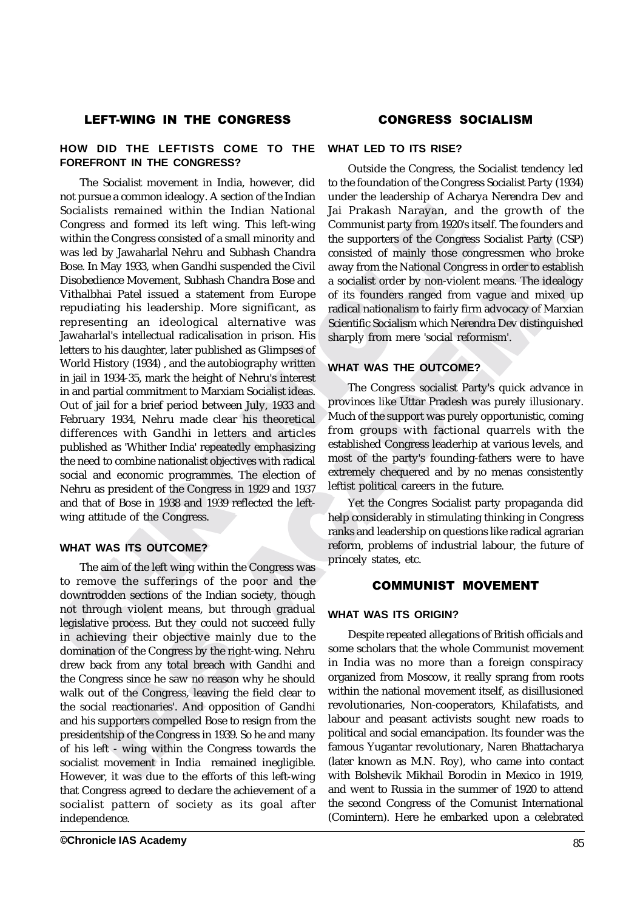## LEFT-WING IN THE CONGRESS

### HOW DID THE LEFTISTS COME TO THE FOREFRONT IN THE CONGRESS?

The Socialist movement in India, however, did not pursue a common idealogy. A section of the Indian Socialists remained within the Indian National Congress and formed its left wing. This left-wing within the Congress consisted of a small minority and was led by Jawaharlal Nehru and Subhash Chandra Bose. In May 1933, when Gandhi suspended the Civil Disobedience Movement, Subhash Chandra Bose and Vithalbhai Patel issued a statement from Europe repudiating his leadership. More significant, as representing an ideological alternative was Jawaharlal's intellectual radicalisation in prison. His letters to his daughter, later published as Glimpses of World History (1934) , and the autobiography written in jail in 1934-35, mark the height of Nehru's interest in and partial commitment to Marxiam Socialist ideas. Out of jail for a brief period between July, 1933 and February 1934, Nehru made clear his theoretical differences with Gandhi in letters and articles published as 'Whither India' repeatedly emphasizing the need to combine nationalist objectives with radical social and economic programmes. The election of Nehru as president of the Congress in 1929 and 1937 and that of Bose in 1938 and 1939 reflected the left-wing attitude of the Congress.

### WHAT WAS ITS OUTCOME?

The aim of the left wing within the Congress was to remove the sufferings of the poor and the downtrodden sections of the Indian society, though not through violent means, but through gradual legislative process. But they could not succeed fully in achieving their objective mainly due to the domination of the Congress by the right-wing. Nehru drew back from any total breach with Gandhi and the Congress since he saw no reason why he should walk out of the Congress, leaving the field clear to the social reactionaries'. And opposition of Gandhi and his supporters compelled Bose to resign from the presidentship of the Congress in 1939. So he and many of his left - wing within the Congress towards the socialist movement in India remained ineggligible. However, it was due to the efforts of this left-wing that Congress agreed to declare the achievement of a socialist pattern of society as its goal after independence.

## CONGRESS SOCIALISM

### WHAT LED TO ITS RISE?

Outside the Congress, the Socialist tendency led to the foundation of the Congress Socialist Party (1934) under the leadership of Acharya Nerendra Dev and Jai Prakash Narayan, and the growth of the Communist party from 1920's itself. The founders and the supporters of the Congress Socialist Party (CSP) consisted of mainly those congressmen who broke away from the National Congress in order to establish a socialist order by non-violent means. The idealogy of its founders ranged from vague and mixed up radical nationalism to fairly firm advocacy of Marxian Scientific Socialism which Nerendra Dev distinguished sharply from mere 'social reformism'.

### WHAT WAS THE OUTCOME?

The Congress socialist Party's quick advance in provinces like Uttar Pradesh was purely illusionary. Much of the support was purely opportunistic, coming from groups with factional quarrels with the established Congress leaderhip at various levels, and most of the party's founding-fathers were to have extremely chequered and by no menas consistently leftist political careers in the future.

Yet the Congres Socialist party propaganda did help considerably in stimulating thinking in Congress ranks and leadership on questions like radical agrarian reform, problems of industrial labour, the future of princely states, etc.

## COMMUNIST MOVEMENT

### WHAT WAS ITS ORIGIN?

Despite repeated allegations of British officials and some scholars that the whole Communist movement in India was no more than a foreign conspiracy organized from Moscow, it really sprang from roots within the national movement itself, as disillusioned revolutionaries, Non-cooperators, Khilafatists, and labour and peasant activists sought new roads to political and social emancipation. Its founder was the famous Yugantar revolutionary, Naren Bhattacharya (later known as M.N. Roy), who came into contact with Bolshevik Mikhail Borodin in Mexico in 1919, and went to Russia in the summer of 1920 to attend the second Congress of the Comunist International (Comintern). Here he embarked upon a celebrated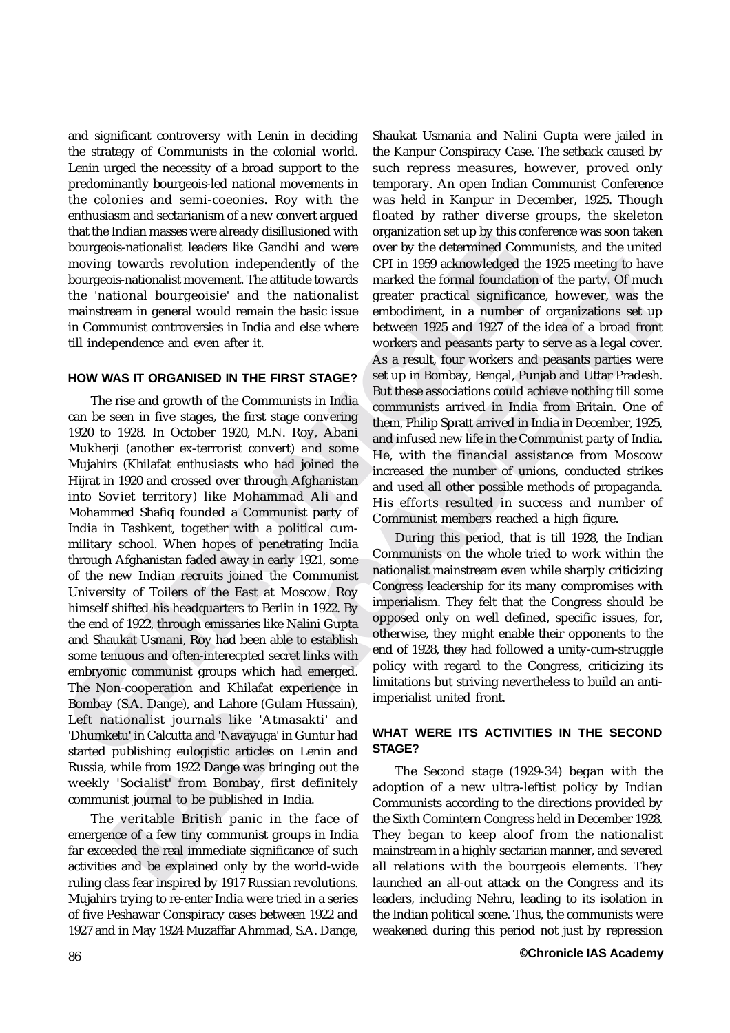and significant controversy with Lenin in deciding the strategy of Communists in the colonial world. Lenin urged the necessity of a broad support to the predominantly bourgeois-led national movements in the colonies and semi-coeonies. Roy with the enthusiasm and sectarianism of a new convert argued that the Indian masses were already disillusioned with bourgeois-nationalist leaders like Gandhi and were moving towards revolution independently of the bourgeois-nationalist movement. The attitude towards the 'national bourgeoisie' and the nationalist mainstream in general would remain the basic issue in Communist controversies in India and else where till independence and even after it.

## HOW WAS IT ORGANISED IN THE FIRST STAGE?

The rise and growth of the Communists in India can be seen in five stages, the first stage convering 1920 to 1928. In October 1920, M.N. Roy, Abani Mukherji (another ex-terrorist convert) and some Mujahirs (Khilafat enthusiasts who had joined the Hijrat in 1920 and crossed over through Afghanistan into Soviet territory) like Mohammad Ali and Mohammed Shafiq founded a Communist party of India in Tashkent, together with a political cum-military school. When hopes of penetrating India through Afghanistan faded away in early 1921, some of the new Indian recruits joined the Communist University of Toilers of the East at Moscow. Roy himself shifted his headquarters to Berlin in 1922. By the end of 1922, through emissaries like Nalini Gupta and Shaukat Usmani, Roy had been able to establish some tenuous and often-interecpted secret links with embryonic communist groups which had emerged. The Non-cooperation and Khilafat experience in Bombay (S.A. Dange), and Lahore (Gulam Hussain), Left nationalist journals like 'Atmasakti' and 'Dhumketu' in Calcutta and 'Navayuga' in Guntur had started publishing eulogistic articles on Lenin and Russia, while from 1922 Dange was bringing out the weekly 'Socialist' from Bombay, first definitely communist journal to be published in India.

The veritable British panic in the face of emergence of a few tiny communist groups in India far exceeded the real immediate significance of such activities and be explained only by the world-wide ruling class fear inspired by 1917 Russian revolutions. Mujahirs trying to re-enter India were tried in a series of five Peshawar Conspiracy cases between 1922 and 1927 and in May 1924 Muzaffar Ahmmad, S.A. Dange, Shaukat Usmania and Nalini Gupta were jailed in the Kanpur Conspiracy Case. The setback caused by such repress measures, however, proved only temporary. An open Indian Communist Conference was held in Kanpur in December, 1925. Though floated by rather diverse groups, the skeleton organization set up by this conference was soon taken over by the determined Communists, and the united CPI in 1959 acknowledged the 1925 meeting to have marked the formal foundation of the party. Of much greater practical significance, however, was the embodiment, in a number of organizations set up between 1925 and 1927 of the idea of a broad front workers and peasants party to serve as a legal cover. As a result, four workers and peasants parties were set up in Bombay, Bengal, Punjab and Uttar Pradesh. But these associations could achieve nothing till some communists arrived in India from Britain. One of them, Philip Spratt arrived in India in December, 1925, and infused new life in the Communist party of India. He, with the financial assistance from Moscow increased the number of unions, conducted strikes and used all other possible methods of propaganda. His efforts resulted in success and number of Communist members reached a high figure.

During this period, that is till 1928, the Indian Communists on the whole tried to work within the nationalist mainstream even while sharply criticizing Congress leadership for its many compromises with imperialism. They felt that the Congress should be opposed only on well defined, specific issues, for, otherwise, they might enable their opponents to the end of 1928, they had followed a unity-cum-struggle policy with regard to the Congress, criticizing its limitations but striving nevertheless to build an anti-imperialist united front.

## WHAT WERE ITS ACTIVITIES IN THE SECOND STAGE?

The Second stage (1929-34) began with the adoption of a new ultra-leftist policy by Indian Communists according to the directions provided by the Sixth Comintern Congress held in December 1928. They began to keep aloof from the nationalist mainstream in a highly sectarian manner, and severed all relations with the bourgeois elements. They launched an all-out attack on the Congress and its leaders, including Nehru, leading to its isolation in the Indian political scene. Thus, the communists were weakened during this period not just by repression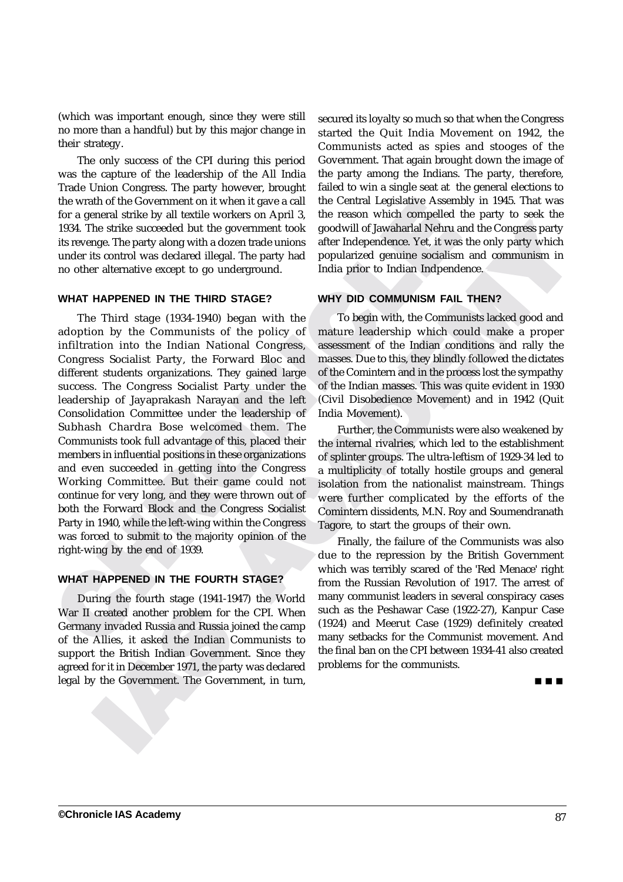(which was important enough, since they were still no more than a handful) but by this major change in their strategy.

The only success of the CPI during this period was the capture of the leadership of the All India Trade Union Congress. The party however, brought the wrath of the Government on it when it gave a call for a general strike by all textile workers on April 3, 1934. The strike succeeded but the government took its revenge. The party along with a dozen trade unions under its control was declared illegal. The party had no other alternative except to go underground.

#### WHAT HAPPENED IN THE THIRD STAGE?

The Third stage (1934-1940) began with the adoption by the Communists of the policy of infiltration into the Indian National Congress, Congress Socialist Party, the Forward Bloc and different students organizations. They gained large success. The Congress Socialist Party under the leadership of Jayaprakash Narayan and the left Consolidation Committee under the leadership of Subhash Chardra Bose welcomed them. The Communists took full advantage of this, placed their members in influential positions in these organizations and even succeeded in getting into the Congress Working Committee. But their game could not continue for very long, and they were thrown out of both the Forward Block and the Congress Socialist Party in 1940, while the left-wing within the Congress was forced to submit to the majority opinion of the right-wing by the end of 1939.

#### WHAT HAPPENED IN THE FOURTH STAGE?

During the fourth stage (1941-1947) the World War II created another problem for the CPI. When Germany invaded Russia and Russia joined the camp of the Allies, it asked the Indian Communists to support the British Indian Government. Since they agreed for it in December 1971, the party was declared legal by the Government. The Government, in turn, secured its loyalty so much so that when the Congress started the Quit India Movement on 1942, the Communists acted as spies and stooges of the Government. That again brought down the image of the party among the Indians. The party, therefore, failed to win a single seat at the general elections to the Central Legislative Assembly in 1945. That was the reason which compelled the party to seek the goodwill of Jawaharlal Nehru and the Congress party after Independence. Yet, it was the only party which popularized genuine socialism and communism in India prior to Indian Indpendence.

#### WHY DID COMMUNISM FAIL THEN?

To begin with, the Communists lacked good and mature leadership which could make a proper assessment of the Indian conditions and rally the masses. Due to this, they blindly followed the dictates of the Comintern and in the process lost the sympathy of the Indian masses. This was quite evident in 1930 (Civil Disobedience Movement) and in 1942 (Quit India Movement).

Further, the Communists were also weakened by the internal rivalries, which led to the establishment of splinter groups. The ultra-leftism of 1929-34 led to a multiplicity of totally hostile groups and general isolation from the nationalist mainstream. Things were further complicated by the efforts of the Comintern dissidents, M.N. Roy and Soumendranath Tagore, to start the groups of their own.

Finally, the failure of the Communists was also due to the repression by the British Government which was terribly scared of the 'Red Menace' right from the Russian Revolution of 1917. The arrest of many communist leaders in several conspiracy cases such as the Peshawar Case (1922-27), Kanpur Case (1924) and Meerut Case (1929) definitely created many setbacks for the Communist movement. And the final ban on the CPI between 1934-41 also created problems for the communists.

■ ■ ■